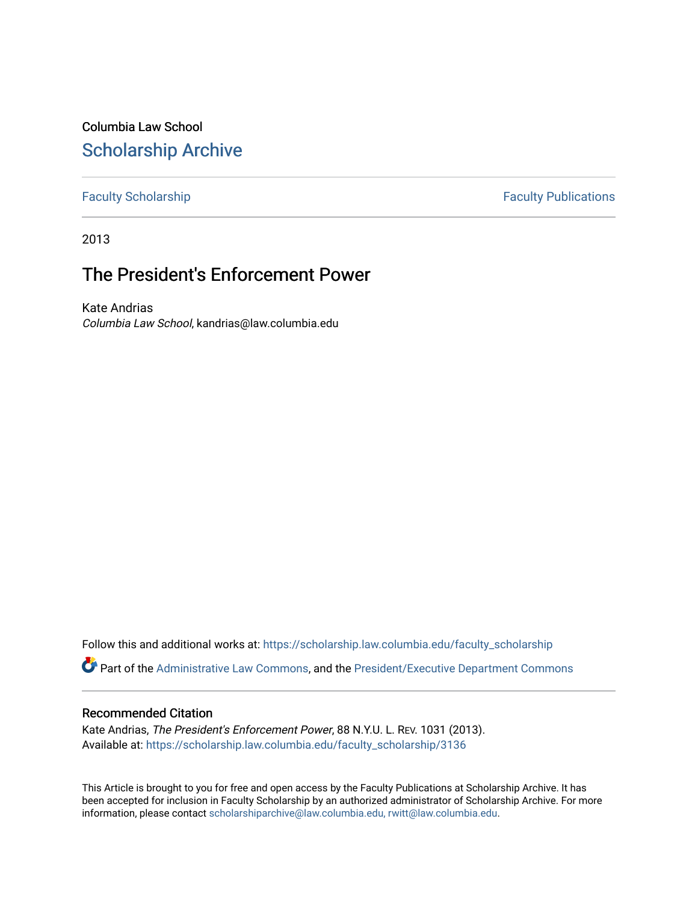Columbia Law School

# Scholarship Archive

Faculty Scholarship — Faculty Publications

2013

## The President's Enforcement Power

Kate Andrias
*Columbia Law School*, kandrias@law.columbia.edu

Follow this and additional works at: https://scholarship.law.columbia.edu/faculty_scholarship

Part of the Administrative Law Commons, and the President/Executive Department Commons

### Recommended Citation

Kate Andrias, *The President's Enforcement Power*, 88 N.Y.U. L. Rev. 1031 (2013).
Available at: https://scholarship.law.columbia.edu/faculty_scholarship/3136

This Article is brought to you for free and open access by the Faculty Publications at Scholarship Archive. It has been accepted for inclusion in Faculty Scholarship by an authorized administrator of Scholarship Archive. For more information, please contact scholarshiparchive@law.columbia.edu, rwitt@law.columbia.edu.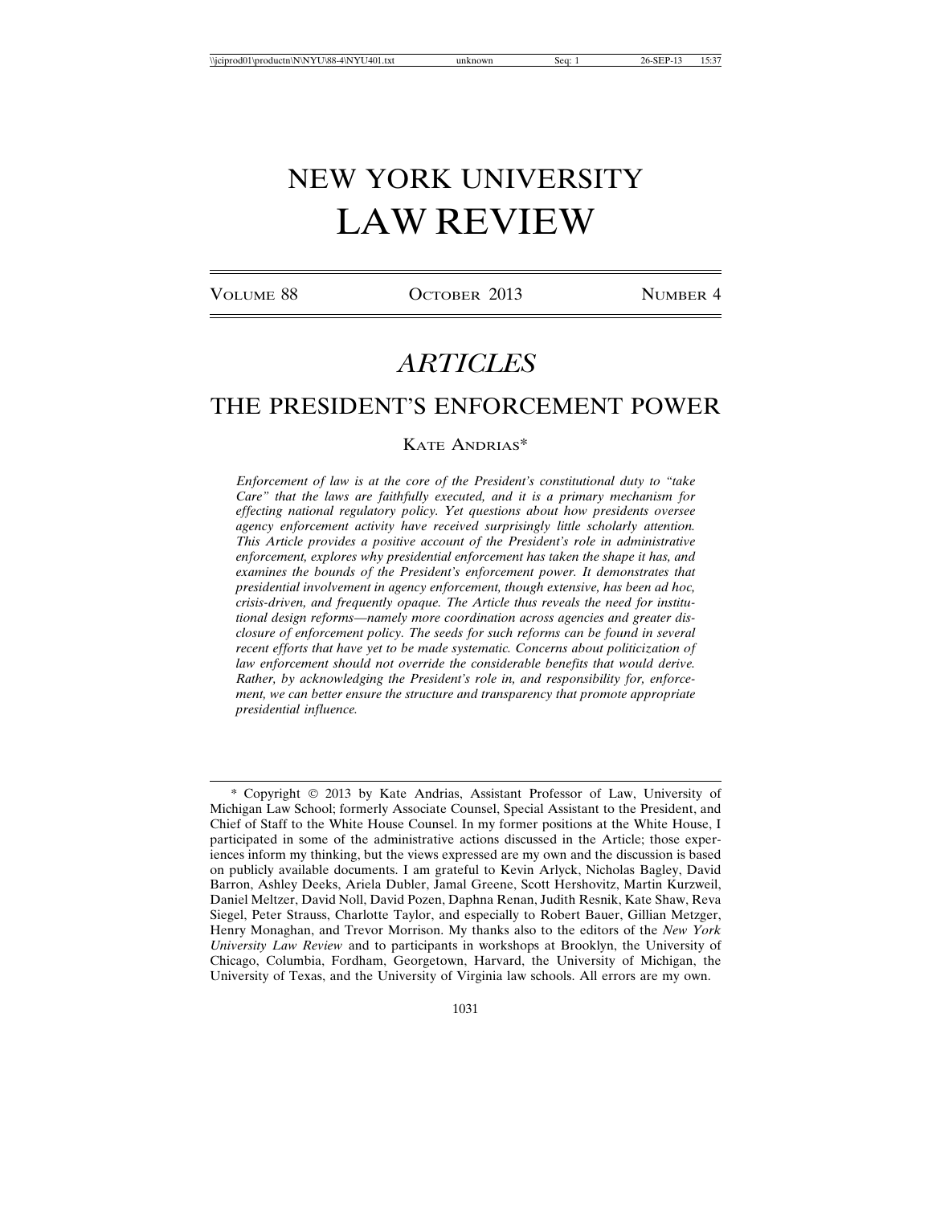# NEW YORK UNIVERSITY LAW REVIEW

VOLUME 88 OCTOBER 2013 NUMBER 4

## *ARTICLES*

## THE PRESIDENT'S ENFORCEMENT POWER

KATE ANDRIAS*

*Enforcement of law is at the core of the President's constitutional duty to "take Care" that the laws are faithfully executed, and it is a primary mechanism for effecting national regulatory policy. Yet questions about how presidents oversee agency enforcement activity have received surprisingly little scholarly attention. This Article provides a positive account of the President's role in administrative enforcement, explores why presidential enforcement has taken the shape it has, and examines the bounds of the President's enforcement power. It demonstrates that presidential involvement in agency enforcement, though extensive, has been ad hoc, crisis-driven, and frequently opaque. The Article thus reveals the need for institutional design reforms—namely more coordination across agencies and greater disclosure of enforcement policy. The seeds for such reforms can be found in several recent efforts that have yet to be made systematic. Concerns about politicization of law enforcement should not override the considerable benefits that would derive. Rather, by acknowledging the President's role in, and responsibility for, enforcement, we can better ensure the structure and transparency that promote appropriate presidential influence.*

---

\* Copyright © 2013 by Kate Andrias, Assistant Professor of Law, University of Michigan Law School; formerly Associate Counsel, Special Assistant to the President, and Chief of Staff to the White House Counsel. In my former positions at the White House, I participated in some of the administrative actions discussed in the Article; those experiences inform my thinking, but the views expressed are my own and the discussion is based on publicly available documents. I am grateful to Kevin Arlyck, Nicholas Bagley, David Barron, Ashley Deeks, Ariela Dubler, Jamal Greene, Scott Hershovitz, Martin Kurzweil, Daniel Meltzer, David Noll, David Pozen, Daphna Renan, Judith Resnik, Kate Shaw, Reva Siegel, Peter Strauss, Charlotte Taylor, and especially to Robert Bauer, Gillian Metzger, Henry Monaghan, and Trevor Morrison. My thanks also to the editors of the *New York University Law Review* and to participants in workshops at Brooklyn, the University of Chicago, Columbia, Fordham, Georgetown, Harvard, the University of Michigan, the University of Texas, and the University of Virginia law schools. All errors are my own.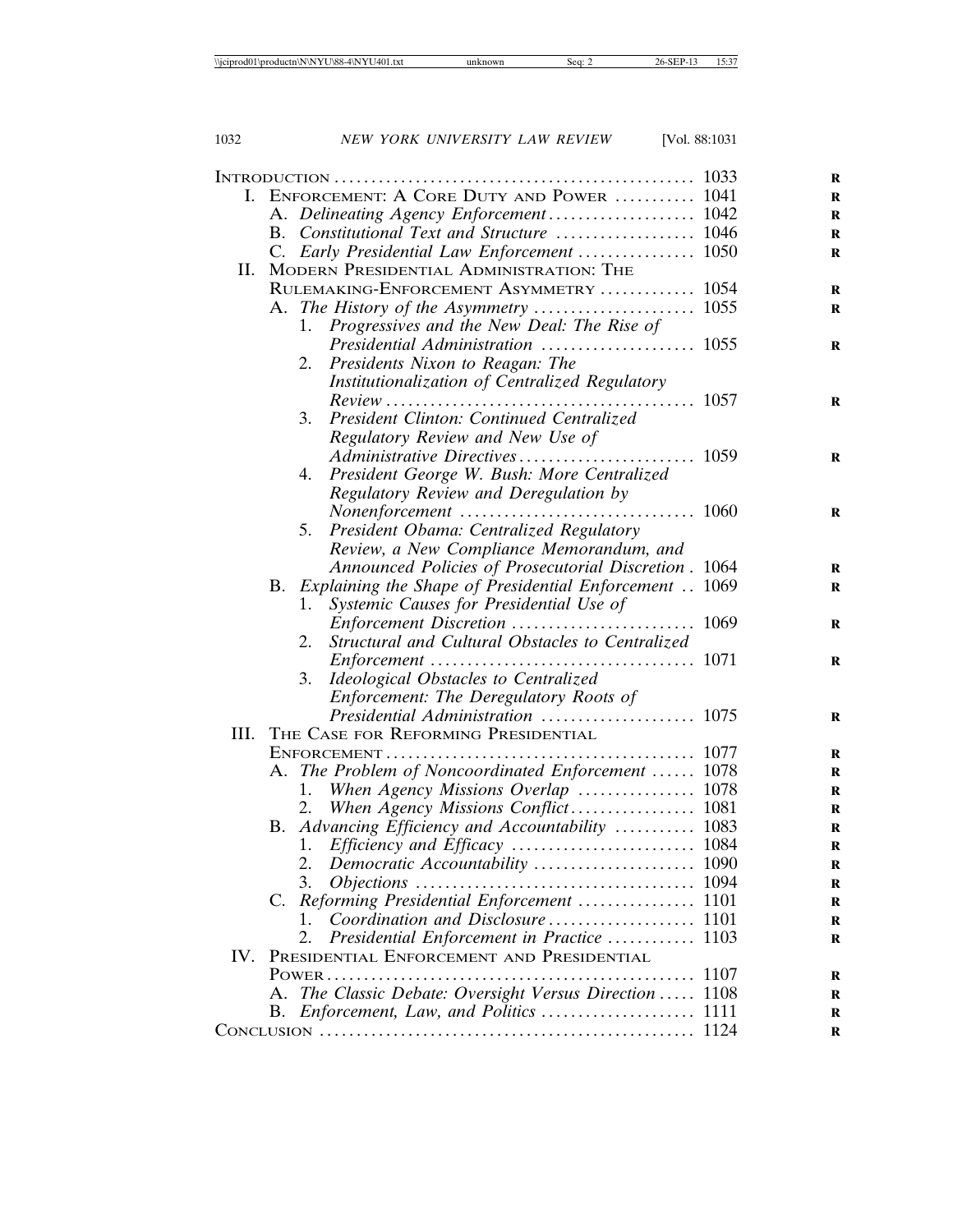Introduction ... 1033

I. Enforcement: A Core Duty and Power ... 1041
   - A. *Delineating Agency Enforcement* ... 1042
   - B. *Constitutional Text and Structure* ... 1046
   - C. *Early Presidential Law Enforcement* ... 1050

II. Modern Presidential Administration: The Rulemaking-Enforcement Asymmetry ... 1054
   - A. *The History of the Asymmetry* ... 1055
     1. *Progressives and the New Deal: The Rise of Presidential Administration* ... 1055
     2. *Presidents Nixon to Reagan: The Institutionalization of Centralized Regulatory Review* ... 1057
     3. *President Clinton: Continued Centralized Regulatory Review and New Use of Administrative Directives* ... 1059
     4. *President George W. Bush: More Centralized Regulatory Review and Deregulation by Nonenforcement* ... 1060
     5. *President Obama: Centralized Regulatory Review, a New Compliance Memorandum, and Announced Policies of Prosecutorial Discretion* ... 1064
   - B. *Explaining the Shape of Presidential Enforcement* ... 1069
     1. *Systemic Causes for Presidential Use of Enforcement Discretion* ... 1069
     2. *Structural and Cultural Obstacles to Centralized Enforcement* ... 1071
     3. *Ideological Obstacles to Centralized Enforcement: The Deregulatory Roots of Presidential Administration* ... 1075

III. The Case for Reforming Presidential Enforcement ... 1077
   - A. *The Problem of Noncoordinated Enforcement* ... 1078
     1. *When Agency Missions Overlap* ... 1078
     2. *When Agency Missions Conflict* ... 1081
   - B. *Advancing Efficiency and Accountability* ... 1083
     1. *Efficiency and Efficacy* ... 1084
     2. *Democratic Accountability* ... 1090
     3. *Objections* ... 1094
   - C. *Reforming Presidential Enforcement* ... 1101
     1. *Coordination and Disclosure* ... 1101
     2. *Presidential Enforcement in Practice* ... 1103

IV. Presidential Enforcement and Presidential Power ... 1107
   - A. *The Classic Debate: Oversight Versus Direction* ... 1108
   - B. *Enforcement, Law, and Politics* ... 1111

Conclusion ... 1124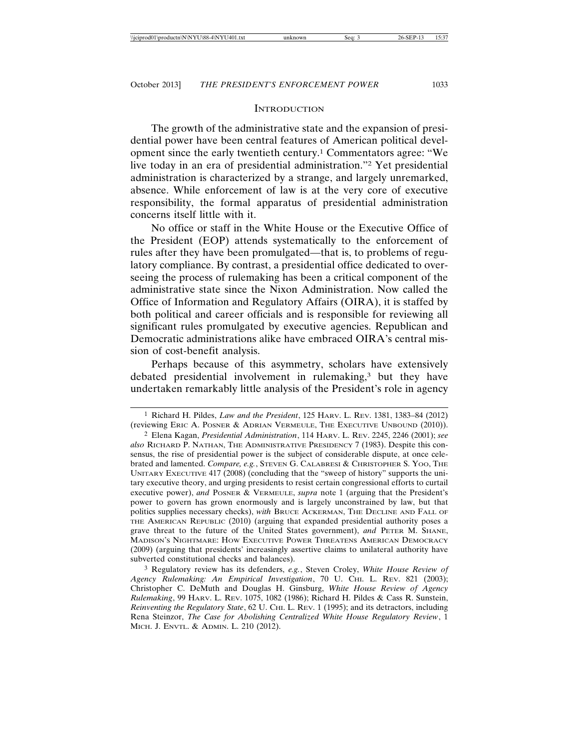## INTRODUCTION

The growth of the administrative state and the expansion of presidential power have been central features of American political development since the early twentieth century.[1] Commentators agree: "We live today in an era of presidential administration."[2] Yet presidential administration is characterized by a strange, and largely unremarked, absence. While enforcement of law is at the very core of executive responsibility, the formal apparatus of presidential administration concerns itself little with it.

No office or staff in the White House or the Executive Office of the President (EOP) attends systematically to the enforcement of rules after they have been promulgated—that is, to problems of regulatory compliance. By contrast, a presidential office dedicated to overseeing the process of rulemaking has been a critical component of the administrative state since the Nixon Administration. Now called the Office of Information and Regulatory Affairs (OIRA), it is staffed by both political and career officials and is responsible for reviewing all significant rules promulgated by executive agencies. Republican and Democratic administrations alike have embraced OIRA's central mission of cost-benefit analysis.

Perhaps because of this asymmetry, scholars have extensively debated presidential involvement in rulemaking,[3] but they have undertaken remarkably little analysis of the President's role in agency

---

[1] Richard H. Pildes, *Law and the President*, 125 HARV. L. REV. 1381, 1383–84 (2012) (reviewing ERIC A. POSNER & ADRIAN VERMEULE, THE EXECUTIVE UNBOUND (2010)).

[2] Elena Kagan, *Presidential Administration*, 114 HARV. L. REV. 2245, 2246 (2001); *see also* RICHARD P. NATHAN, THE ADMINISTRATIVE PRESIDENCY 7 (1983). Despite this consensus, the rise of presidential power is the subject of considerable dispute, at once celebrated and lamented. *Compare, e.g.*, STEVEN G. CALABRESI & CHRISTOPHER S. YOO, THE UNITARY EXECUTIVE 417 (2008) (concluding that the "sweep of history" supports the unitary executive theory, and urging presidents to resist certain congressional efforts to curtail executive power), *and* POSNER & VERMEULE, *supra* note 1 (arguing that the President's power to govern has grown enormously and is largely unconstrained by law, but that politics supplies necessary checks), *with* BRUCE ACKERMAN, THE DECLINE AND FALL OF THE AMERICAN REPUBLIC (2010) (arguing that expanded presidential authority poses a grave threat to the future of the United States government), *and* PETER M. SHANE, MADISON'S NIGHTMARE: HOW EXECUTIVE POWER THREATENS AMERICAN DEMOCRACY (2009) (arguing that presidents' increasingly assertive claims to unilateral authority have subverted constitutional checks and balances).

[3] Regulatory review has its defenders, *e.g.*, Steven Croley, *White House Review of Agency Rulemaking: An Empirical Investigation*, 70 U. CHI. L. REV. 821 (2003); Christopher C. DeMuth and Douglas H. Ginsburg, *White House Review of Agency Rulemaking*, 99 HARV. L. REV. 1075, 1082 (1986); Richard H. Pildes & Cass R. Sunstein, *Reinventing the Regulatory State*, 62 U. CHI. L. REV. 1 (1995); and its detractors, including Rena Steinzor, *The Case for Abolishing Centralized White House Regulatory Review*, 1 MICH. J. ENVTL. & ADMIN. L. 210 (2012).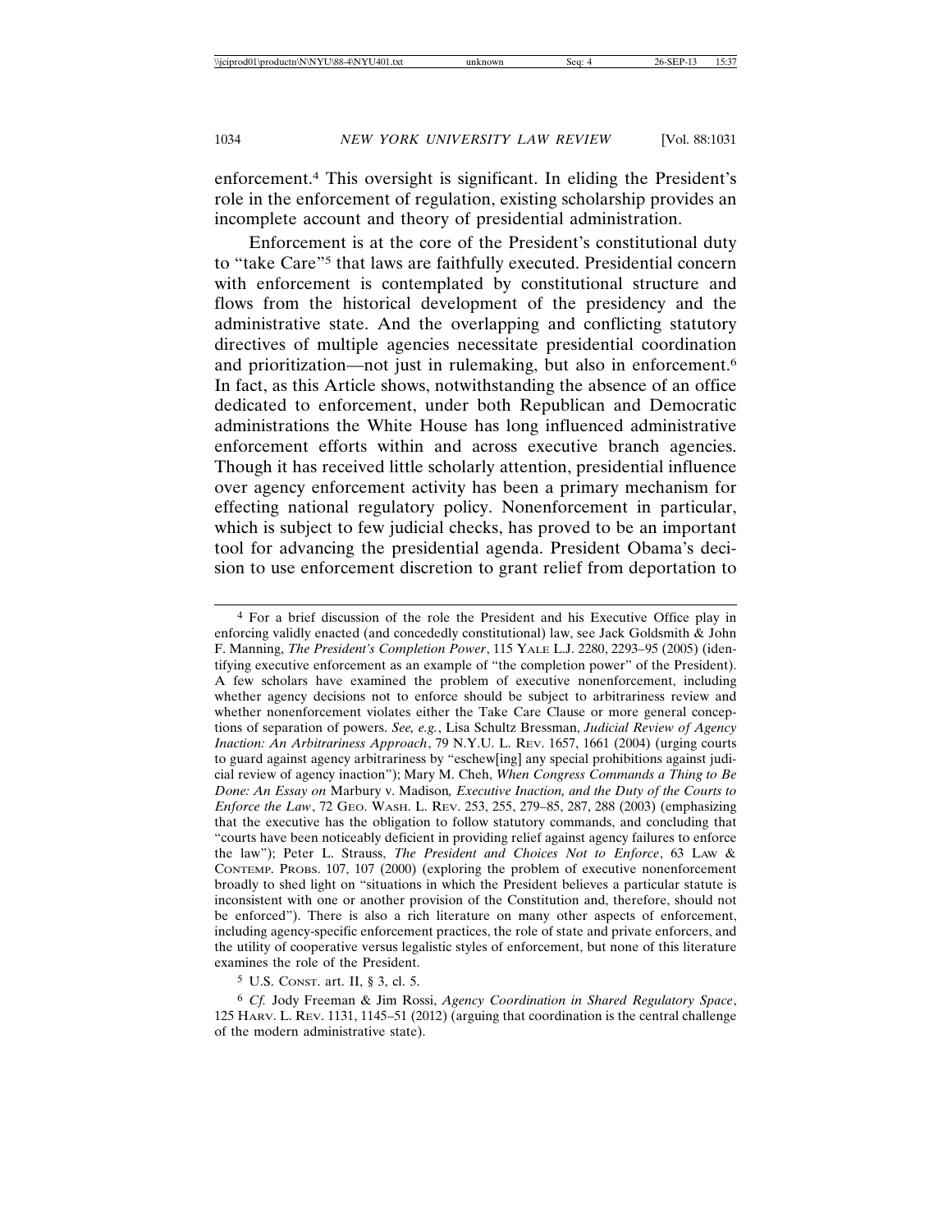enforcement.[4] This oversight is significant. In eliding the President's role in the enforcement of regulation, existing scholarship provides an incomplete account and theory of presidential administration.

Enforcement is at the core of the President's constitutional duty to "take Care"[5] that laws are faithfully executed. Presidential concern with enforcement is contemplated by constitutional structure and flows from the historical development of the presidency and the administrative state. And the overlapping and conflicting statutory directives of multiple agencies necessitate presidential coordination and prioritization—not just in rulemaking, but also in enforcement.[6] In fact, as this Article shows, notwithstanding the absence of an office dedicated to enforcement, under both Republican and Democratic administrations the White House has long influenced administrative enforcement efforts within and across executive branch agencies. Though it has received little scholarly attention, presidential influence over agency enforcement activity has been a primary mechanism for effecting national regulatory policy. Nonenforcement in particular, which is subject to few judicial checks, has proved to be an important tool for advancing the presidential agenda. President Obama's decision to use enforcement discretion to grant relief from deportation to

---

[4] For a brief discussion of the role the President and his Executive Office play in enforcing validly enacted (and concededly constitutional) law, see Jack Goldsmith & John F. Manning, *The President's Completion Power*, 115 YALE L.J. 2280, 2293–95 (2005) (identifying executive enforcement as an example of "the completion power" of the President). A few scholars have examined the problem of executive nonenforcement, including whether agency decisions not to enforce should be subject to arbitrariness review and whether nonenforcement violates either the Take Care Clause or more general conceptions of separation of powers. *See, e.g.*, Lisa Schultz Bressman, *Judicial Review of Agency Inaction: An Arbitrariness Approach*, 79 N.Y.U. L. REV. 1657, 1661 (2004) (urging courts to guard against agency arbitrariness by "eschew[ing] any special prohibitions against judicial review of agency inaction"); Mary M. Cheh, *When Congress Commands a Thing to Be Done: An Essay on* Marbury v. Madison*, Executive Inaction, and the Duty of the Courts to Enforce the Law*, 72 GEO. WASH. L. REV. 253, 255, 279–85, 287, 288 (2003) (emphasizing that the executive has the obligation to follow statutory commands, and concluding that "courts have been noticeably deficient in providing relief against agency failures to enforce the law"); Peter L. Strauss, *The President and Choices Not to Enforce*, 63 LAW & CONTEMP. PROBS. 107, 107 (2000) (exploring the problem of executive nonenforcement broadly to shed light on "situations in which the President believes a particular statute is inconsistent with one or another provision of the Constitution and, therefore, should not be enforced"). There is also a rich literature on many other aspects of enforcement, including agency-specific enforcement practices, the role of state and private enforcers, and the utility of cooperative versus legalistic styles of enforcement, but none of this literature examines the role of the President.

[5] U.S. CONST. art. II, § 3, cl. 5.

[6] *Cf.* Jody Freeman & Jim Rossi, *Agency Coordination in Shared Regulatory Space*, 125 HARV. L. REV. 1131, 1145–51 (2012) (arguing that coordination is the central challenge of the modern administrative state).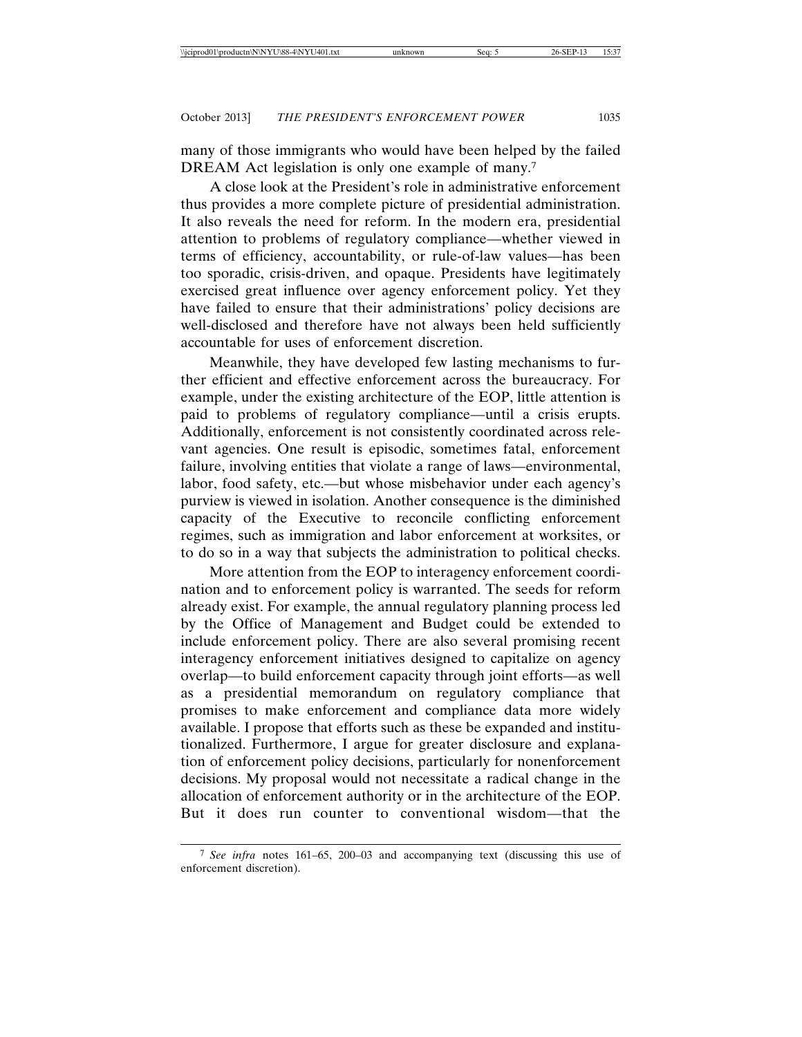many of those immigrants who would have been helped by the failed DREAM Act legislation is only one example of many.[7]

A close look at the President's role in administrative enforcement thus provides a more complete picture of presidential administration. It also reveals the need for reform. In the modern era, presidential attention to problems of regulatory compliance—whether viewed in terms of efficiency, accountability, or rule-of-law values—has been too sporadic, crisis-driven, and opaque. Presidents have legitimately exercised great influence over agency enforcement policy. Yet they have failed to ensure that their administrations' policy decisions are well-disclosed and therefore have not always been held sufficiently accountable for uses of enforcement discretion.

Meanwhile, they have developed few lasting mechanisms to further efficient and effective enforcement across the bureaucracy. For example, under the existing architecture of the EOP, little attention is paid to problems of regulatory compliance—until a crisis erupts. Additionally, enforcement is not consistently coordinated across relevant agencies. One result is episodic, sometimes fatal, enforcement failure, involving entities that violate a range of laws—environmental, labor, food safety, etc.—but whose misbehavior under each agency's purview is viewed in isolation. Another consequence is the diminished capacity of the Executive to reconcile conflicting enforcement regimes, such as immigration and labor enforcement at worksites, or to do so in a way that subjects the administration to political checks.

More attention from the EOP to interagency enforcement coordination and to enforcement policy is warranted. The seeds for reform already exist. For example, the annual regulatory planning process led by the Office of Management and Budget could be extended to include enforcement policy. There are also several promising recent interagency enforcement initiatives designed to capitalize on agency overlap—to build enforcement capacity through joint efforts—as well as a presidential memorandum on regulatory compliance that promises to make enforcement and compliance data more widely available. I propose that efforts such as these be expanded and institutionalized. Furthermore, I argue for greater disclosure and explanation of enforcement policy decisions, particularly for nonenforcement decisions. My proposal would not necessitate a radical change in the allocation of enforcement authority or in the architecture of the EOP. But it does run counter to conventional wisdom—that the

[7] *See infra* notes 161–65, 200–03 and accompanying text (discussing this use of enforcement discretion).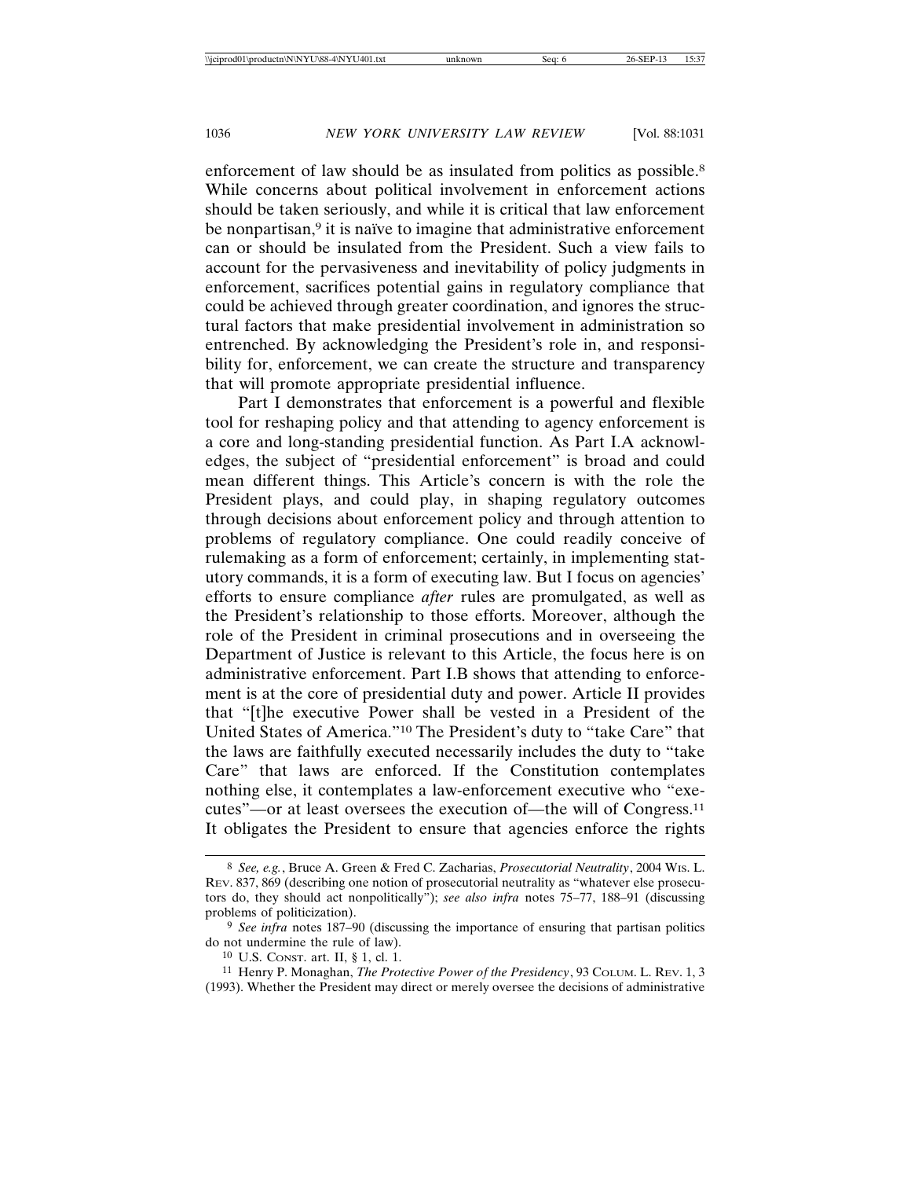enforcement of law should be as insulated from politics as possible.[8] While concerns about political involvement in enforcement actions should be taken seriously, and while it is critical that law enforcement be nonpartisan,[9] it is naïve to imagine that administrative enforcement can or should be insulated from the President. Such a view fails to account for the pervasiveness and inevitability of policy judgments in enforcement, sacrifices potential gains in regulatory compliance that could be achieved through greater coordination, and ignores the structural factors that make presidential involvement in administration so entrenched. By acknowledging the President's role in, and responsibility for, enforcement, we can create the structure and transparency that will promote appropriate presidential influence.

Part I demonstrates that enforcement is a powerful and flexible tool for reshaping policy and that attending to agency enforcement is a core and long-standing presidential function. As Part I.A acknowledges, the subject of "presidential enforcement" is broad and could mean different things. This Article's concern is with the role the President plays, and could play, in shaping regulatory outcomes through decisions about enforcement policy and through attention to problems of regulatory compliance. One could readily conceive of rulemaking as a form of enforcement; certainly, in implementing statutory commands, it is a form of executing law. But I focus on agencies' efforts to ensure compliance *after* rules are promulgated, as well as the President's relationship to those efforts. Moreover, although the role of the President in criminal prosecutions and in overseeing the Department of Justice is relevant to this Article, the focus here is on administrative enforcement. Part I.B shows that attending to enforcement is at the core of presidential duty and power. Article II provides that "[t]he executive Power shall be vested in a President of the United States of America."[10] The President's duty to "take Care" that the laws are faithfully executed necessarily includes the duty to "take Care" that laws are enforced. If the Constitution contemplates nothing else, it contemplates a law-enforcement executive who "executes"—or at least oversees the execution of—the will of Congress.[11] It obligates the President to ensure that agencies enforce the rights

---

[8] *See, e.g.*, Bruce A. Green & Fred C. Zacharias, *Prosecutorial Neutrality*, 2004 WIS. L. REV. 837, 869 (describing one notion of prosecutorial neutrality as "whatever else prosecutors do, they should act nonpolitically"); *see also infra* notes 75–77, 188–91 (discussing problems of politicization).

[9] *See infra* notes 187–90 (discussing the importance of ensuring that partisan politics do not undermine the rule of law).

[10] U.S. CONST. art. II, § 1, cl. 1.

[11] Henry P. Monaghan, *The Protective Power of the Presidency*, 93 COLUM. L. REV. 1, 3 (1993). Whether the President may direct or merely oversee the decisions of administrative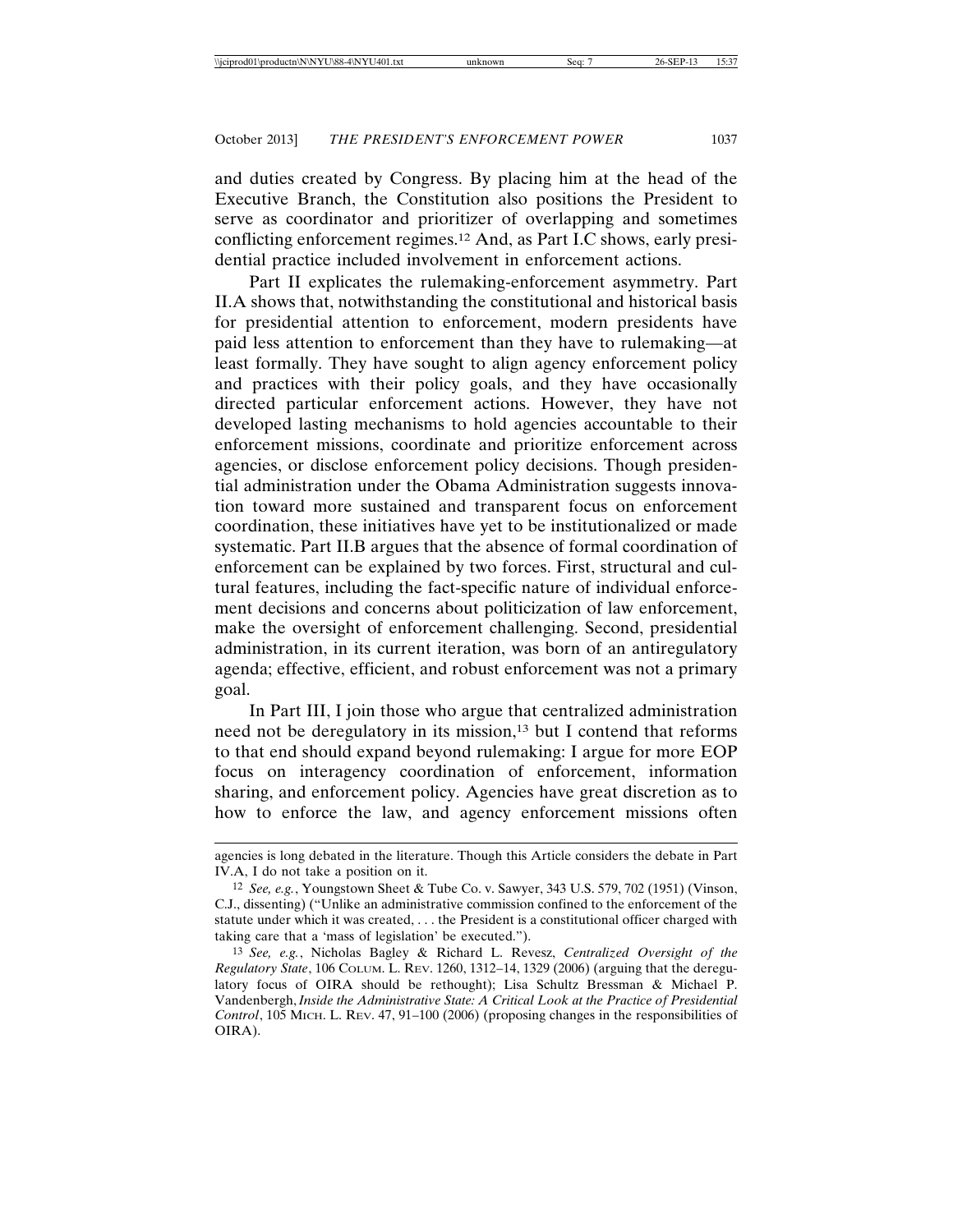and duties created by Congress. By placing him at the head of the Executive Branch, the Constitution also positions the President to serve as coordinator and prioritizer of overlapping and sometimes conflicting enforcement regimes.[12] And, as Part I.C shows, early presidential practice included involvement in enforcement actions.

Part II explicates the rulemaking-enforcement asymmetry. Part II.A shows that, notwithstanding the constitutional and historical basis for presidential attention to enforcement, modern presidents have paid less attention to enforcement than they have to rulemaking—at least formally. They have sought to align agency enforcement policy and practices with their policy goals, and they have occasionally directed particular enforcement actions. However, they have not developed lasting mechanisms to hold agencies accountable to their enforcement missions, coordinate and prioritize enforcement across agencies, or disclose enforcement policy decisions. Though presidential administration under the Obama Administration suggests innovation toward more sustained and transparent focus on enforcement coordination, these initiatives have yet to be institutionalized or made systematic. Part II.B argues that the absence of formal coordination of enforcement can be explained by two forces. First, structural and cultural features, including the fact-specific nature of individual enforcement decisions and concerns about politicization of law enforcement, make the oversight of enforcement challenging. Second, presidential administration, in its current iteration, was born of an antiregulatory agenda; effective, efficient, and robust enforcement was not a primary goal.

In Part III, I join those who argue that centralized administration need not be deregulatory in its mission,[13] but I contend that reforms to that end should expand beyond rulemaking: I argue for more EOP focus on interagency coordination of enforcement, information sharing, and enforcement policy. Agencies have great discretion as to how to enforce the law, and agency enforcement missions often

---

agencies is long debated in the literature. Though this Article considers the debate in Part IV.A, I do not take a position on it.

[12] *See, e.g.*, Youngstown Sheet & Tube Co. v. Sawyer, 343 U.S. 579, 702 (1951) (Vinson, C.J., dissenting) ("Unlike an administrative commission confined to the enforcement of the statute under which it was created, . . . the President is a constitutional officer charged with taking care that a 'mass of legislation' be executed.").

[13] *See, e.g.*, Nicholas Bagley & Richard L. Revesz, *Centralized Oversight of the Regulatory State*, 106 COLUM. L. REV. 1260, 1312–14, 1329 (2006) (arguing that the deregulatory focus of OIRA should be rethought); Lisa Schultz Bressman & Michael P. Vandenbergh, *Inside the Administrative State: A Critical Look at the Practice of Presidential Control*, 105 MICH. L. REV. 47, 91–100 (2006) (proposing changes in the responsibilities of OIRA).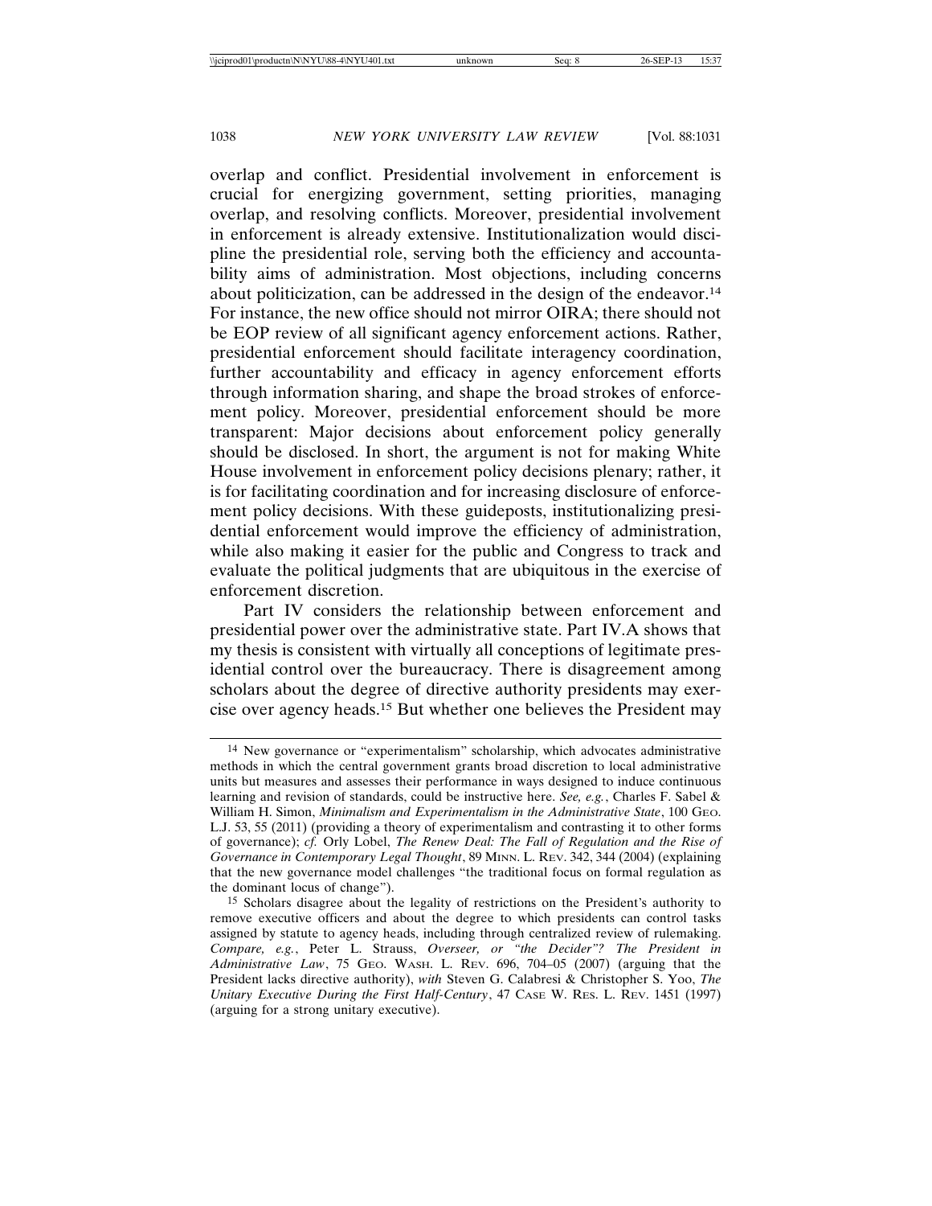overlap and conflict. Presidential involvement in enforcement is crucial for energizing government, setting priorities, managing overlap, and resolving conflicts. Moreover, presidential involvement in enforcement is already extensive. Institutionalization would discipline the presidential role, serving both the efficiency and accountability aims of administration. Most objections, including concerns about politicization, can be addressed in the design of the endeavor.[14] For instance, the new office should not mirror OIRA; there should not be EOP review of all significant agency enforcement actions. Rather, presidential enforcement should facilitate interagency coordination, further accountability and efficacy in agency enforcement efforts through information sharing, and shape the broad strokes of enforcement policy. Moreover, presidential enforcement should be more transparent: Major decisions about enforcement policy generally should be disclosed. In short, the argument is not for making White House involvement in enforcement policy decisions plenary; rather, it is for facilitating coordination and for increasing disclosure of enforcement policy decisions. With these guideposts, institutionalizing presidential enforcement would improve the efficiency of administration, while also making it easier for the public and Congress to track and evaluate the political judgments that are ubiquitous in the exercise of enforcement discretion.

Part IV considers the relationship between enforcement and presidential power over the administrative state. Part IV.A shows that my thesis is consistent with virtually all conceptions of legitimate presidential control over the bureaucracy. There is disagreement among scholars about the degree of directive authority presidents may exercise over agency heads.[15] But whether one believes the President may

---

[14] New governance or "experimentalism" scholarship, which advocates administrative methods in which the central government grants broad discretion to local administrative units but measures and assesses their performance in ways designed to induce continuous learning and revision of standards, could be instructive here. *See, e.g.*, Charles F. Sabel & William H. Simon, *Minimalism and Experimentalism in the Administrative State*, 100 GEO. L.J. 53, 55 (2011) (providing a theory of experimentalism and contrasting it to other forms of governance); *cf.* Orly Lobel, *The Renew Deal: The Fall of Regulation and the Rise of Governance in Contemporary Legal Thought*, 89 MINN. L. REV. 342, 344 (2004) (explaining that the new governance model challenges "the traditional focus on formal regulation as the dominant locus of change").

[15] Scholars disagree about the legality of restrictions on the President's authority to remove executive officers and about the degree to which presidents can control tasks assigned by statute to agency heads, including through centralized review of rulemaking. *Compare, e.g.*, Peter L. Strauss, *Overseer, or "the Decider"? The President in Administrative Law*, 75 GEO. WASH. L. REV. 696, 704–05 (2007) (arguing that the President lacks directive authority), *with* Steven G. Calabresi & Christopher S. Yoo, *The Unitary Executive During the First Half-Century*, 47 CASE W. RES. L. REV. 1451 (1997) (arguing for a strong unitary executive).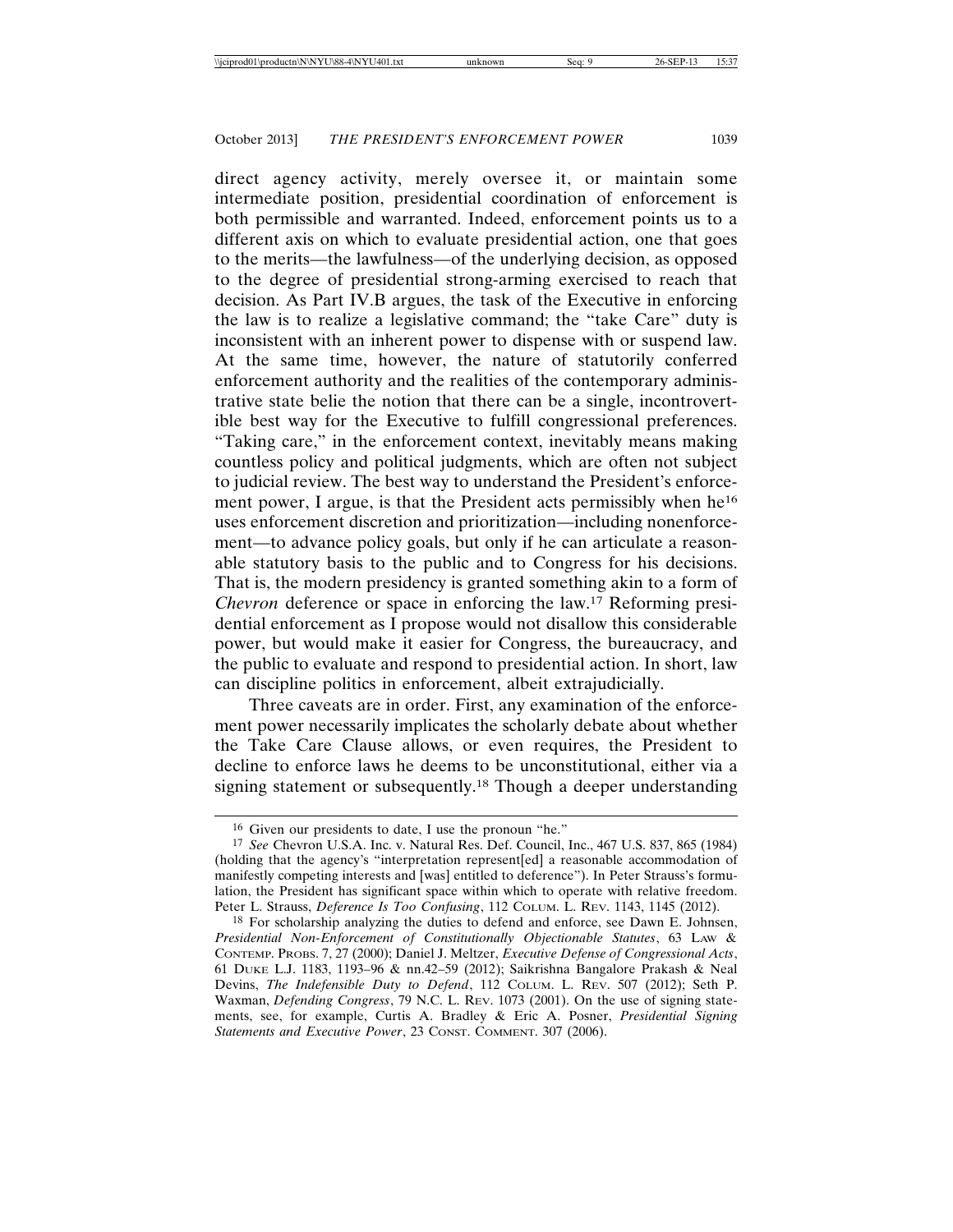direct agency activity, merely oversee it, or maintain some intermediate position, presidential coordination of enforcement is both permissible and warranted. Indeed, enforcement points us to a different axis on which to evaluate presidential action, one that goes to the merits—the lawfulness—of the underlying decision, as opposed to the degree of presidential strong-arming exercised to reach that decision. As Part IV.B argues, the task of the Executive in enforcing the law is to realize a legislative command; the "take Care" duty is inconsistent with an inherent power to dispense with or suspend law. At the same time, however, the nature of statutorily conferred enforcement authority and the realities of the contemporary administrative state belie the notion that there can be a single, incontrovertible best way for the Executive to fulfill congressional preferences. "Taking care," in the enforcement context, inevitably means making countless policy and political judgments, which are often not subject to judicial review. The best way to understand the President's enforcement power, I argue, is that the President acts permissibly when he[16] uses enforcement discretion and prioritization—including nonenforcement—to advance policy goals, but only if he can articulate a reasonable statutory basis to the public and to Congress for his decisions. That is, the modern presidency is granted something akin to a form of *Chevron* deference or space in enforcing the law.[17] Reforming presidential enforcement as I propose would not disallow this considerable power, but would make it easier for Congress, the bureaucracy, and the public to evaluate and respond to presidential action. In short, law can discipline politics in enforcement, albeit extrajudicially.

Three caveats are in order. First, any examination of the enforcement power necessarily implicates the scholarly debate about whether the Take Care Clause allows, or even requires, the President to decline to enforce laws he deems to be unconstitutional, either via a signing statement or subsequently.[18] Though a deeper understanding

---

[16] Given our presidents to date, I use the pronoun "he."

[17] *See* Chevron U.S.A. Inc. v. Natural Res. Def. Council, Inc., 467 U.S. 837, 865 (1984) (holding that the agency's "interpretation represent[ed] a reasonable accommodation of manifestly competing interests and [was] entitled to deference"). In Peter Strauss's formulation, the President has significant space within which to operate with relative freedom. Peter L. Strauss, *Deference Is Too Confusing*, 112 COLUM. L. REV. 1143, 1145 (2012).

[18] For scholarship analyzing the duties to defend and enforce, see Dawn E. Johnsen, *Presidential Non-Enforcement of Constitutionally Objectionable Statutes*, 63 LAW & CONTEMP. PROBS. 7, 27 (2000); Daniel J. Meltzer, *Executive Defense of Congressional Acts*, 61 DUKE L.J. 1183, 1193–96 & nn.42–59 (2012); Saikrishna Bangalore Prakash & Neal Devins, *The Indefensible Duty to Defend*, 112 COLUM. L. REV. 507 (2012); Seth P. Waxman, *Defending Congress*, 79 N.C. L. REV. 1073 (2001). On the use of signing statements, see, for example, Curtis A. Bradley & Eric A. Posner, *Presidential Signing Statements and Executive Power*, 23 CONST. COMMENT. 307 (2006).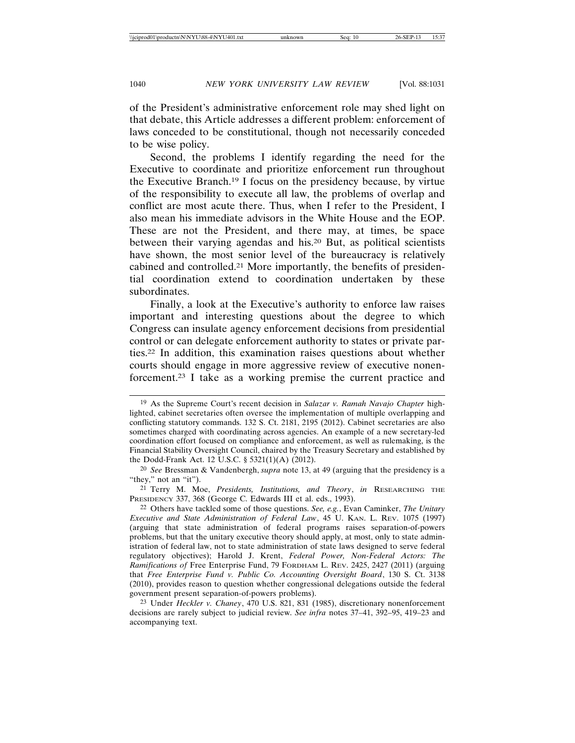of the President's administrative enforcement role may shed light on that debate, this Article addresses a different problem: enforcement of laws conceded to be constitutional, though not necessarily conceded to be wise policy.

Second, the problems I identify regarding the need for the Executive to coordinate and prioritize enforcement run throughout the Executive Branch.[19] I focus on the presidency because, by virtue of the responsibility to execute all law, the problems of overlap and conflict are most acute there. Thus, when I refer to the President, I also mean his immediate advisors in the White House and the EOP. These are not the President, and there may, at times, be space between their varying agendas and his.[20] But, as political scientists have shown, the most senior level of the bureaucracy is relatively cabined and controlled.[21] More importantly, the benefits of presidential coordination extend to coordination undertaken by these subordinates.

Finally, a look at the Executive's authority to enforce law raises important and interesting questions about the degree to which Congress can insulate agency enforcement decisions from presidential control or can delegate enforcement authority to states or private parties.[22] In addition, this examination raises questions about whether courts should engage in more aggressive review of executive nonenforcement.[23] I take as a working premise the current practice and

---

[19] As the Supreme Court's recent decision in *Salazar v. Ramah Navajo Chapter* highlighted, cabinet secretaries often oversee the implementation of multiple overlapping and conflicting statutory commands. 132 S. Ct. 2181, 2195 (2012). Cabinet secretaries are also sometimes charged with coordinating across agencies. An example of a new secretary-led coordination effort focused on compliance and enforcement, as well as rulemaking, is the Financial Stability Oversight Council, chaired by the Treasury Secretary and established by the Dodd-Frank Act. 12 U.S.C. § 5321(1)(A) (2012).

[20] *See* Bressman & Vandenbergh, *supra* note 13, at 49 (arguing that the presidency is a "they," not an "it").

[21] Terry M. Moe, *Presidents, Institutions, and Theory*, *in* RESEARCHING THE PRESIDENCY 337, 368 (George C. Edwards III et al. eds., 1993).

[22] Others have tackled some of those questions. *See, e.g.*, Evan Caminker, *The Unitary Executive and State Administration of Federal Law*, 45 U. KAN. L. REV. 1075 (1997) (arguing that state administration of federal programs raises separation-of-powers problems, but that the unitary executive theory should apply, at most, only to state administration of federal law, not to state administration of state laws designed to serve federal regulatory objectives); Harold J. Krent, *Federal Power, Non-Federal Actors: The Ramifications of* Free Enterprise Fund, 79 FORDHAM L. REV. 2425, 2427 (2011) (arguing that *Free Enterprise Fund v. Public Co. Accounting Oversight Board*, 130 S. Ct. 3138 (2010), provides reason to question whether congressional delegations outside the federal government present separation-of-powers problems).

[23] Under *Heckler v. Chaney*, 470 U.S. 821, 831 (1985), discretionary nonenforcement decisions are rarely subject to judicial review. *See infra* notes 37–41, 392–95, 419–23 and accompanying text.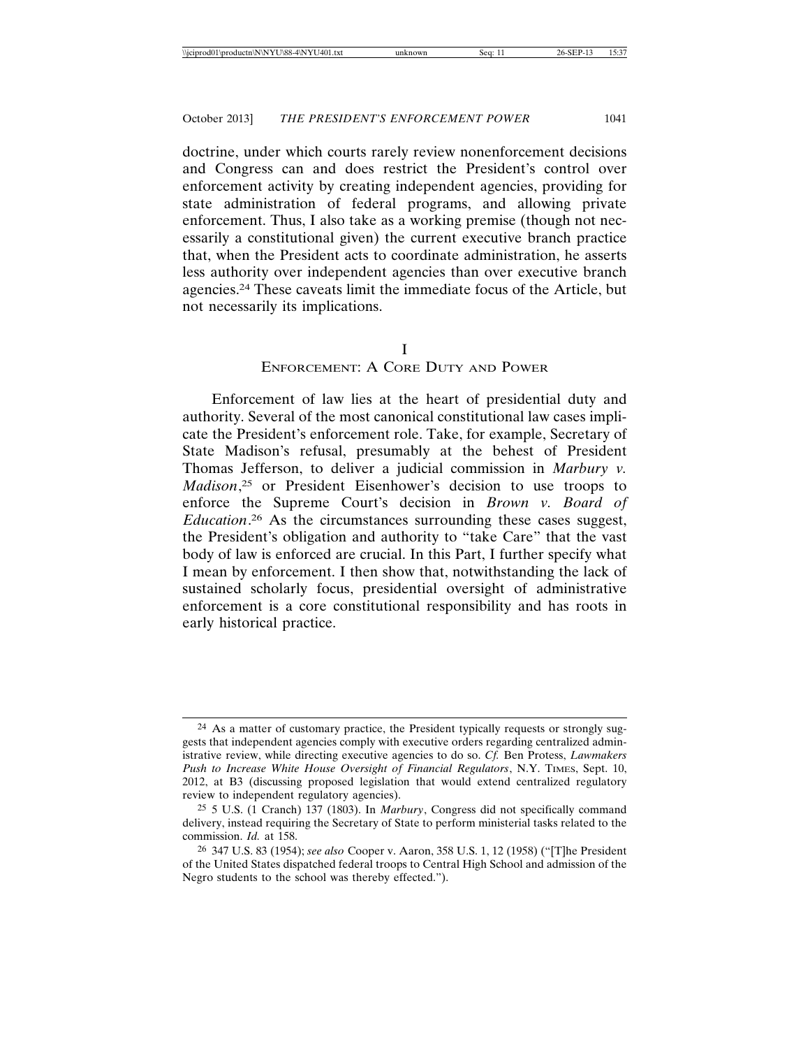doctrine, under which courts rarely review nonenforcement decisions and Congress can and does restrict the President's control over enforcement activity by creating independent agencies, providing for state administration of federal programs, and allowing private enforcement. Thus, I also take as a working premise (though not necessarily a constitutional given) the current executive branch practice that, when the President acts to coordinate administration, he asserts less authority over independent agencies than over executive branch agencies.[24] These caveats limit the immediate focus of the Article, but not necessarily its implications.

## I
## Enforcement: A Core Duty and Power

Enforcement of law lies at the heart of presidential duty and authority. Several of the most canonical constitutional law cases implicate the President's enforcement role. Take, for example, Secretary of State Madison's refusal, presumably at the behest of President Thomas Jefferson, to deliver a judicial commission in *Marbury v. Madison*,[25] or President Eisenhower's decision to use troops to enforce the Supreme Court's decision in *Brown v. Board of Education*.[26] As the circumstances surrounding these cases suggest, the President's obligation and authority to "take Care" that the vast body of law is enforced are crucial. In this Part, I further specify what I mean by enforcement. I then show that, notwithstanding the lack of sustained scholarly focus, presidential oversight of administrative enforcement is a core constitutional responsibility and has roots in early historical practice.

---

[24] As a matter of customary practice, the President typically requests or strongly suggests that independent agencies comply with executive orders regarding centralized administrative review, while directing executive agencies to do so. *Cf.* Ben Protess, *Lawmakers Push to Increase White House Oversight of Financial Regulators*, N.Y. Times, Sept. 10, 2012, at B3 (discussing proposed legislation that would extend centralized regulatory review to independent regulatory agencies).

[25] 5 U.S. (1 Cranch) 137 (1803). In *Marbury*, Congress did not specifically command delivery, instead requiring the Secretary of State to perform ministerial tasks related to the commission. *Id.* at 158.

[26] 347 U.S. 83 (1954); *see also* Cooper v. Aaron, 358 U.S. 1, 12 (1958) ("[T]he President of the United States dispatched federal troops to Central High School and admission of the Negro students to the school was thereby effected.").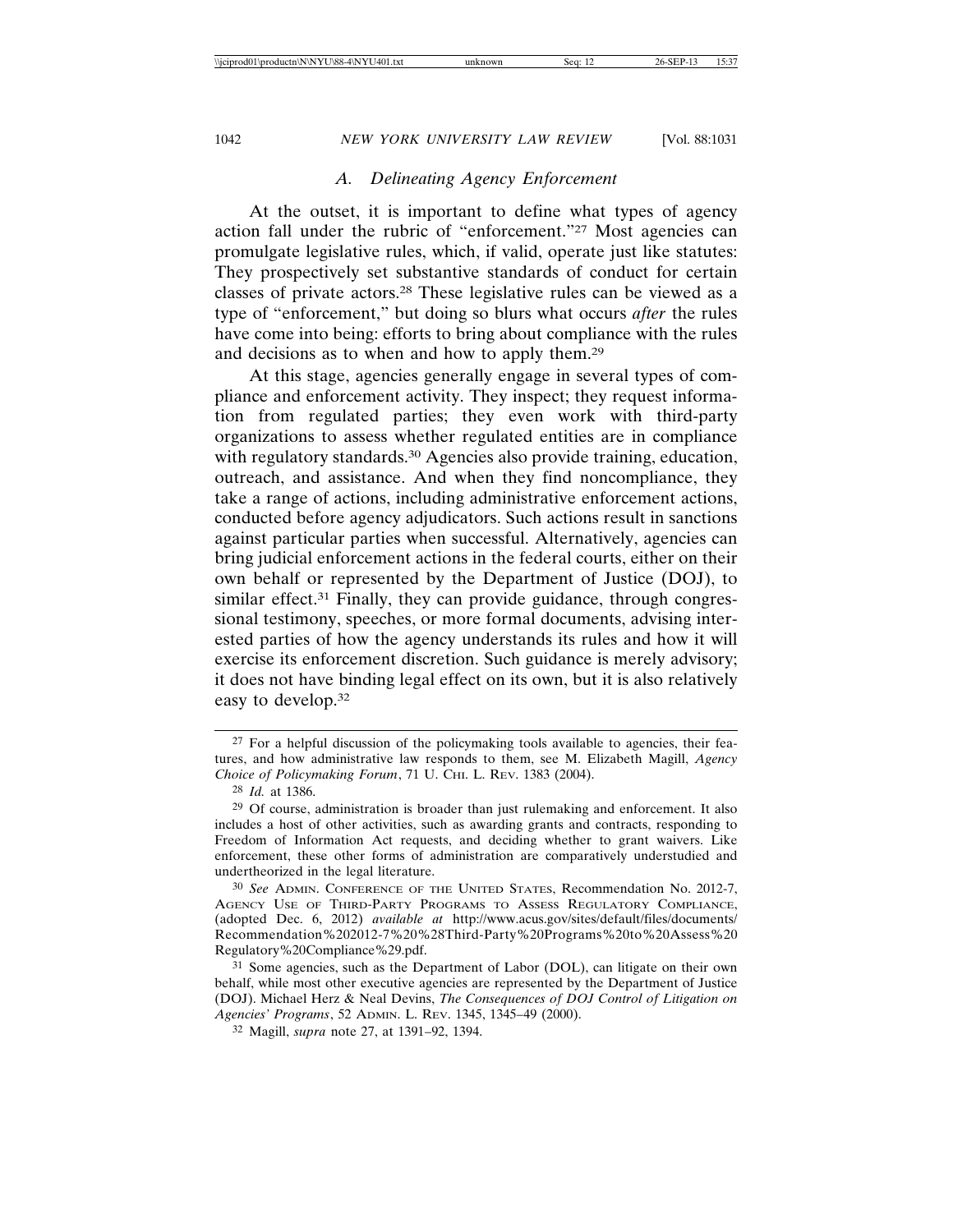### *A. Delineating Agency Enforcement*

At the outset, it is important to define what types of agency action fall under the rubric of "enforcement."[27] Most agencies can promulgate legislative rules, which, if valid, operate just like statutes: They prospectively set substantive standards of conduct for certain classes of private actors.[28] These legislative rules can be viewed as a type of "enforcement," but doing so blurs what occurs *after* the rules have come into being: efforts to bring about compliance with the rules and decisions as to when and how to apply them.[29]

At this stage, agencies generally engage in several types of compliance and enforcement activity. They inspect; they request information from regulated parties; they even work with third-party organizations to assess whether regulated entities are in compliance with regulatory standards.[30] Agencies also provide training, education, outreach, and assistance. And when they find noncompliance, they take a range of actions, including administrative enforcement actions, conducted before agency adjudicators. Such actions result in sanctions against particular parties when successful. Alternatively, agencies can bring judicial enforcement actions in the federal courts, either on their own behalf or represented by the Department of Justice (DOJ), to similar effect.[31] Finally, they can provide guidance, through congressional testimony, speeches, or more formal documents, advising interested parties of how the agency understands its rules and how it will exercise its enforcement discretion. Such guidance is merely advisory; it does not have binding legal effect on its own, but it is also relatively easy to develop.[32]

---

[27] For a helpful discussion of the policymaking tools available to agencies, their features, and how administrative law responds to them, see M. Elizabeth Magill, *Agency Choice of Policymaking Forum*, 71 U. CHI. L. REV. 1383 (2004).

[28] *Id.* at 1386.

[29] Of course, administration is broader than just rulemaking and enforcement. It also includes a host of other activities, such as awarding grants and contracts, responding to Freedom of Information Act requests, and deciding whether to grant waivers. Like enforcement, these other forms of administration are comparatively understudied and undertheorized in the legal literature.

[30] *See* ADMIN. CONFERENCE OF THE UNITED STATES, Recommendation No. 2012-7, AGENCY USE OF THIRD-PARTY PROGRAMS TO ASSESS REGULATORY COMPLIANCE, (adopted Dec. 6, 2012) *available at* http://www.acus.gov/sites/default/files/documents/Recommendation%202012-7%20%28Third-Party%20Programs%20to%20Assess%20Regulatory%20Compliance%29.pdf.

[31] Some agencies, such as the Department of Labor (DOL), can litigate on their own behalf, while most other executive agencies are represented by the Department of Justice (DOJ). Michael Herz & Neal Devins, *The Consequences of DOJ Control of Litigation on Agencies' Programs*, 52 ADMIN. L. REV. 1345, 1345–49 (2000).

[32] Magill, *supra* note 27, at 1391–92, 1394.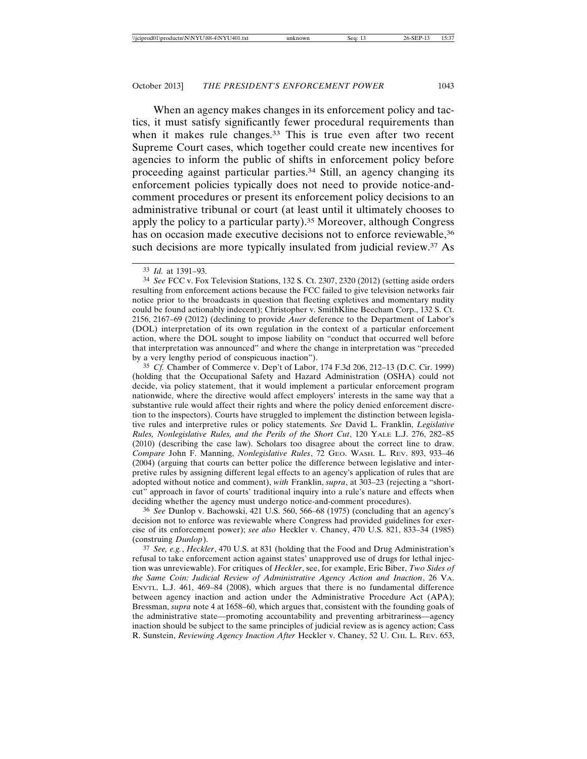When an agency makes changes in its enforcement policy and tactics, it must satisfy significantly fewer procedural requirements than when it makes rule changes.[33] This is true even after two recent Supreme Court cases, which together could create new incentives for agencies to inform the public of shifts in enforcement policy before proceeding against particular parties.[34] Still, an agency changing its enforcement policies typically does not need to provide notice-and-comment procedures or present its enforcement policy decisions to an administrative tribunal or court (at least until it ultimately chooses to apply the policy to a particular party).[35] Moreover, although Congress has on occasion made executive decisions not to enforce reviewable,[36] such decisions are more typically insulated from judicial review.[37] As

---

[33] *Id.* at 1391–93.

[34] *See* FCC v. Fox Television Stations, 132 S. Ct. 2307, 2320 (2012) (setting aside orders resulting from enforcement actions because the FCC failed to give television networks fair notice prior to the broadcasts in question that fleeting expletives and momentary nudity could be found actionably indecent); Christopher v. SmithKline Beecham Corp., 132 S. Ct. 2156, 2167–69 (2012) (declining to provide *Auer* deference to the Department of Labor's (DOL) interpretation of its own regulation in the context of a particular enforcement action, where the DOL sought to impose liability on "conduct that occurred well before that interpretation was announced" and where the change in interpretation was "preceded by a very lengthy period of conspicuous inaction").

[35] *Cf.* Chamber of Commerce v. Dep't of Labor, 174 F.3d 206, 212–13 (D.C. Cir. 1999) (holding that the Occupational Safety and Hazard Administration (OSHA) could not decide, via policy statement, that it would implement a particular enforcement program nationwide, where the directive would affect employers' interests in the same way that a substantive rule would affect their rights and where the policy denied enforcement discretion to the inspectors). Courts have struggled to implement the distinction between legislative rules and interpretive rules or policy statements. *See* David L. Franklin, *Legislative Rules, Nonlegislative Rules, and the Perils of the Short Cut*, 120 YALE L.J. 276, 282–85 (2010) (describing the case law). Scholars too disagree about the correct line to draw. *Compare* John F. Manning, *Nonlegislative Rules*, 72 GEO. WASH. L. REV. 893, 933–46 (2004) (arguing that courts can better police the difference between legislative and interpretive rules by assigning different legal effects to an agency's application of rules that are adopted without notice and comment), *with* Franklin, *supra*, at 303–23 (rejecting a "short-cut" approach in favor of courts' traditional inquiry into a rule's nature and effects when deciding whether the agency must undergo notice-and-comment procedures).

[36] *See* Dunlop v. Bachowski, 421 U.S. 560, 566–68 (1975) (concluding that an agency's decision not to enforce was reviewable where Congress had provided guidelines for exercise of its enforcement power); *see also* Heckler v. Chaney, 470 U.S. 821, 833–34 (1985) (construing *Dunlop*).

[37] *See, e.g.*, *Heckler*, 470 U.S. at 831 (holding that the Food and Drug Administration's refusal to take enforcement action against states' unapproved use of drugs for lethal injection was unreviewable). For critiques of *Heckler*, see, for example, Eric Biber, *Two Sides of the Same Coin: Judicial Review of Administrative Agency Action and Inaction*, 26 VA. ENVTL. L.J. 461, 469–84 (2008), which argues that there is no fundamental difference between agency inaction and action under the Administrative Procedure Act (APA); Bressman, *supra* note 4 at 1658–60, which argues that, consistent with the founding goals of the administrative state—promoting accountability and preventing arbitrariness—agency inaction should be subject to the same principles of judicial review as is agency action; Cass R. Sunstein, *Reviewing Agency Inaction After* Heckler v. Chaney, 52 U. CHI. L. REV. 653,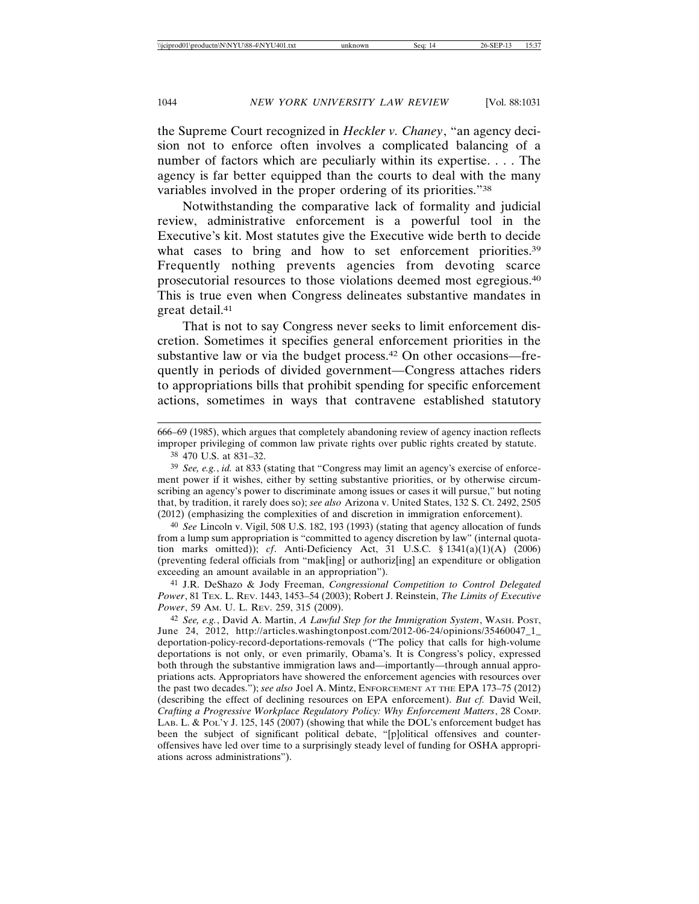the Supreme Court recognized in *Heckler v. Chaney*, "an agency decision not to enforce often involves a complicated balancing of a number of factors which are peculiarly within its expertise. . . . The agency is far better equipped than the courts to deal with the many variables involved in the proper ordering of its priorities."[38]

Notwithstanding the comparative lack of formality and judicial review, administrative enforcement is a powerful tool in the Executive's kit. Most statutes give the Executive wide berth to decide what cases to bring and how to set enforcement priorities.[39] Frequently nothing prevents agencies from devoting scarce prosecutorial resources to those violations deemed most egregious.[40] This is true even when Congress delineates substantive mandates in great detail.[41]

That is not to say Congress never seeks to limit enforcement discretion. Sometimes it specifies general enforcement priorities in the substantive law or via the budget process.[42] On other occasions—frequently in periods of divided government—Congress attaches riders to appropriations bills that prohibit spending for specific enforcement actions, sometimes in ways that contravene established statutory

---

666–69 (1985), which argues that completely abandoning review of agency inaction reflects improper privileging of common law private rights over public rights created by statute.

[38] 470 U.S. at 831–32.

[39] *See, e.g.*, *id.* at 833 (stating that "Congress may limit an agency's exercise of enforcement power if it wishes, either by setting substantive priorities, or by otherwise circumscribing an agency's power to discriminate among issues or cases it will pursue," but noting that, by tradition, it rarely does so); *see also* Arizona v. United States, 132 S. Ct. 2492, 2505 (2012) (emphasizing the complexities of and discretion in immigration enforcement).

[40] *See* Lincoln v. Vigil, 508 U.S. 182, 193 (1993) (stating that agency allocation of funds from a lump sum appropriation is "committed to agency discretion by law" (internal quotation marks omitted)); *cf*. Anti-Deficiency Act, 31 U.S.C. § 1341(a)(1)(A) (2006) (preventing federal officials from "mak[ing] or authoriz[ing] an expenditure or obligation exceeding an amount available in an appropriation").

[41] J.R. DeShazo & Jody Freeman, *Congressional Competition to Control Delegated Power*, 81 TEX. L. REV. 1443, 1453–54 (2003); Robert J. Reinstein, *The Limits of Executive Power*, 59 AM. U. L. REV. 259, 315 (2009).

[42] *See, e.g.*, David A. Martin, *A Lawful Step for the Immigration System*, WASH. POST, June 24, 2012, http://articles.washingtonpost.com/2012-06-24/opinions/35460047_1_deportation-policy-record-deportations-removals ("The policy that calls for high-volume deportations is not only, or even primarily, Obama's. It is Congress's policy, expressed both through the substantive immigration laws and—importantly—through annual appropriations acts. Appropriators have showered the enforcement agencies with resources over the past two decades."); *see also* Joel A. Mintz, ENFORCEMENT AT THE EPA 173–75 (2012) (describing the effect of declining resources on EPA enforcement). *But cf.* David Weil, *Crafting a Progressive Workplace Regulatory Policy: Why Enforcement Matters*, 28 COMP. LAB. L. & POL'Y J. 125, 145 (2007) (showing that while the DOL's enforcement budget has been the subject of significant political debate, "[p]olitical offensives and counter-offensives have led over time to a surprisingly steady level of funding for OSHA appropriations across administrations").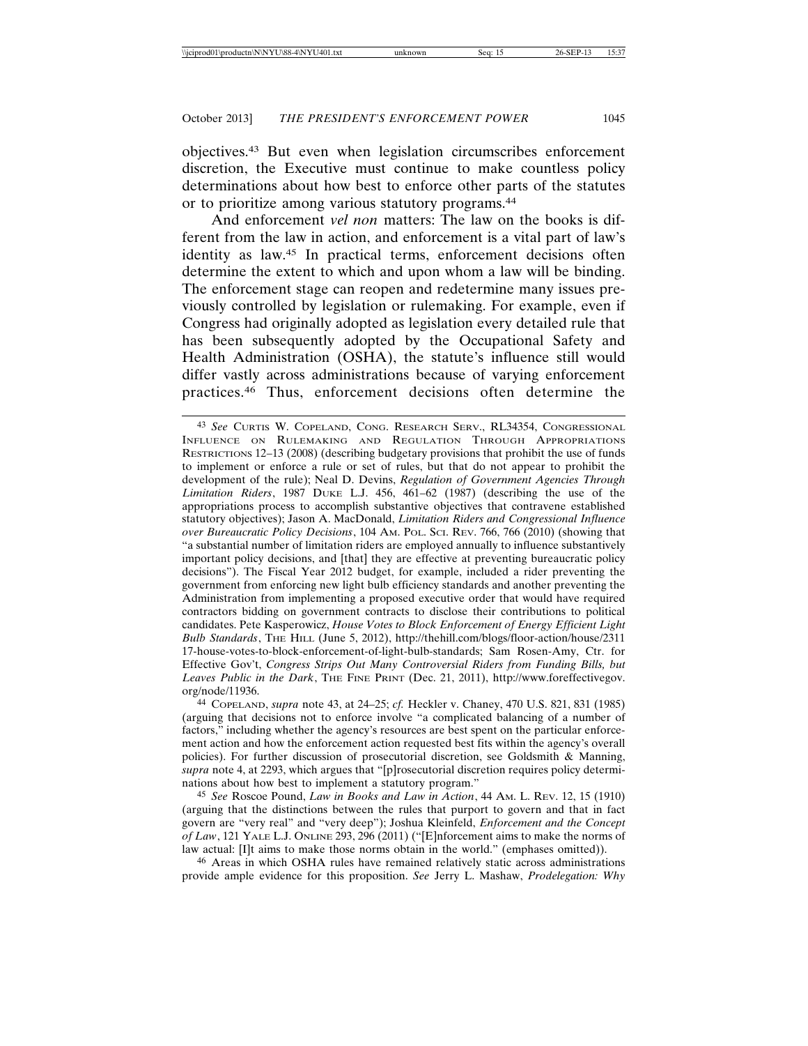objectives.[43] But even when legislation circumscribes enforcement discretion, the Executive must continue to make countless policy determinations about how best to enforce other parts of the statutes or to prioritize among various statutory programs.[44]

And enforcement *vel non* matters: The law on the books is different from the law in action, and enforcement is a vital part of law's identity as law.[45] In practical terms, enforcement decisions often determine the extent to which and upon whom a law will be binding. The enforcement stage can reopen and redetermine many issues previously controlled by legislation or rulemaking. For example, even if Congress had originally adopted as legislation every detailed rule that has been subsequently adopted by the Occupational Safety and Health Administration (OSHA), the statute's influence still would differ vastly across administrations because of varying enforcement practices.[46] Thus, enforcement decisions often determine the

---

[43] *See* CURTIS W. COPELAND, CONG. RESEARCH SERV., RL34354, CONGRESSIONAL INFLUENCE ON RULEMAKING AND REGULATION THROUGH APPROPRIATIONS RESTRICTIONS 12–13 (2008) (describing budgetary provisions that prohibit the use of funds to implement or enforce a rule or set of rules, but that do not appear to prohibit the development of the rule); Neal D. Devins, *Regulation of Government Agencies Through Limitation Riders*, 1987 DUKE L.J. 456, 461–62 (1987) (describing the use of the appropriations process to accomplish substantive objectives that contravene established statutory objectives); Jason A. MacDonald, *Limitation Riders and Congressional Influence over Bureaucratic Policy Decisions*, 104 AM. POL. SCI. REV. 766, 766 (2010) (showing that "a substantial number of limitation riders are employed annually to influence substantively important policy decisions, and [that] they are effective at preventing bureaucratic policy decisions"). The Fiscal Year 2012 budget, for example, included a rider preventing the government from enforcing new light bulb efficiency standards and another preventing the Administration from implementing a proposed executive order that would have required contractors bidding on government contracts to disclose their contributions to political candidates. Pete Kasperowicz, *House Votes to Block Enforcement of Energy Efficient Light Bulb Standards*, THE HILL (June 5, 2012), http://thehill.com/blogs/floor-action/house/231117-house-votes-to-block-enforcement-of-light-bulb-standards; Sam Rosen-Amy, Ctr. for Effective Gov't, *Congress Strips Out Many Controversial Riders from Funding Bills, but Leaves Public in the Dark*, THE FINE PRINT (Dec. 21, 2011), http://www.foreffectivegov.org/node/11936.

[44] COPELAND, *supra* note 43, at 24–25; *cf.* Heckler v. Chaney, 470 U.S. 821, 831 (1985) (arguing that decisions not to enforce involve "a complicated balancing of a number of factors," including whether the agency's resources are best spent on the particular enforcement action and how the enforcement action requested best fits within the agency's overall policies). For further discussion of prosecutorial discretion, see Goldsmith & Manning, *supra* note 4, at 2293, which argues that "[p]rosecutorial discretion requires policy determinations about how best to implement a statutory program."

[45] *See* Roscoe Pound, *Law in Books and Law in Action*, 44 AM. L. REV. 12, 15 (1910) (arguing that the distinctions between the rules that purport to govern and that in fact govern are "very real" and "very deep"); Joshua Kleinfeld, *Enforcement and the Concept of Law*, 121 YALE L.J. ONLINE 293, 296 (2011) ("[E]nforcement aims to make the norms of law actual: [I]t aims to make those norms obtain in the world." (emphases omitted)).

[46] Areas in which OSHA rules have remained relatively static across administrations provide ample evidence for this proposition. *See* Jerry L. Mashaw, *Prodelegation: Why*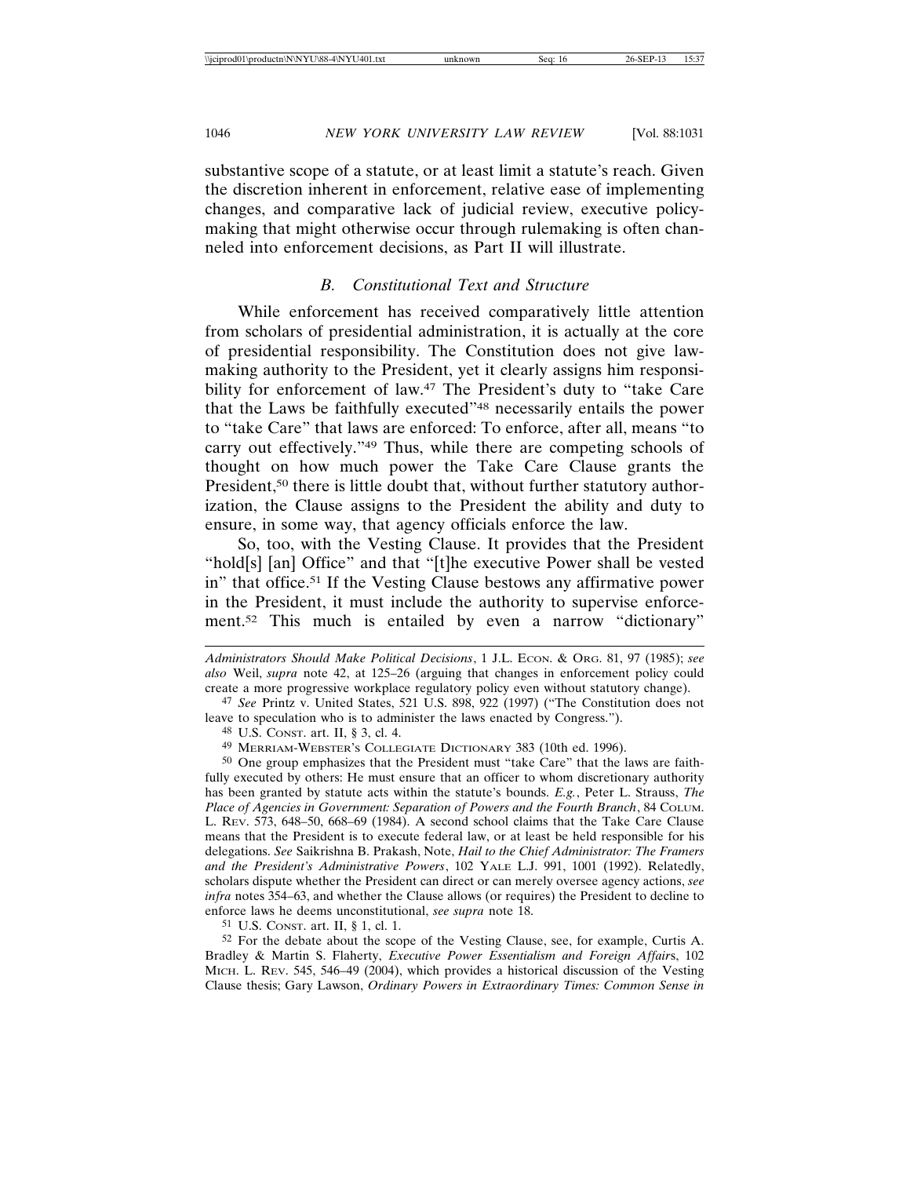substantive scope of a statute, or at least limit a statute's reach. Given the discretion inherent in enforcement, relative ease of implementing changes, and comparative lack of judicial review, executive policymaking that might otherwise occur through rulemaking is often channeled into enforcement decisions, as Part II will illustrate.

### *B. Constitutional Text and Structure*

While enforcement has received comparatively little attention from scholars of presidential administration, it is actually at the core of presidential responsibility. The Constitution does not give lawmaking authority to the President, yet it clearly assigns him responsibility for enforcement of law.[47] The President's duty to "take Care that the Laws be faithfully executed"[48] necessarily entails the power to "take Care" that laws are enforced: To enforce, after all, means "to carry out effectively."[49] Thus, while there are competing schools of thought on how much power the Take Care Clause grants the President,[50] there is little doubt that, without further statutory authorization, the Clause assigns to the President the ability and duty to ensure, in some way, that agency officials enforce the law.

So, too, with the Vesting Clause. It provides that the President "hold[s] [an] Office" and that "[t]he executive Power shall be vested in" that office.[51] If the Vesting Clause bestows any affirmative power in the President, it must include the authority to supervise enforcement.[52] This much is entailed by even a narrow "dictionary"

---

*Administrators Should Make Political Decisions*, 1 J.L. ECON. & ORG. 81, 97 (1985); *see also* Weil, *supra* note 42, at 125–26 (arguing that changes in enforcement policy could create a more progressive workplace regulatory policy even without statutory change).

[47] *See* Printz v. United States, 521 U.S. 898, 922 (1997) ("The Constitution does not leave to speculation who is to administer the laws enacted by Congress.").

[48] U.S. CONST. art. II, § 3, cl. 4.

[49] MERRIAM-WEBSTER'S COLLEGIATE DICTIONARY 383 (10th ed. 1996).

[50] One group emphasizes that the President must "take Care" that the laws are faithfully executed by others: He must ensure that an officer to whom discretionary authority has been granted by statute acts within the statute's bounds. *E.g.*, Peter L. Strauss, *The Place of Agencies in Government: Separation of Powers and the Fourth Branch*, 84 COLUM. L. REV. 573, 648–50, 668–69 (1984). A second school claims that the Take Care Clause means that the President is to execute federal law, or at least be held responsible for his delegations. *See* Saikrishna B. Prakash, Note, *Hail to the Chief Administrator: The Framers and the President's Administrative Powers*, 102 YALE L.J. 991, 1001 (1992). Relatedly, scholars dispute whether the President can direct or can merely oversee agency actions, *see infra* notes 354–63, and whether the Clause allows (or requires) the President to decline to enforce laws he deems unconstitutional, *see supra* note 18.

[51] U.S. CONST. art. II, § 1, cl. 1.

[52] For the debate about the scope of the Vesting Clause, see, for example, Curtis A. Bradley & Martin S. Flaherty, *Executive Power Essentialism and Foreign Affairs*, 102 MICH. L. REV. 545, 546–49 (2004), which provides a historical discussion of the Vesting Clause thesis; Gary Lawson, *Ordinary Powers in Extraordinary Times: Common Sense in*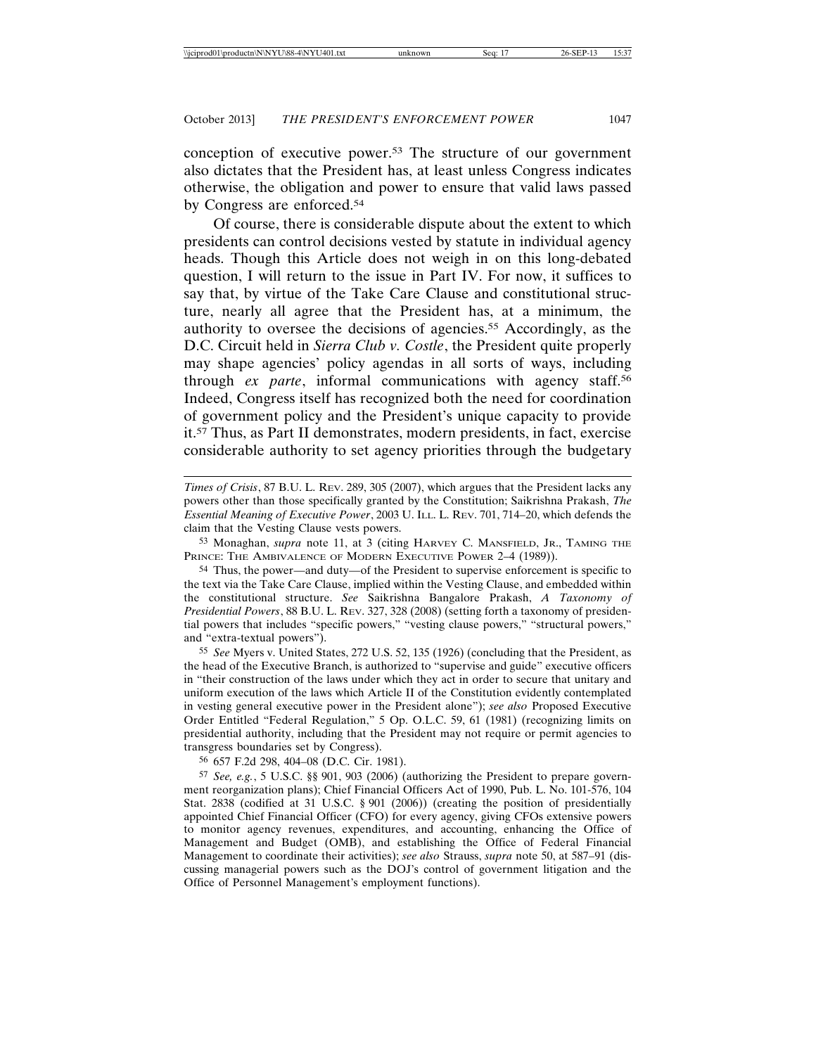conception of executive power.[53] The structure of our government also dictates that the President has, at least unless Congress indicates otherwise, the obligation and power to ensure that valid laws passed by Congress are enforced.[54]

Of course, there is considerable dispute about the extent to which presidents can control decisions vested by statute in individual agency heads. Though this Article does not weigh in on this long-debated question, I will return to the issue in Part IV. For now, it suffices to say that, by virtue of the Take Care Clause and constitutional structure, nearly all agree that the President has, at a minimum, the authority to oversee the decisions of agencies.[55] Accordingly, as the D.C. Circuit held in *Sierra Club v. Costle*, the President quite properly may shape agencies' policy agendas in all sorts of ways, including through *ex parte*, informal communications with agency staff.[56] Indeed, Congress itself has recognized both the need for coordination of government policy and the President's unique capacity to provide it.[57] Thus, as Part II demonstrates, modern presidents, in fact, exercise considerable authority to set agency priorities through the budgetary

---

*Times of Crisis*, 87 B.U. L. REV. 289, 305 (2007), which argues that the President lacks any powers other than those specifically granted by the Constitution; Saikrishna Prakash, *The Essential Meaning of Executive Power*, 2003 U. ILL. L. REV. 701, 714–20, which defends the claim that the Vesting Clause vests powers.

[53] Monaghan, *supra* note 11, at 3 (citing HARVEY C. MANSFIELD, JR., TAMING THE PRINCE: THE AMBIVALENCE OF MODERN EXECUTIVE POWER 2–4 (1989)).

[54] Thus, the power—and duty—of the President to supervise enforcement is specific to the text via the Take Care Clause, implied within the Vesting Clause, and embedded within the constitutional structure. *See* Saikrishna Bangalore Prakash, *A Taxonomy of Presidential Powers*, 88 B.U. L. REV. 327, 328 (2008) (setting forth a taxonomy of presidential powers that includes "specific powers," "vesting clause powers," "structural powers," and "extra-textual powers").

[55] *See* Myers v. United States, 272 U.S. 52, 135 (1926) (concluding that the President, as the head of the Executive Branch, is authorized to "supervise and guide" executive officers in "their construction of the laws under which they act in order to secure that unitary and uniform execution of the laws which Article II of the Constitution evidently contemplated in vesting general executive power in the President alone"); *see also* Proposed Executive Order Entitled "Federal Regulation," 5 Op. O.L.C. 59, 61 (1981) (recognizing limits on presidential authority, including that the President may not require or permit agencies to transgress boundaries set by Congress).

[56] 657 F.2d 298, 404–08 (D.C. Cir. 1981).

[57] *See, e.g.*, 5 U.S.C. §§ 901, 903 (2006) (authorizing the President to prepare government reorganization plans); Chief Financial Officers Act of 1990, Pub. L. No. 101-576, 104 Stat. 2838 (codified at 31 U.S.C. § 901 (2006)) (creating the position of presidentially appointed Chief Financial Officer (CFO) for every agency, giving CFOs extensive powers to monitor agency revenues, expenditures, and accounting, enhancing the Office of Management and Budget (OMB), and establishing the Office of Federal Financial Management to coordinate their activities); *see also* Strauss, *supra* note 50, at 587–91 (discussing managerial powers such as the DOJ's control of government litigation and the Office of Personnel Management's employment functions).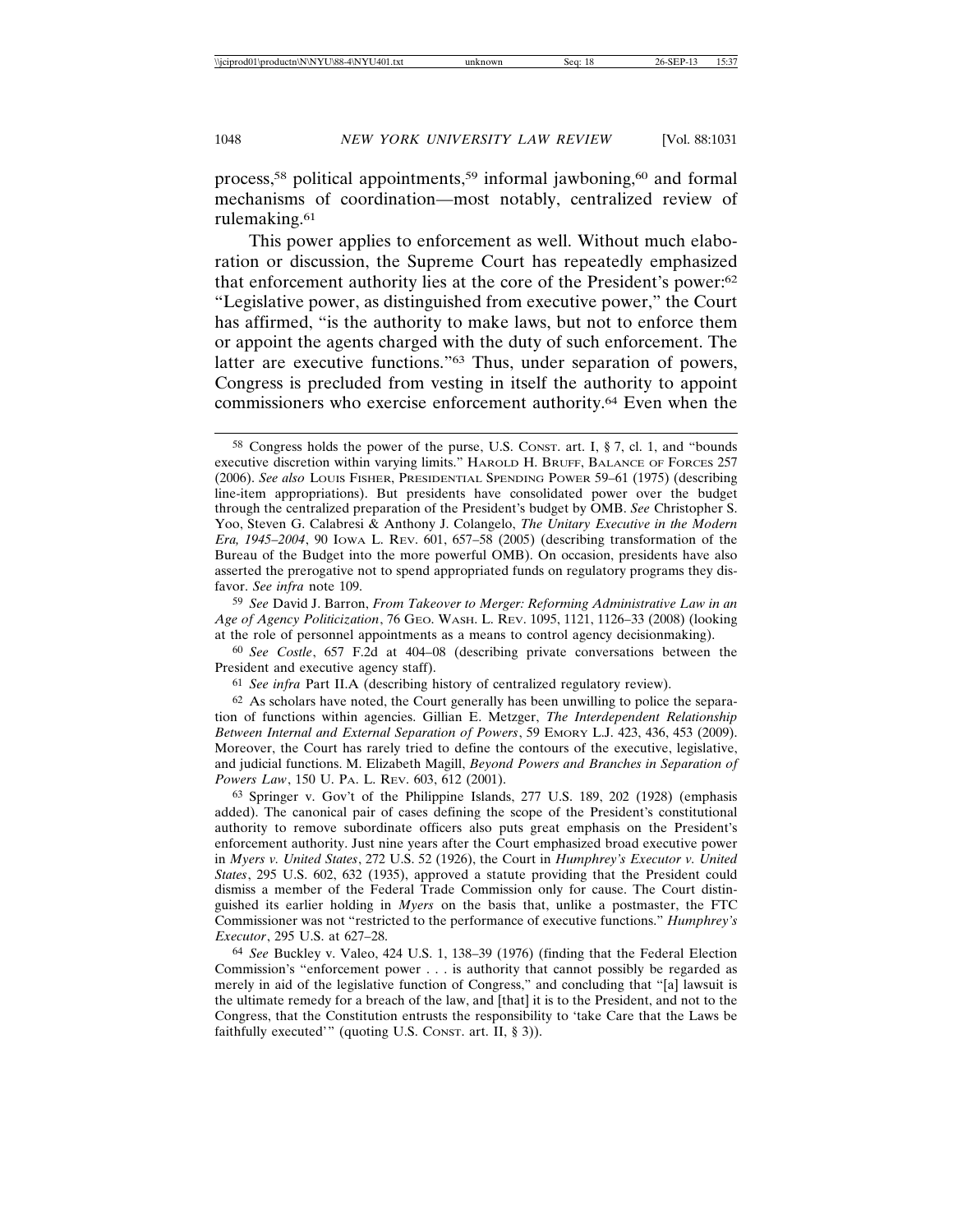process,[58] political appointments,[59] informal jawboning,[60] and formal mechanisms of coordination—most notably, centralized review of rulemaking.[61]

This power applies to enforcement as well. Without much elaboration or discussion, the Supreme Court has repeatedly emphasized that enforcement authority lies at the core of the President's power:[62] "Legislative power, as distinguished from executive power," the Court has affirmed, "is the authority to make laws, but not to enforce them or appoint the agents charged with the duty of such enforcement. The latter are executive functions."[63] Thus, under separation of powers, Congress is precluded from vesting in itself the authority to appoint commissioners who exercise enforcement authority.[64] Even when the

---

[58] Congress holds the power of the purse, U.S. CONST. art. I, § 7, cl. 1, and "bounds executive discretion within varying limits." HAROLD H. BRUFF, BALANCE OF FORCES 257 (2006). *See also* LOUIS FISHER, PRESIDENTIAL SPENDING POWER 59–61 (1975) (describing line-item appropriations). But presidents have consolidated power over the budget through the centralized preparation of the President's budget by OMB. *See* Christopher S. Yoo, Steven G. Calabresi & Anthony J. Colangelo, *The Unitary Executive in the Modern Era, 1945–2004*, 90 IOWA L. REV. 601, 657–58 (2005) (describing transformation of the Bureau of the Budget into the more powerful OMB). On occasion, presidents have also asserted the prerogative not to spend appropriated funds on regulatory programs they disfavor. *See infra* note 109.

[59] *See* David J. Barron, *From Takeover to Merger: Reforming Administrative Law in an Age of Agency Politicization*, 76 GEO. WASH. L. REV. 1095, 1121, 1126–33 (2008) (looking at the role of personnel appointments as a means to control agency decisionmaking).

[60] *See Costle*, 657 F.2d at 404–08 (describing private conversations between the President and executive agency staff).

[61] *See infra* Part II.A (describing history of centralized regulatory review).

[62] As scholars have noted, the Court generally has been unwilling to police the separation of functions within agencies. Gillian E. Metzger, *The Interdependent Relationship Between Internal and External Separation of Powers*, 59 EMORY L.J. 423, 436, 453 (2009). Moreover, the Court has rarely tried to define the contours of the executive, legislative, and judicial functions. M. Elizabeth Magill, *Beyond Powers and Branches in Separation of Powers Law*, 150 U. PA. L. REV. 603, 612 (2001).

[63] Springer v. Gov't of the Philippine Islands, 277 U.S. 189, 202 (1928) (emphasis added). The canonical pair of cases defining the scope of the President's constitutional authority to remove subordinate officers also puts great emphasis on the President's enforcement authority. Just nine years after the Court emphasized broad executive power in *Myers v. United States*, 272 U.S. 52 (1926), the Court in *Humphrey's Executor v. United States*, 295 U.S. 602, 632 (1935), approved a statute providing that the President could dismiss a member of the Federal Trade Commission only for cause. The Court distinguished its earlier holding in *Myers* on the basis that, unlike a postmaster, the FTC Commissioner was not "restricted to the performance of executive functions." *Humphrey's Executor*, 295 U.S. at 627–28.

[64] *See* Buckley v. Valeo, 424 U.S. 1, 138–39 (1976) (finding that the Federal Election Commission's "enforcement power . . . is authority that cannot possibly be regarded as merely in aid of the legislative function of Congress," and concluding that "[a] lawsuit is the ultimate remedy for a breach of the law, and [that] it is to the President, and not to the Congress, that the Constitution entrusts the responsibility to 'take Care that the Laws be faithfully executed'" (quoting U.S. CONST. art. II, § 3)).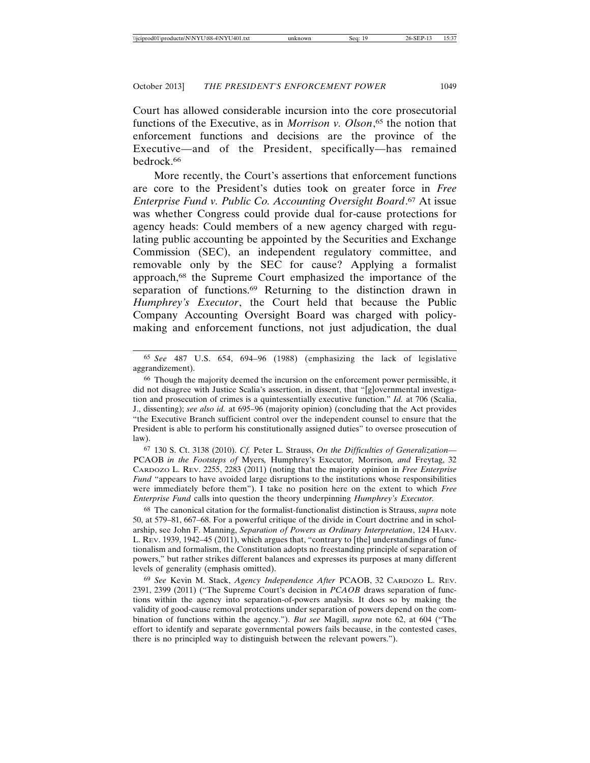Court has allowed considerable incursion into the core prosecutorial functions of the Executive, as in *Morrison v. Olson*,[65] the notion that enforcement functions and decisions are the province of the Executive—and of the President, specifically—has remained bedrock.[66]

More recently, the Court's assertions that enforcement functions are core to the President's duties took on greater force in *Free Enterprise Fund v. Public Co. Accounting Oversight Board*.[67] At issue was whether Congress could provide dual for-cause protections for agency heads: Could members of a new agency charged with regulating public accounting be appointed by the Securities and Exchange Commission (SEC), an independent regulatory committee, and removable only by the SEC for cause? Applying a formalist approach,[68] the Supreme Court emphasized the importance of the separation of functions.[69] Returning to the distinction drawn in *Humphrey's Executor*, the Court held that because the Public Company Accounting Oversight Board was charged with policy-making and enforcement functions, not just adjudication, the dual

---

[65] *See* 487 U.S. 654, 694–96 (1988) (emphasizing the lack of legislative aggrandizement).

[66] Though the majority deemed the incursion on the enforcement power permissible, it did not disagree with Justice Scalia's assertion, in dissent, that "[g]overnmental investigation and prosecution of crimes is a quintessentially executive function." *Id.* at 706 (Scalia, J., dissenting); *see also id.* at 695–96 (majority opinion) (concluding that the Act provides "the Executive Branch sufficient control over the independent counsel to ensure that the President is able to perform his constitutionally assigned duties" to oversee prosecution of law).

[67] 130 S. Ct. 3138 (2010). *Cf.* Peter L. Strauss, *On the Difficulties of Generalization—*PCAOB *in the Footsteps of* Myers*,* Humphrey's Executor*,* Morrison*, and* Freytag, 32 CARDOZO L. REV. 2255, 2283 (2011) (noting that the majority opinion in *Free Enterprise Fund* "appears to have avoided large disruptions to the institutions whose responsibilities were immediately before them"). I take no position here on the extent to which *Free Enterprise Fund* calls into question the theory underpinning *Humphrey's Executor.*

[68] The canonical citation for the formalist-functionalist distinction is Strauss, *supra* note 50, at 579–81, 667–68. For a powerful critique of the divide in Court doctrine and in scholarship, see John F. Manning, *Separation of Powers as Ordinary Interpretation*, 124 HARV. L. REV. 1939, 1942–45 (2011), which argues that, "contrary to [the] understandings of functionalism and formalism, the Constitution adopts no freestanding principle of separation of powers," but rather strikes different balances and expresses its purposes at many different levels of generality (emphasis omitted).

[69] *See* Kevin M. Stack, *Agency Independence After* PCAOB, 32 CARDOZO L. REV. 2391, 2399 (2011) ("The Supreme Court's decision in *PCAOB* draws separation of functions within the agency into separation-of-powers analysis. It does so by making the validity of good-cause removal protections under separation of powers depend on the combination of functions within the agency."). *But see* Magill, *supra* note 62, at 604 ("The effort to identify and separate governmental powers fails because, in the contested cases, there is no principled way to distinguish between the relevant powers.").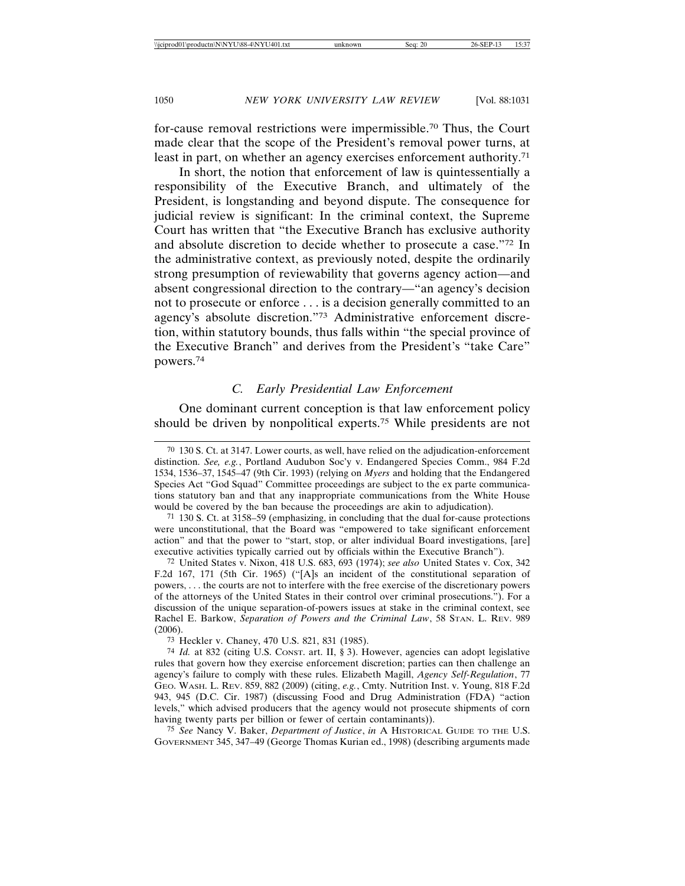for-cause removal restrictions were impermissible.[70] Thus, the Court made clear that the scope of the President's removal power turns, at least in part, on whether an agency exercises enforcement authority.[71]

In short, the notion that enforcement of law is quintessentially a responsibility of the Executive Branch, and ultimately of the President, is longstanding and beyond dispute. The consequence for judicial review is significant: In the criminal context, the Supreme Court has written that "the Executive Branch has exclusive authority and absolute discretion to decide whether to prosecute a case."[72] In the administrative context, as previously noted, despite the ordinarily strong presumption of reviewability that governs agency action—and absent congressional direction to the contrary—"an agency's decision not to prosecute or enforce . . . is a decision generally committed to an agency's absolute discretion."[73] Administrative enforcement discretion, within statutory bounds, thus falls within "the special province of the Executive Branch" and derives from the President's "take Care" powers.[74]

### *C. Early Presidential Law Enforcement*

One dominant current conception is that law enforcement policy should be driven by nonpolitical experts.[75] While presidents are not

---

[70] 130 S. Ct. at 3147. Lower courts, as well, have relied on the adjudication-enforcement distinction. *See, e.g.*, Portland Audubon Soc'y v. Endangered Species Comm., 984 F.2d 1534, 1536–37, 1545–47 (9th Cir. 1993) (relying on *Myers* and holding that the Endangered Species Act "God Squad" Committee proceedings are subject to the ex parte communications statutory ban and that any inappropriate communications from the White House would be covered by the ban because the proceedings are akin to adjudication).

[71] 130 S. Ct. at 3158–59 (emphasizing, in concluding that the dual for-cause protections were unconstitutional, that the Board was "empowered to take significant enforcement action" and that the power to "start, stop, or alter individual Board investigations, [are] executive activities typically carried out by officials within the Executive Branch").

[72] United States v. Nixon, 418 U.S. 683, 693 (1974); *see also* United States v. Cox, 342 F.2d 167, 171 (5th Cir. 1965) ("[A]s an incident of the constitutional separation of powers, . . . the courts are not to interfere with the free exercise of the discretionary powers of the attorneys of the United States in their control over criminal prosecutions."). For a discussion of the unique separation-of-powers issues at stake in the criminal context, see Rachel E. Barkow, *Separation of Powers and the Criminal Law*, 58 STAN. L. REV. 989 (2006).

[73] Heckler v. Chaney, 470 U.S. 821, 831 (1985).

[74] *Id.* at 832 (citing U.S. CONST. art. II, § 3). However, agencies can adopt legislative rules that govern how they exercise enforcement discretion; parties can then challenge an agency's failure to comply with these rules. Elizabeth Magill, *Agency Self-Regulation*, 77 GEO. WASH. L. REV. 859, 882 (2009) (citing, *e.g.*, Cmty. Nutrition Inst. v. Young, 818 F.2d 943, 945 (D.C. Cir. 1987) (discussing Food and Drug Administration (FDA) "action levels," which advised producers that the agency would not prosecute shipments of corn having twenty parts per billion or fewer of certain contaminants)).

[75] *See* Nancy V. Baker, *Department of Justice*, *in* A HISTORICAL GUIDE TO THE U.S. GOVERNMENT 345, 347–49 (George Thomas Kurian ed., 1998) (describing arguments made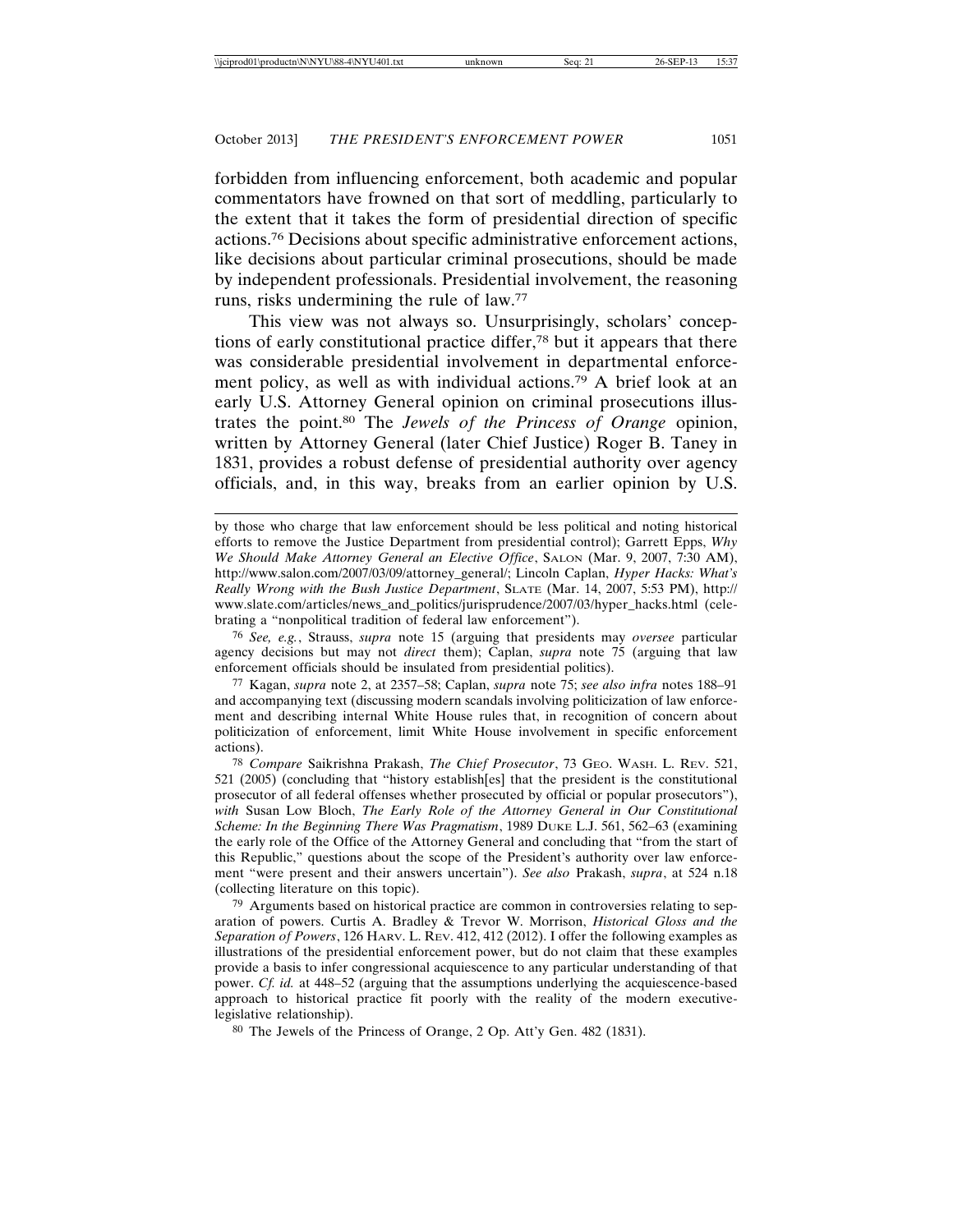forbidden from influencing enforcement, both academic and popular commentators have frowned on that sort of meddling, particularly to the extent that it takes the form of presidential direction of specific actions.[76] Decisions about specific administrative enforcement actions, like decisions about particular criminal prosecutions, should be made by independent professionals. Presidential involvement, the reasoning runs, risks undermining the rule of law.[77]

This view was not always so. Unsurprisingly, scholars' conceptions of early constitutional practice differ,[78] but it appears that there was considerable presidential involvement in departmental enforcement policy, as well as with individual actions.[79] A brief look at an early U.S. Attorney General opinion on criminal prosecutions illustrates the point.[80] The *Jewels of the Princess of Orange* opinion, written by Attorney General (later Chief Justice) Roger B. Taney in 1831, provides a robust defense of presidential authority over agency officials, and, in this way, breaks from an earlier opinion by U.S.

---

by those who charge that law enforcement should be less political and noting historical efforts to remove the Justice Department from presidential control); Garrett Epps, *Why We Should Make Attorney General an Elective Office*, SALON (Mar. 9, 2007, 7:30 AM), http://www.salon.com/2007/03/09/attorney_general/; Lincoln Caplan, *Hyper Hacks: What's Really Wrong with the Bush Justice Department*, SLATE (Mar. 14, 2007, 5:53 PM), http://www.slate.com/articles/news_and_politics/jurisprudence/2007/03/hyper_hacks.html (celebrating a "nonpolitical tradition of federal law enforcement").

[76] *See, e.g.*, Strauss, *supra* note 15 (arguing that presidents may *oversee* particular agency decisions but may not *direct* them); Caplan, *supra* note 75 (arguing that law enforcement officials should be insulated from presidential politics).

[77] Kagan, *supra* note 2, at 2357–58; Caplan, *supra* note 75; *see also infra* notes 188–91 and accompanying text (discussing modern scandals involving politicization of law enforcement and describing internal White House rules that, in recognition of concern about politicization of enforcement, limit White House involvement in specific enforcement actions).

[78] *Compare* Saikrishna Prakash, *The Chief Prosecutor*, 73 GEO. WASH. L. REV. 521, 521 (2005) (concluding that "history establish[es] that the president is the constitutional prosecutor of all federal offenses whether prosecuted by official or popular prosecutors"), *with* Susan Low Bloch, *The Early Role of the Attorney General in Our Constitutional Scheme: In the Beginning There Was Pragmatism*, 1989 DUKE L.J. 561, 562–63 (examining the early role of the Office of the Attorney General and concluding that "from the start of this Republic," questions about the scope of the President's authority over law enforcement "were present and their answers uncertain"). *See also* Prakash, *supra*, at 524 n.18 (collecting literature on this topic).

[79] Arguments based on historical practice are common in controversies relating to separation of powers. Curtis A. Bradley & Trevor W. Morrison, *Historical Gloss and the Separation of Powers*, 126 HARV. L. REV. 412, 412 (2012). I offer the following examples as illustrations of the presidential enforcement power, but do not claim that these examples provide a basis to infer congressional acquiescence to any particular understanding of that power. *Cf. id.* at 448–52 (arguing that the assumptions underlying the acquiescence-based approach to historical practice fit poorly with the reality of the modern executive-legislative relationship).

[80] The Jewels of the Princess of Orange, 2 Op. Att'y Gen. 482 (1831).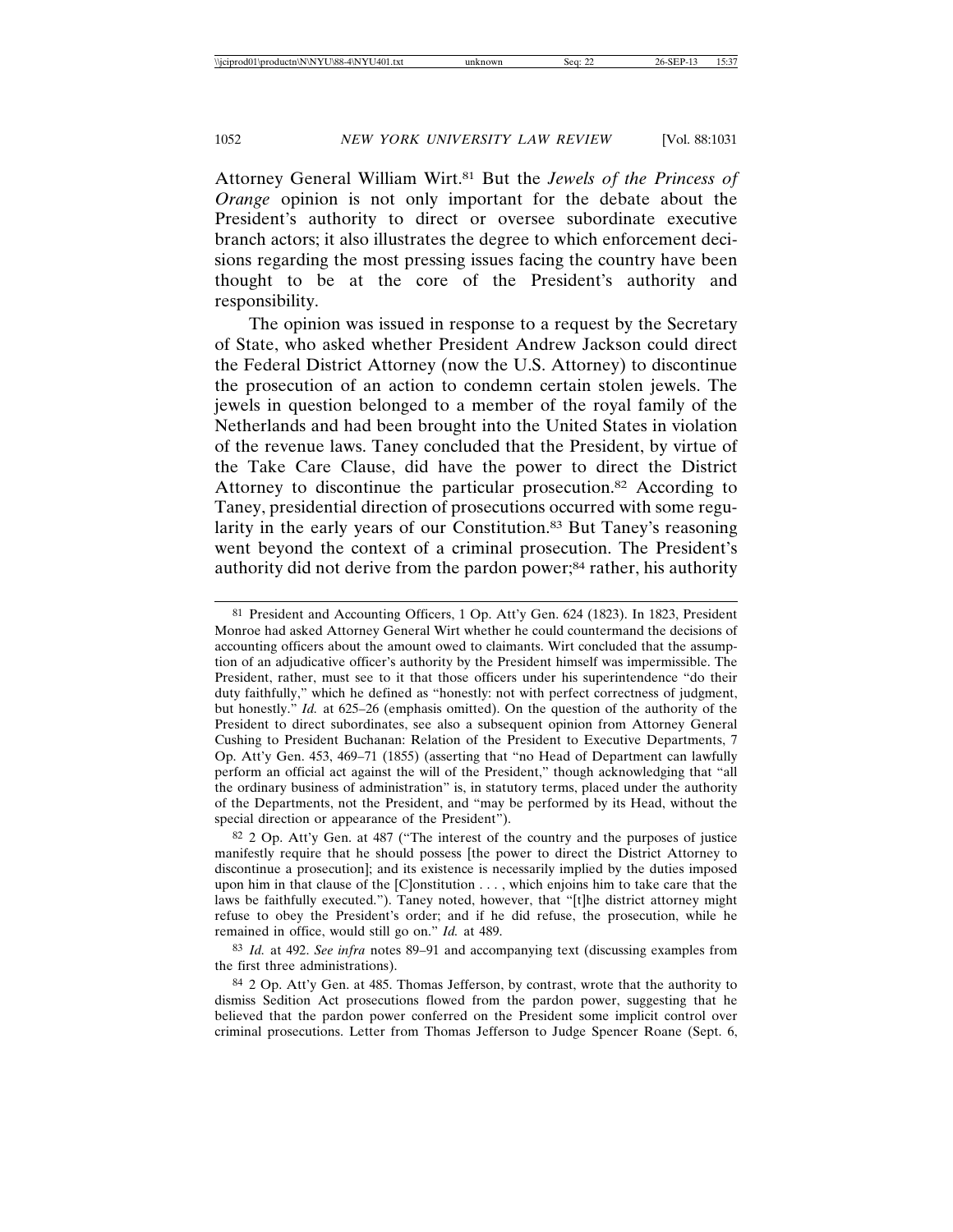Attorney General William Wirt.[81] But the *Jewels of the Princess of Orange* opinion is not only important for the debate about the President's authority to direct or oversee subordinate executive branch actors; it also illustrates the degree to which enforcement decisions regarding the most pressing issues facing the country have been thought to be at the core of the President's authority and responsibility.

The opinion was issued in response to a request by the Secretary of State, who asked whether President Andrew Jackson could direct the Federal District Attorney (now the U.S. Attorney) to discontinue the prosecution of an action to condemn certain stolen jewels. The jewels in question belonged to a member of the royal family of the Netherlands and had been brought into the United States in violation of the revenue laws. Taney concluded that the President, by virtue of the Take Care Clause, did have the power to direct the District Attorney to discontinue the particular prosecution.[82] According to Taney, presidential direction of prosecutions occurred with some regularity in the early years of our Constitution.[83] But Taney's reasoning went beyond the context of a criminal prosecution. The President's authority did not derive from the pardon power;[84] rather, his authority

---

81 President and Accounting Officers, 1 Op. Att'y Gen. 624 (1823). In 1823, President Monroe had asked Attorney General Wirt whether he could countermand the decisions of accounting officers about the amount owed to claimants. Wirt concluded that the assumption of an adjudicative officer's authority by the President himself was impermissible. The President, rather, must see to it that those officers under his superintendence "do their duty faithfully," which he defined as "honestly: not with perfect correctness of judgment, but honestly." *Id.* at 625–26 (emphasis omitted). On the question of the authority of the President to direct subordinates, see also a subsequent opinion from Attorney General Cushing to President Buchanan: Relation of the President to Executive Departments, 7 Op. Att'y Gen. 453, 469–71 (1855) (asserting that "no Head of Department can lawfully perform an official act against the will of the President," though acknowledging that "all the ordinary business of administration" is, in statutory terms, placed under the authority of the Departments, not the President, and "may be performed by its Head, without the special direction or appearance of the President").

82 2 Op. Att'y Gen. at 487 ("The interest of the country and the purposes of justice manifestly require that he should possess [the power to direct the District Attorney to discontinue a prosecution]; and its existence is necessarily implied by the duties imposed upon him in that clause of the [C]onstitution . . . , which enjoins him to take care that the laws be faithfully executed."). Taney noted, however, that "[t]he district attorney might refuse to obey the President's order; and if he did refuse, the prosecution, while he remained in office, would still go on." *Id.* at 489.

83 *Id.* at 492. *See infra* notes 89–91 and accompanying text (discussing examples from the first three administrations).

84 2 Op. Att'y Gen. at 485. Thomas Jefferson, by contrast, wrote that the authority to dismiss Sedition Act prosecutions flowed from the pardon power, suggesting that he believed that the pardon power conferred on the President some implicit control over criminal prosecutions. Letter from Thomas Jefferson to Judge Spencer Roane (Sept. 6,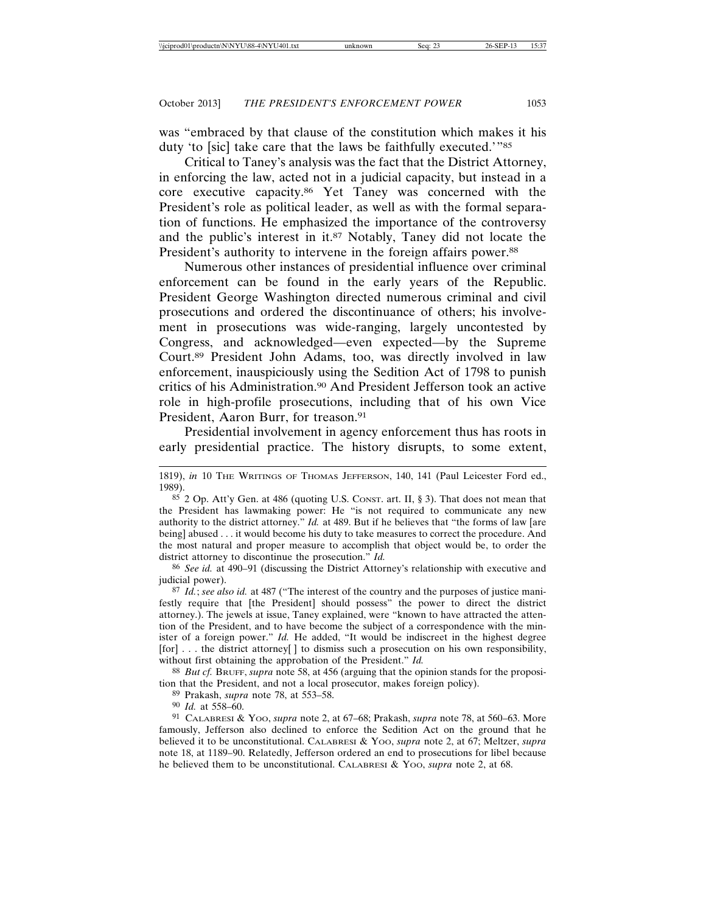was "embraced by that clause of the constitution which makes it his duty 'to [sic] take care that the laws be faithfully executed.'"[85]

Critical to Taney's analysis was the fact that the District Attorney, in enforcing the law, acted not in a judicial capacity, but instead in a core executive capacity.[86] Yet Taney was concerned with the President's role as political leader, as well as with the formal separation of functions. He emphasized the importance of the controversy and the public's interest in it.[87] Notably, Taney did not locate the President's authority to intervene in the foreign affairs power.[88]

Numerous other instances of presidential influence over criminal enforcement can be found in the early years of the Republic. President George Washington directed numerous criminal and civil prosecutions and ordered the discontinuance of others; his involvement in prosecutions was wide-ranging, largely uncontested by Congress, and acknowledged—even expected—by the Supreme Court.[89] President John Adams, too, was directly involved in law enforcement, inauspiciously using the Sedition Act of 1798 to punish critics of his Administration.[90] And President Jefferson took an active role in high-profile prosecutions, including that of his own Vice President, Aaron Burr, for treason.[91]

Presidential involvement in agency enforcement thus has roots in early presidential practice. The history disrupts, to some extent,

---

1819), *in* 10 THE WRITINGS OF THOMAS JEFFERSON, 140, 141 (Paul Leicester Ford ed., 1989).

[85] 2 Op. Att'y Gen. at 486 (quoting U.S. CONST. art. II, § 3). That does not mean that the President has lawmaking power: He "is not required to communicate any new authority to the district attorney." *Id.* at 489. But if he believes that "the forms of law [are being] abused . . . it would become his duty to take measures to correct the procedure. And the most natural and proper measure to accomplish that object would be, to order the district attorney to discontinue the prosecution." *Id.*

[86] *See id.* at 490–91 (discussing the District Attorney's relationship with executive and judicial power).

[87] *Id.*; *see also id.* at 487 ("The interest of the country and the purposes of justice manifestly require that [the President] should possess" the power to direct the district attorney.). The jewels at issue, Taney explained, were "known to have attracted the attention of the President, and to have become the subject of a correspondence with the minister of a foreign power." *Id.* He added, "It would be indiscreet in the highest degree [for] . . . the district attorney[ ] to dismiss such a prosecution on his own responsibility, without first obtaining the approbation of the President." *Id.*

[88] *But cf.* BRUFF, *supra* note 58, at 456 (arguing that the opinion stands for the proposition that the President, and not a local prosecutor, makes foreign policy).

[89] Prakash, *supra* note 78, at 553–58.

[90] *Id.* at 558–60.

[91] CALABRESI & YOO, *supra* note 2, at 67–68; Prakash, *supra* note 78, at 560–63. More famously, Jefferson also declined to enforce the Sedition Act on the ground that he believed it to be unconstitutional. CALABRESI & YOO, *supra* note 2, at 67; Meltzer, *supra* note 18, at 1189–90. Relatedly, Jefferson ordered an end to prosecutions for libel because he believed them to be unconstitutional. CALABRESI & YOO, *supra* note 2, at 68.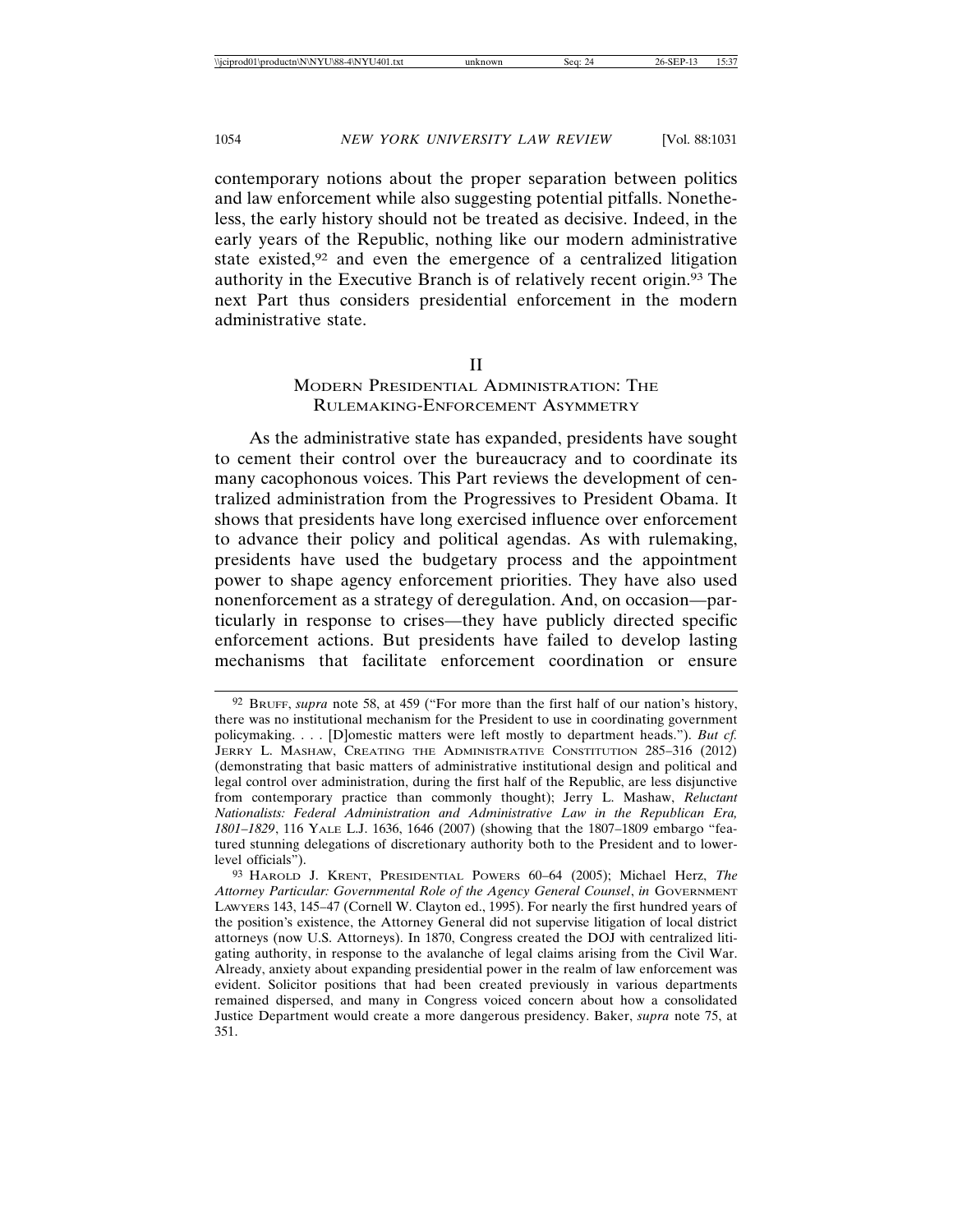contemporary notions about the proper separation between politics and law enforcement while also suggesting potential pitfalls. Nonetheless, the early history should not be treated as decisive. Indeed, in the early years of the Republic, nothing like our modern administrative state existed,[92] and even the emergence of a centralized litigation authority in the Executive Branch is of relatively recent origin.[93] The next Part thus considers presidential enforcement in the modern administrative state.

## II
## Modern Presidential Administration: The Rulemaking-Enforcement Asymmetry

As the administrative state has expanded, presidents have sought to cement their control over the bureaucracy and to coordinate its many cacophonous voices. This Part reviews the development of centralized administration from the Progressives to President Obama. It shows that presidents have long exercised influence over enforcement to advance their policy and political agendas. As with rulemaking, presidents have used the budgetary process and the appointment power to shape agency enforcement priorities. They have also used nonenforcement as a strategy of deregulation. And, on occasion—particularly in response to crises—they have publicly directed specific enforcement actions. But presidents have failed to develop lasting mechanisms that facilitate enforcement coordination or ensure

---

[92] Bruff, *supra* note 58, at 459 ("For more than the first half of our nation's history, there was no institutional mechanism for the President to use in coordinating government policymaking. . . . [D]omestic matters were left mostly to department heads."). *But cf.* Jerry L. Mashaw, Creating the Administrative Constitution 285–316 (2012) (demonstrating that basic matters of administrative institutional design and political and legal control over administration, during the first half of the Republic, are less disjunctive from contemporary practice than commonly thought); Jerry L. Mashaw, *Reluctant Nationalists: Federal Administration and Administrative Law in the Republican Era, 1801–1829*, 116 Yale L.J. 1636, 1646 (2007) (showing that the 1807–1809 embargo "featured stunning delegations of discretionary authority both to the President and to lower-level officials").

[93] Harold J. Krent, Presidential Powers 60–64 (2005); Michael Herz, *The Attorney Particular: Governmental Role of the Agency General Counsel*, *in* Government Lawyers 143, 145–47 (Cornell W. Clayton ed., 1995). For nearly the first hundred years of the position's existence, the Attorney General did not supervise litigation of local district attorneys (now U.S. Attorneys). In 1870, Congress created the DOJ with centralized litigating authority, in response to the avalanche of legal claims arising from the Civil War. Already, anxiety about expanding presidential power in the realm of law enforcement was evident. Solicitor positions that had been created previously in various departments remained dispersed, and many in Congress voiced concern about how a consolidated Justice Department would create a more dangerous presidency. Baker, *supra* note 75, at 351.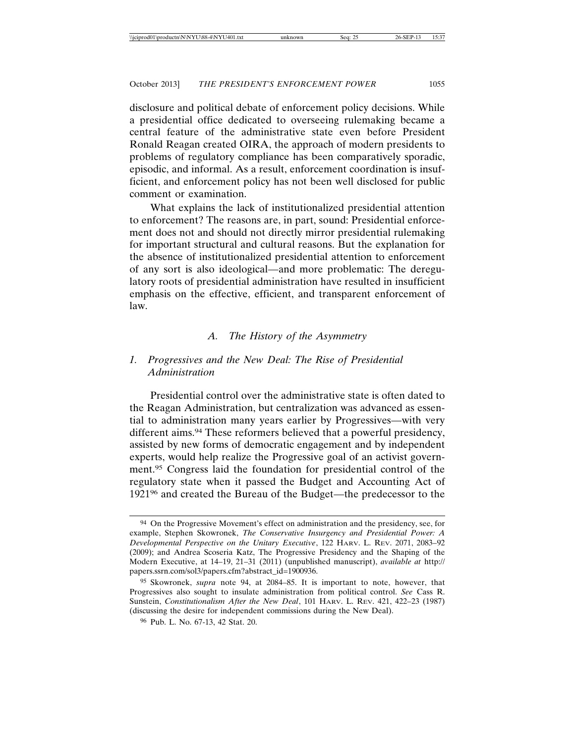disclosure and political debate of enforcement policy decisions. While a presidential office dedicated to overseeing rulemaking became a central feature of the administrative state even before President Ronald Reagan created OIRA, the approach of modern presidents to problems of regulatory compliance has been comparatively sporadic, episodic, and informal. As a result, enforcement coordination is insufficient, and enforcement policy has not been well disclosed for public comment or examination.

What explains the lack of institutionalized presidential attention to enforcement? The reasons are, in part, sound: Presidential enforcement does not and should not directly mirror presidential rulemaking for important structural and cultural reasons. But the explanation for the absence of institutionalized presidential attention to enforcement of any sort is also ideological—and more problematic: The deregulatory roots of presidential administration have resulted in insufficient emphasis on the effective, efficient, and transparent enforcement of law.

### *A. The History of the Asymmetry*

#### *1. Progressives and the New Deal: The Rise of Presidential Administration*

Presidential control over the administrative state is often dated to the Reagan Administration, but centralization was advanced as essential to administration many years earlier by Progressives—with very different aims.[94] These reformers believed that a powerful presidency, assisted by new forms of democratic engagement and by independent experts, would help realize the Progressive goal of an activist government.[95] Congress laid the foundation for presidential control of the regulatory state when it passed the Budget and Accounting Act of 1921[96] and created the Bureau of the Budget—the predecessor to the

---

[94] On the Progressive Movement's effect on administration and the presidency, see, for example, Stephen Skowronek, *The Conservative Insurgency and Presidential Power: A Developmental Perspective on the Unitary Executive*, 122 HARV. L. REV. 2071, 2083–92 (2009); and Andrea Scoseria Katz, The Progressive Presidency and the Shaping of the Modern Executive, at 14–19, 21–31 (2011) (unpublished manuscript), *available at* http://papers.ssrn.com/sol3/papers.cfm?abstract_id=1900936.

[95] Skowronek, *supra* note 94, at 2084–85. It is important to note, however, that Progressives also sought to insulate administration from political control. *See* Cass R. Sunstein, *Constitutionalism After the New Deal*, 101 HARV. L. REV. 421, 422–23 (1987) (discussing the desire for independent commissions during the New Deal).

[96] Pub. L. No. 67-13, 42 Stat. 20.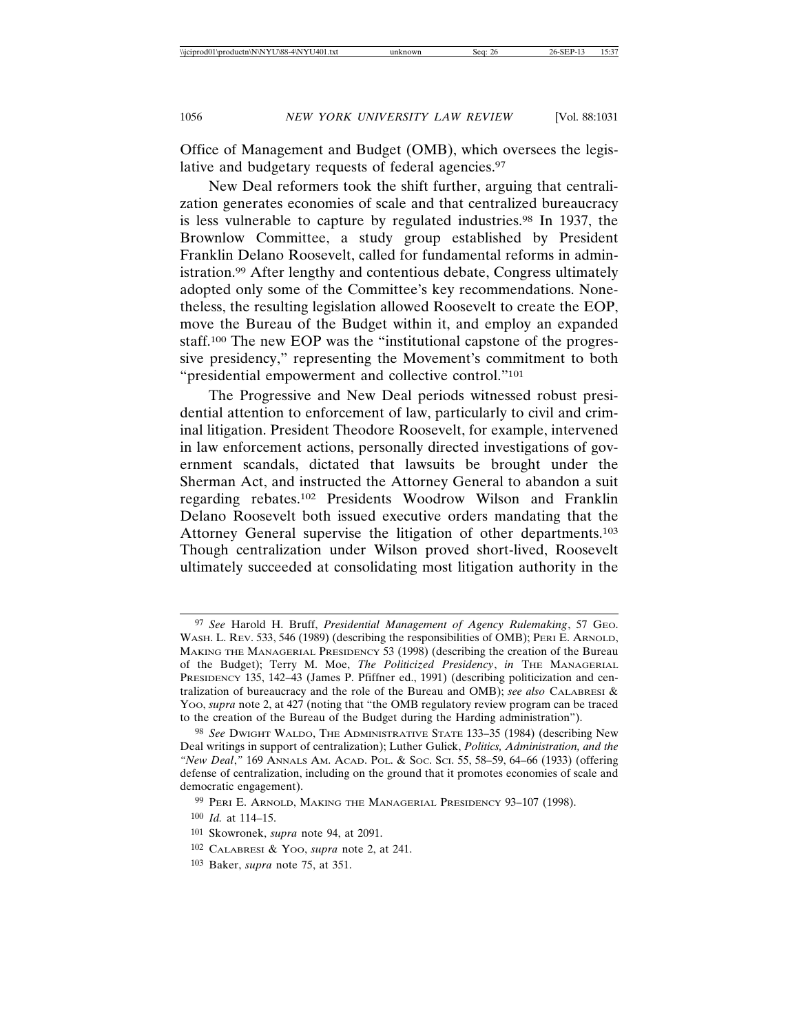Office of Management and Budget (OMB), which oversees the legislative and budgetary requests of federal agencies.[97]

New Deal reformers took the shift further, arguing that centralization generates economies of scale and that centralized bureaucracy is less vulnerable to capture by regulated industries.[98] In 1937, the Brownlow Committee, a study group established by President Franklin Delano Roosevelt, called for fundamental reforms in administration.[99] After lengthy and contentious debate, Congress ultimately adopted only some of the Committee's key recommendations. Nonetheless, the resulting legislation allowed Roosevelt to create the EOP, move the Bureau of the Budget within it, and employ an expanded staff.[100] The new EOP was the "institutional capstone of the progressive presidency," representing the Movement's commitment to both "presidential empowerment and collective control."[101]

The Progressive and New Deal periods witnessed robust presidential attention to enforcement of law, particularly to civil and criminal litigation. President Theodore Roosevelt, for example, intervened in law enforcement actions, personally directed investigations of government scandals, dictated that lawsuits be brought under the Sherman Act, and instructed the Attorney General to abandon a suit regarding rebates.[102] Presidents Woodrow Wilson and Franklin Delano Roosevelt both issued executive orders mandating that the Attorney General supervise the litigation of other departments.[103] Though centralization under Wilson proved short-lived, Roosevelt ultimately succeeded at consolidating most litigation authority in the

---

[97] *See* Harold H. Bruff, *Presidential Management of Agency Rulemaking*, 57 GEO. WASH. L. REV. 533, 546 (1989) (describing the responsibilities of OMB); PERI E. ARNOLD, MAKING THE MANAGERIAL PRESIDENCY 53 (1998) (describing the creation of the Bureau of the Budget); Terry M. Moe, *The Politicized Presidency*, *in* THE MANAGERIAL PRESIDENCY 135, 142–43 (James P. Pfiffner ed., 1991) (describing politicization and centralization of bureaucracy and the role of the Bureau and OMB); *see also* CALABRESI & YOO, *supra* note 2, at 427 (noting that "the OMB regulatory review program can be traced to the creation of the Bureau of the Budget during the Harding administration").

[98] *See* DWIGHT WALDO, THE ADMINISTRATIVE STATE 133–35 (1984) (describing New Deal writings in support of centralization); Luther Gulick, *Politics, Administration, and the "New Deal*,*"* 169 ANNALS AM. ACAD. POL. & SOC. SCI. 55, 58–59, 64–66 (1933) (offering defense of centralization, including on the ground that it promotes economies of scale and democratic engagement).

[99] PERI E. ARNOLD, MAKING THE MANAGERIAL PRESIDENCY 93–107 (1998).

[100] *Id.* at 114–15.

[101] Skowronek, *supra* note 94, at 2091.

[102] CALABRESI & YOO, *supra* note 2, at 241.

[103] Baker, *supra* note 75, at 351.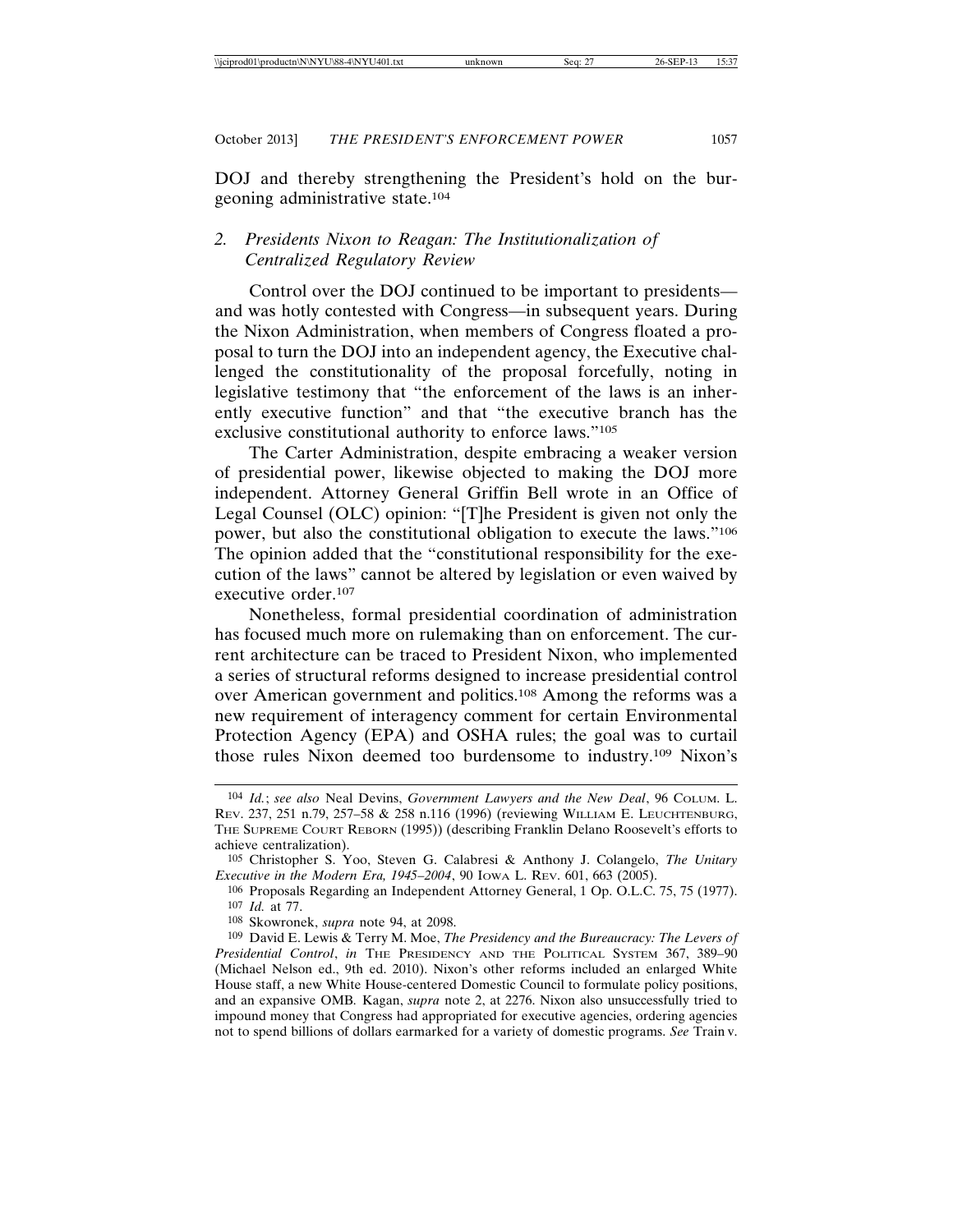DOJ and thereby strengthening the President's hold on the burgeoning administrative state.[104]

### 2. *Presidents Nixon to Reagan: The Institutionalization of Centralized Regulatory Review*

Control over the DOJ continued to be important to presidents—and was hotly contested with Congress—in subsequent years. During the Nixon Administration, when members of Congress floated a proposal to turn the DOJ into an independent agency, the Executive challenged the constitutionality of the proposal forcefully, noting in legislative testimony that "the enforcement of the laws is an inherently executive function" and that "the executive branch has the exclusive constitutional authority to enforce laws."[105]

The Carter Administration, despite embracing a weaker version of presidential power, likewise objected to making the DOJ more independent. Attorney General Griffin Bell wrote in an Office of Legal Counsel (OLC) opinion: "[T]he President is given not only the power, but also the constitutional obligation to execute the laws."[106] The opinion added that the "constitutional responsibility for the execution of the laws" cannot be altered by legislation or even waived by executive order.[107]

Nonetheless, formal presidential coordination of administration has focused much more on rulemaking than on enforcement. The current architecture can be traced to President Nixon, who implemented a series of structural reforms designed to increase presidential control over American government and politics.[108] Among the reforms was a new requirement of interagency comment for certain Environmental Protection Agency (EPA) and OSHA rules; the goal was to curtail those rules Nixon deemed too burdensome to industry.[109] Nixon's

---

[104] *Id.*; *see also* Neal Devins, *Government Lawyers and the New Deal*, 96 Colum. L. Rev. 237, 251 n.79, 257–58 & 258 n.116 (1996) (reviewing William E. Leuchtenburg, The Supreme Court Reborn (1995)) (describing Franklin Delano Roosevelt's efforts to achieve centralization).

[105] Christopher S. Yoo, Steven G. Calabresi & Anthony J. Colangelo, *The Unitary Executive in the Modern Era, 1945–2004*, 90 Iowa L. Rev. 601, 663 (2005).

[106] Proposals Regarding an Independent Attorney General, 1 Op. O.L.C. 75, 75 (1977).

[107] *Id.* at 77.

[108] Skowronek, *supra* note 94, at 2098.

[109] David E. Lewis & Terry M. Moe, *The Presidency and the Bureaucracy: The Levers of Presidential Control*, *in* The Presidency and the Political System 367, 389–90 (Michael Nelson ed., 9th ed. 2010). Nixon's other reforms included an enlarged White House staff, a new White House-centered Domestic Council to formulate policy positions, and an expansive OMB. Kagan, *supra* note 2, at 2276. Nixon also unsuccessfully tried to impound money that Congress had appropriated for executive agencies, ordering agencies not to spend billions of dollars earmarked for a variety of domestic programs. *See* Train v.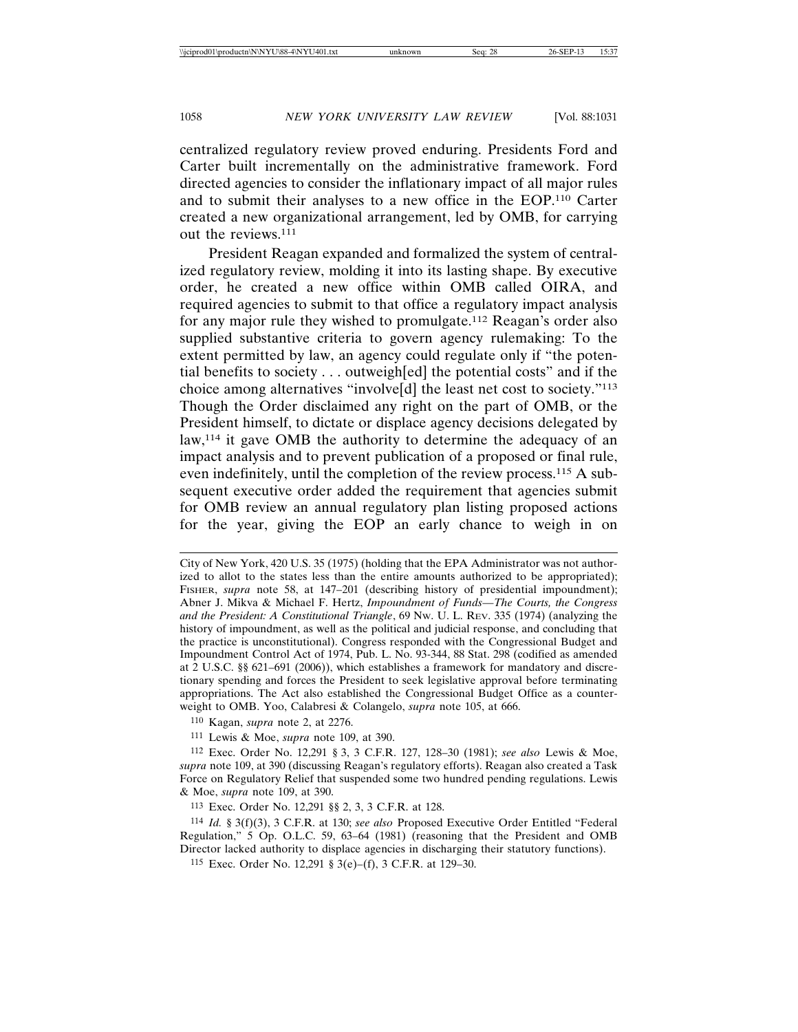centralized regulatory review proved enduring. Presidents Ford and Carter built incrementally on the administrative framework. Ford directed agencies to consider the inflationary impact of all major rules and to submit their analyses to a new office in the EOP.[110] Carter created a new organizational arrangement, led by OMB, for carrying out the reviews.[111]

President Reagan expanded and formalized the system of centralized regulatory review, molding it into its lasting shape. By executive order, he created a new office within OMB called OIRA, and required agencies to submit to that office a regulatory impact analysis for any major rule they wished to promulgate.[112] Reagan's order also supplied substantive criteria to govern agency rulemaking: To the extent permitted by law, an agency could regulate only if "the potential benefits to society . . . outweigh[ed] the potential costs" and if the choice among alternatives "involve[d] the least net cost to society."[113] Though the Order disclaimed any right on the part of OMB, or the President himself, to dictate or displace agency decisions delegated by law,[114] it gave OMB the authority to determine the adequacy of an impact analysis and to prevent publication of a proposed or final rule, even indefinitely, until the completion of the review process.[115] A subsequent executive order added the requirement that agencies submit for OMB review an annual regulatory plan listing proposed actions for the year, giving the EOP an early chance to weigh in on

---

City of New York, 420 U.S. 35 (1975) (holding that the EPA Administrator was not authorized to allot to the states less than the entire amounts authorized to be appropriated); Fisher, *supra* note 58, at 147–201 (describing history of presidential impoundment); Abner J. Mikva & Michael F. Hertz, *Impoundment of Funds—The Courts, the Congress and the President: A Constitutional Triangle*, 69 Nw. U. L. Rev. 335 (1974) (analyzing the history of impoundment, as well as the political and judicial response, and concluding that the practice is unconstitutional). Congress responded with the Congressional Budget and Impoundment Control Act of 1974, Pub. L. No. 93-344, 88 Stat. 298 (codified as amended at 2 U.S.C. §§ 621–691 (2006)), which establishes a framework for mandatory and discretionary spending and forces the President to seek legislative approval before terminating appropriations. The Act also established the Congressional Budget Office as a counterweight to OMB. Yoo, Calabresi & Colangelo, *supra* note 105, at 666.

[110] Kagan, *supra* note 2, at 2276.

[111] Lewis & Moe, *supra* note 109, at 390.

[112] Exec. Order No. 12,291 § 3, 3 C.F.R. 127, 128–30 (1981); *see also* Lewis & Moe, *supra* note 109, at 390 (discussing Reagan's regulatory efforts). Reagan also created a Task Force on Regulatory Relief that suspended some two hundred pending regulations. Lewis & Moe, *supra* note 109, at 390.

[113] Exec. Order No. 12,291 §§ 2, 3, 3 C.F.R. at 128.

[114] *Id.* § 3(f)(3), 3 C.F.R. at 130; *see also* Proposed Executive Order Entitled "Federal Regulation," 5 Op. O.L.C. 59, 63–64 (1981) (reasoning that the President and OMB Director lacked authority to displace agencies in discharging their statutory functions).

[115] Exec. Order No. 12,291 § 3(e)–(f), 3 C.F.R. at 129–30.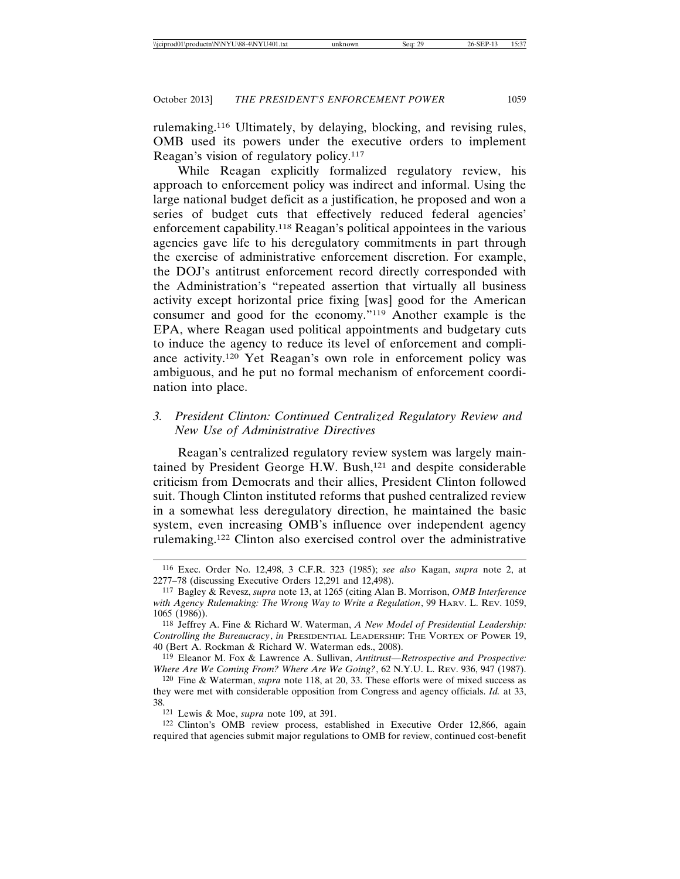rulemaking.[116] Ultimately, by delaying, blocking, and revising rules, OMB used its powers under the executive orders to implement Reagan's vision of regulatory policy.[117]

While Reagan explicitly formalized regulatory review, his approach to enforcement policy was indirect and informal. Using the large national budget deficit as a justification, he proposed and won a series of budget cuts that effectively reduced federal agencies' enforcement capability.[118] Reagan's political appointees in the various agencies gave life to his deregulatory commitments in part through the exercise of administrative enforcement discretion. For example, the DOJ's antitrust enforcement record directly corresponded with the Administration's "repeated assertion that virtually all business activity except horizontal price fixing [was] good for the American consumer and good for the economy."[119] Another example is the EPA, where Reagan used political appointments and budgetary cuts to induce the agency to reduce its level of enforcement and compliance activity.[120] Yet Reagan's own role in enforcement policy was ambiguous, and he put no formal mechanism of enforcement coordination into place.

### 3. *President Clinton: Continued Centralized Regulatory Review and New Use of Administrative Directives*

Reagan's centralized regulatory review system was largely maintained by President George H.W. Bush,[121] and despite considerable criticism from Democrats and their allies, President Clinton followed suit. Though Clinton instituted reforms that pushed centralized review in a somewhat less deregulatory direction, he maintained the basic system, even increasing OMB's influence over independent agency rulemaking.[122] Clinton also exercised control over the administrative

---

116 Exec. Order No. 12,498, 3 C.F.R. 323 (1985); *see also* Kagan, *supra* note 2, at 2277–78 (discussing Executive Orders 12,291 and 12,498).

117 Bagley & Revesz, *supra* note 13, at 1265 (citing Alan B. Morrison, *OMB Interference with Agency Rulemaking: The Wrong Way to Write a Regulation*, 99 HARV. L. REV. 1059, 1065 (1986)).

118 Jeffrey A. Fine & Richard W. Waterman, *A New Model of Presidential Leadership: Controlling the Bureaucracy*, *in* PRESIDENTIAL LEADERSHIP: THE VORTEX OF POWER 19, 40 (Bert A. Rockman & Richard W. Waterman eds., 2008).

119 Eleanor M. Fox & Lawrence A. Sullivan, *Antitrust—Retrospective and Prospective: Where Are We Coming From? Where Are We Going?*, 62 N.Y.U. L. REV. 936, 947 (1987).

120 Fine & Waterman, *supra* note 118, at 20, 33. These efforts were of mixed success as they were met with considerable opposition from Congress and agency officials. *Id.* at 33, 38.

121 Lewis & Moe, *supra* note 109, at 391.

122 Clinton's OMB review process, established in Executive Order 12,866, again required that agencies submit major regulations to OMB for review, continued cost-benefit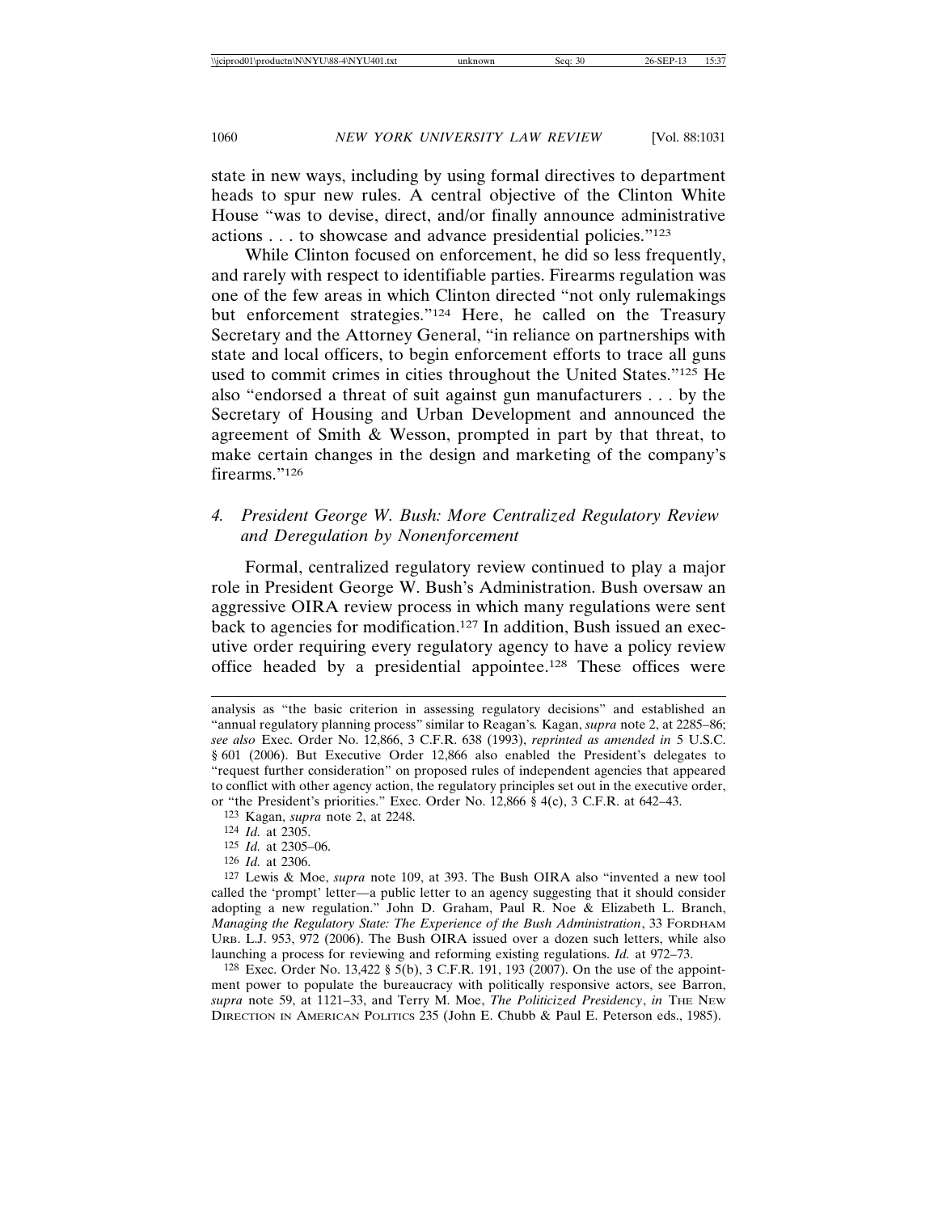state in new ways, including by using formal directives to department heads to spur new rules. A central objective of the Clinton White House "was to devise, direct, and/or finally announce administrative actions . . . to showcase and advance presidential policies."[123]

While Clinton focused on enforcement, he did so less frequently, and rarely with respect to identifiable parties. Firearms regulation was one of the few areas in which Clinton directed "not only rulemakings but enforcement strategies."[124] Here, he called on the Treasury Secretary and the Attorney General, "in reliance on partnerships with state and local officers, to begin enforcement efforts to trace all guns used to commit crimes in cities throughout the United States."[125] He also "endorsed a threat of suit against gun manufacturers . . . by the Secretary of Housing and Urban Development and announced the agreement of Smith & Wesson, prompted in part by that threat, to make certain changes in the design and marketing of the company's firearms."[126]

### 4. *President George W. Bush: More Centralized Regulatory Review and Deregulation by Nonenforcement*

Formal, centralized regulatory review continued to play a major role in President George W. Bush's Administration. Bush oversaw an aggressive OIRA review process in which many regulations were sent back to agencies for modification.[127] In addition, Bush issued an executive order requiring every regulatory agency to have a policy review office headed by a presidential appointee.[128] These offices were

---

analysis as "the basic criterion in assessing regulatory decisions" and established an "annual regulatory planning process" similar to Reagan's. Kagan, *supra* note 2, at 2285–86; *see also* Exec. Order No. 12,866, 3 C.F.R. 638 (1993), *reprinted as amended in* 5 U.S.C. § 601 (2006). But Executive Order 12,866 also enabled the President's delegates to "request further consideration" on proposed rules of independent agencies that appeared to conflict with other agency action, the regulatory principles set out in the executive order, or "the President's priorities." Exec. Order No. 12,866 § 4(c), 3 C.F.R. at 642–43.

[123] Kagan, *supra* note 2, at 2248.

[124] *Id.* at 2305.

[125] *Id.* at 2305–06.

[126] *Id.* at 2306.

[127] Lewis & Moe, *supra* note 109, at 393. The Bush OIRA also "invented a new tool called the 'prompt' letter—a public letter to an agency suggesting that it should consider adopting a new regulation." John D. Graham, Paul R. Noe & Elizabeth L. Branch, *Managing the Regulatory State: The Experience of the Bush Administration*, 33 FORDHAM URB. L.J. 953, 972 (2006). The Bush OIRA issued over a dozen such letters, while also launching a process for reviewing and reforming existing regulations. *Id.* at 972–73.

[128] Exec. Order No. 13,422 § 5(b), 3 C.F.R. 191, 193 (2007). On the use of the appointment power to populate the bureaucracy with politically responsive actors, see Barron, *supra* note 59, at 1121–33, and Terry M. Moe, *The Politicized Presidency*, *in* THE NEW DIRECTION IN AMERICAN POLITICS 235 (John E. Chubb & Paul E. Peterson eds., 1985).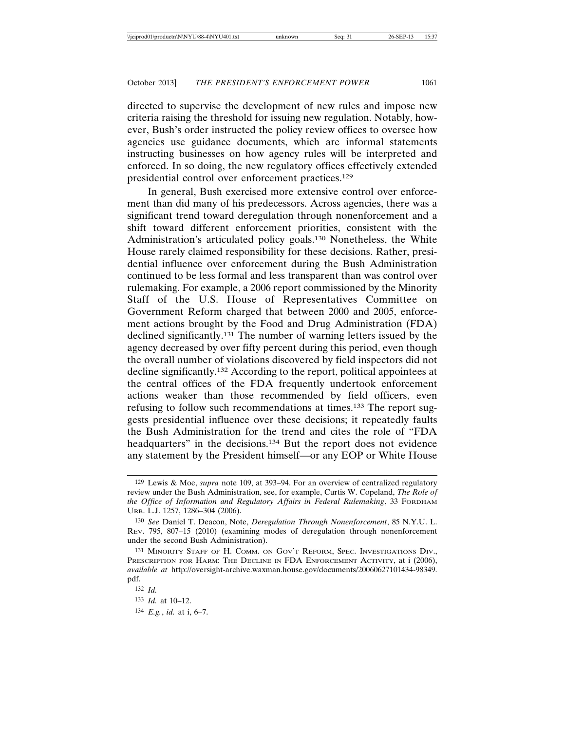directed to supervise the development of new rules and impose new criteria raising the threshold for issuing new regulation. Notably, however, Bush's order instructed the policy review offices to oversee how agencies use guidance documents, which are informal statements instructing businesses on how agency rules will be interpreted and enforced. In so doing, the new regulatory offices effectively extended presidential control over enforcement practices.[129]

In general, Bush exercised more extensive control over enforcement than did many of his predecessors. Across agencies, there was a significant trend toward deregulation through nonenforcement and a shift toward different enforcement priorities, consistent with the Administration's articulated policy goals.[130] Nonetheless, the White House rarely claimed responsibility for these decisions. Rather, presidential influence over enforcement during the Bush Administration continued to be less formal and less transparent than was control over rulemaking. For example, a 2006 report commissioned by the Minority Staff of the U.S. House of Representatives Committee on Government Reform charged that between 2000 and 2005, enforcement actions brought by the Food and Drug Administration (FDA) declined significantly.[131] The number of warning letters issued by the agency decreased by over fifty percent during this period, even though the overall number of violations discovered by field inspectors did not decline significantly.[132] According to the report, political appointees at the central offices of the FDA frequently undertook enforcement actions weaker than those recommended by field officers, even refusing to follow such recommendations at times.[133] The report suggests presidential influence over these decisions; it repeatedly faults the Bush Administration for the trend and cites the role of "FDA headquarters" in the decisions.[134] But the report does not evidence any statement by the President himself—or any EOP or White House

---

129 Lewis & Moe, *supra* note 109, at 393–94. For an overview of centralized regulatory review under the Bush Administration, see, for example, Curtis W. Copeland, *The Role of the Office of Information and Regulatory Affairs in Federal Rulemaking*, 33 FORDHAM URB. L.J. 1257, 1286–304 (2006).

130 *See* Daniel T. Deacon, Note, *Deregulation Through Nonenforcement*, 85 N.Y.U. L. REV. 795, 807–15 (2010) (examining modes of deregulation through nonenforcement under the second Bush Administration).

131 MINORITY STAFF OF H. COMM. ON GOV'T REFORM, SPEC. INVESTIGATIONS DIV., PRESCRIPTION FOR HARM: THE DECLINE IN FDA ENFORCEMENT ACTIVITY, at i (2006), *available at* http://oversight-archive.waxman.house.gov/documents/20060627101434-98349.pdf.

132 *Id.*

133 *Id.* at 10–12.

134 *E.g.*, *id.* at i, 6–7.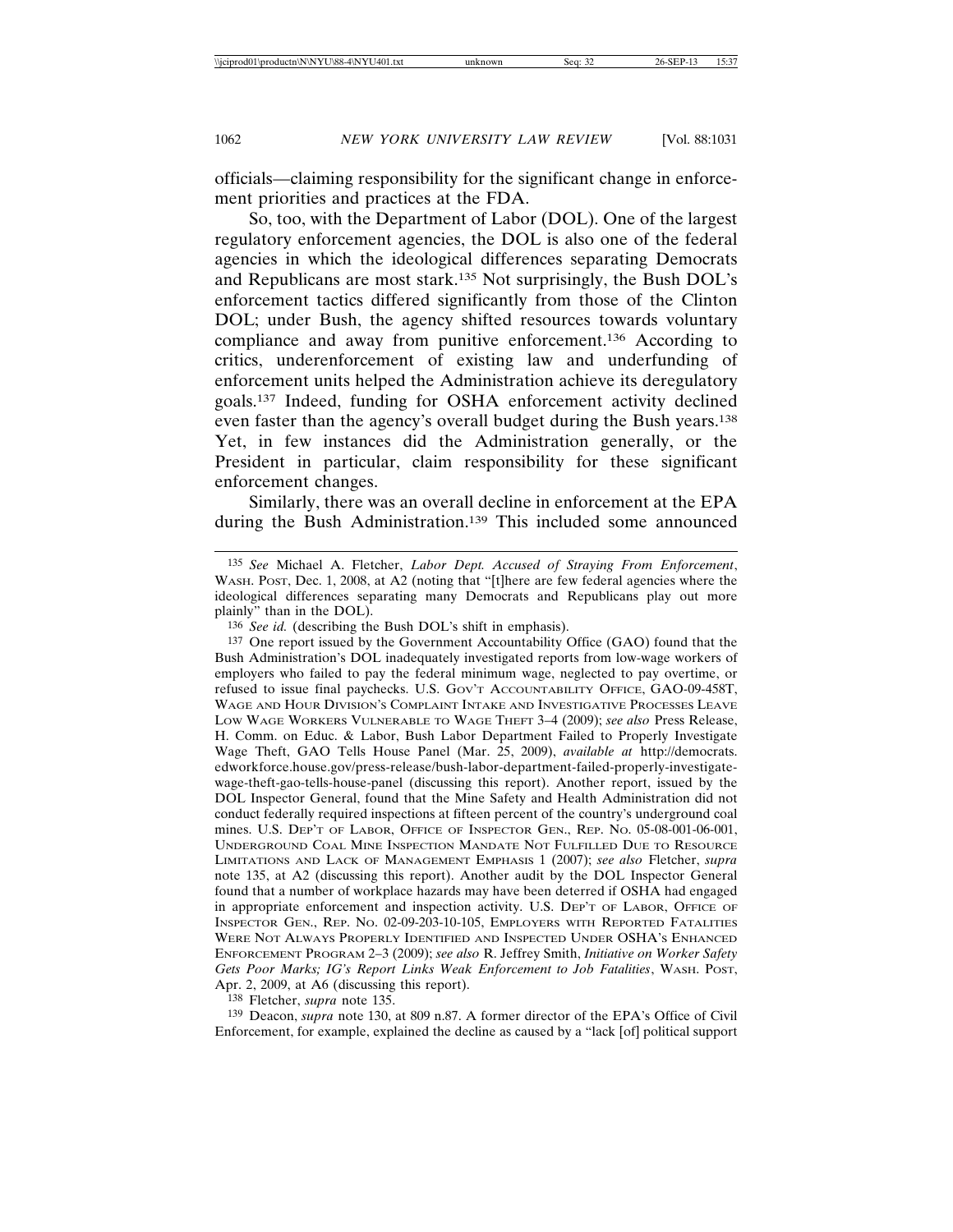officials—claiming responsibility for the significant change in enforcement priorities and practices at the FDA.

So, too, with the Department of Labor (DOL). One of the largest regulatory enforcement agencies, the DOL is also one of the federal agencies in which the ideological differences separating Democrats and Republicans are most stark.[135] Not surprisingly, the Bush DOL's enforcement tactics differed significantly from those of the Clinton DOL; under Bush, the agency shifted resources towards voluntary compliance and away from punitive enforcement.[136] According to critics, underenforcement of existing law and underfunding of enforcement units helped the Administration achieve its deregulatory goals.[137] Indeed, funding for OSHA enforcement activity declined even faster than the agency's overall budget during the Bush years.[138] Yet, in few instances did the Administration generally, or the President in particular, claim responsibility for these significant enforcement changes.

Similarly, there was an overall decline in enforcement at the EPA during the Bush Administration.[139] This included some announced

---

[135] *See* Michael A. Fletcher, *Labor Dept. Accused of Straying From Enforcement*, WASH. POST, Dec. 1, 2008, at A2 (noting that "[t]here are few federal agencies where the ideological differences separating many Democrats and Republicans play out more plainly" than in the DOL).

[136] *See id.* (describing the Bush DOL's shift in emphasis).

[137] One report issued by the Government Accountability Office (GAO) found that the Bush Administration's DOL inadequately investigated reports from low-wage workers of employers who failed to pay the federal minimum wage, neglected to pay overtime, or refused to issue final paychecks. U.S. GOV'T ACCOUNTABILITY OFFICE, GAO-09-458T, WAGE AND HOUR DIVISION'S COMPLAINT INTAKE AND INVESTIGATIVE PROCESSES LEAVE LOW WAGE WORKERS VULNERABLE TO WAGE THEFT 3–4 (2009); *see also* Press Release, H. Comm. on Educ. & Labor, Bush Labor Department Failed to Properly Investigate Wage Theft, GAO Tells House Panel (Mar. 25, 2009), *available at* http://democrats.edworkforce.house.gov/press-release/bush-labor-department-failed-properly-investigate-wage-theft-gao-tells-house-panel (discussing this report). Another report, issued by the DOL Inspector General, found that the Mine Safety and Health Administration did not conduct federally required inspections at fifteen percent of the country's underground coal mines. U.S. DEP'T OF LABOR, OFFICE OF INSPECTOR GEN., REP. NO. 05-08-001-06-001, UNDERGROUND COAL MINE INSPECTION MANDATE NOT FULFILLED DUE TO RESOURCE LIMITATIONS AND LACK OF MANAGEMENT EMPHASIS 1 (2007); *see also* Fletcher, *supra* note 135, at A2 (discussing this report). Another audit by the DOL Inspector General found that a number of workplace hazards may have been deterred if OSHA had engaged in appropriate enforcement and inspection activity. U.S. DEP'T OF LABOR, OFFICE OF INSPECTOR GEN., REP. NO. 02-09-203-10-105, EMPLOYERS WITH REPORTED FATALITIES WERE NOT ALWAYS PROPERLY IDENTIFIED AND INSPECTED UNDER OSHA'S ENHANCED ENFORCEMENT PROGRAM 2–3 (2009); *see also* R. Jeffrey Smith, *Initiative on Worker Safety Gets Poor Marks; IG's Report Links Weak Enforcement to Job Fatalities*, WASH. POST, Apr. 2, 2009, at A6 (discussing this report).

[138] Fletcher, *supra* note 135.

[139] Deacon, *supra* note 130, at 809 n.87. A former director of the EPA's Office of Civil Enforcement, for example, explained the decline as caused by a "lack [of] political support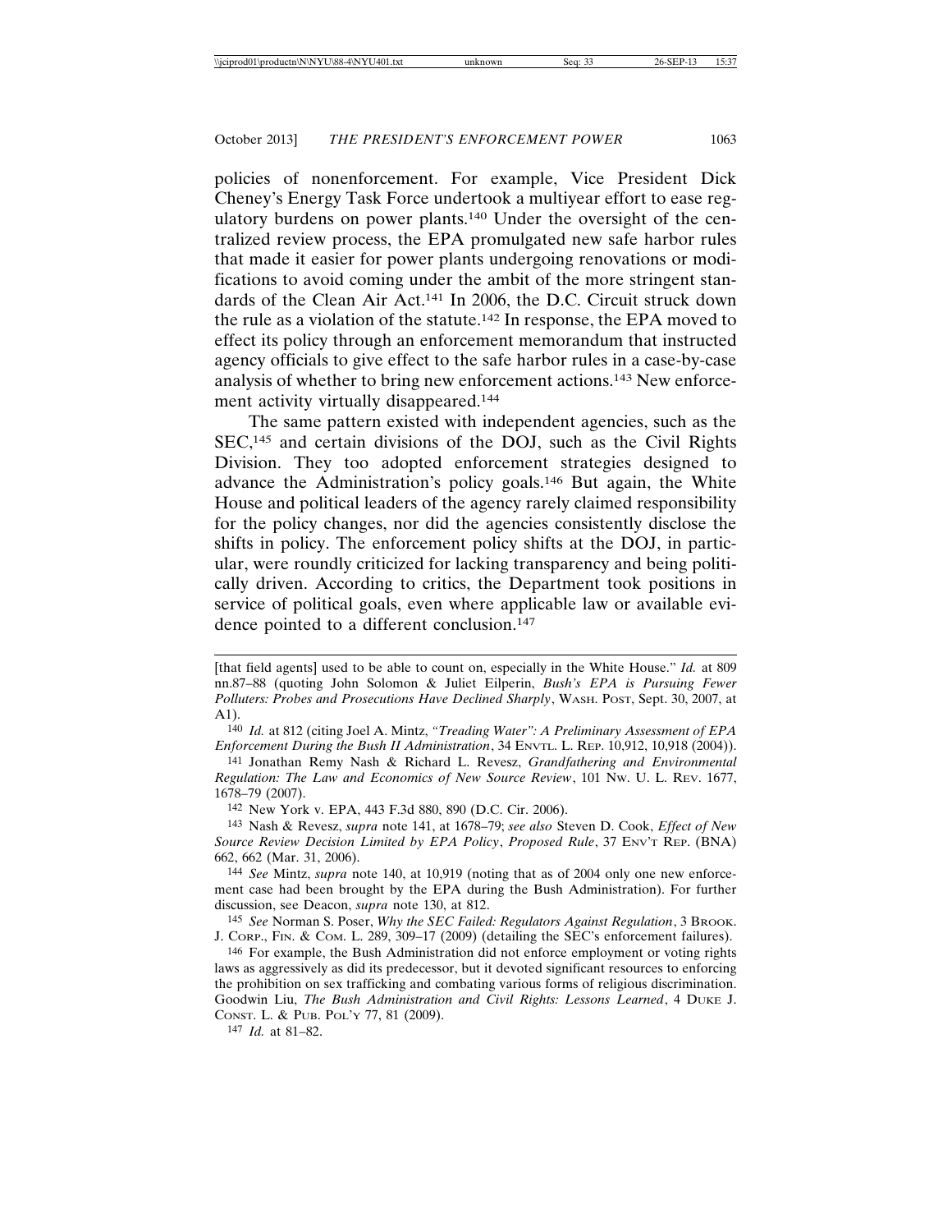policies of nonenforcement. For example, Vice President Dick Cheney's Energy Task Force undertook a multiyear effort to ease regulatory burdens on power plants.[140] Under the oversight of the centralized review process, the EPA promulgated new safe harbor rules that made it easier for power plants undergoing renovations or modifications to avoid coming under the ambit of the more stringent standards of the Clean Air Act.[141] In 2006, the D.C. Circuit struck down the rule as a violation of the statute.[142] In response, the EPA moved to effect its policy through an enforcement memorandum that instructed agency officials to give effect to the safe harbor rules in a case-by-case analysis of whether to bring new enforcement actions.[143] New enforcement activity virtually disappeared.[144]

The same pattern existed with independent agencies, such as the SEC,[145] and certain divisions of the DOJ, such as the Civil Rights Division. They too adopted enforcement strategies designed to advance the Administration's policy goals.[146] But again, the White House and political leaders of the agency rarely claimed responsibility for the policy changes, nor did the agencies consistently disclose the shifts in policy. The enforcement policy shifts at the DOJ, in particular, were roundly criticized for lacking transparency and being politically driven. According to critics, the Department took positions in service of political goals, even where applicable law or available evidence pointed to a different conclusion.[147]

---

[that field agents] used to be able to count on, especially in the White House." *Id.* at 809 nn.87–88 (quoting John Solomon & Juliet Eilperin, *Bush's EPA is Pursuing Fewer Polluters: Probes and Prosecutions Have Declined Sharply*, WASH. POST, Sept. 30, 2007, at A1).

140 *Id.* at 812 (citing Joel A. Mintz, *"Treading Water": A Preliminary Assessment of EPA Enforcement During the Bush II Administration*, 34 ENVTL. L. REP. 10,912, 10,918 (2004)).

141 Jonathan Remy Nash & Richard L. Revesz, *Grandfathering and Environmental Regulation: The Law and Economics of New Source Review*, 101 NW. U. L. REV. 1677, 1678–79 (2007).

142 New York v. EPA, 443 F.3d 880, 890 (D.C. Cir. 2006).

143 Nash & Revesz, *supra* note 141, at 1678–79; *see also* Steven D. Cook, *Effect of New Source Review Decision Limited by EPA Policy*, *Proposed Rule*, 37 ENV'T REP. (BNA) 662, 662 (Mar. 31, 2006).

144 *See* Mintz, *supra* note 140, at 10,919 (noting that as of 2004 only one new enforcement case had been brought by the EPA during the Bush Administration). For further discussion, see Deacon, *supra* note 130, at 812.

145 *See* Norman S. Poser, *Why the SEC Failed: Regulators Against Regulation*, 3 BROOK. J. CORP., FIN. & COM. L. 289, 309–17 (2009) (detailing the SEC's enforcement failures).

146 For example, the Bush Administration did not enforce employment or voting rights laws as aggressively as did its predecessor, but it devoted significant resources to enforcing the prohibition on sex trafficking and combating various forms of religious discrimination. Goodwin Liu, *The Bush Administration and Civil Rights: Lessons Learned*, 4 DUKE J. CONST. L. & PUB. POL'Y 77, 81 (2009).

147 *Id.* at 81–82.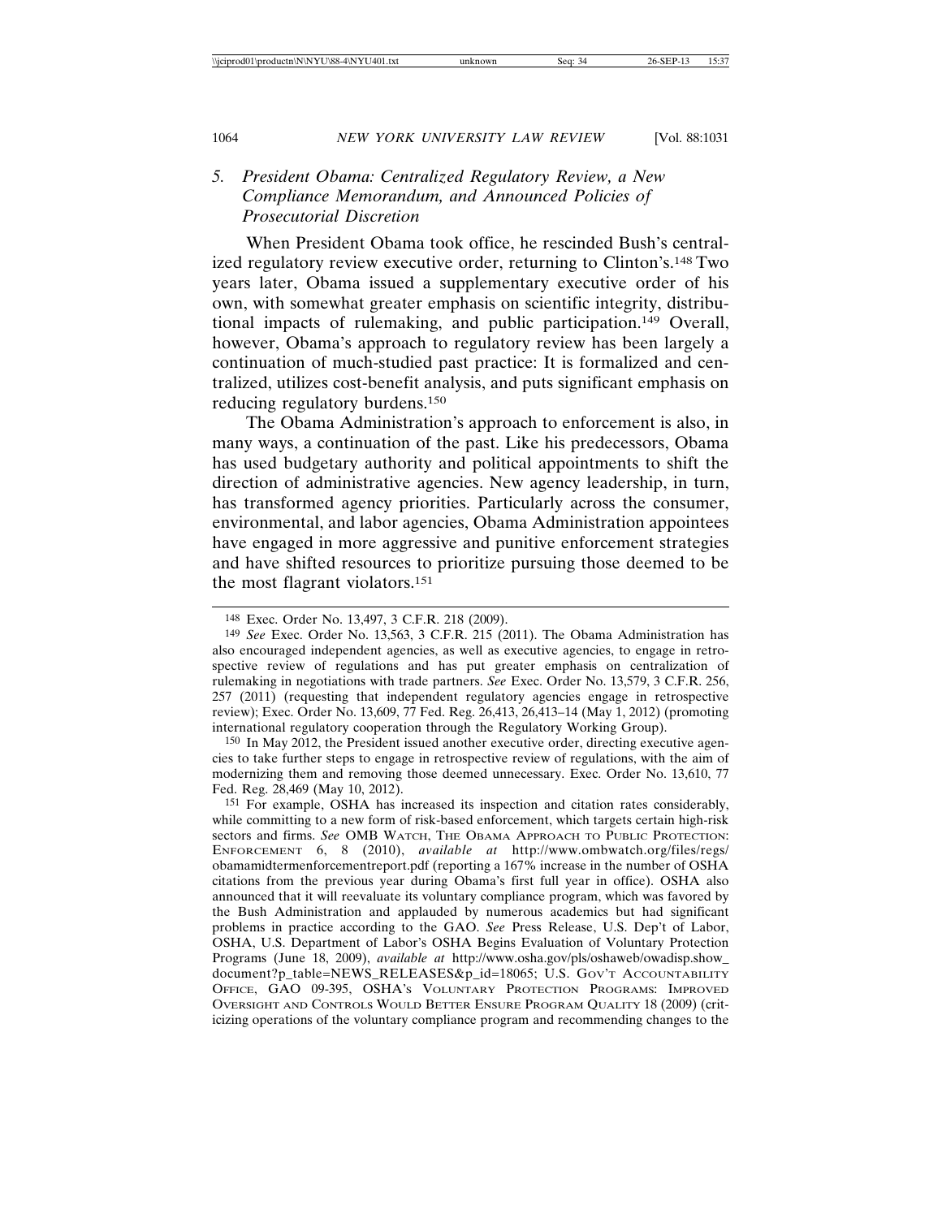### 5. *President Obama: Centralized Regulatory Review, a New Compliance Memorandum, and Announced Policies of Prosecutorial Discretion*

When President Obama took office, he rescinded Bush's centralized regulatory review executive order, returning to Clinton's.[148] Two years later, Obama issued a supplementary executive order of his own, with somewhat greater emphasis on scientific integrity, distributional impacts of rulemaking, and public participation.[149] Overall, however, Obama's approach to regulatory review has been largely a continuation of much-studied past practice: It is formalized and centralized, utilizes cost-benefit analysis, and puts significant emphasis on reducing regulatory burdens.[150]

The Obama Administration's approach to enforcement is also, in many ways, a continuation of the past. Like his predecessors, Obama has used budgetary authority and political appointments to shift the direction of administrative agencies. New agency leadership, in turn, has transformed agency priorities. Particularly across the consumer, environmental, and labor agencies, Obama Administration appointees have engaged in more aggressive and punitive enforcement strategies and have shifted resources to prioritize pursuing those deemed to be the most flagrant violators.[151]

---

148 Exec. Order No. 13,497, 3 C.F.R. 218 (2009).

149 *See* Exec. Order No. 13,563, 3 C.F.R. 215 (2011). The Obama Administration has also encouraged independent agencies, as well as executive agencies, to engage in retrospective review of regulations and has put greater emphasis on centralization of rulemaking in negotiations with trade partners. *See* Exec. Order No. 13,579, 3 C.F.R. 256, 257 (2011) (requesting that independent regulatory agencies engage in retrospective review); Exec. Order No. 13,609, 77 Fed. Reg. 26,413, 26,413–14 (May 1, 2012) (promoting international regulatory cooperation through the Regulatory Working Group).

150 In May 2012, the President issued another executive order, directing executive agencies to take further steps to engage in retrospective review of regulations, with the aim of modernizing them and removing those deemed unnecessary. Exec. Order No. 13,610, 77 Fed. Reg. 28,469 (May 10, 2012).

151 For example, OSHA has increased its inspection and citation rates considerably, while committing to a new form of risk-based enforcement, which targets certain high-risk sectors and firms. *See* OMB WATCH, THE OBAMA APPROACH TO PUBLIC PROTECTION: ENFORCEMENT 6, 8 (2010), *available at* http://www.ombwatch.org/files/regs/obamamidtermenforcementreport.pdf (reporting a 167% increase in the number of OSHA citations from the previous year during Obama's first full year in office). OSHA also announced that it will reevaluate its voluntary compliance program, which was favored by the Bush Administration and applauded by numerous academics but had significant problems in practice according to the GAO. *See* Press Release, U.S. Dep't of Labor, OSHA, U.S. Department of Labor's OSHA Begins Evaluation of Voluntary Protection Programs (June 18, 2009), *available at* http://www.osha.gov/pls/oshaweb/owadisp.show_document?p_table=NEWS_RELEASES&p_id=18065; U.S. GOV'T ACCOUNTABILITY OFFICE, GAO 09-395, OSHA'S VOLUNTARY PROTECTION PROGRAMS: IMPROVED OVERSIGHT AND CONTROLS WOULD BETTER ENSURE PROGRAM QUALITY 18 (2009) (criticizing operations of the voluntary compliance program and recommending changes to the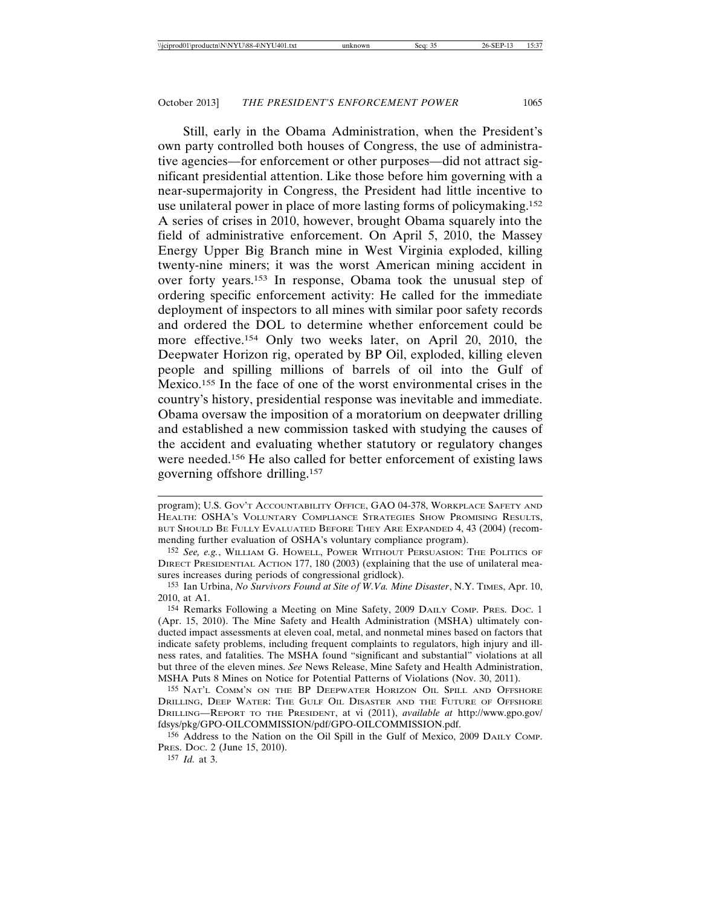Still, early in the Obama Administration, when the President's own party controlled both houses of Congress, the use of administrative agencies—for enforcement or other purposes—did not attract significant presidential attention. Like those before him governing with a near-supermajority in Congress, the President had little incentive to use unilateral power in place of more lasting forms of policymaking.[152] A series of crises in 2010, however, brought Obama squarely into the field of administrative enforcement. On April 5, 2010, the Massey Energy Upper Big Branch mine in West Virginia exploded, killing twenty-nine miners; it was the worst American mining accident in over forty years.[153] In response, Obama took the unusual step of ordering specific enforcement activity: He called for the immediate deployment of inspectors to all mines with similar poor safety records and ordered the DOL to determine whether enforcement could be more effective.[154] Only two weeks later, on April 20, 2010, the Deepwater Horizon rig, operated by BP Oil, exploded, killing eleven people and spilling millions of barrels of oil into the Gulf of Mexico.[155] In the face of one of the worst environmental crises in the country's history, presidential response was inevitable and immediate. Obama oversaw the imposition of a moratorium on deepwater drilling and established a new commission tasked with studying the causes of the accident and evaluating whether statutory or regulatory changes were needed.[156] He also called for better enforcement of existing laws governing offshore drilling.[157]

---

program); U.S. Gov't Accountability Office, GAO 04-378, Workplace Safety and Health: OSHA's Voluntary Compliance Strategies Show Promising Results, but Should Be Fully Evaluated Before They Are Expanded 4, 43 (2004) (recommending further evaluation of OSHA's voluntary compliance program).

[152] *See, e.g.*, William G. Howell, Power Without Persuasion: The Politics of Direct Presidential Action 177, 180 (2003) (explaining that the use of unilateral measures increases during periods of congressional gridlock).

[153] Ian Urbina, *No Survivors Found at Site of W.Va. Mine Disaster*, N.Y. Times, Apr. 10, 2010, at A1.

[154] Remarks Following a Meeting on Mine Safety, 2009 Daily Comp. Pres. Doc. 1 (Apr. 15, 2010). The Mine Safety and Health Administration (MSHA) ultimately conducted impact assessments at eleven coal, metal, and nonmetal mines based on factors that indicate safety problems, including frequent complaints to regulators, high injury and illness rates, and fatalities. The MSHA found "significant and substantial" violations at all but three of the eleven mines. *See* News Release, Mine Safety and Health Administration, MSHA Puts 8 Mines on Notice for Potential Patterns of Violations (Nov. 30, 2011).

[155] Nat'l Comm'n on the BP Deepwater Horizon Oil Spill and Offshore Drilling, Deep Water: The Gulf Oil Disaster and the Future of Offshore Drilling—Report to the President, at vi (2011), *available at* http://www.gpo.gov/fdsys/pkg/GPO-OILCOMMISSION/pdf/GPO-OILCOMMISSION.pdf.

[156] Address to the Nation on the Oil Spill in the Gulf of Mexico, 2009 Daily Comp. Pres. Doc. 2 (June 15, 2010).

[157] *Id.* at 3.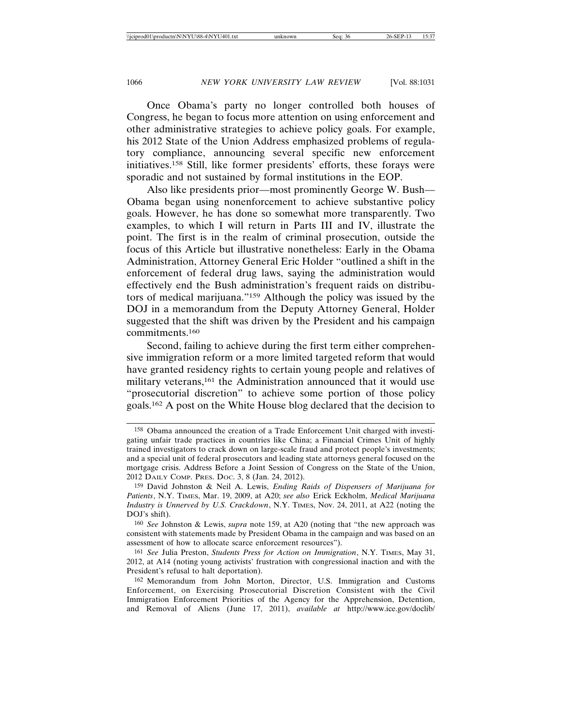Once Obama's party no longer controlled both houses of Congress, he began to focus more attention on using enforcement and other administrative strategies to achieve policy goals. For example, his 2012 State of the Union Address emphasized problems of regulatory compliance, announcing several specific new enforcement initiatives.[158] Still, like former presidents' efforts, these forays were sporadic and not sustained by formal institutions in the EOP.

Also like presidents prior—most prominently George W. Bush—Obama began using nonenforcement to achieve substantive policy goals. However, he has done so somewhat more transparently. Two examples, to which I will return in Parts III and IV, illustrate the point. The first is in the realm of criminal prosecution, outside the focus of this Article but illustrative nonetheless: Early in the Obama Administration, Attorney General Eric Holder "outlined a shift in the enforcement of federal drug laws, saying the administration would effectively end the Bush administration's frequent raids on distributors of medical marijuana."[159] Although the policy was issued by the DOJ in a memorandum from the Deputy Attorney General, Holder suggested that the shift was driven by the President and his campaign commitments.[160]

Second, failing to achieve during the first term either comprehensive immigration reform or a more limited targeted reform that would have granted residency rights to certain young people and relatives of military veterans,[161] the Administration announced that it would use "prosecutorial discretion" to achieve some portion of those policy goals.[162] A post on the White House blog declared that the decision to

---

[158] Obama announced the creation of a Trade Enforcement Unit charged with investigating unfair trade practices in countries like China; a Financial Crimes Unit of highly trained investigators to crack down on large-scale fraud and protect people's investments; and a special unit of federal prosecutors and leading state attorneys general focused on the mortgage crisis. Address Before a Joint Session of Congress on the State of the Union, 2012 DAILY COMP. PRES. DOC. 3, 8 (Jan. 24, 2012).

[159] David Johnston & Neil A. Lewis, *Ending Raids of Dispensers of Marijuana for Patients*, N.Y. TIMES, Mar. 19, 2009, at A20; *see also* Erick Eckholm, *Medical Marijuana Industry is Unnerved by U.S. Crackdown*, N.Y. TIMES, Nov. 24, 2011, at A22 (noting the DOJ's shift).

[160] *See* Johnston & Lewis, *supra* note 159, at A20 (noting that "the new approach was consistent with statements made by President Obama in the campaign and was based on an assessment of how to allocate scarce enforcement resources").

[161] *See* Julia Preston, *Students Press for Action on Immigration*, N.Y. TIMES, May 31, 2012, at A14 (noting young activists' frustration with congressional inaction and with the President's refusal to halt deportation).

[162] Memorandum from John Morton, Director, U.S. Immigration and Customs Enforcement, on Exercising Prosecutorial Discretion Consistent with the Civil Immigration Enforcement Priorities of the Agency for the Apprehension, Detention, and Removal of Aliens (June 17, 2011), *available at* http://www.ice.gov/doclib/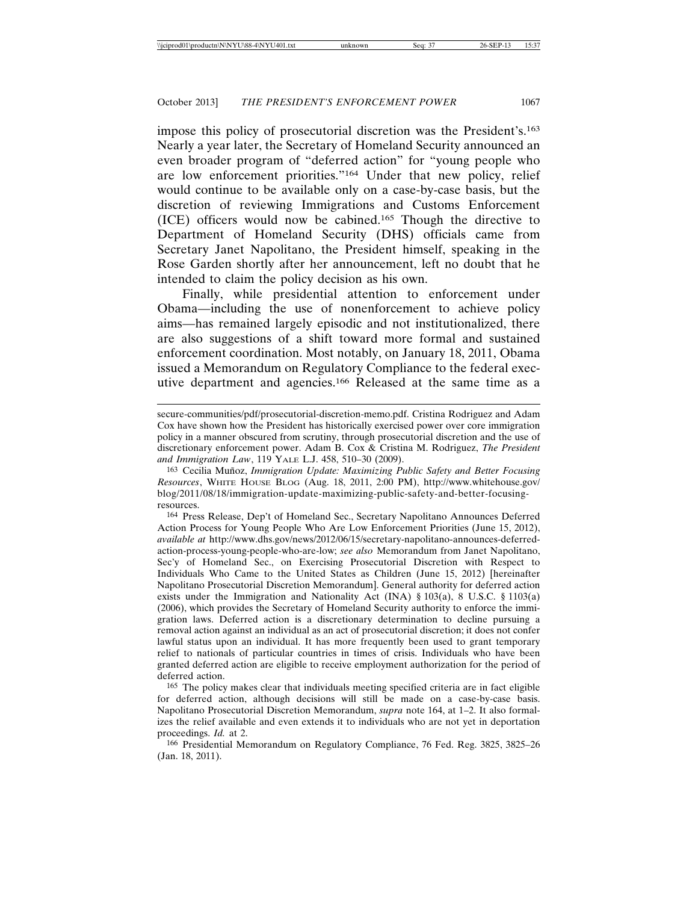impose this policy of prosecutorial discretion was the President's.[163] Nearly a year later, the Secretary of Homeland Security announced an even broader program of "deferred action" for "young people who are low enforcement priorities."[164] Under that new policy, relief would continue to be available only on a case-by-case basis, but the discretion of reviewing Immigrations and Customs Enforcement (ICE) officers would now be cabined.[165] Though the directive to Department of Homeland Security (DHS) officials came from Secretary Janet Napolitano, the President himself, speaking in the Rose Garden shortly after her announcement, left no doubt that he intended to claim the policy decision as his own.

Finally, while presidential attention to enforcement under Obama—including the use of nonenforcement to achieve policy aims—has remained largely episodic and not institutionalized, there are also suggestions of a shift toward more formal and sustained enforcement coordination. Most notably, on January 18, 2011, Obama issued a Memorandum on Regulatory Compliance to the federal executive department and agencies.[166] Released at the same time as a

---

secure-communities/pdf/prosecutorial-discretion-memo.pdf. Cristina Rodriguez and Adam Cox have shown how the President has historically exercised power over core immigration policy in a manner obscured from scrutiny, through prosecutorial discretion and the use of discretionary enforcement power. Adam B. Cox & Cristina M. Rodriguez, *The President and Immigration Law*, 119 YALE L.J. 458, 510–30 (2009).

[163] Cecilia Muñoz, *Immigration Update: Maximizing Public Safety and Better Focusing Resources*, WHITE HOUSE BLOG (Aug. 18, 2011, 2:00 PM), http://www.whitehouse.gov/blog/2011/08/18/immigration-update-maximizing-public-safety-and-better-focusing-resources.

[164] Press Release, Dep't of Homeland Sec., Secretary Napolitano Announces Deferred Action Process for Young People Who Are Low Enforcement Priorities (June 15, 2012), *available at* http://www.dhs.gov/news/2012/06/15/secretary-napolitano-announces-deferred-action-process-young-people-who-are-low; *see also* Memorandum from Janet Napolitano, Sec'y of Homeland Sec., on Exercising Prosecutorial Discretion with Respect to Individuals Who Came to the United States as Children (June 15, 2012) [hereinafter Napolitano Prosecutorial Discretion Memorandum]. General authority for deferred action exists under the Immigration and Nationality Act (INA) § 103(a), 8 U.S.C. § 1103(a) (2006), which provides the Secretary of Homeland Security authority to enforce the immigration laws. Deferred action is a discretionary determination to decline pursuing a removal action against an individual as an act of prosecutorial discretion; it does not confer lawful status upon an individual. It has more frequently been used to grant temporary relief to nationals of particular countries in times of crisis. Individuals who have been granted deferred action are eligible to receive employment authorization for the period of deferred action.

[165] The policy makes clear that individuals meeting specified criteria are in fact eligible for deferred action, although decisions will still be made on a case-by-case basis. Napolitano Prosecutorial Discretion Memorandum, *supra* note 164, at 1–2. It also formalizes the relief available and even extends it to individuals who are not yet in deportation proceedings. *Id.* at 2.

[166] Presidential Memorandum on Regulatory Compliance, 76 Fed. Reg. 3825, 3825–26 (Jan. 18, 2011).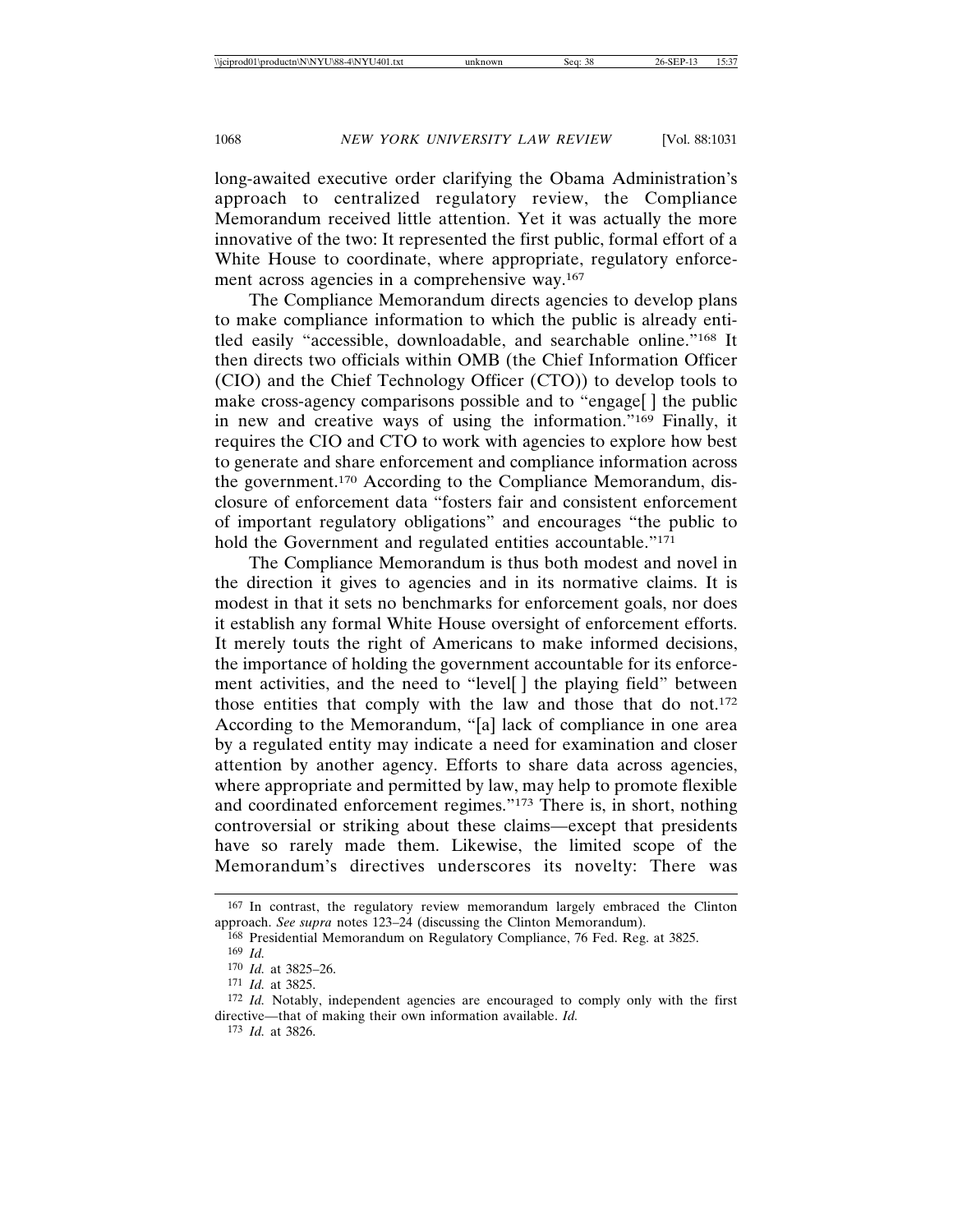long-awaited executive order clarifying the Obama Administration's approach to centralized regulatory review, the Compliance Memorandum received little attention. Yet it was actually the more innovative of the two: It represented the first public, formal effort of a White House to coordinate, where appropriate, regulatory enforcement across agencies in a comprehensive way.[167]

The Compliance Memorandum directs agencies to develop plans to make compliance information to which the public is already entitled easily "accessible, downloadable, and searchable online."[168] It then directs two officials within OMB (the Chief Information Officer (CIO) and the Chief Technology Officer (CTO)) to develop tools to make cross-agency comparisons possible and to "engage[ ] the public in new and creative ways of using the information."[169] Finally, it requires the CIO and CTO to work with agencies to explore how best to generate and share enforcement and compliance information across the government.[170] According to the Compliance Memorandum, disclosure of enforcement data "fosters fair and consistent enforcement of important regulatory obligations" and encourages "the public to hold the Government and regulated entities accountable."[171]

The Compliance Memorandum is thus both modest and novel in the direction it gives to agencies and in its normative claims. It is modest in that it sets no benchmarks for enforcement goals, nor does it establish any formal White House oversight of enforcement efforts. It merely touts the right of Americans to make informed decisions, the importance of holding the government accountable for its enforcement activities, and the need to "level[ ] the playing field" between those entities that comply with the law and those that do not.[172] According to the Memorandum, "[a] lack of compliance in one area by a regulated entity may indicate a need for examination and closer attention by another agency. Efforts to share data across agencies, where appropriate and permitted by law, may help to promote flexible and coordinated enforcement regimes."[173] There is, in short, nothing controversial or striking about these claims—except that presidents have so rarely made them. Likewise, the limited scope of the Memorandum's directives underscores its novelty: There was

---

167 In contrast, the regulatory review memorandum largely embraced the Clinton approach. *See supra* notes 123–24 (discussing the Clinton Memorandum).

168 Presidential Memorandum on Regulatory Compliance, 76 Fed. Reg. at 3825.

169 *Id.*

170 *Id.* at 3825–26.

171 *Id.* at 3825.

172 *Id.* Notably, independent agencies are encouraged to comply only with the first directive—that of making their own information available. *Id.*

173 *Id.* at 3826.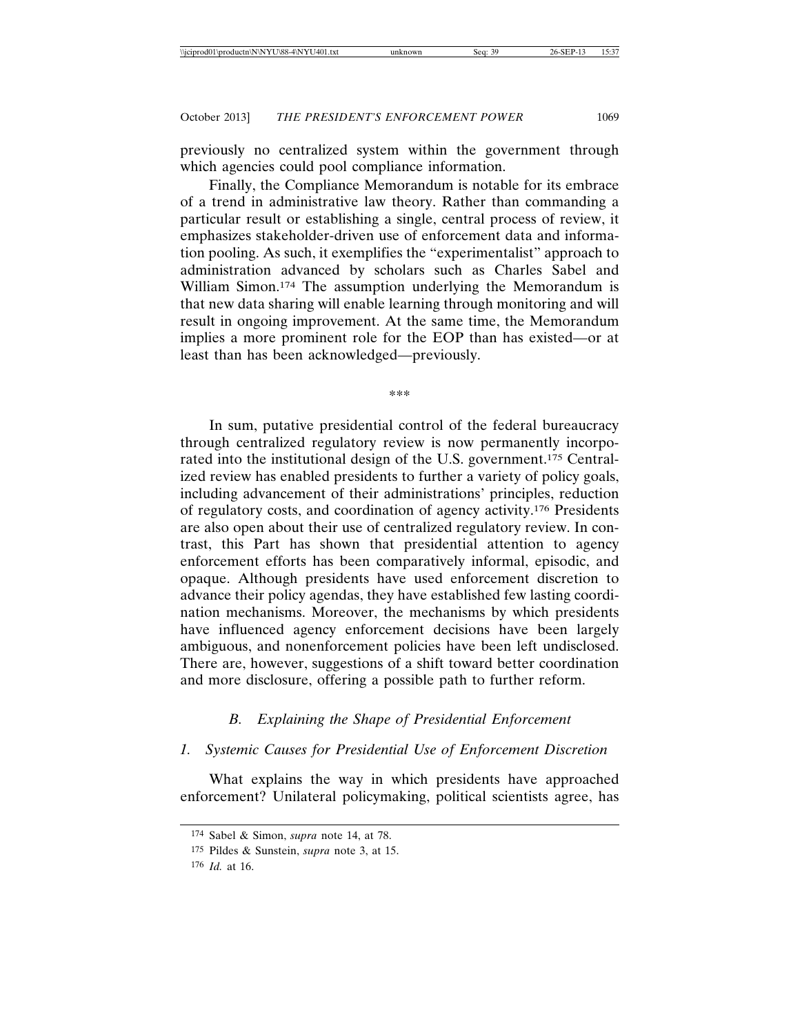previously no centralized system within the government through which agencies could pool compliance information.

Finally, the Compliance Memorandum is notable for its embrace of a trend in administrative law theory. Rather than commanding a particular result or establishing a single, central process of review, it emphasizes stakeholder-driven use of enforcement data and information pooling. As such, it exemplifies the "experimentalist" approach to administration advanced by scholars such as Charles Sabel and William Simon.[174] The assumption underlying the Memorandum is that new data sharing will enable learning through monitoring and will result in ongoing improvement. At the same time, the Memorandum implies a more prominent role for the EOP than has existed—or at least than has been acknowledged—previously.

\*\*\*

In sum, putative presidential control of the federal bureaucracy through centralized regulatory review is now permanently incorporated into the institutional design of the U.S. government.[175] Centralized review has enabled presidents to further a variety of policy goals, including advancement of their administrations' principles, reduction of regulatory costs, and coordination of agency activity.[176] Presidents are also open about their use of centralized regulatory review. In contrast, this Part has shown that presidential attention to agency enforcement efforts has been comparatively informal, episodic, and opaque. Although presidents have used enforcement discretion to advance their policy agendas, they have established few lasting coordination mechanisms. Moreover, the mechanisms by which presidents have influenced agency enforcement decisions have been largely ambiguous, and nonenforcement policies have been left undisclosed. There are, however, suggestions of a shift toward better coordination and more disclosure, offering a possible path to further reform.

### *B. Explaining the Shape of Presidential Enforcement*

#### *1. Systemic Causes for Presidential Use of Enforcement Discretion*

What explains the way in which presidents have approached enforcement? Unilateral policymaking, political scientists agree, has

---

[174] Sabel & Simon, *supra* note 14, at 78.

[175] Pildes & Sunstein, *supra* note 3, at 15.

[176] *Id.* at 16.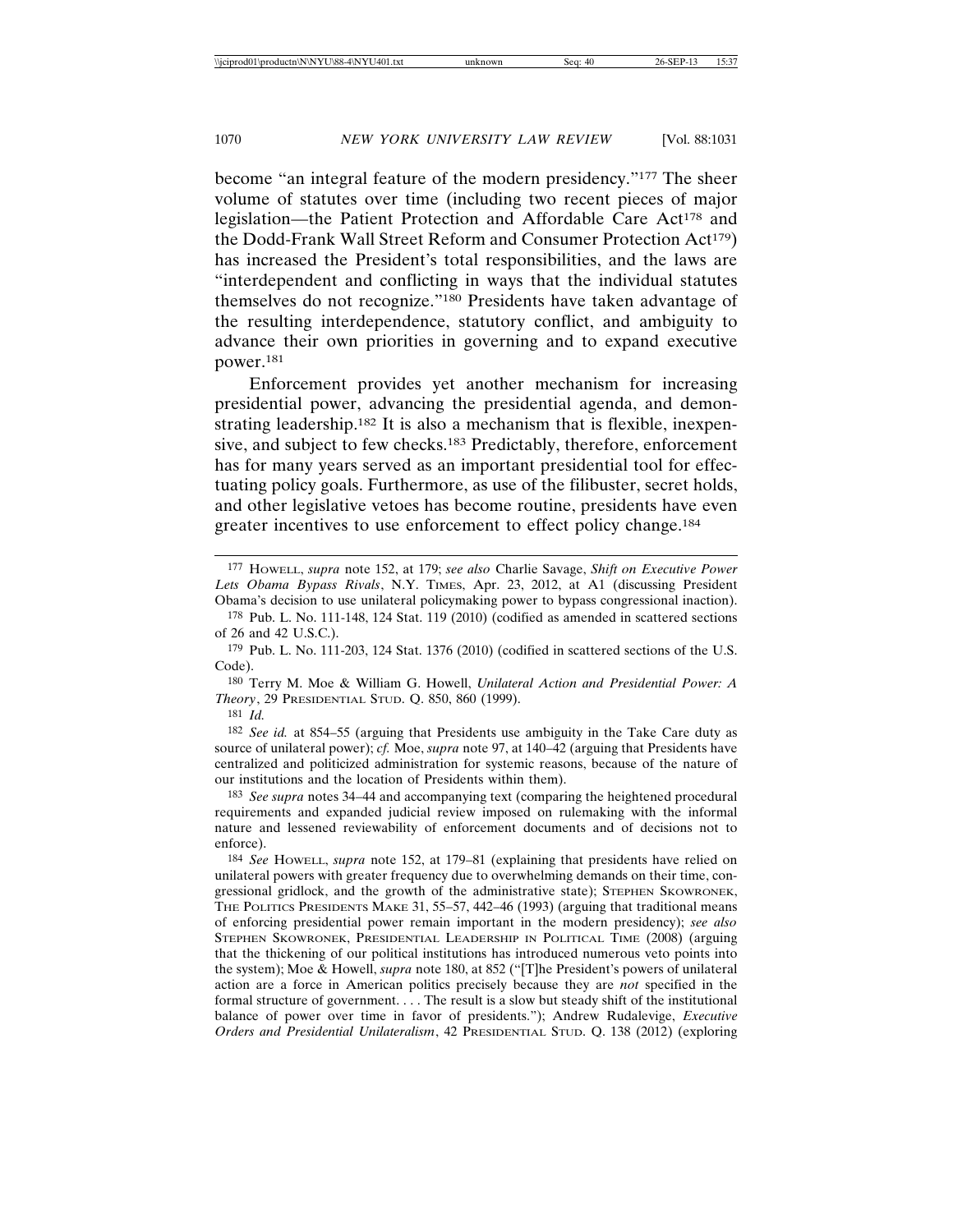become "an integral feature of the modern presidency."[177] The sheer volume of statutes over time (including two recent pieces of major legislation—the Patient Protection and Affordable Care Act[178] and the Dodd-Frank Wall Street Reform and Consumer Protection Act[179]) has increased the President's total responsibilities, and the laws are "interdependent and conflicting in ways that the individual statutes themselves do not recognize."[180] Presidents have taken advantage of the resulting interdependence, statutory conflict, and ambiguity to advance their own priorities in governing and to expand executive power.[181]

Enforcement provides yet another mechanism for increasing presidential power, advancing the presidential agenda, and demonstrating leadership.[182] It is also a mechanism that is flexible, inexpensive, and subject to few checks.[183] Predictably, therefore, enforcement has for many years served as an important presidential tool for effectuating policy goals. Furthermore, as use of the filibuster, secret holds, and other legislative vetoes has become routine, presidents have even greater incentives to use enforcement to effect policy change.[184]

---

177 HOWELL, *supra* note 152, at 179; *see also* Charlie Savage, *Shift on Executive Power Lets Obama Bypass Rivals*, N.Y. TIMES, Apr. 23, 2012, at A1 (discussing President Obama's decision to use unilateral policymaking power to bypass congressional inaction).

178 Pub. L. No. 111-148, 124 Stat. 119 (2010) (codified as amended in scattered sections of 26 and 42 U.S.C.).

179 Pub. L. No. 111-203, 124 Stat. 1376 (2010) (codified in scattered sections of the U.S. Code).

180 Terry M. Moe & William G. Howell, *Unilateral Action and Presidential Power: A Theory*, 29 PRESIDENTIAL STUD. Q. 850, 860 (1999).

181 *Id.*

182 *See id.* at 854–55 (arguing that Presidents use ambiguity in the Take Care duty as source of unilateral power); *cf.* Moe, *supra* note 97, at 140–42 (arguing that Presidents have centralized and politicized administration for systemic reasons, because of the nature of our institutions and the location of Presidents within them).

183 *See supra* notes 34–44 and accompanying text (comparing the heightened procedural requirements and expanded judicial review imposed on rulemaking with the informal nature and lessened reviewability of enforcement documents and of decisions not to enforce).

184 *See* HOWELL, *supra* note 152, at 179–81 (explaining that presidents have relied on unilateral powers with greater frequency due to overwhelming demands on their time, congressional gridlock, and the growth of the administrative state); STEPHEN SKOWRONEK, THE POLITICS PRESIDENTS MAKE 31, 55–57, 442–46 (1993) (arguing that traditional means of enforcing presidential power remain important in the modern presidency); *see also* STEPHEN SKOWRONEK, PRESIDENTIAL LEADERSHIP IN POLITICAL TIME (2008) (arguing that the thickening of our political institutions has introduced numerous veto points into the system); Moe & Howell, *supra* note 180, at 852 ("[T]he President's powers of unilateral action are a force in American politics precisely because they are *not* specified in the formal structure of government. . . . The result is a slow but steady shift of the institutional balance of power over time in favor of presidents."); Andrew Rudalevige, *Executive Orders and Presidential Unilateralism*, 42 PRESIDENTIAL STUD. Q. 138 (2012) (exploring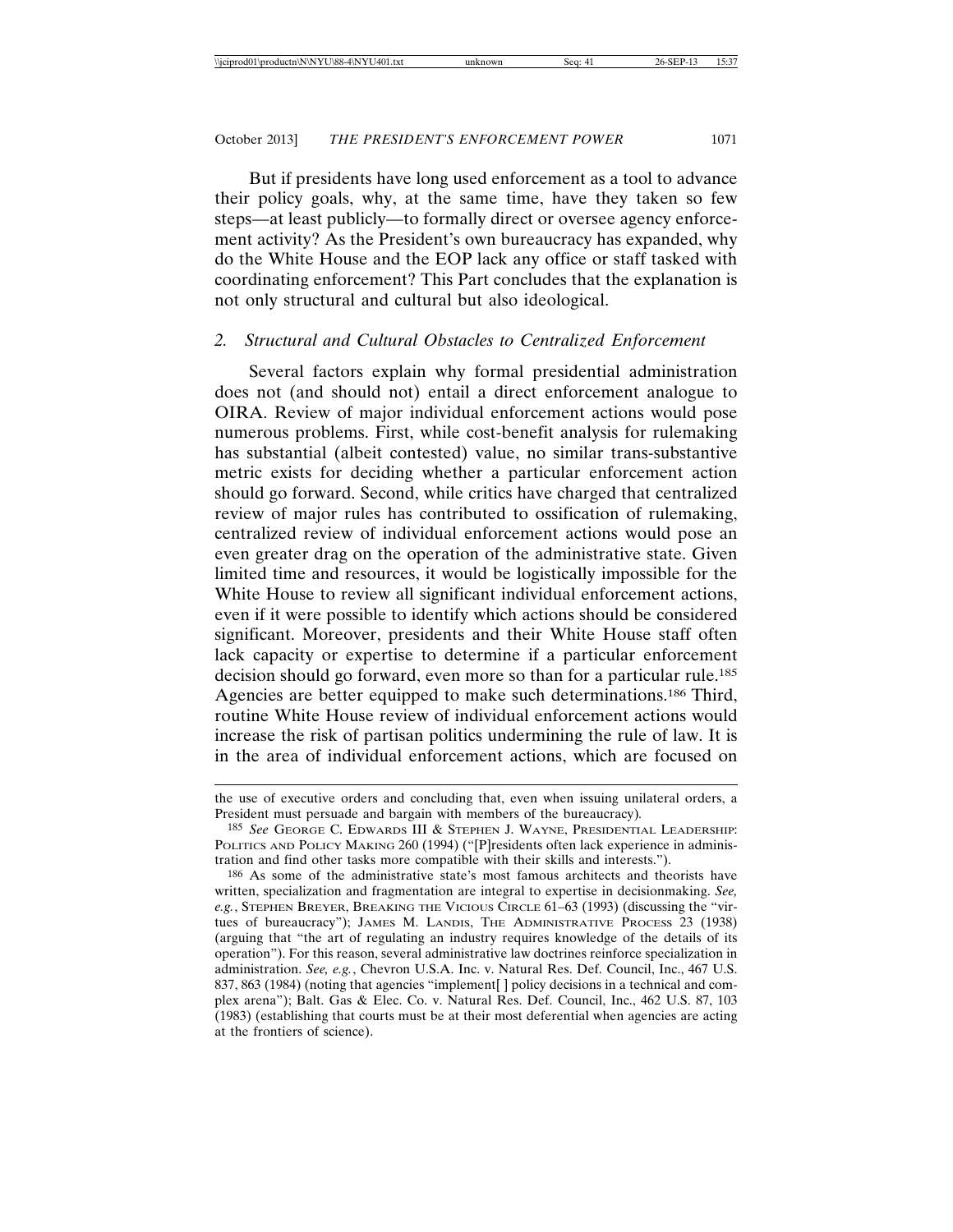But if presidents have long used enforcement as a tool to advance their policy goals, why, at the same time, have they taken so few steps—at least publicly—to formally direct or oversee agency enforcement activity? As the President's own bureaucracy has expanded, why do the White House and the EOP lack any office or staff tasked with coordinating enforcement? This Part concludes that the explanation is not only structural and cultural but also ideological.

### 2. *Structural and Cultural Obstacles to Centralized Enforcement*

Several factors explain why formal presidential administration does not (and should not) entail a direct enforcement analogue to OIRA. Review of major individual enforcement actions would pose numerous problems. First, while cost-benefit analysis for rulemaking has substantial (albeit contested) value, no similar trans-substantive metric exists for deciding whether a particular enforcement action should go forward. Second, while critics have charged that centralized review of major rules has contributed to ossification of rulemaking, centralized review of individual enforcement actions would pose an even greater drag on the operation of the administrative state. Given limited time and resources, it would be logistically impossible for the White House to review all significant individual enforcement actions, even if it were possible to identify which actions should be considered significant. Moreover, presidents and their White House staff often lack capacity or expertise to determine if a particular enforcement decision should go forward, even more so than for a particular rule.[185] Agencies are better equipped to make such determinations.[186] Third, routine White House review of individual enforcement actions would increase the risk of partisan politics undermining the rule of law. It is in the area of individual enforcement actions, which are focused on

---

the use of executive orders and concluding that, even when issuing unilateral orders, a President must persuade and bargain with members of the bureaucracy).

[185] *See* George C. Edwards III & Stephen J. Wayne, Presidential Leadership: Politics and Policy Making 260 (1994) ("[P]residents often lack experience in administration and find other tasks more compatible with their skills and interests.").

[186] As some of the administrative state's most famous architects and theorists have written, specialization and fragmentation are integral to expertise in decisionmaking. *See, e.g.*, Stephen Breyer, Breaking the Vicious Circle 61–63 (1993) (discussing the "virtues of bureaucracy"); James M. Landis, The Administrative Process 23 (1938) (arguing that "the art of regulating an industry requires knowledge of the details of its operation"). For this reason, several administrative law doctrines reinforce specialization in administration. *See, e.g.*, Chevron U.S.A. Inc. v. Natural Res. Def. Council, Inc., 467 U.S. 837, 863 (1984) (noting that agencies "implement[ ] policy decisions in a technical and complex arena"); Balt. Gas & Elec. Co. v. Natural Res. Def. Council, Inc., 462 U.S. 87, 103 (1983) (establishing that courts must be at their most deferential when agencies are acting at the frontiers of science).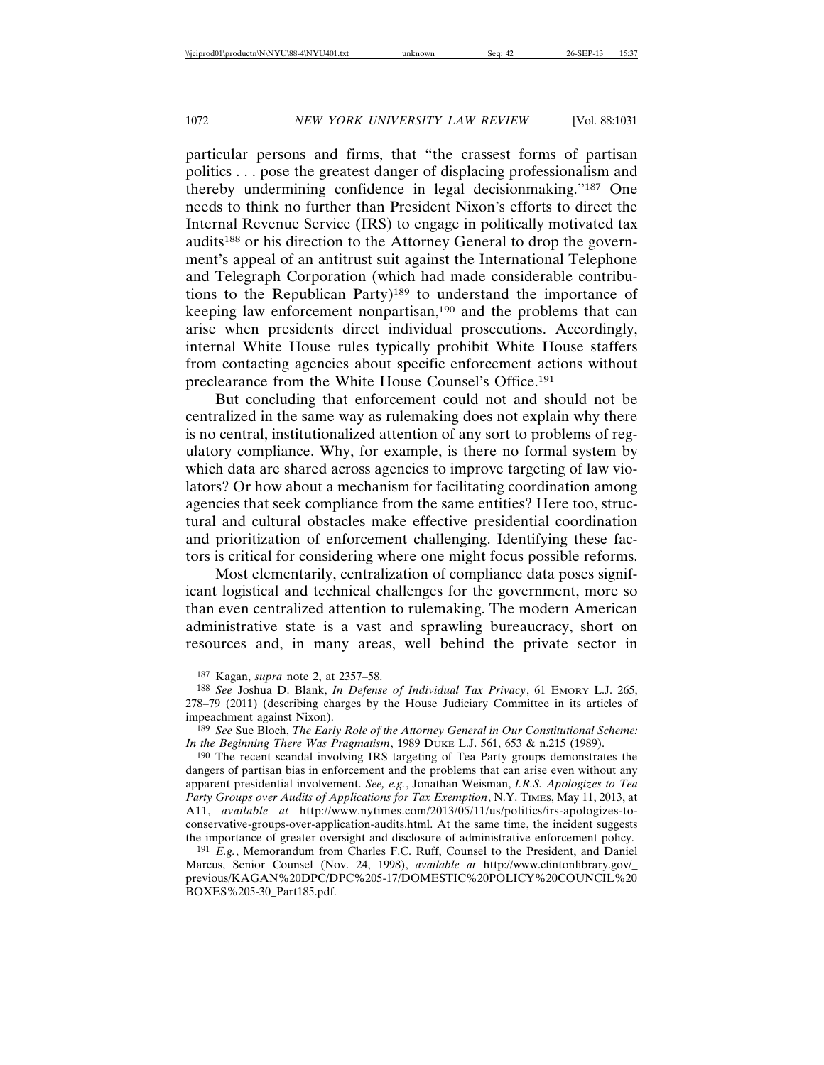particular persons and firms, that "the crassest forms of partisan politics . . . pose the greatest danger of displacing professionalism and thereby undermining confidence in legal decisionmaking."[187] One needs to think no further than President Nixon's efforts to direct the Internal Revenue Service (IRS) to engage in politically motivated tax audits[188] or his direction to the Attorney General to drop the government's appeal of an antitrust suit against the International Telephone and Telegraph Corporation (which had made considerable contributions to the Republican Party)[189] to understand the importance of keeping law enforcement nonpartisan,[190] and the problems that can arise when presidents direct individual prosecutions. Accordingly, internal White House rules typically prohibit White House staffers from contacting agencies about specific enforcement actions without preclearance from the White House Counsel's Office.[191]

But concluding that enforcement could not and should not be centralized in the same way as rulemaking does not explain why there is no central, institutionalized attention of any sort to problems of regulatory compliance. Why, for example, is there no formal system by which data are shared across agencies to improve targeting of law violators? Or how about a mechanism for facilitating coordination among agencies that seek compliance from the same entities? Here too, structural and cultural obstacles make effective presidential coordination and prioritization of enforcement challenging. Identifying these factors is critical for considering where one might focus possible reforms.

Most elementarily, centralization of compliance data poses significant logistical and technical challenges for the government, more so than even centralized attention to rulemaking. The modern American administrative state is a vast and sprawling bureaucracy, short on resources and, in many areas, well behind the private sector in

---

[187] Kagan, *supra* note 2, at 2357–58.

[188] *See* Joshua D. Blank, *In Defense of Individual Tax Privacy*, 61 EMORY L.J. 265, 278–79 (2011) (describing charges by the House Judiciary Committee in its articles of impeachment against Nixon).

[189] *See* Sue Bloch, *The Early Role of the Attorney General in Our Constitutional Scheme: In the Beginning There Was Pragmatism*, 1989 DUKE L.J. 561, 653 & n.215 (1989).

[190] The recent scandal involving IRS targeting of Tea Party groups demonstrates the dangers of partisan bias in enforcement and the problems that can arise even without any apparent presidential involvement. *See, e.g.*, Jonathan Weisman, *I.R.S. Apologizes to Tea Party Groups over Audits of Applications for Tax Exemption*, N.Y. TIMES, May 11, 2013, at A11, *available at* http://www.nytimes.com/2013/05/11/us/politics/irs-apologizes-to-conservative-groups-over-application-audits.html. At the same time, the incident suggests the importance of greater oversight and disclosure of administrative enforcement policy.

[191] *E.g.*, Memorandum from Charles F.C. Ruff, Counsel to the President, and Daniel Marcus, Senior Counsel (Nov. 24, 1998), *available at* http://www.clintonlibrary.gov/_previous/KAGAN%20DPC/DPC%205-17/DOMESTIC%20POLICY%20COUNCIL%20BOXES%205-30_Part185.pdf.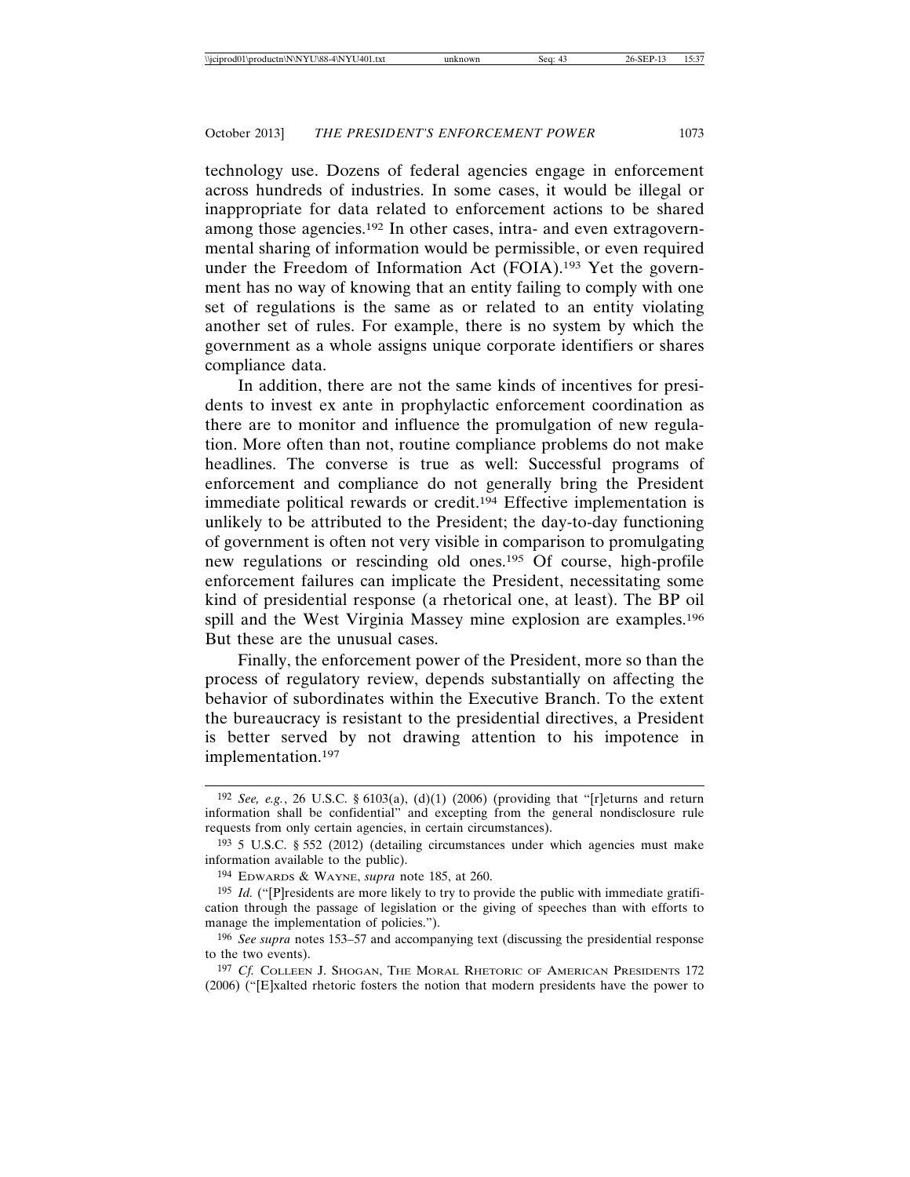technology use. Dozens of federal agencies engage in enforcement across hundreds of industries. In some cases, it would be illegal or inappropriate for data related to enforcement actions to be shared among those agencies.[192] In other cases, intra- and even extragovernmental sharing of information would be permissible, or even required under the Freedom of Information Act (FOIA).[193] Yet the government has no way of knowing that an entity failing to comply with one set of regulations is the same as or related to an entity violating another set of rules. For example, there is no system by which the government as a whole assigns unique corporate identifiers or shares compliance data.

In addition, there are not the same kinds of incentives for presidents to invest ex ante in prophylactic enforcement coordination as there are to monitor and influence the promulgation of new regulation. More often than not, routine compliance problems do not make headlines. The converse is true as well: Successful programs of enforcement and compliance do not generally bring the President immediate political rewards or credit.[194] Effective implementation is unlikely to be attributed to the President; the day-to-day functioning of government is often not very visible in comparison to promulgating new regulations or rescinding old ones.[195] Of course, high-profile enforcement failures can implicate the President, necessitating some kind of presidential response (a rhetorical one, at least). The BP oil spill and the West Virginia Massey mine explosion are examples.[196] But these are the unusual cases.

Finally, the enforcement power of the President, more so than the process of regulatory review, depends substantially on affecting the behavior of subordinates within the Executive Branch. To the extent the bureaucracy is resistant to the presidential directives, a President is better served by not drawing attention to his impotence in implementation.[197]

---

192 *See, e.g.*, 26 U.S.C. § 6103(a), (d)(1) (2006) (providing that "[r]eturns and return information shall be confidential" and excepting from the general nondisclosure rule requests from only certain agencies, in certain circumstances).

193 5 U.S.C. § 552 (2012) (detailing circumstances under which agencies must make information available to the public).

194 EDWARDS & WAYNE, *supra* note 185, at 260.

195 *Id.* ("[P]residents are more likely to try to provide the public with immediate gratification through the passage of legislation or the giving of speeches than with efforts to manage the implementation of policies.").

196 *See supra* notes 153–57 and accompanying text (discussing the presidential response to the two events).

197 *Cf.* COLLEEN J. SHOGAN, THE MORAL RHETORIC OF AMERICAN PRESIDENTS 172 (2006) ("[E]xalted rhetoric fosters the notion that modern presidents have the power to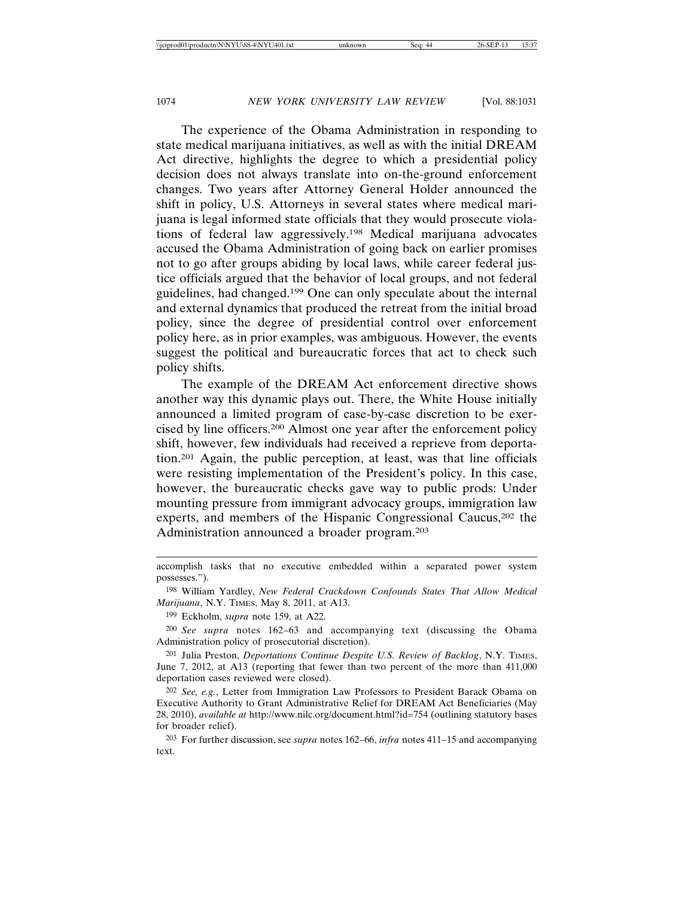The experience of the Obama Administration in responding to state medical marijuana initiatives, as well as with the initial DREAM Act directive, highlights the degree to which a presidential policy decision does not always translate into on-the-ground enforcement changes. Two years after Attorney General Holder announced the shift in policy, U.S. Attorneys in several states where medical marijuana is legal informed state officials that they would prosecute violations of federal law aggressively.[198] Medical marijuana advocates accused the Obama Administration of going back on earlier promises not to go after groups abiding by local laws, while career federal justice officials argued that the behavior of local groups, and not federal guidelines, had changed.[199] One can only speculate about the internal and external dynamics that produced the retreat from the initial broad policy, since the degree of presidential control over enforcement policy here, as in prior examples, was ambiguous. However, the events suggest the political and bureaucratic forces that act to check such policy shifts.

The example of the DREAM Act enforcement directive shows another way this dynamic plays out. There, the White House initially announced a limited program of case-by-case discretion to be exercised by line officers.[200] Almost one year after the enforcement policy shift, however, few individuals had received a reprieve from deportation.[201] Again, the public perception, at least, was that line officials were resisting implementation of the President's policy. In this case, however, the bureaucratic checks gave way to public prods: Under mounting pressure from immigrant advocacy groups, immigration law experts, and members of the Hispanic Congressional Caucus,[202] the Administration announced a broader program.[203]

---

accomplish tasks that no executive embedded within a separated power system possesses.").

[198] William Yardley, *New Federal Crackdown Confounds States That Allow Medical Marijuana*, N.Y. TIMES, May 8, 2011, at A13.

[199] Eckholm, *supra* note 159, at A22.

[200] *See supra* notes 162–63 and accompanying text (discussing the Obama Administration policy of prosecutorial discretion).

[201] Julia Preston, *Deportations Continue Despite U.S. Review of Backlog*, N.Y. TIMES, June 7, 2012, at A13 (reporting that fewer than two percent of the more than 411,000 deportation cases reviewed were closed).

[202] *See, e.g.*, Letter from Immigration Law Professors to President Barack Obama on Executive Authority to Grant Administrative Relief for DREAM Act Beneficiaries (May 28, 2010), *available at* http://www.nilc.org/document.html?id=754 (outlining statutory bases for broader relief).

[203] For further discussion, see *supra* notes 162–66, *infra* notes 411–15 and accompanying text.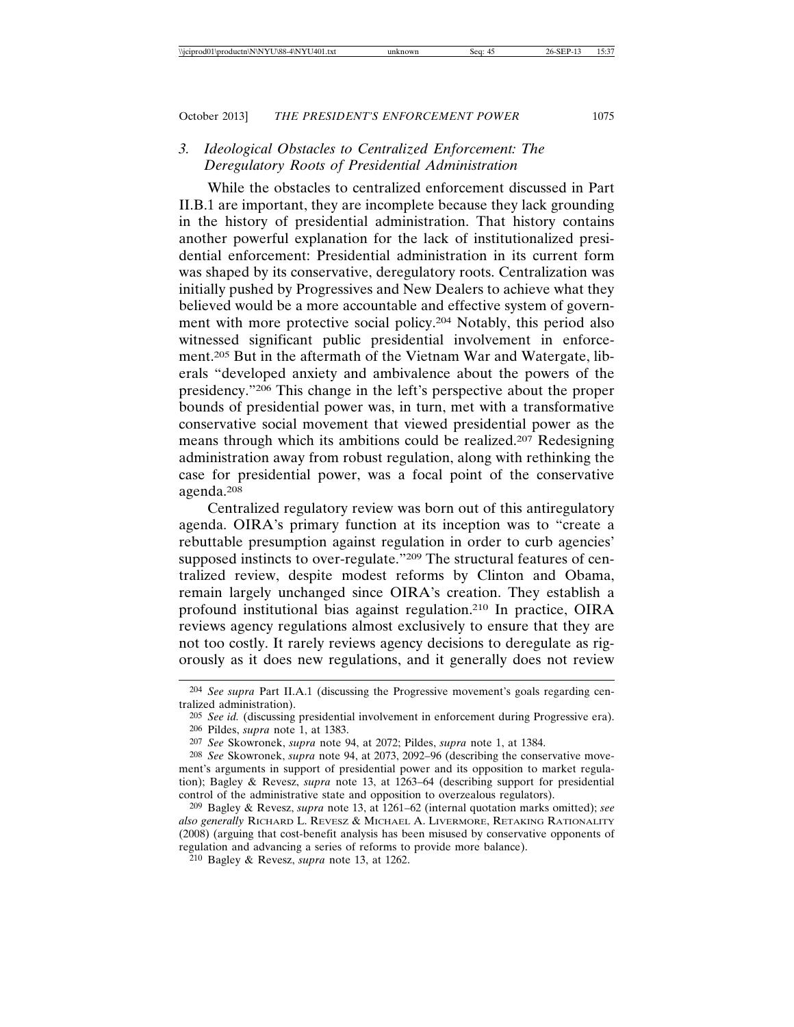### 3. *Ideological Obstacles to Centralized Enforcement: The Deregulatory Roots of Presidential Administration*

While the obstacles to centralized enforcement discussed in Part II.B.1 are important, they are incomplete because they lack grounding in the history of presidential administration. That history contains another powerful explanation for the lack of institutionalized presidential enforcement: Presidential administration in its current form was shaped by its conservative, deregulatory roots. Centralization was initially pushed by Progressives and New Dealers to achieve what they believed would be a more accountable and effective system of government with more protective social policy.[204] Notably, this period also witnessed significant public presidential involvement in enforcement.[205] But in the aftermath of the Vietnam War and Watergate, liberals "developed anxiety and ambivalence about the powers of the presidency."[206] This change in the left's perspective about the proper bounds of presidential power was, in turn, met with a transformative conservative social movement that viewed presidential power as the means through which its ambitions could be realized.[207] Redesigning administration away from robust regulation, along with rethinking the case for presidential power, was a focal point of the conservative agenda.[208]

Centralized regulatory review was born out of this antiregulatory agenda. OIRA's primary function at its inception was to "create a rebuttable presumption against regulation in order to curb agencies' supposed instincts to over-regulate."[209] The structural features of centralized review, despite modest reforms by Clinton and Obama, remain largely unchanged since OIRA's creation. They establish a profound institutional bias against regulation.[210] In practice, OIRA reviews agency regulations almost exclusively to ensure that they are not too costly. It rarely reviews agency decisions to deregulate as rigorously as it does new regulations, and it generally does not review

---

[204] *See supra* Part II.A.1 (discussing the Progressive movement's goals regarding centralized administration).

[205] *See id.* (discussing presidential involvement in enforcement during Progressive era).

[206] Pildes, *supra* note 1, at 1383.

[207] *See* Skowronek, *supra* note 94, at 2072; Pildes, *supra* note 1, at 1384.

[208] *See* Skowronek, *supra* note 94, at 2073, 2092–96 (describing the conservative movement's arguments in support of presidential power and its opposition to market regulation); Bagley & Revesz, *supra* note 13, at 1263–64 (describing support for presidential control of the administrative state and opposition to overzealous regulators).

[209] Bagley & Revesz, *supra* note 13, at 1261–62 (internal quotation marks omitted); *see also generally* RICHARD L. REVESZ & MICHAEL A. LIVERMORE, RETAKING RATIONALITY (2008) (arguing that cost-benefit analysis has been misused by conservative opponents of regulation and advancing a series of reforms to provide more balance).

[210] Bagley & Revesz, *supra* note 13, at 1262.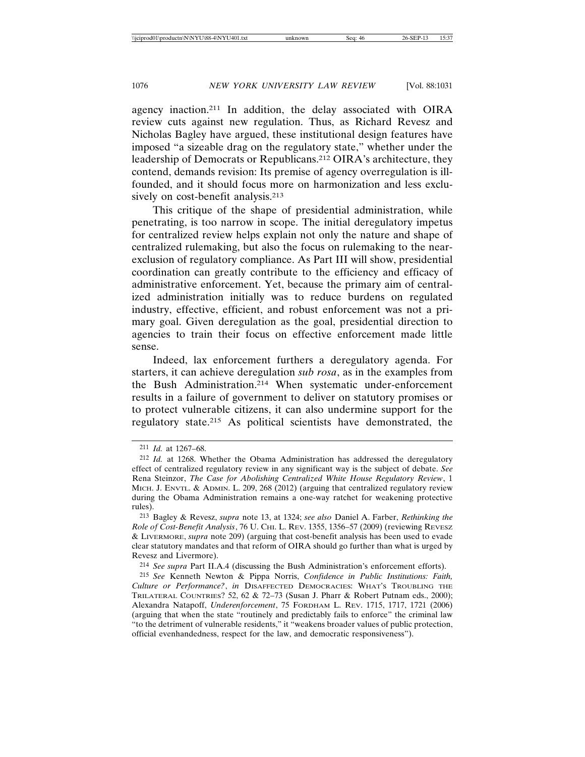agency inaction.[211] In addition, the delay associated with OIRA review cuts against new regulation. Thus, as Richard Revesz and Nicholas Bagley have argued, these institutional design features have imposed "a sizeable drag on the regulatory state," whether under the leadership of Democrats or Republicans.[212] OIRA's architecture, they contend, demands revision: Its premise of agency overregulation is ill-founded, and it should focus more on harmonization and less exclusively on cost-benefit analysis.[213]

This critique of the shape of presidential administration, while penetrating, is too narrow in scope. The initial deregulatory impetus for centralized review helps explain not only the nature and shape of centralized rulemaking, but also the focus on rulemaking to the near-exclusion of regulatory compliance. As Part III will show, presidential coordination can greatly contribute to the efficiency and efficacy of administrative enforcement. Yet, because the primary aim of centralized administration initially was to reduce burdens on regulated industry, effective, efficient, and robust enforcement was not a primary goal. Given deregulation as the goal, presidential direction to agencies to train their focus on effective enforcement made little sense.

Indeed, lax enforcement furthers a deregulatory agenda. For starters, it can achieve deregulation *sub rosa*, as in the examples from the Bush Administration.[214] When systematic under-enforcement results in a failure of government to deliver on statutory promises or to protect vulnerable citizens, it can also undermine support for the regulatory state.[215] As political scientists have demonstrated, the

---

[211] *Id.* at 1267–68.

[212] *Id.* at 1268. Whether the Obama Administration has addressed the deregulatory effect of centralized regulatory review in any significant way is the subject of debate. *See* Rena Steinzor, *The Case for Abolishing Centralized White House Regulatory Review*, 1 MICH. J. ENVTL. & ADMIN. L. 209, 268 (2012) (arguing that centralized regulatory review during the Obama Administration remains a one-way ratchet for weakening protective rules).

[213] Bagley & Revesz, *supra* note 13, at 1324; *see also* Daniel A. Farber, *Rethinking the Role of Cost-Benefit Analysis*, 76 U. CHI. L. REV. 1355, 1356–57 (2009) (reviewing REVESZ & LIVERMORE, *supra* note 209) (arguing that cost-benefit analysis has been used to evade clear statutory mandates and that reform of OIRA should go further than what is urged by Revesz and Livermore).

[214] *See supra* Part II.A.4 (discussing the Bush Administration's enforcement efforts).

[215] *See* Kenneth Newton & Pippa Norris, *Confidence in Public Institutions: Faith, Culture or Performance?*, *in* DISAFFECTED DEMOCRACIES: WHAT'S TROUBLING THE TRILATERAL COUNTRIES? 52, 62 & 72–73 (Susan J. Pharr & Robert Putnam eds., 2000); Alexandra Natapoff, *Underenforcement*, 75 FORDHAM L. REV. 1715, 1717, 1721 (2006) (arguing that when the state "routinely and predictably fails to enforce" the criminal law "to the detriment of vulnerable residents," it "weakens broader values of public protection, official evenhandedness, respect for the law, and democratic responsiveness").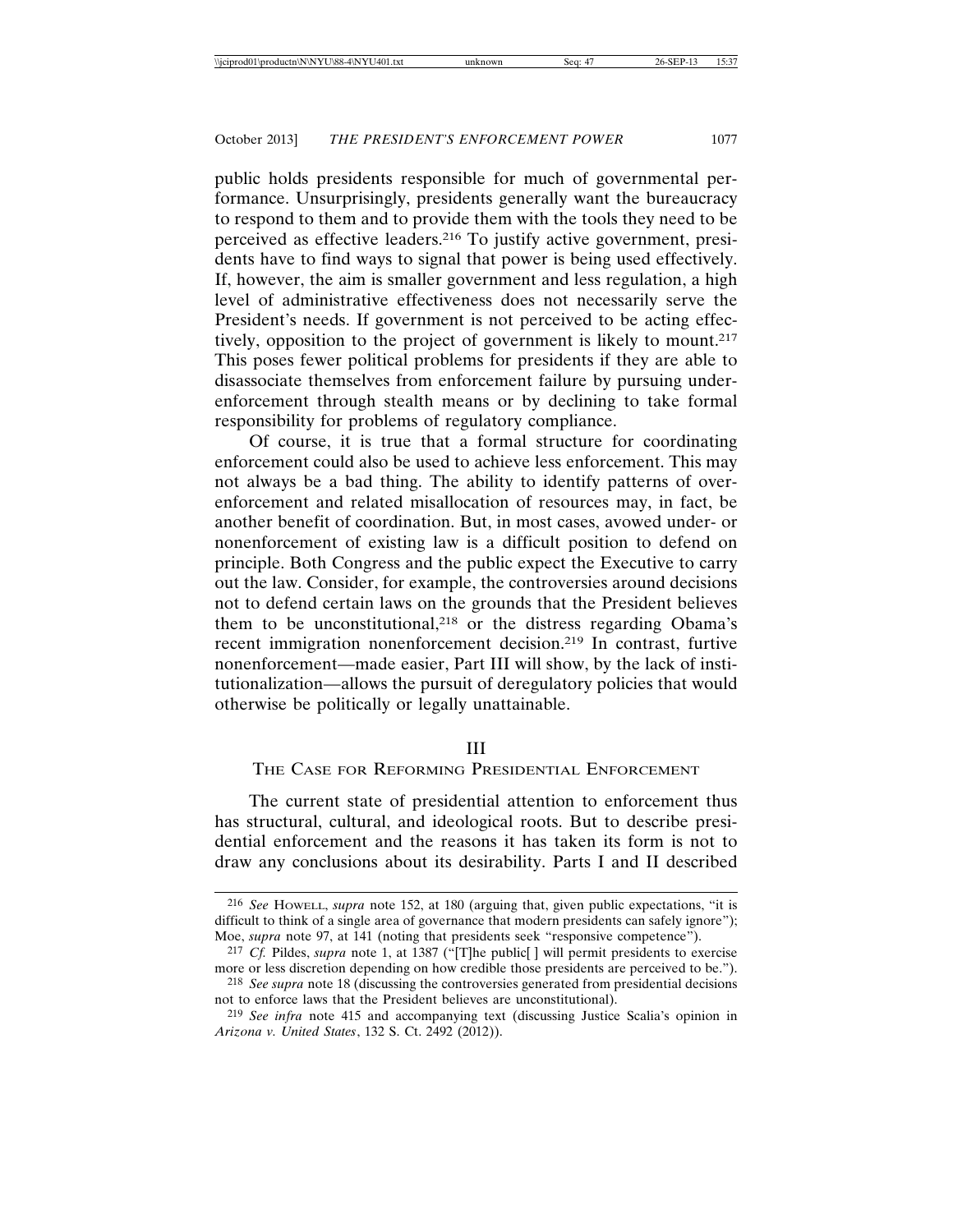public holds presidents responsible for much of governmental performance. Unsurprisingly, presidents generally want the bureaucracy to respond to them and to provide them with the tools they need to be perceived as effective leaders.[216] To justify active government, presidents have to find ways to signal that power is being used effectively. If, however, the aim is smaller government and less regulation, a high level of administrative effectiveness does not necessarily serve the President's needs. If government is not perceived to be acting effectively, opposition to the project of government is likely to mount.[217] This poses fewer political problems for presidents if they are able to disassociate themselves from enforcement failure by pursuing underenforcement through stealth means or by declining to take formal responsibility for problems of regulatory compliance.

Of course, it is true that a formal structure for coordinating enforcement could also be used to achieve less enforcement. This may not always be a bad thing. The ability to identify patterns of overenforcement and related misallocation of resources may, in fact, be another benefit of coordination. But, in most cases, avowed under- or nonenforcement of existing law is a difficult position to defend on principle. Both Congress and the public expect the Executive to carry out the law. Consider, for example, the controversies around decisions not to defend certain laws on the grounds that the President believes them to be unconstitutional,[218] or the distress regarding Obama's recent immigration nonenforcement decision.[219] In contrast, furtive nonenforcement—made easier, Part III will show, by the lack of institutionalization—allows the pursuit of deregulatory policies that would otherwise be politically or legally unattainable.

## III
## THE CASE FOR REFORMING PRESIDENTIAL ENFORCEMENT

The current state of presidential attention to enforcement thus has structural, cultural, and ideological roots. But to describe presidential enforcement and the reasons it has taken its form is not to draw any conclusions about its desirability. Parts I and II described

---

[216] *See* HOWELL, *supra* note 152, at 180 (arguing that, given public expectations, "it is difficult to think of a single area of governance that modern presidents can safely ignore"); Moe, *supra* note 97, at 141 (noting that presidents seek "responsive competence").

[217] *Cf.* Pildes, *supra* note 1, at 1387 ("[T]he public[ ] will permit presidents to exercise more or less discretion depending on how credible those presidents are perceived to be.").

[218] *See supra* note 18 (discussing the controversies generated from presidential decisions not to enforce laws that the President believes are unconstitutional).

[219] *See infra* note 415 and accompanying text (discussing Justice Scalia's opinion in *Arizona v. United States*, 132 S. Ct. 2492 (2012)).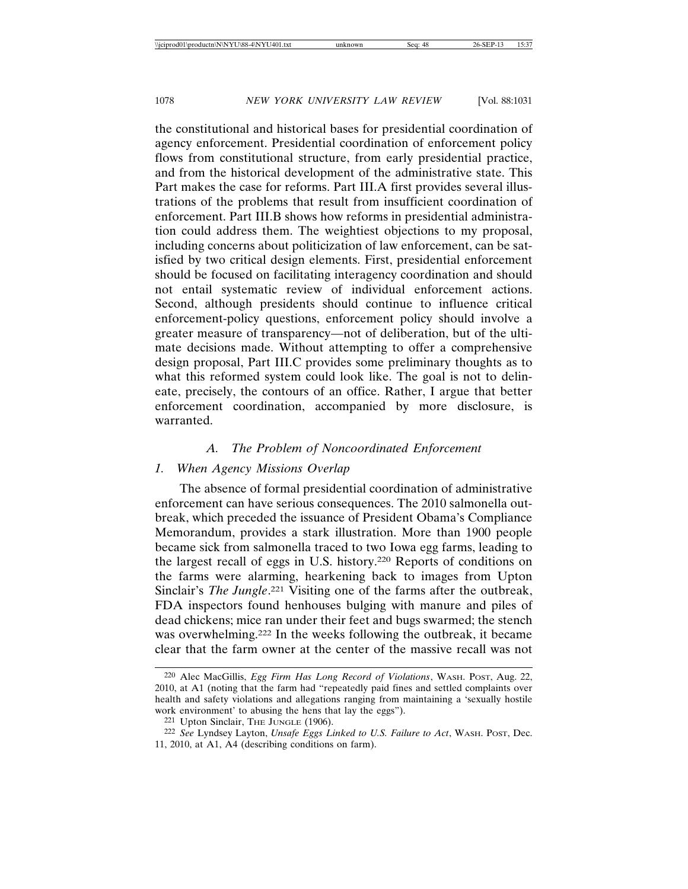the constitutional and historical bases for presidential coordination of agency enforcement. Presidential coordination of enforcement policy flows from constitutional structure, from early presidential practice, and from the historical development of the administrative state. This Part makes the case for reforms. Part III.A first provides several illustrations of the problems that result from insufficient coordination of enforcement. Part III.B shows how reforms in presidential administration could address them. The weightiest objections to my proposal, including concerns about politicization of law enforcement, can be satisfied by two critical design elements. First, presidential enforcement should be focused on facilitating interagency coordination and should not entail systematic review of individual enforcement actions. Second, although presidents should continue to influence critical enforcement-policy questions, enforcement policy should involve a greater measure of transparency—not of deliberation, but of the ultimate decisions made. Without attempting to offer a comprehensive design proposal, Part III.C provides some preliminary thoughts as to what this reformed system could look like. The goal is not to delineate, precisely, the contours of an office. Rather, I argue that better enforcement coordination, accompanied by more disclosure, is warranted.

### *A. The Problem of Noncoordinated Enforcement*

#### *1. When Agency Missions Overlap*

The absence of formal presidential coordination of administrative enforcement can have serious consequences. The 2010 salmonella outbreak, which preceded the issuance of President Obama's Compliance Memorandum, provides a stark illustration. More than 1900 people became sick from salmonella traced to two Iowa egg farms, leading to the largest recall of eggs in U.S. history.[220] Reports of conditions on the farms were alarming, hearkening back to images from Upton Sinclair's *The Jungle*.[221] Visiting one of the farms after the outbreak, FDA inspectors found henhouses bulging with manure and piles of dead chickens; mice ran under their feet and bugs swarmed; the stench was overwhelming.[222] In the weeks following the outbreak, it became clear that the farm owner at the center of the massive recall was not

---

[220] Alec MacGillis, *Egg Firm Has Long Record of Violations*, WASH. POST, Aug. 22, 2010, at A1 (noting that the farm had "repeatedly paid fines and settled complaints over health and safety violations and allegations ranging from maintaining a 'sexually hostile work environment' to abusing the hens that lay the eggs").

[221] Upton Sinclair, THE JUNGLE (1906).

[222] *See* Lyndsey Layton, *Unsafe Eggs Linked to U.S. Failure to Act*, WASH. POST, Dec. 11, 2010, at A1, A4 (describing conditions on farm).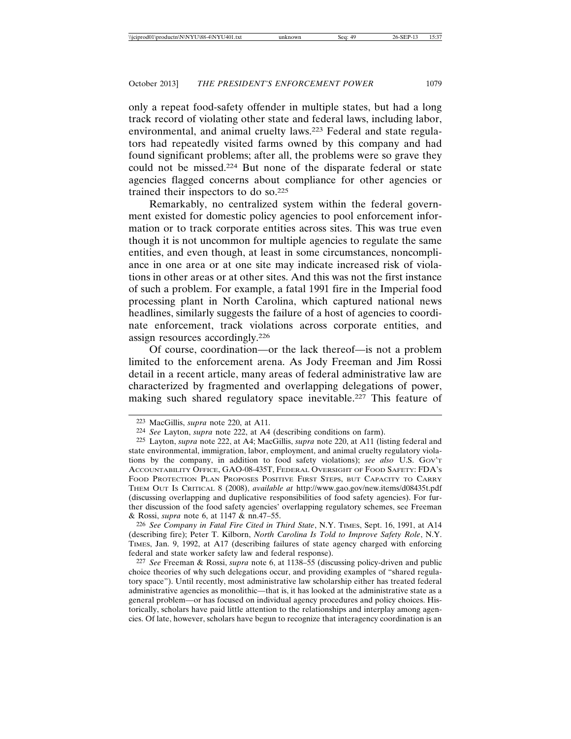only a repeat food-safety offender in multiple states, but had a long track record of violating other state and federal laws, including labor, environmental, and animal cruelty laws.[223] Federal and state regulators had repeatedly visited farms owned by this company and had found significant problems; after all, the problems were so grave they could not be missed.[224] But none of the disparate federal or state agencies flagged concerns about compliance for other agencies or trained their inspectors to do so.[225]

Remarkably, no centralized system within the federal government existed for domestic policy agencies to pool enforcement information or to track corporate entities across sites. This was true even though it is not uncommon for multiple agencies to regulate the same entities, and even though, at least in some circumstances, noncompliance in one area or at one site may indicate increased risk of violations in other areas or at other sites. And this was not the first instance of such a problem. For example, a fatal 1991 fire in the Imperial food processing plant in North Carolina, which captured national news headlines, similarly suggests the failure of a host of agencies to coordinate enforcement, track violations across corporate entities, and assign resources accordingly.[226]

Of course, coordination—or the lack thereof—is not a problem limited to the enforcement arena. As Jody Freeman and Jim Rossi detail in a recent article, many areas of federal administrative law are characterized by fragmented and overlapping delegations of power, making such shared regulatory space inevitable.[227] This feature of

---

[223] MacGillis, *supra* note 220, at A11.

[224] *See* Layton, *supra* note 222, at A4 (describing conditions on farm).

[225] Layton, *supra* note 222, at A4; MacGillis, *supra* note 220, at A11 (listing federal and state environmental, immigration, labor, employment, and animal cruelty regulatory violations by the company, in addition to food safety violations); *see also* U.S. GOV'T ACCOUNTABILITY OFFICE, GAO-08-435T, FEDERAL OVERSIGHT OF FOOD SAFETY: FDA'S FOOD PROTECTION PLAN PROPOSES POSITIVE FIRST STEPS, BUT CAPACITY TO CARRY THEM OUT IS CRITICAL 8 (2008), *available at* http://www.gao.gov/new.items/d08435t.pdf (discussing overlapping and duplicative responsibilities of food safety agencies). For further discussion of the food safety agencies' overlapping regulatory schemes, see Freeman & Rossi, *supra* note 6, at 1147 & nn.47–55.

[226] *See Company in Fatal Fire Cited in Third State*, N.Y. TIMES, Sept. 16, 1991, at A14 (describing fire); Peter T. Kilborn, *North Carolina Is Told to Improve Safety Role*, N.Y. TIMES, Jan. 9, 1992, at A17 (describing failures of state agency charged with enforcing federal and state worker safety law and federal response).

[227] *See* Freeman & Rossi, *supra* note 6, at 1138–55 (discussing policy-driven and public choice theories of why such delegations occur, and providing examples of "shared regulatory space"). Until recently, most administrative law scholarship either has treated federal administrative agencies as monolithic—that is, it has looked at the administrative state as a general problem—or has focused on individual agency procedures and policy choices. Historically, scholars have paid little attention to the relationships and interplay among agencies. Of late, however, scholars have begun to recognize that interagency coordination is an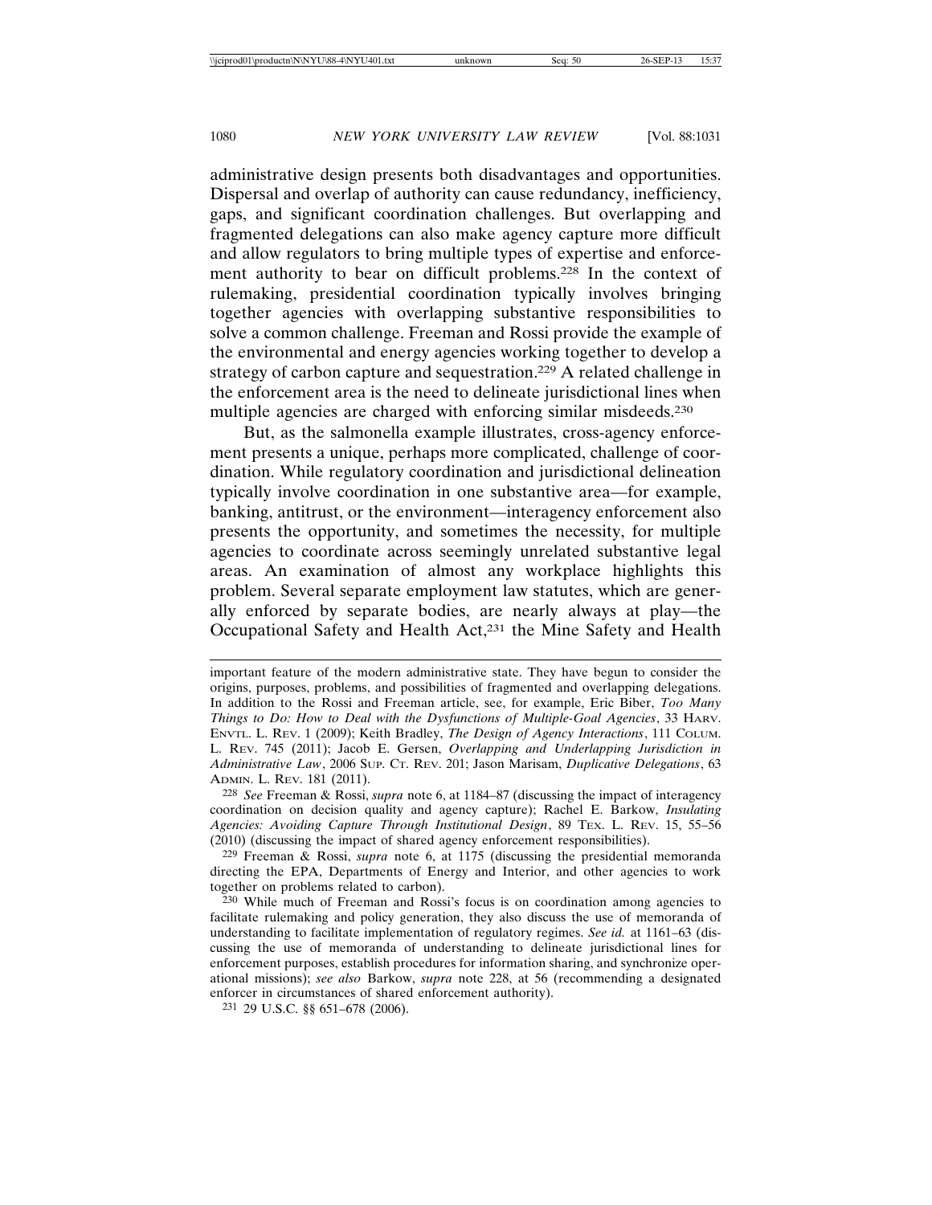administrative design presents both disadvantages and opportunities. Dispersal and overlap of authority can cause redundancy, inefficiency, gaps, and significant coordination challenges. But overlapping and fragmented delegations can also make agency capture more difficult and allow regulators to bring multiple types of expertise and enforcement authority to bear on difficult problems.[228] In the context of rulemaking, presidential coordination typically involves bringing together agencies with overlapping substantive responsibilities to solve a common challenge. Freeman and Rossi provide the example of the environmental and energy agencies working together to develop a strategy of carbon capture and sequestration.[229] A related challenge in the enforcement area is the need to delineate jurisdictional lines when multiple agencies are charged with enforcing similar misdeeds.[230]

But, as the salmonella example illustrates, cross-agency enforcement presents a unique, perhaps more complicated, challenge of coordination. While regulatory coordination and jurisdictional delineation typically involve coordination in one substantive area—for example, banking, antitrust, or the environment—interagency enforcement also presents the opportunity, and sometimes the necessity, for multiple agencies to coordinate across seemingly unrelated substantive legal areas. An examination of almost any workplace highlights this problem. Several separate employment law statutes, which are generally enforced by separate bodies, are nearly always at play—the Occupational Safety and Health Act,[231] the Mine Safety and Health

---

important feature of the modern administrative state. They have begun to consider the origins, purposes, problems, and possibilities of fragmented and overlapping delegations. In addition to the Rossi and Freeman article, see, for example, Eric Biber, *Too Many Things to Do: How to Deal with the Dysfunctions of Multiple-Goal Agencies*, 33 HARV. ENVTL. L. REV. 1 (2009); Keith Bradley, *The Design of Agency Interactions*, 111 COLUM. L. REV. 745 (2011); Jacob E. Gersen, *Overlapping and Underlapping Jurisdiction in Administrative Law*, 2006 SUP. CT. REV. 201; Jason Marisam, *Duplicative Delegations*, 63 ADMIN. L. REV. 181 (2011).

[228] *See* Freeman & Rossi, *supra* note 6, at 1184–87 (discussing the impact of interagency coordination on decision quality and agency capture); Rachel E. Barkow, *Insulating Agencies: Avoiding Capture Through Institutional Design*, 89 TEX. L. REV. 15, 55–56 (2010) (discussing the impact of shared agency enforcement responsibilities).

[229] Freeman & Rossi, *supra* note 6, at 1175 (discussing the presidential memoranda directing the EPA, Departments of Energy and Interior, and other agencies to work together on problems related to carbon).

[230] While much of Freeman and Rossi's focus is on coordination among agencies to facilitate rulemaking and policy generation, they also discuss the use of memoranda of understanding to facilitate implementation of regulatory regimes. *See id.* at 1161–63 (discussing the use of memoranda of understanding to delineate jurisdictional lines for enforcement purposes, establish procedures for information sharing, and synchronize operational missions); *see also* Barkow, *supra* note 228, at 56 (recommending a designated enforcer in circumstances of shared enforcement authority).

[231] 29 U.S.C. §§ 651–678 (2006).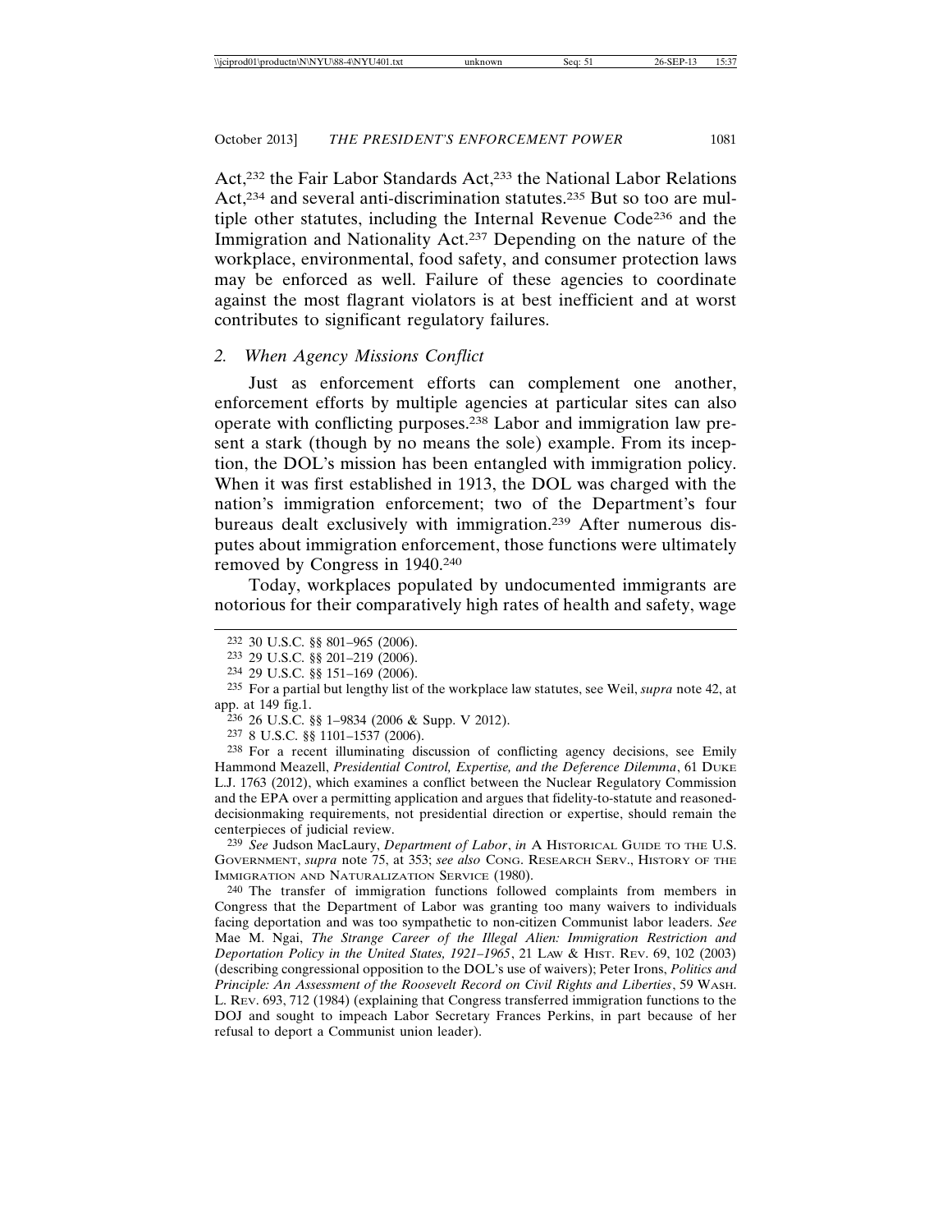Act,[232] the Fair Labor Standards Act,[233] the National Labor Relations Act,[234] and several anti-discrimination statutes.[235] But so too are multiple other statutes, including the Internal Revenue Code[236] and the Immigration and Nationality Act.[237] Depending on the nature of the workplace, environmental, food safety, and consumer protection laws may be enforced as well. Failure of these agencies to coordinate against the most flagrant violators is at best inefficient and at worst contributes to significant regulatory failures.

### 2. *When Agency Missions Conflict*

Just as enforcement efforts can complement one another, enforcement efforts by multiple agencies at particular sites can also operate with conflicting purposes.[238] Labor and immigration law present a stark (though by no means the sole) example. From its inception, the DOL's mission has been entangled with immigration policy. When it was first established in 1913, the DOL was charged with the nation's immigration enforcement; two of the Department's four bureaus dealt exclusively with immigration.[239] After numerous disputes about immigration enforcement, those functions were ultimately removed by Congress in 1940.[240]

Today, workplaces populated by undocumented immigrants are notorious for their comparatively high rates of health and safety, wage

---

[232] 30 U.S.C. §§ 801–965 (2006).

[233] 29 U.S.C. §§ 201–219 (2006).

[234] 29 U.S.C. §§ 151–169 (2006).

[235] For a partial but lengthy list of the workplace law statutes, see Weil, *supra* note 42, at app. at 149 fig.1.

[236] 26 U.S.C. §§ 1–9834 (2006 & Supp. V 2012).

[237] 8 U.S.C. §§ 1101–1537 (2006).

[238] For a recent illuminating discussion of conflicting agency decisions, see Emily Hammond Meazell, *Presidential Control, Expertise, and the Deference Dilemma*, 61 Duke L.J. 1763 (2012), which examines a conflict between the Nuclear Regulatory Commission and the EPA over a permitting application and argues that fidelity-to-statute and reasoned-decisionmaking requirements, not presidential direction or expertise, should remain the centerpieces of judicial review.

[239] *See* Judson MacLaury, *Department of Labor*, *in* A Historical Guide to the U.S. Government, *supra* note 75, at 353; *see also* Cong. Research Serv., History of the Immigration and Naturalization Service (1980).

[240] The transfer of immigration functions followed complaints from members in Congress that the Department of Labor was granting too many waivers to individuals facing deportation and was too sympathetic to non-citizen Communist labor leaders. *See* Mae M. Ngai, *The Strange Career of the Illegal Alien: Immigration Restriction and Deportation Policy in the United States, 1921–1965*, 21 Law & Hist. Rev. 69, 102 (2003) (describing congressional opposition to the DOL's use of waivers); Peter Irons, *Politics and Principle: An Assessment of the Roosevelt Record on Civil Rights and Liberties*, 59 Wash. L. Rev. 693, 712 (1984) (explaining that Congress transferred immigration functions to the DOJ and sought to impeach Labor Secretary Frances Perkins, in part because of her refusal to deport a Communist union leader).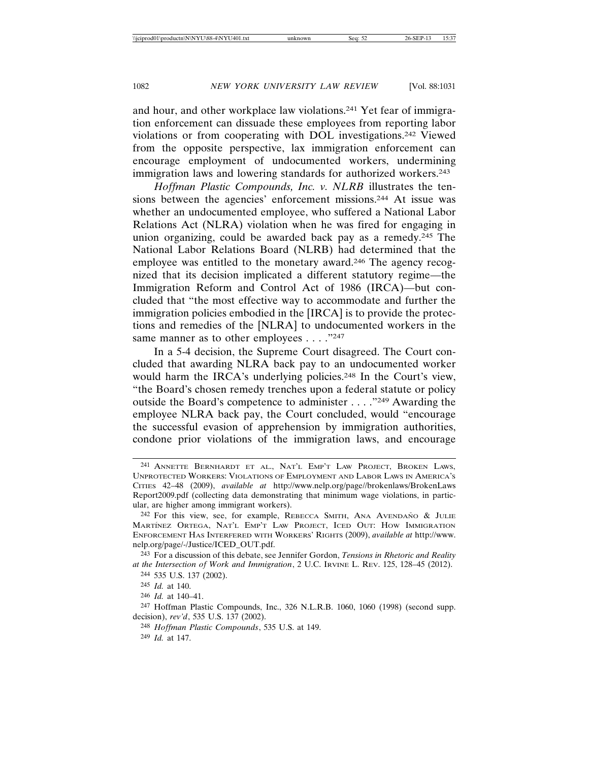and hour, and other workplace law violations.[241] Yet fear of immigration enforcement can dissuade these employees from reporting labor violations or from cooperating with DOL investigations.[242] Viewed from the opposite perspective, lax immigration enforcement can encourage employment of undocumented workers, undermining immigration laws and lowering standards for authorized workers.[243]

*Hoffman Plastic Compounds, Inc. v. NLRB* illustrates the tensions between the agencies' enforcement missions.[244] At issue was whether an undocumented employee, who suffered a National Labor Relations Act (NLRA) violation when he was fired for engaging in union organizing, could be awarded back pay as a remedy.[245] The National Labor Relations Board (NLRB) had determined that the employee was entitled to the monetary award.[246] The agency recognized that its decision implicated a different statutory regime—the Immigration Reform and Control Act of 1986 (IRCA)—but concluded that "the most effective way to accommodate and further the immigration policies embodied in the [IRCA] is to provide the protections and remedies of the [NLRA] to undocumented workers in the same manner as to other employees . . . ."[247]

In a 5-4 decision, the Supreme Court disagreed. The Court concluded that awarding NLRA back pay to an undocumented worker would harm the IRCA's underlying policies.[248] In the Court's view, "the Board's chosen remedy trenches upon a federal statute or policy outside the Board's competence to administer . . . ."[249] Awarding the employee NLRA back pay, the Court concluded, would "encourage the successful evasion of apprehension by immigration authorities, condone prior violations of the immigration laws, and encourage

---

[241] Annette Bernhardt et al., Nat'l Emp't Law Project, Broken Laws, Unprotected Workers: Violations of Employment and Labor Laws in America's Cities 42–48 (2009), *available at* http://www.nelp.org/page//brokenlaws/BrokenLawsReport2009.pdf (collecting data demonstrating that minimum wage violations, in particular, are higher among immigrant workers).

[242] For this view, see, for example, Rebecca Smith, Ana Avendaño & Julie Martínez Ortega, Nat'l Emp't Law Project, Iced Out: How Immigration Enforcement Has Interfered with Workers' Rights (2009), *available at* http://www.nelp.org/page/-/Justice/ICED_OUT.pdf.

[243] For a discussion of this debate, see Jennifer Gordon, *Tensions in Rhetoric and Reality at the Intersection of Work and Immigration*, 2 U.C. Irvine L. Rev. 125, 128–45 (2012).

[244] 535 U.S. 137 (2002).

[245] *Id.* at 140.

[246] *Id.* at 140–41.

[247] Hoffman Plastic Compounds, Inc., 326 N.L.R.B. 1060, 1060 (1998) (second supp. decision), *rev'd*, 535 U.S. 137 (2002).

[248] *Hoffman Plastic Compounds*, 535 U.S. at 149.

[249] *Id.* at 147.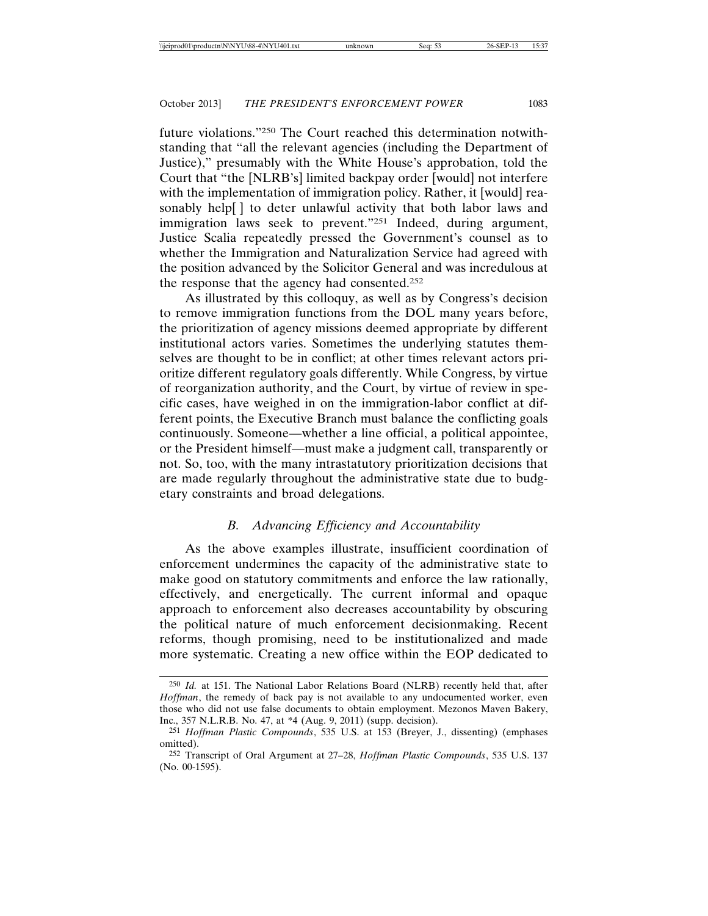future violations."[250] The Court reached this determination notwithstanding that "all the relevant agencies (including the Department of Justice)," presumably with the White House's approbation, told the Court that "the [NLRB's] limited backpay order [would] not interfere with the implementation of immigration policy. Rather, it [would] reasonably help[ ] to deter unlawful activity that both labor laws and immigration laws seek to prevent."[251] Indeed, during argument, Justice Scalia repeatedly pressed the Government's counsel as to whether the Immigration and Naturalization Service had agreed with the position advanced by the Solicitor General and was incredulous at the response that the agency had consented.[252]

As illustrated by this colloquy, as well as by Congress's decision to remove immigration functions from the DOL many years before, the prioritization of agency missions deemed appropriate by different institutional actors varies. Sometimes the underlying statutes themselves are thought to be in conflict; at other times relevant actors prioritize different regulatory goals differently. While Congress, by virtue of reorganization authority, and the Court, by virtue of review in specific cases, have weighed in on the immigration-labor conflict at different points, the Executive Branch must balance the conflicting goals continuously. Someone—whether a line official, a political appointee, or the President himself—must make a judgment call, transparently or not. So, too, with the many intrastatutory prioritization decisions that are made regularly throughout the administrative state due to budgetary constraints and broad delegations.

### *B. Advancing Efficiency and Accountability*

As the above examples illustrate, insufficient coordination of enforcement undermines the capacity of the administrative state to make good on statutory commitments and enforce the law rationally, effectively, and energetically. The current informal and opaque approach to enforcement also decreases accountability by obscuring the political nature of much enforcement decisionmaking. Recent reforms, though promising, need to be institutionalized and made more systematic. Creating a new office within the EOP dedicated to

---

[250] *Id.* at 151. The National Labor Relations Board (NLRB) recently held that, after *Hoffman*, the remedy of back pay is not available to any undocumented worker, even those who did not use false documents to obtain employment. Mezonos Maven Bakery, Inc., 357 N.L.R.B. No. 47, at *4 (Aug. 9, 2011) (supp. decision).

[251] *Hoffman Plastic Compounds*, 535 U.S. at 153 (Breyer, J., dissenting) (emphases omitted).

[252] Transcript of Oral Argument at 27–28, *Hoffman Plastic Compounds*, 535 U.S. 137 (No. 00-1595).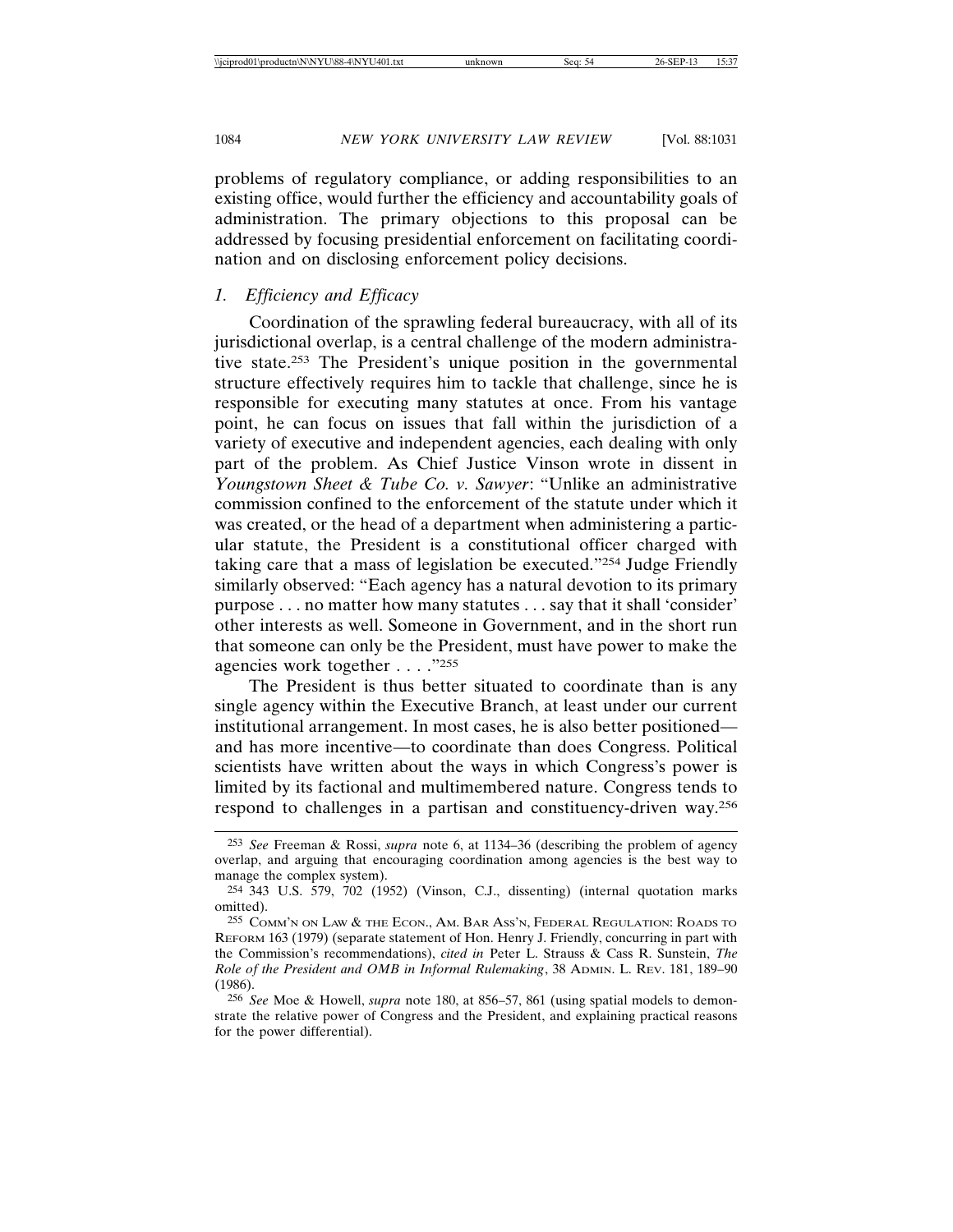problems of regulatory compliance, or adding responsibilities to an existing office, would further the efficiency and accountability goals of administration. The primary objections to this proposal can be addressed by focusing presidential enforcement on facilitating coordination and on disclosing enforcement policy decisions.

### *1. Efficiency and Efficacy*

Coordination of the sprawling federal bureaucracy, with all of its jurisdictional overlap, is a central challenge of the modern administrative state.[253] The President's unique position in the governmental structure effectively requires him to tackle that challenge, since he is responsible for executing many statutes at once. From his vantage point, he can focus on issues that fall within the jurisdiction of a variety of executive and independent agencies, each dealing with only part of the problem. As Chief Justice Vinson wrote in dissent in *Youngstown Sheet & Tube Co. v. Sawyer*: "Unlike an administrative commission confined to the enforcement of the statute under which it was created, or the head of a department when administering a particular statute, the President is a constitutional officer charged with taking care that a mass of legislation be executed."[254] Judge Friendly similarly observed: "Each agency has a natural devotion to its primary purpose . . . no matter how many statutes . . . say that it shall 'consider' other interests as well. Someone in Government, and in the short run that someone can only be the President, must have power to make the agencies work together . . . ."[255]

The President is thus better situated to coordinate than is any single agency within the Executive Branch, at least under our current institutional arrangement. In most cases, he is also better positioned—and has more incentive—to coordinate than does Congress. Political scientists have written about the ways in which Congress's power is limited by its factional and multimembered nature. Congress tends to respond to challenges in a partisan and constituency-driven way.[256]

---

[253] *See* Freeman & Rossi, *supra* note 6, at 1134–36 (describing the problem of agency overlap, and arguing that encouraging coordination among agencies is the best way to manage the complex system).

[254] 343 U.S. 579, 702 (1952) (Vinson, C.J., dissenting) (internal quotation marks omitted).

[255] COMM'N ON LAW & THE ECON., AM. BAR ASS'N, FEDERAL REGULATION: ROADS TO REFORM 163 (1979) (separate statement of Hon. Henry J. Friendly, concurring in part with the Commission's recommendations), *cited in* Peter L. Strauss & Cass R. Sunstein, *The Role of the President and OMB in Informal Rulemaking*, 38 ADMIN. L. REV. 181, 189–90 (1986).

[256] *See* Moe & Howell, *supra* note 180, at 856–57, 861 (using spatial models to demonstrate the relative power of Congress and the President, and explaining practical reasons for the power differential).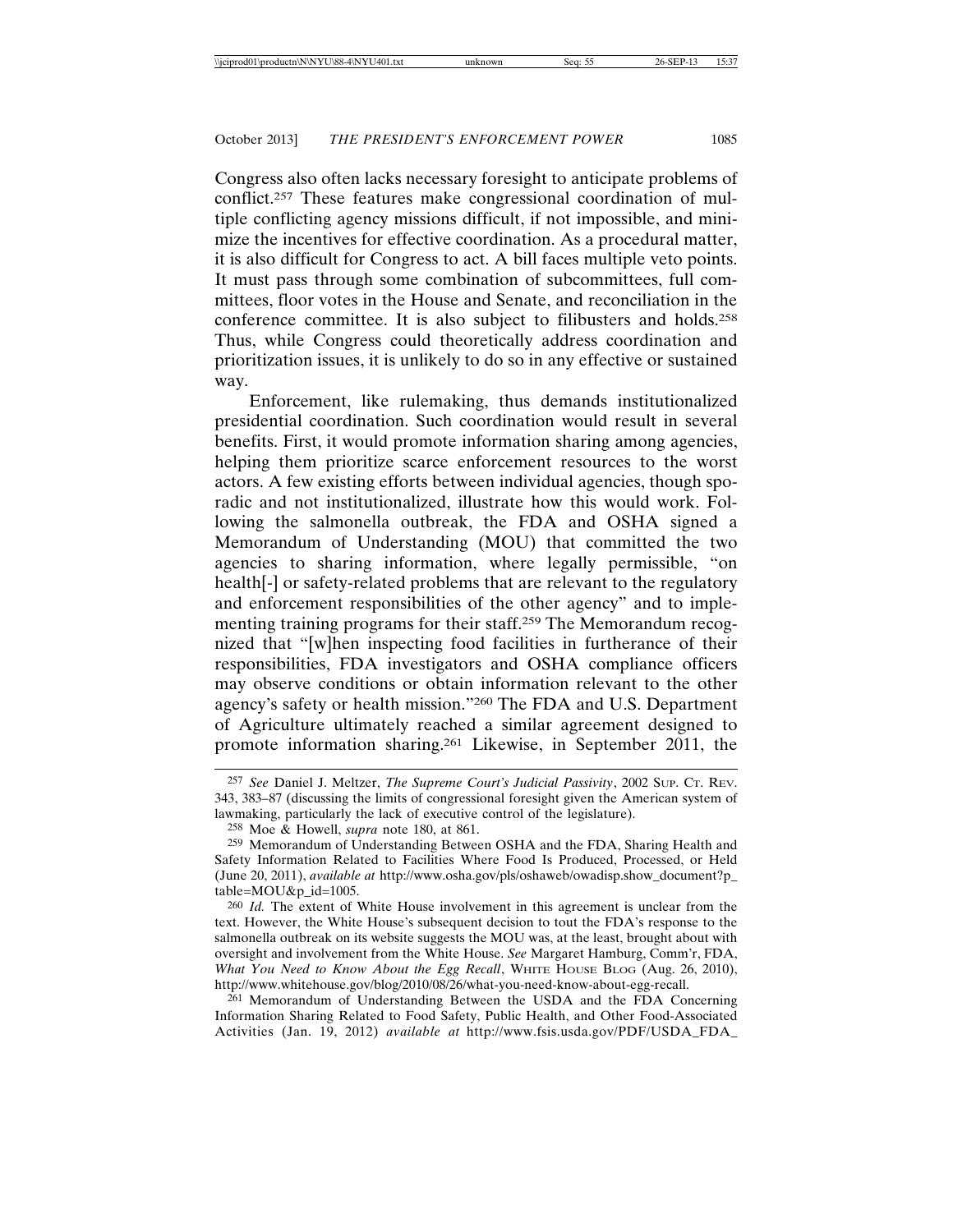Congress also often lacks necessary foresight to anticipate problems of conflict.[257] These features make congressional coordination of multiple conflicting agency missions difficult, if not impossible, and minimize the incentives for effective coordination. As a procedural matter, it is also difficult for Congress to act. A bill faces multiple veto points. It must pass through some combination of subcommittees, full committees, floor votes in the House and Senate, and reconciliation in the conference committee. It is also subject to filibusters and holds.[258] Thus, while Congress could theoretically address coordination and prioritization issues, it is unlikely to do so in any effective or sustained way.

Enforcement, like rulemaking, thus demands institutionalized presidential coordination. Such coordination would result in several benefits. First, it would promote information sharing among agencies, helping them prioritize scarce enforcement resources to the worst actors. A few existing efforts between individual agencies, though sporadic and not institutionalized, illustrate how this would work. Following the salmonella outbreak, the FDA and OSHA signed a Memorandum of Understanding (MOU) that committed the two agencies to sharing information, where legally permissible, "on health[-] or safety-related problems that are relevant to the regulatory and enforcement responsibilities of the other agency" and to implementing training programs for their staff.[259] The Memorandum recognized that "[w]hen inspecting food facilities in furtherance of their responsibilities, FDA investigators and OSHA compliance officers may observe conditions or obtain information relevant to the other agency's safety or health mission."[260] The FDA and U.S. Department of Agriculture ultimately reached a similar agreement designed to promote information sharing.[261] Likewise, in September 2011, the

---

[257] *See* Daniel J. Meltzer, *The Supreme Court's Judicial Passivity*, 2002 SUP. CT. REV. 343, 383–87 (discussing the limits of congressional foresight given the American system of lawmaking, particularly the lack of executive control of the legislature).

[258] Moe & Howell, *supra* note 180, at 861.

[259] Memorandum of Understanding Between OSHA and the FDA, Sharing Health and Safety Information Related to Facilities Where Food Is Produced, Processed, or Held (June 20, 2011), *available at* http://www.osha.gov/pls/oshaweb/owadisp.show_document?p_table=MOU&p_id=1005.

[260] *Id.* The extent of White House involvement in this agreement is unclear from the text. However, the White House's subsequent decision to tout the FDA's response to the salmonella outbreak on its website suggests the MOU was, at the least, brought about with oversight and involvement from the White House. *See* Margaret Hamburg, Comm'r, FDA, *What You Need to Know About the Egg Recall*, WHITE HOUSE BLOG (Aug. 26, 2010), http://www.whitehouse.gov/blog/2010/08/26/what-you-need-know-about-egg-recall.

[261] Memorandum of Understanding Between the USDA and the FDA Concerning Information Sharing Related to Food Safety, Public Health, and Other Food-Associated Activities (Jan. 19, 2012) *available at* http://www.fsis.usda.gov/PDF/USDA_FDA_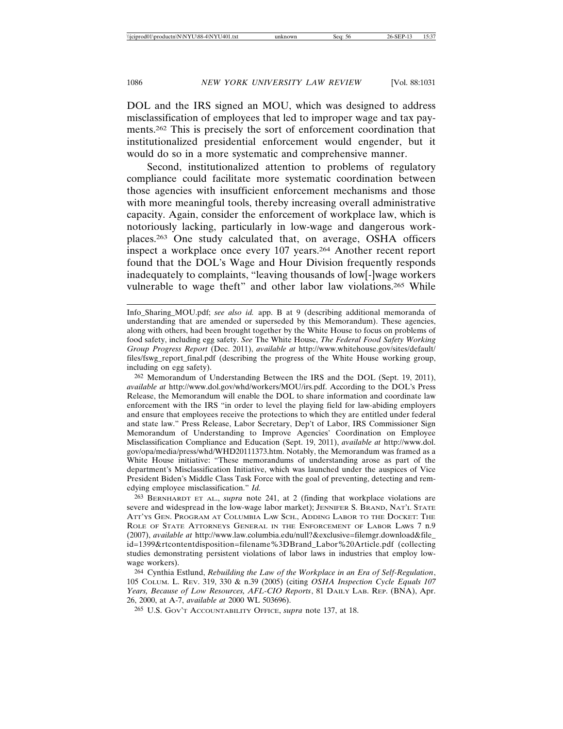DOL and the IRS signed an MOU, which was designed to address misclassification of employees that led to improper wage and tax payments.[262] This is precisely the sort of enforcement coordination that institutionalized presidential enforcement would engender, but it would do so in a more systematic and comprehensive manner.

Second, institutionalized attention to problems of regulatory compliance could facilitate more systematic coordination between those agencies with insufficient enforcement mechanisms and those with more meaningful tools, thereby increasing overall administrative capacity. Again, consider the enforcement of workplace law, which is notoriously lacking, particularly in low-wage and dangerous workplaces.[263] One study calculated that, on average, OSHA officers inspect a workplace once every 107 years.[264] Another recent report found that the DOL's Wage and Hour Division frequently responds inadequately to complaints, "leaving thousands of low[-]wage workers vulnerable to wage theft" and other labor law violations.[265] While

---

Info_Sharing_MOU.pdf; *see also id.* app. B at 9 (describing additional memoranda of understanding that are amended or superseded by this Memorandum). These agencies, along with others, had been brought together by the White House to focus on problems of food safety, including egg safety. *See* The White House, *The Federal Food Safety Working Group Progress Report* (Dec. 2011), *available at* http://www.whitehouse.gov/sites/default/files/fswg_report_final.pdf (describing the progress of the White House working group, including on egg safety).

[262] Memorandum of Understanding Between the IRS and the DOL (Sept. 19, 2011), *available at* http://www.dol.gov/whd/workers/MOU/irs.pdf. According to the DOL's Press Release, the Memorandum will enable the DOL to share information and coordinate law enforcement with the IRS "in order to level the playing field for law-abiding employers and ensure that employees receive the protections to which they are entitled under federal and state law." Press Release, Labor Secretary, Dep't of Labor, IRS Commissioner Sign Memorandum of Understanding to Improve Agencies' Coordination on Employee Misclassification Compliance and Education (Sept. 19, 2011), *available at* http://www.dol.gov/opa/media/press/whd/WHD20111373.htm. Notably, the Memorandum was framed as a White House initiative: "These memorandums of understanding arose as part of the department's Misclassification Initiative, which was launched under the auspices of Vice President Biden's Middle Class Task Force with the goal of preventing, detecting and remedying employee misclassification." *Id.*

[263] BERNHARDT ET AL., *supra* note 241, at 2 (finding that workplace violations are severe and widespread in the low-wage labor market); JENNIFER S. BRAND, NAT'L STATE ATT'YS GEN. PROGRAM AT COLUMBIA LAW SCH., ADDING LABOR TO THE DOCKET: THE ROLE OF STATE ATTORNEYS GENERAL IN THE ENFORCEMENT OF LABOR LAWS 7 n.9 (2007), *available at* http://www.law.columbia.edu/null?&exclusive=filemgr.download&file_id=1399&rtcontentdisposition=filename%3DBrand_Labor%20Article.pdf (collecting studies demonstrating persistent violations of labor laws in industries that employ low-wage workers).

[264] Cynthia Estlund, *Rebuilding the Law of the Workplace in an Era of Self-Regulation*, 105 COLUM. L. REV. 319, 330 & n.39 (2005) (citing *OSHA Inspection Cycle Equals 107 Years, Because of Low Resources, AFL-CIO Reports*, 81 DAILY LAB. REP. (BNA), Apr. 26, 2000, at A-7, *available at* 2000 WL 503696).

[265] U.S. GOV'T ACCOUNTABILITY OFFICE, *supra* note 137, at 18.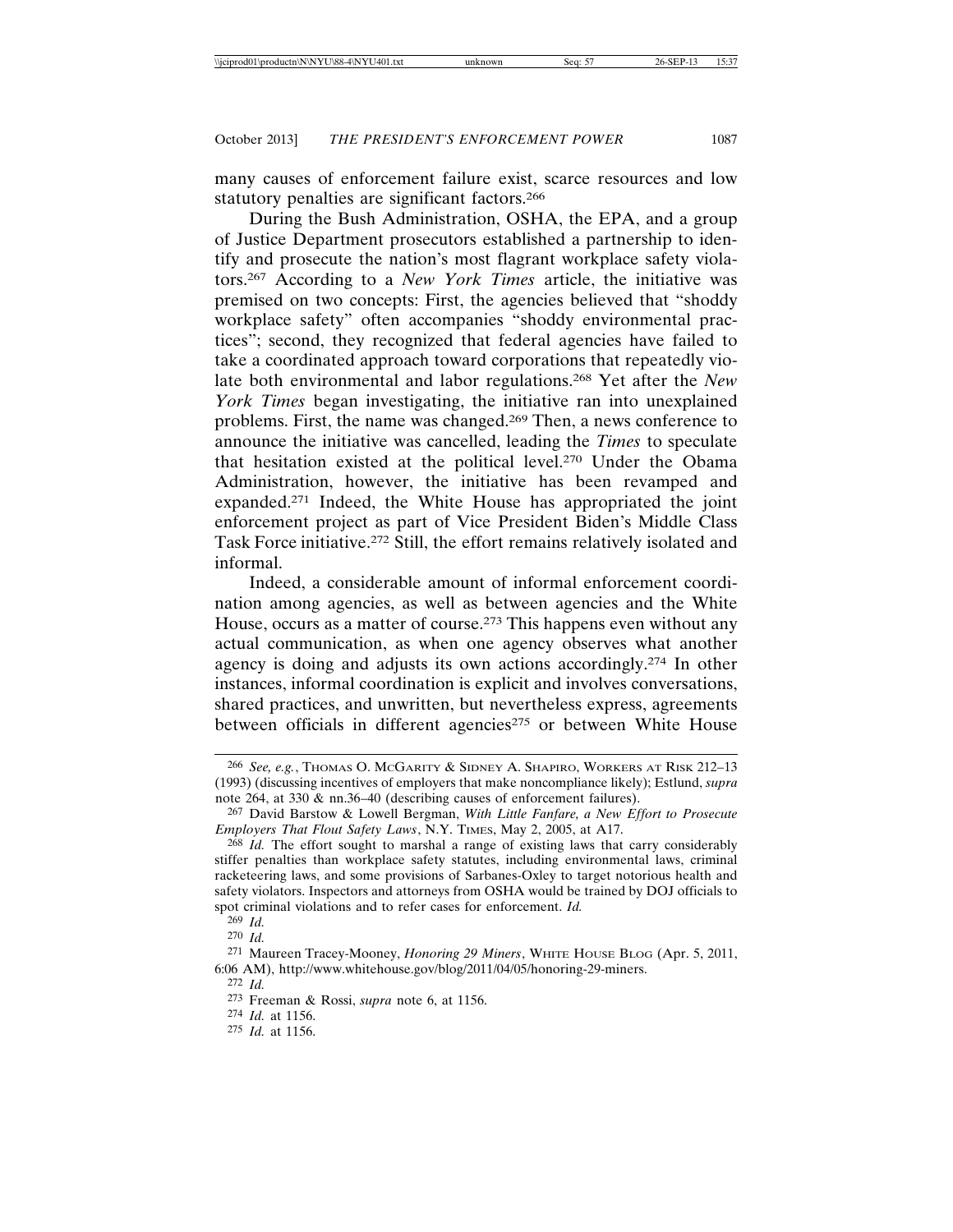many causes of enforcement failure exist, scarce resources and low statutory penalties are significant factors.[266]

During the Bush Administration, OSHA, the EPA, and a group of Justice Department prosecutors established a partnership to identify and prosecute the nation's most flagrant workplace safety violators.[267] According to a *New York Times* article, the initiative was premised on two concepts: First, the agencies believed that "shoddy workplace safety" often accompanies "shoddy environmental practices"; second, they recognized that federal agencies have failed to take a coordinated approach toward corporations that repeatedly violate both environmental and labor regulations.[268] Yet after the *New York Times* began investigating, the initiative ran into unexplained problems. First, the name was changed.[269] Then, a news conference to announce the initiative was cancelled, leading the *Times* to speculate that hesitation existed at the political level.[270] Under the Obama Administration, however, the initiative has been revamped and expanded.[271] Indeed, the White House has appropriated the joint enforcement project as part of Vice President Biden's Middle Class Task Force initiative.[272] Still, the effort remains relatively isolated and informal.

Indeed, a considerable amount of informal enforcement coordination among agencies, as well as between agencies and the White House, occurs as a matter of course.[273] This happens even without any actual communication, as when one agency observes what another agency is doing and adjusts its own actions accordingly.[274] In other instances, informal coordination is explicit and involves conversations, shared practices, and unwritten, but nevertheless express, agreements between officials in different agencies[275] or between White House

---

[266] *See, e.g.*, THOMAS O. MCGARITY & SIDNEY A. SHAPIRO, WORKERS AT RISK 212–13 (1993) (discussing incentives of employers that make noncompliance likely); Estlund, *supra* note 264, at 330 & nn.36–40 (describing causes of enforcement failures).

[267] David Barstow & Lowell Bergman, *With Little Fanfare, a New Effort to Prosecute Employers That Flout Safety Laws*, N.Y. TIMES, May 2, 2005, at A17.

[268] *Id.* The effort sought to marshal a range of existing laws that carry considerably stiffer penalties than workplace safety statutes, including environmental laws, criminal racketeering laws, and some provisions of Sarbanes-Oxley to target notorious health and safety violators. Inspectors and attorneys from OSHA would be trained by DOJ officials to spot criminal violations and to refer cases for enforcement. *Id.*

[269] *Id.*

[270] *Id.*

[271] Maureen Tracey-Mooney, *Honoring 29 Miners*, WHITE HOUSE BLOG (Apr. 5, 2011, 6:06 AM), http://www.whitehouse.gov/blog/2011/04/05/honoring-29-miners.

[272] *Id.*

[273] Freeman & Rossi, *supra* note 6, at 1156.

[274] *Id.* at 1156.

[275] *Id.* at 1156.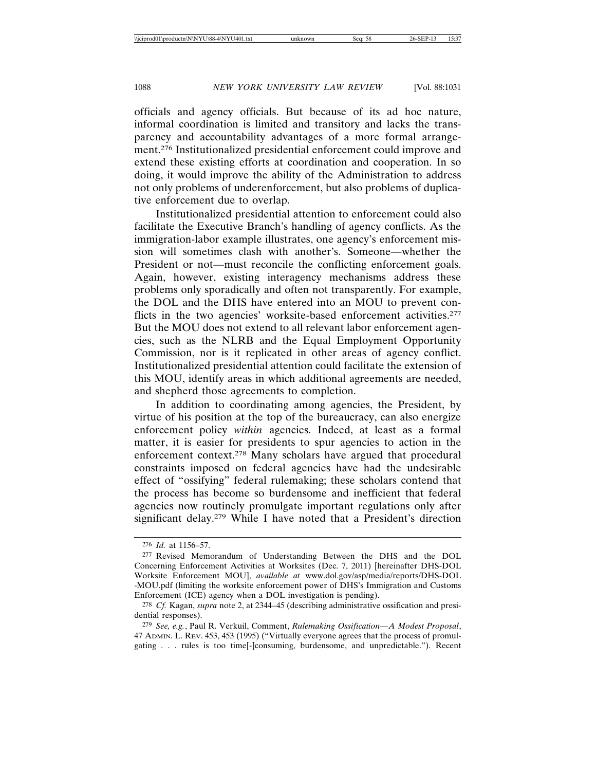officials and agency officials. But because of its ad hoc nature, informal coordination is limited and transitory and lacks the transparency and accountability advantages of a more formal arrangement.[276] Institutionalized presidential enforcement could improve and extend these existing efforts at coordination and cooperation. In so doing, it would improve the ability of the Administration to address not only problems of underenforcement, but also problems of duplicative enforcement due to overlap.

Institutionalized presidential attention to enforcement could also facilitate the Executive Branch's handling of agency conflicts. As the immigration-labor example illustrates, one agency's enforcement mission will sometimes clash with another's. Someone—whether the President or not—must reconcile the conflicting enforcement goals. Again, however, existing interagency mechanisms address these problems only sporadically and often not transparently. For example, the DOL and the DHS have entered into an MOU to prevent conflicts in the two agencies' worksite-based enforcement activities.[277] But the MOU does not extend to all relevant labor enforcement agencies, such as the NLRB and the Equal Employment Opportunity Commission, nor is it replicated in other areas of agency conflict. Institutionalized presidential attention could facilitate the extension of this MOU, identify areas in which additional agreements are needed, and shepherd those agreements to completion.

In addition to coordinating among agencies, the President, by virtue of his position at the top of the bureaucracy, can also energize enforcement policy *within* agencies. Indeed, at least as a formal matter, it is easier for presidents to spur agencies to action in the enforcement context.[278] Many scholars have argued that procedural constraints imposed on federal agencies have had the undesirable effect of "ossifying" federal rulemaking; these scholars contend that the process has become so burdensome and inefficient that federal agencies now routinely promulgate important regulations only after significant delay.[279] While I have noted that a President's direction

---

[276] *Id.* at 1156–57.

[277] Revised Memorandum of Understanding Between the DHS and the DOL Concerning Enforcement Activities at Worksites (Dec. 7, 2011) [hereinafter DHS-DOL Worksite Enforcement MOU], *available at* www.dol.gov/asp/media/reports/DHS-DOL-MOU.pdf (limiting the worksite enforcement power of DHS's Immigration and Customs Enforcement (ICE) agency when a DOL investigation is pending).

[278] *Cf.* Kagan, *supra* note 2, at 2344–45 (describing administrative ossification and presidential responses).

[279] *See, e.g.*, Paul R. Verkuil, Comment, *Rulemaking Ossification—A Modest Proposal*, 47 ADMIN. L. REV. 453, 453 (1995) ("Virtually everyone agrees that the process of promulgating . . . rules is too time[-]consuming, burdensome, and unpredictable."). Recent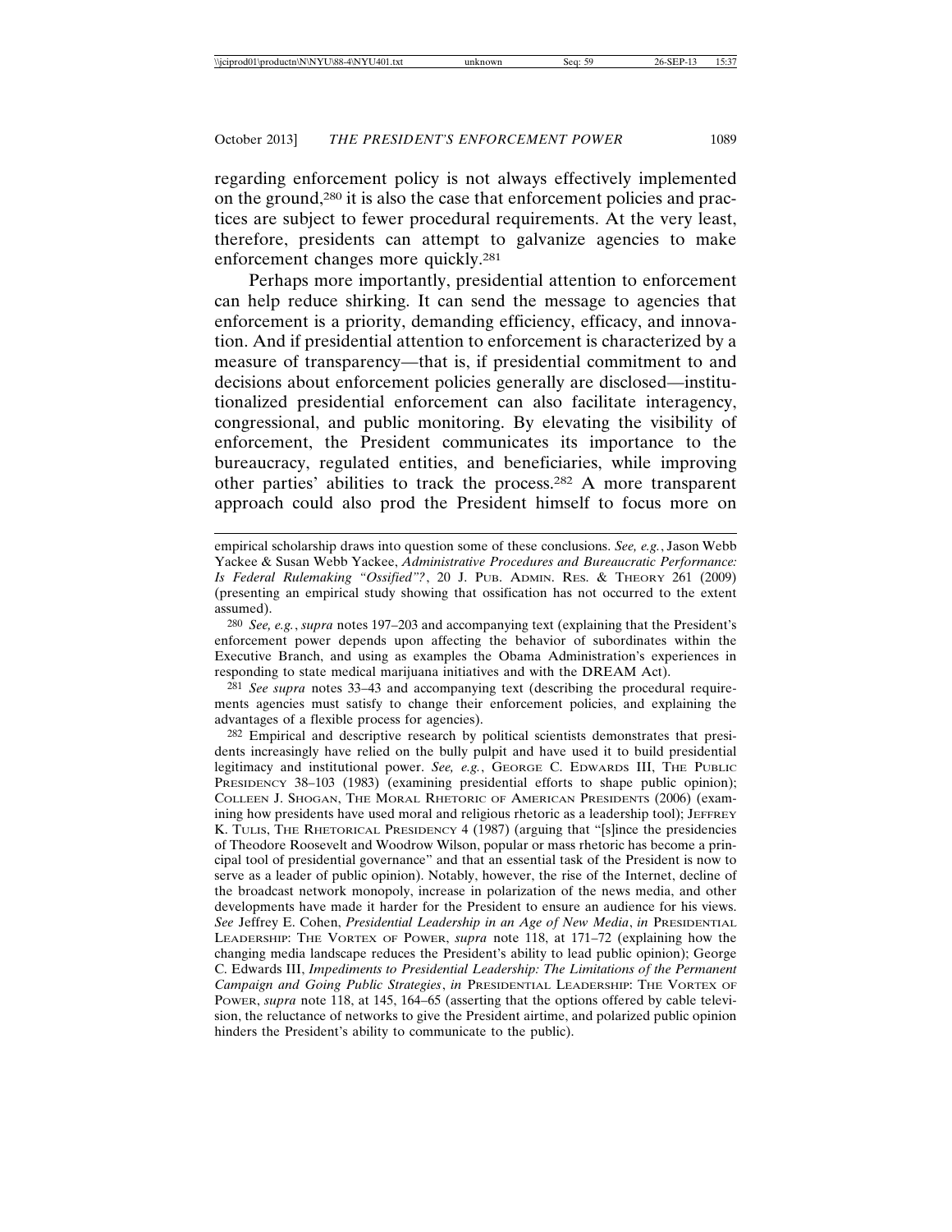regarding enforcement policy is not always effectively implemented on the ground,[280] it is also the case that enforcement policies and practices are subject to fewer procedural requirements. At the very least, therefore, presidents can attempt to galvanize agencies to make enforcement changes more quickly.[281]

Perhaps more importantly, presidential attention to enforcement can help reduce shirking. It can send the message to agencies that enforcement is a priority, demanding efficiency, efficacy, and innovation. And if presidential attention to enforcement is characterized by a measure of transparency—that is, if presidential commitment to and decisions about enforcement policies generally are disclosed—institutionalized presidential enforcement can also facilitate interagency, congressional, and public monitoring. By elevating the visibility of enforcement, the President communicates its importance to the bureaucracy, regulated entities, and beneficiaries, while improving other parties' abilities to track the process.[282] A more transparent approach could also prod the President himself to focus more on

---

empirical scholarship draws into question some of these conclusions. *See, e.g.*, Jason Webb Yackee & Susan Webb Yackee, *Administrative Procedures and Bureaucratic Performance: Is Federal Rulemaking "Ossified"?*, 20 J. PUB. ADMIN. RES. & THEORY 261 (2009) (presenting an empirical study showing that ossification has not occurred to the extent assumed).

[280] *See, e.g.*, *supra* notes 197–203 and accompanying text (explaining that the President's enforcement power depends upon affecting the behavior of subordinates within the Executive Branch, and using as examples the Obama Administration's experiences in responding to state medical marijuana initiatives and with the DREAM Act).

[281] *See supra* notes 33–43 and accompanying text (describing the procedural requirements agencies must satisfy to change their enforcement policies, and explaining the advantages of a flexible process for agencies).

[282] Empirical and descriptive research by political scientists demonstrates that presidents increasingly have relied on the bully pulpit and have used it to build presidential legitimacy and institutional power. *See, e.g.*, GEORGE C. EDWARDS III, THE PUBLIC PRESIDENCY 38–103 (1983) (examining presidential efforts to shape public opinion); COLLEEN J. SHOGAN, THE MORAL RHETORIC OF AMERICAN PRESIDENTS (2006) (examining how presidents have used moral and religious rhetoric as a leadership tool); JEFFREY K. TULIS, THE RHETORICAL PRESIDENCY 4 (1987) (arguing that "[s]ince the presidencies of Theodore Roosevelt and Woodrow Wilson, popular or mass rhetoric has become a principal tool of presidential governance" and that an essential task of the President is now to serve as a leader of public opinion). Notably, however, the rise of the Internet, decline of the broadcast network monopoly, increase in polarization of the news media, and other developments have made it harder for the President to ensure an audience for his views. *See* Jeffrey E. Cohen, *Presidential Leadership in an Age of New Media*, *in* PRESIDENTIAL LEADERSHIP: THE VORTEX OF POWER, *supra* note 118, at 171–72 (explaining how the changing media landscape reduces the President's ability to lead public opinion); George C. Edwards III, *Impediments to Presidential Leadership: The Limitations of the Permanent Campaign and Going Public Strategies*, *in* PRESIDENTIAL LEADERSHIP: THE VORTEX OF POWER, *supra* note 118, at 145, 164–65 (asserting that the options offered by cable television, the reluctance of networks to give the President airtime, and polarized public opinion hinders the President's ability to communicate to the public).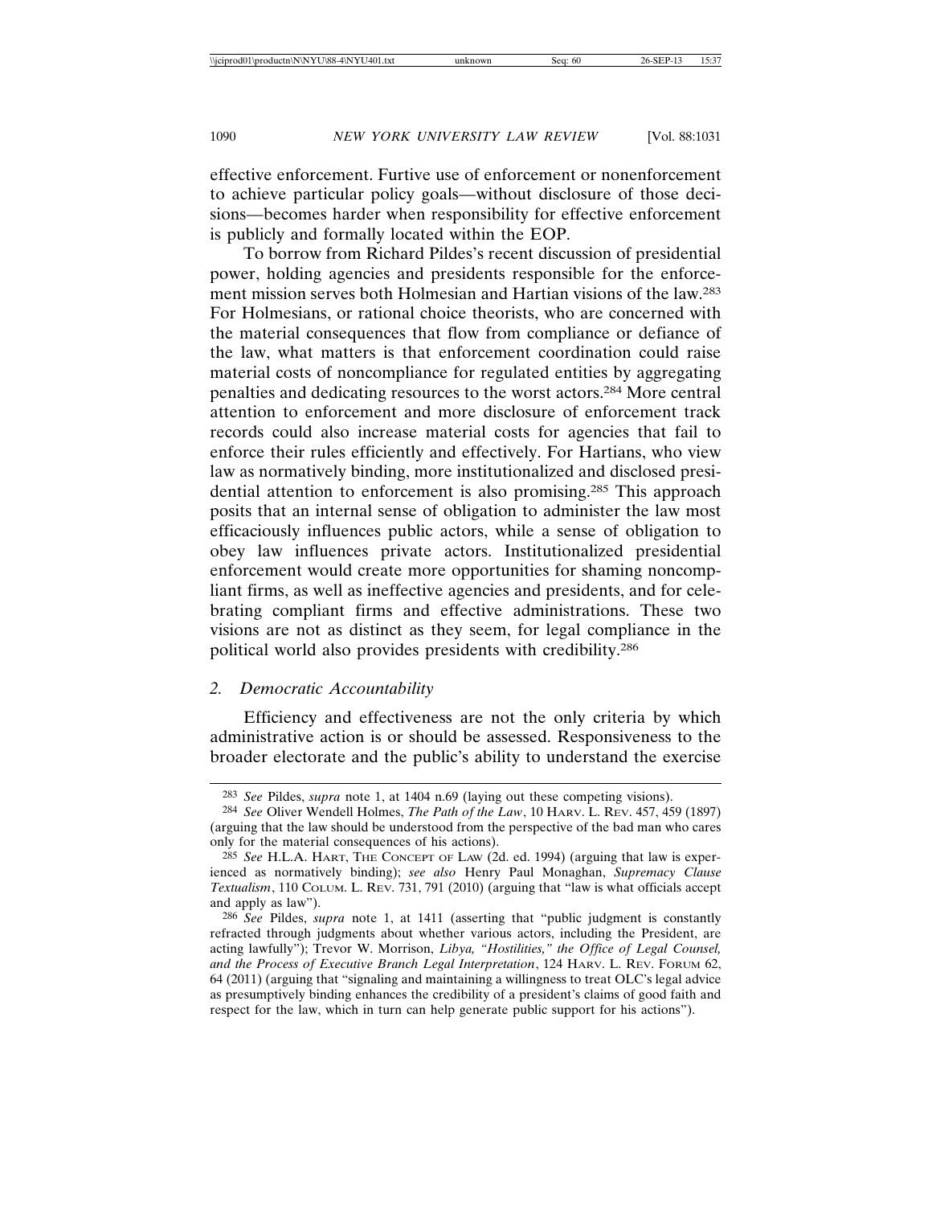effective enforcement. Furtive use of enforcement or nonenforcement to achieve particular policy goals—without disclosure of those decisions—becomes harder when responsibility for effective enforcement is publicly and formally located within the EOP.

To borrow from Richard Pildes's recent discussion of presidential power, holding agencies and presidents responsible for the enforcement mission serves both Holmesian and Hartian visions of the law.[283] For Holmesians, or rational choice theorists, who are concerned with the material consequences that flow from compliance or defiance of the law, what matters is that enforcement coordination could raise material costs of noncompliance for regulated entities by aggregating penalties and dedicating resources to the worst actors.[284] More central attention to enforcement and more disclosure of enforcement track records could also increase material costs for agencies that fail to enforce their rules efficiently and effectively. For Hartians, who view law as normatively binding, more institutionalized and disclosed presidential attention to enforcement is also promising.[285] This approach posits that an internal sense of obligation to administer the law most efficaciously influences public actors, while a sense of obligation to obey law influences private actors. Institutionalized presidential enforcement would create more opportunities for shaming noncompliant firms, as well as ineffective agencies and presidents, and for celebrating compliant firms and effective administrations. These two visions are not as distinct as they seem, for legal compliance in the political world also provides presidents with credibility.[286]

### 2. *Democratic Accountability*

Efficiency and effectiveness are not the only criteria by which administrative action is or should be assessed. Responsiveness to the broader electorate and the public's ability to understand the exercise

---

[283] *See* Pildes, *supra* note 1, at 1404 n.69 (laying out these competing visions).

[284] *See* Oliver Wendell Holmes, *The Path of the Law*, 10 HARV. L. REV. 457, 459 (1897) (arguing that the law should be understood from the perspective of the bad man who cares only for the material consequences of his actions).

[285] *See* H.L.A. HART, THE CONCEPT OF LAW (2d. ed. 1994) (arguing that law is experienced as normatively binding); *see also* Henry Paul Monaghan, *Supremacy Clause Textualism*, 110 COLUM. L. REV. 731, 791 (2010) (arguing that "law is what officials accept and apply as law").

[286] *See* Pildes, *supra* note 1, at 1411 (asserting that "public judgment is constantly refracted through judgments about whether various actors, including the President, are acting lawfully"); Trevor W. Morrison, *Libya, "Hostilities," the Office of Legal Counsel, and the Process of Executive Branch Legal Interpretation*, 124 HARV. L. REV. FORUM 62, 64 (2011) (arguing that "signaling and maintaining a willingness to treat OLC's legal advice as presumptively binding enhances the credibility of a president's claims of good faith and respect for the law, which in turn can help generate public support for his actions").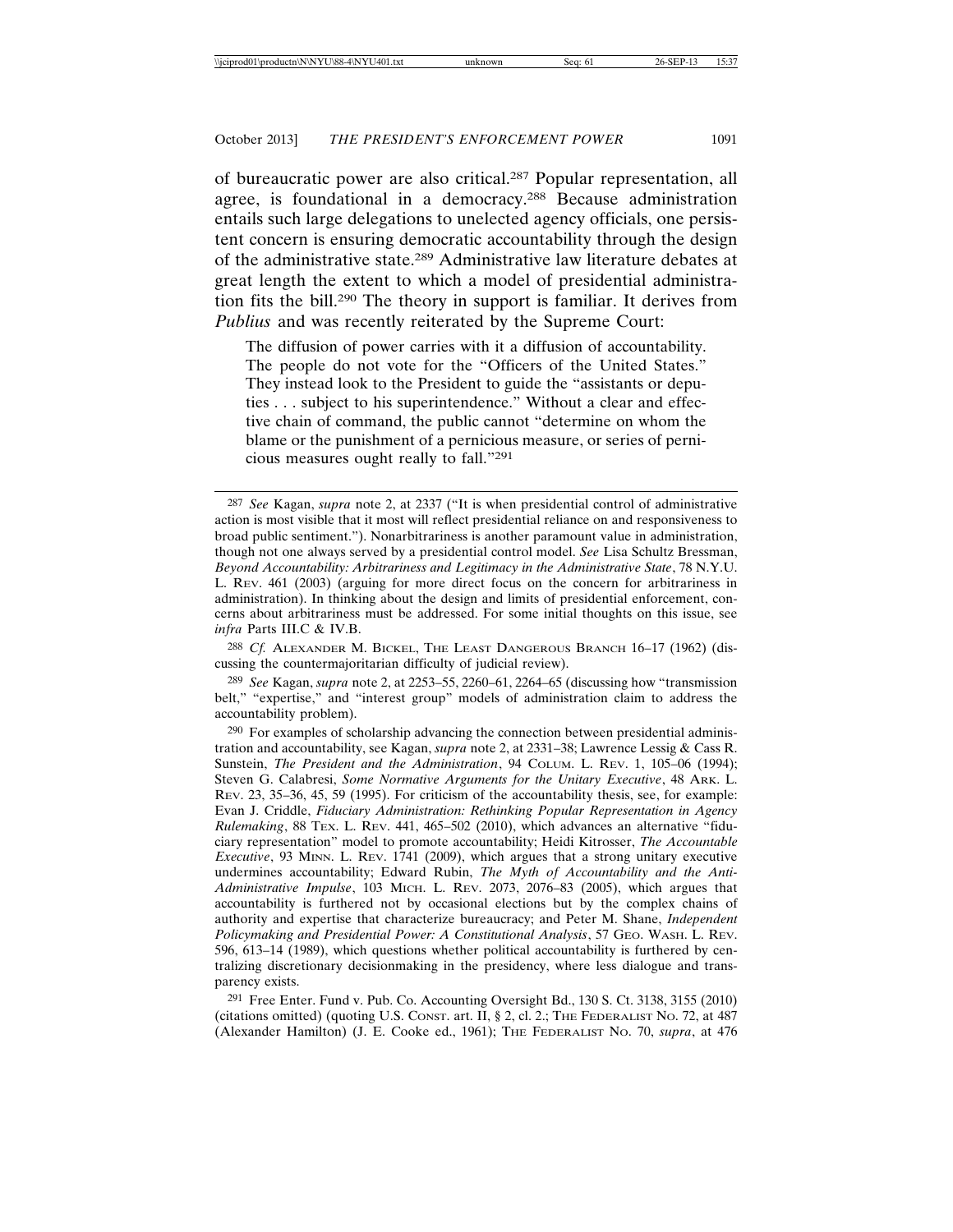of bureaucratic power are also critical.[287] Popular representation, all agree, is foundational in a democracy.[288] Because administration entails such large delegations to unelected agency officials, one persistent concern is ensuring democratic accountability through the design of the administrative state.[289] Administrative law literature debates at great length the extent to which a model of presidential administration fits the bill.[290] The theory in support is familiar. It derives from *Publius* and was recently reiterated by the Supreme Court:

> The diffusion of power carries with it a diffusion of accountability. The people do not vote for the "Officers of the United States." They instead look to the President to guide the "assistants or deputies . . . subject to his superintendence." Without a clear and effective chain of command, the public cannot "determine on whom the blame or the punishment of a pernicious measure, or series of pernicious measures ought really to fall."[291]

---

[287] *See* Kagan, *supra* note 2, at 2337 ("It is when presidential control of administrative action is most visible that it most will reflect presidential reliance on and responsiveness to broad public sentiment."). Nonarbitrariness is another paramount value in administration, though not one always served by a presidential control model. *See* Lisa Schultz Bressman, *Beyond Accountability: Arbitrariness and Legitimacy in the Administrative State*, 78 N.Y.U. L. REV. 461 (2003) (arguing for more direct focus on the concern for arbitrariness in administration). In thinking about the design and limits of presidential enforcement, concerns about arbitrariness must be addressed. For some initial thoughts on this issue, see *infra* Parts III.C & IV.B.

[288] *Cf.* ALEXANDER M. BICKEL, THE LEAST DANGEROUS BRANCH 16–17 (1962) (discussing the countermajoritarian difficulty of judicial review).

[289] *See* Kagan, *supra* note 2, at 2253–55, 2260–61, 2264–65 (discussing how "transmission belt," "expertise," and "interest group" models of administration claim to address the accountability problem).

[290] For examples of scholarship advancing the connection between presidential administration and accountability, see Kagan, *supra* note 2, at 2331–38; Lawrence Lessig & Cass R. Sunstein, *The President and the Administration*, 94 COLUM. L. REV. 1, 105–06 (1994); Steven G. Calabresi, *Some Normative Arguments for the Unitary Executive*, 48 ARK. L. REV. 23, 35–36, 45, 59 (1995). For criticism of the accountability thesis, see, for example: Evan J. Criddle, *Fiduciary Administration: Rethinking Popular Representation in Agency Rulemaking*, 88 TEX. L. REV. 441, 465–502 (2010), which advances an alternative "fiduciary representation" model to promote accountability; Heidi Kitrosser, *The Accountable Executive*, 93 MINN. L. REV. 1741 (2009), which argues that a strong unitary executive undermines accountability; Edward Rubin, *The Myth of Accountability and the Anti-Administrative Impulse*, 103 MICH. L. REV. 2073, 2076–83 (2005), which argues that accountability is furthered not by occasional elections but by the complex chains of authority and expertise that characterize bureaucracy; and Peter M. Shane, *Independent Policymaking and Presidential Power: A Constitutional Analysis*, 57 GEO. WASH. L. REV. 596, 613–14 (1989), which questions whether political accountability is furthered by centralizing discretionary decisionmaking in the presidency, where less dialogue and transparency exists.

[291] Free Enter. Fund v. Pub. Co. Accounting Oversight Bd., 130 S. Ct. 3138, 3155 (2010) (citations omitted) (quoting U.S. CONST. art. II, § 2, cl. 2.; THE FEDERALIST NO. 72, at 487 (Alexander Hamilton) (J. E. Cooke ed., 1961); THE FEDERALIST NO. 70, *supra*, at 476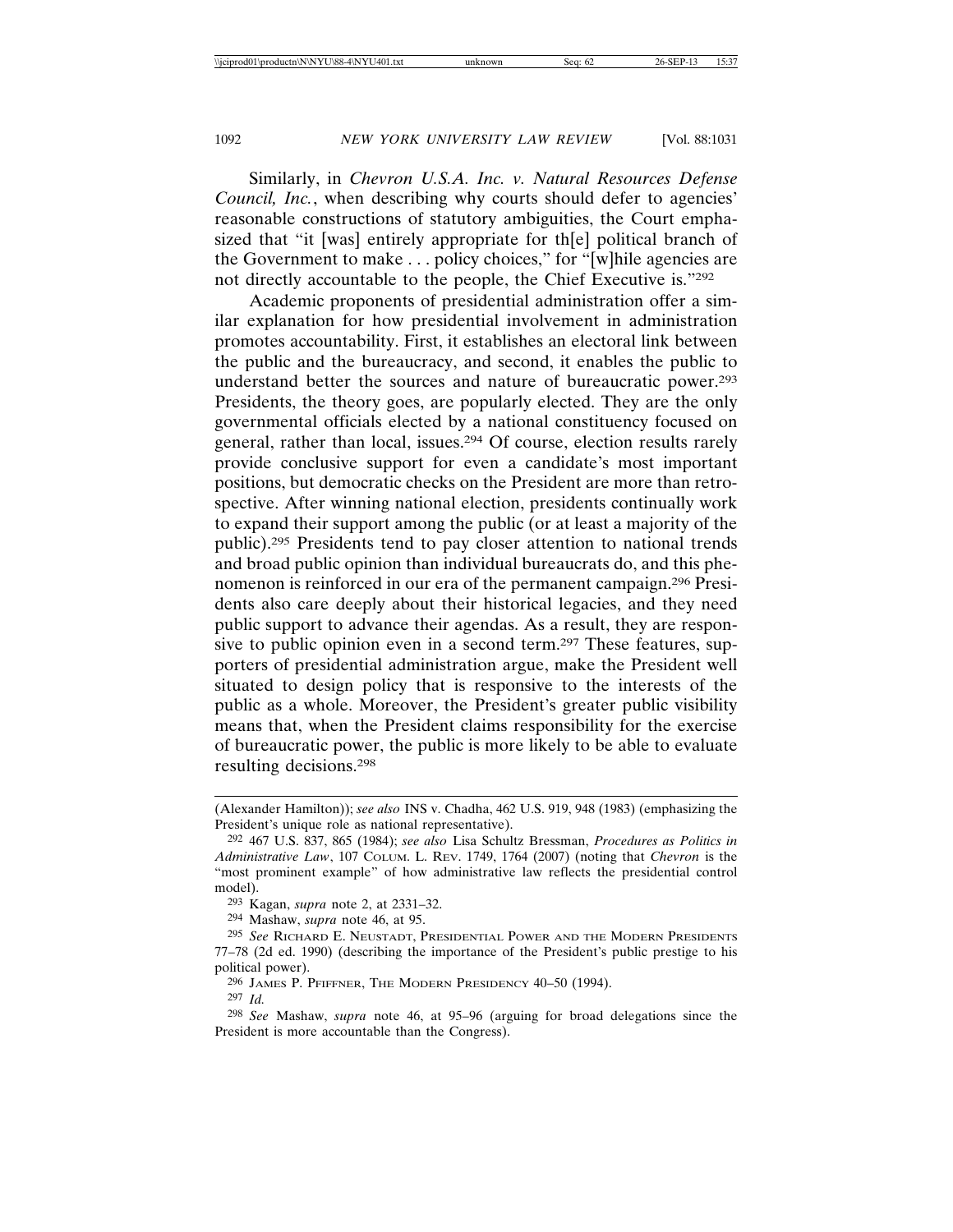Similarly, in *Chevron U.S.A. Inc. v. Natural Resources Defense Council, Inc.*, when describing why courts should defer to agencies' reasonable constructions of statutory ambiguities, the Court emphasized that "it [was] entirely appropriate for th[e] political branch of the Government to make . . . policy choices," for "[w]hile agencies are not directly accountable to the people, the Chief Executive is."[292]

Academic proponents of presidential administration offer a similar explanation for how presidential involvement in administration promotes accountability. First, it establishes an electoral link between the public and the bureaucracy, and second, it enables the public to understand better the sources and nature of bureaucratic power.[293] Presidents, the theory goes, are popularly elected. They are the only governmental officials elected by a national constituency focused on general, rather than local, issues.[294] Of course, election results rarely provide conclusive support for even a candidate's most important positions, but democratic checks on the President are more than retrospective. After winning national election, presidents continually work to expand their support among the public (or at least a majority of the public).[295] Presidents tend to pay closer attention to national trends and broad public opinion than individual bureaucrats do, and this phenomenon is reinforced in our era of the permanent campaign.[296] Presidents also care deeply about their historical legacies, and they need public support to advance their agendas. As a result, they are responsive to public opinion even in a second term.[297] These features, supporters of presidential administration argue, make the President well situated to design policy that is responsive to the interests of the public as a whole. Moreover, the President's greater public visibility means that, when the President claims responsibility for the exercise of bureaucratic power, the public is more likely to be able to evaluate resulting decisions.[298]

---

(Alexander Hamilton)); *see also* INS v. Chadha, 462 U.S. 919, 948 (1983) (emphasizing the President's unique role as national representative).

[292] 467 U.S. 837, 865 (1984); *see also* Lisa Schultz Bressman, *Procedures as Politics in Administrative Law*, 107 COLUM. L. REV. 1749, 1764 (2007) (noting that *Chevron* is the "most prominent example" of how administrative law reflects the presidential control model).

[293] Kagan, *supra* note 2, at 2331–32.

[294] Mashaw, *supra* note 46, at 95.

[295] *See* RICHARD E. NEUSTADT, PRESIDENTIAL POWER AND THE MODERN PRESIDENTS 77–78 (2d ed. 1990) (describing the importance of the President's public prestige to his political power).

[296] JAMES P. PFIFFNER, THE MODERN PRESIDENCY 40–50 (1994).

[297] *Id.*

[298] *See* Mashaw, *supra* note 46, at 95–96 (arguing for broad delegations since the President is more accountable than the Congress).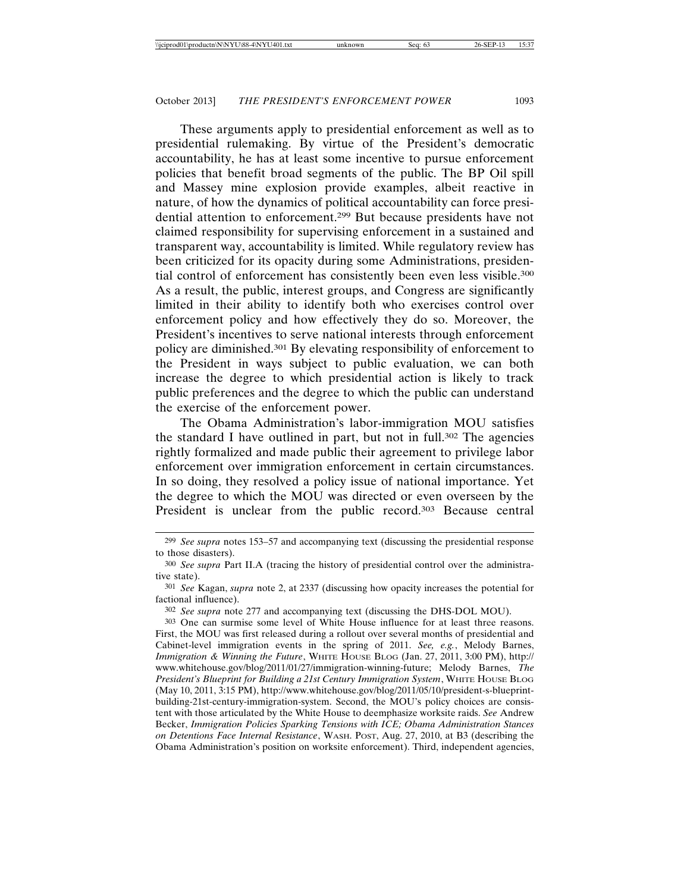These arguments apply to presidential enforcement as well as to presidential rulemaking. By virtue of the President's democratic accountability, he has at least some incentive to pursue enforcement policies that benefit broad segments of the public. The BP Oil spill and Massey mine explosion provide examples, albeit reactive in nature, of how the dynamics of political accountability can force presidential attention to enforcement.[299] But because presidents have not claimed responsibility for supervising enforcement in a sustained and transparent way, accountability is limited. While regulatory review has been criticized for its opacity during some Administrations, presidential control of enforcement has consistently been even less visible.[300] As a result, the public, interest groups, and Congress are significantly limited in their ability to identify both who exercises control over enforcement policy and how effectively they do so. Moreover, the President's incentives to serve national interests through enforcement policy are diminished.[301] By elevating responsibility of enforcement to the President in ways subject to public evaluation, we can both increase the degree to which presidential action is likely to track public preferences and the degree to which the public can understand the exercise of the enforcement power.

The Obama Administration's labor-immigration MOU satisfies the standard I have outlined in part, but not in full.[302] The agencies rightly formalized and made public their agreement to privilege labor enforcement over immigration enforcement in certain circumstances. In so doing, they resolved a policy issue of national importance. Yet the degree to which the MOU was directed or even overseen by the President is unclear from the public record.[303] Because central

---

[299] *See supra* notes 153–57 and accompanying text (discussing the presidential response to those disasters).

[300] *See supra* Part II.A (tracing the history of presidential control over the administrative state).

[301] *See* Kagan, *supra* note 2, at 2337 (discussing how opacity increases the potential for factional influence).

[302] *See supra* note 277 and accompanying text (discussing the DHS-DOL MOU).

[303] One can surmise some level of White House influence for at least three reasons. First, the MOU was first released during a rollout over several months of presidential and Cabinet-level immigration events in the spring of 2011. *See, e.g.*, Melody Barnes, *Immigration & Winning the Future*, WHITE HOUSE BLOG (Jan. 27, 2011, 3:00 PM), http://www.whitehouse.gov/blog/2011/01/27/immigration-winning-future; Melody Barnes, *The President's Blueprint for Building a 21st Century Immigration System*, WHITE HOUSE BLOG (May 10, 2011, 3:15 PM), http://www.whitehouse.gov/blog/2011/05/10/president-s-blueprint-building-21st-century-immigration-system. Second, the MOU's policy choices are consistent with those articulated by the White House to deemphasize worksite raids. *See* Andrew Becker, *Immigration Policies Sparking Tensions with ICE; Obama Administration Stances on Detentions Face Internal Resistance*, WASH. POST, Aug. 27, 2010, at B3 (describing the Obama Administration's position on worksite enforcement). Third, independent agencies,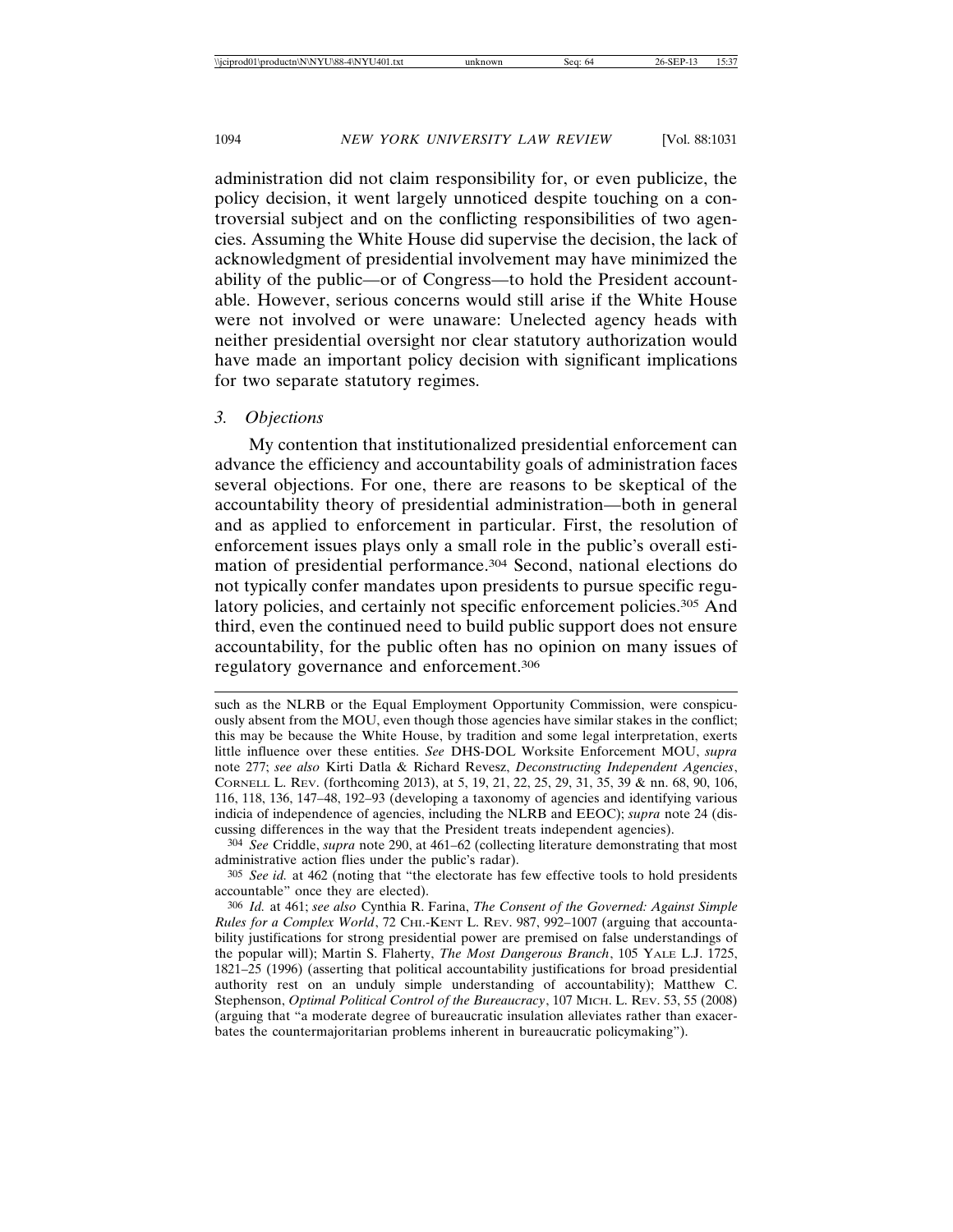administration did not claim responsibility for, or even publicize, the policy decision, it went largely unnoticed despite touching on a controversial subject and on the conflicting responsibilities of two agencies. Assuming the White House did supervise the decision, the lack of acknowledgment of presidential involvement may have minimized the ability of the public—or of Congress—to hold the President accountable. However, serious concerns would still arise if the White House were not involved or were unaware: Unelected agency heads with neither presidential oversight nor clear statutory authorization would have made an important policy decision with significant implications for two separate statutory regimes.

### 3. *Objections*

My contention that institutionalized presidential enforcement can advance the efficiency and accountability goals of administration faces several objections. For one, there are reasons to be skeptical of the accountability theory of presidential administration—both in general and as applied to enforcement in particular. First, the resolution of enforcement issues plays only a small role in the public's overall estimation of presidential performance.[304] Second, national elections do not typically confer mandates upon presidents to pursue specific regulatory policies, and certainly not specific enforcement policies.[305] And third, even the continued need to build public support does not ensure accountability, for the public often has no opinion on many issues of regulatory governance and enforcement.[306]

---

such as the NLRB or the Equal Employment Opportunity Commission, were conspicuously absent from the MOU, even though those agencies have similar stakes in the conflict; this may be because the White House, by tradition and some legal interpretation, exerts little influence over these entities. *See* DHS-DOL Worksite Enforcement MOU, *supra* note 277; *see also* Kirti Datla & Richard Revesz, *Deconstructing Independent Agencies*, CORNELL L. REV. (forthcoming 2013), at 5, 19, 21, 22, 25, 29, 31, 35, 39 & nn. 68, 90, 106, 116, 118, 136, 147–48, 192–93 (developing a taxonomy of agencies and identifying various indicia of independence of agencies, including the NLRB and EEOC); *supra* note 24 (discussing differences in the way that the President treats independent agencies).

304 *See* Criddle, *supra* note 290, at 461–62 (collecting literature demonstrating that most administrative action flies under the public's radar).

305 *See id.* at 462 (noting that "the electorate has few effective tools to hold presidents accountable" once they are elected).

306 *Id.* at 461; *see also* Cynthia R. Farina, *The Consent of the Governed: Against Simple Rules for a Complex World*, 72 CHI.-KENT L. REV. 987, 992–1007 (arguing that accountability justifications for strong presidential power are premised on false understandings of the popular will); Martin S. Flaherty, *The Most Dangerous Branch*, 105 YALE L.J. 1725, 1821–25 (1996) (asserting that political accountability justifications for broad presidential authority rest on an unduly simple understanding of accountability); Matthew C. Stephenson, *Optimal Political Control of the Bureaucracy*, 107 MICH. L. REV. 53, 55 (2008) (arguing that "a moderate degree of bureaucratic insulation alleviates rather than exacerbates the countermajoritarian problems inherent in bureaucratic policymaking").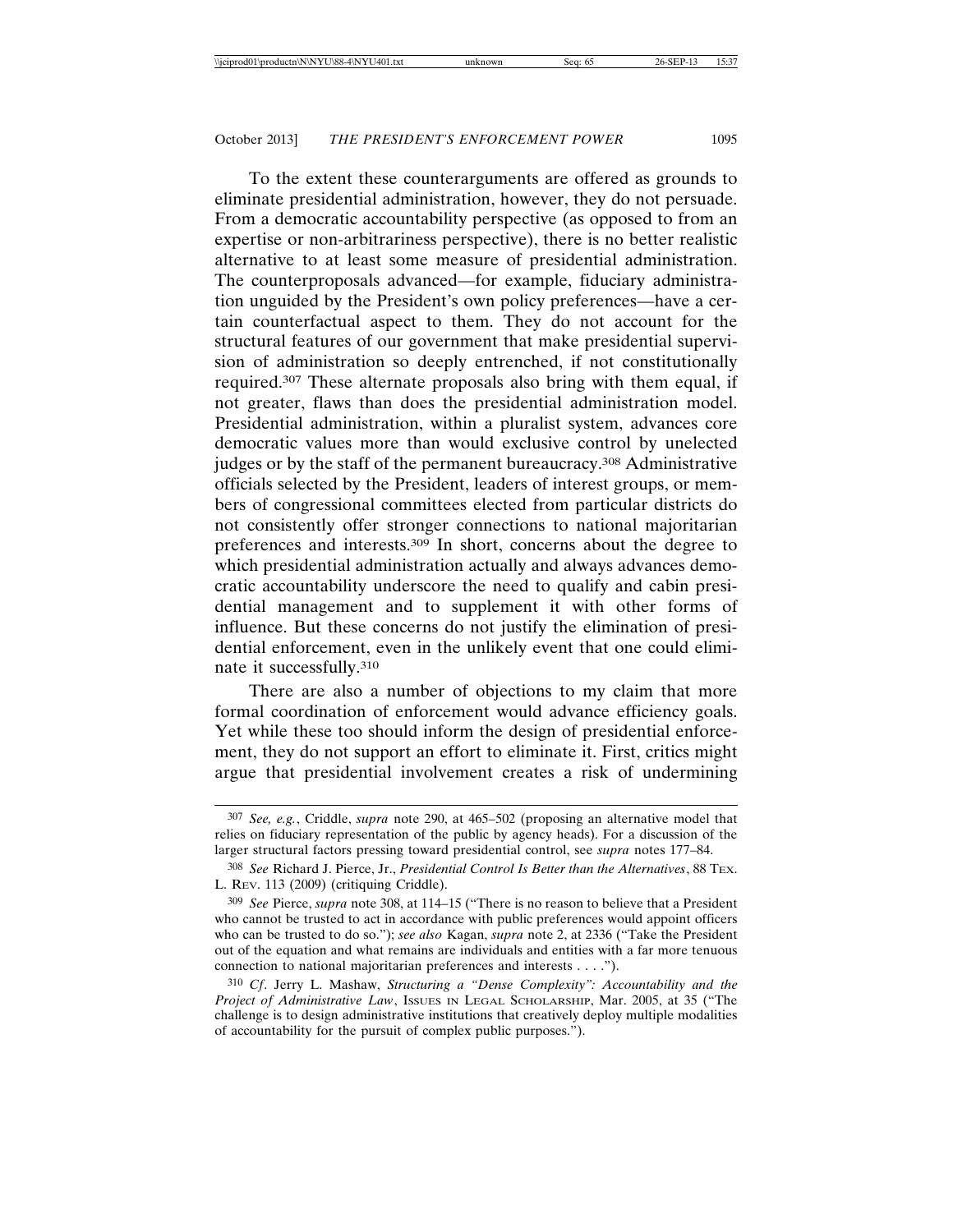To the extent these counterarguments are offered as grounds to eliminate presidential administration, however, they do not persuade. From a democratic accountability perspective (as opposed to from an expertise or non-arbitrariness perspective), there is no better realistic alternative to at least some measure of presidential administration. The counterproposals advanced—for example, fiduciary administration unguided by the President's own policy preferences—have a certain counterfactual aspect to them. They do not account for the structural features of our government that make presidential supervision of administration so deeply entrenched, if not constitutionally required.[307] These alternate proposals also bring with them equal, if not greater, flaws than does the presidential administration model. Presidential administration, within a pluralist system, advances core democratic values more than would exclusive control by unelected judges or by the staff of the permanent bureaucracy.[308] Administrative officials selected by the President, leaders of interest groups, or members of congressional committees elected from particular districts do not consistently offer stronger connections to national majoritarian preferences and interests.[309] In short, concerns about the degree to which presidential administration actually and always advances democratic accountability underscore the need to qualify and cabin presidential management and to supplement it with other forms of influence. But these concerns do not justify the elimination of presidential enforcement, even in the unlikely event that one could eliminate it successfully.[310]

There are also a number of objections to my claim that more formal coordination of enforcement would advance efficiency goals. Yet while these too should inform the design of presidential enforcement, they do not support an effort to eliminate it. First, critics might argue that presidential involvement creates a risk of undermining

---

[307] *See, e.g.*, Criddle, *supra* note 290, at 465–502 (proposing an alternative model that relies on fiduciary representation of the public by agency heads). For a discussion of the larger structural factors pressing toward presidential control, see *supra* notes 177–84.

[308] *See* Richard J. Pierce, Jr., *Presidential Control Is Better than the Alternatives*, 88 TEX. L. REV. 113 (2009) (critiquing Criddle).

[309] *See* Pierce, *supra* note 308, at 114–15 ("There is no reason to believe that a President who cannot be trusted to act in accordance with public preferences would appoint officers who can be trusted to do so."); *see also* Kagan, *supra* note 2, at 2336 ("Take the President out of the equation and what remains are individuals and entities with a far more tenuous connection to national majoritarian preferences and interests . . . .").

[310] *Cf*. Jerry L. Mashaw, *Structuring a "Dense Complexity": Accountability and the Project of Administrative Law*, ISSUES IN LEGAL SCHOLARSHIP, Mar. 2005, at 35 ("The challenge is to design administrative institutions that creatively deploy multiple modalities of accountability for the pursuit of complex public purposes.").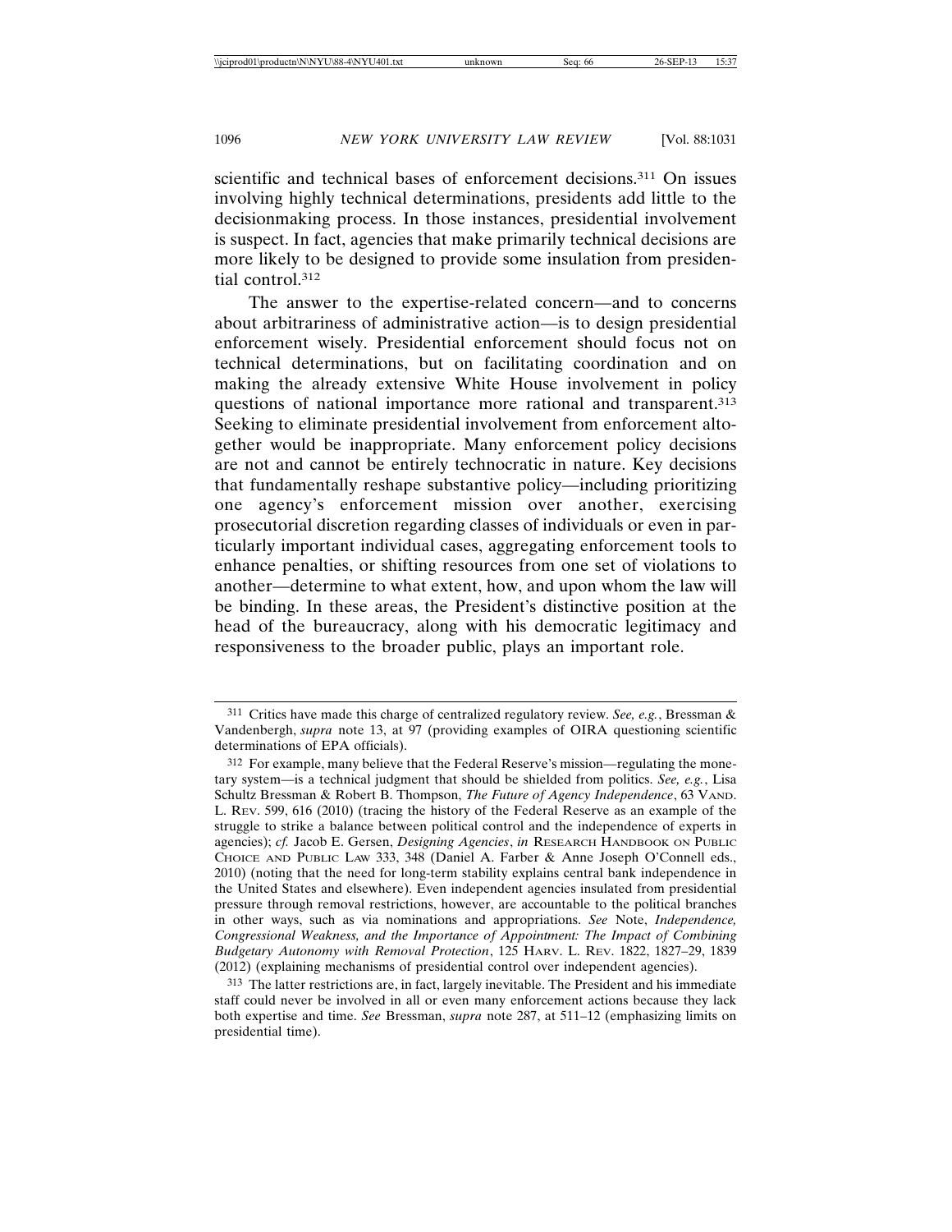scientific and technical bases of enforcement decisions.[311] On issues involving highly technical determinations, presidents add little to the decisionmaking process. In those instances, presidential involvement is suspect. In fact, agencies that make primarily technical decisions are more likely to be designed to provide some insulation from presidential control.[312]

The answer to the expertise-related concern—and to concerns about arbitrariness of administrative action—is to design presidential enforcement wisely. Presidential enforcement should focus not on technical determinations, but on facilitating coordination and on making the already extensive White House involvement in policy questions of national importance more rational and transparent.[313] Seeking to eliminate presidential involvement from enforcement altogether would be inappropriate. Many enforcement policy decisions are not and cannot be entirely technocratic in nature. Key decisions that fundamentally reshape substantive policy—including prioritizing one agency's enforcement mission over another, exercising prosecutorial discretion regarding classes of individuals or even in particularly important individual cases, aggregating enforcement tools to enhance penalties, or shifting resources from one set of violations to another—determine to what extent, how, and upon whom the law will be binding. In these areas, the President's distinctive position at the head of the bureaucracy, along with his democratic legitimacy and responsiveness to the broader public, plays an important role.

---

311 Critics have made this charge of centralized regulatory review. *See, e.g.*, Bressman & Vandenbergh, *supra* note 13, at 97 (providing examples of OIRA questioning scientific determinations of EPA officials).

312 For example, many believe that the Federal Reserve's mission—regulating the monetary system—is a technical judgment that should be shielded from politics. *See, e.g.*, Lisa Schultz Bressman & Robert B. Thompson, *The Future of Agency Independence*, 63 VAND. L. REV. 599, 616 (2010) (tracing the history of the Federal Reserve as an example of the struggle to strike a balance between political control and the independence of experts in agencies); *cf.* Jacob E. Gersen, *Designing Agencies*, *in* RESEARCH HANDBOOK ON PUBLIC CHOICE AND PUBLIC LAW 333, 348 (Daniel A. Farber & Anne Joseph O'Connell eds., 2010) (noting that the need for long-term stability explains central bank independence in the United States and elsewhere). Even independent agencies insulated from presidential pressure through removal restrictions, however, are accountable to the political branches in other ways, such as via nominations and appropriations. *See* Note, *Independence, Congressional Weakness, and the Importance of Appointment: The Impact of Combining Budgetary Autonomy with Removal Protection*, 125 HARV. L. REV. 1822, 1827–29, 1839 (2012) (explaining mechanisms of presidential control over independent agencies).

313 The latter restrictions are, in fact, largely inevitable. The President and his immediate staff could never be involved in all or even many enforcement actions because they lack both expertise and time. *See* Bressman, *supra* note 287, at 511–12 (emphasizing limits on presidential time).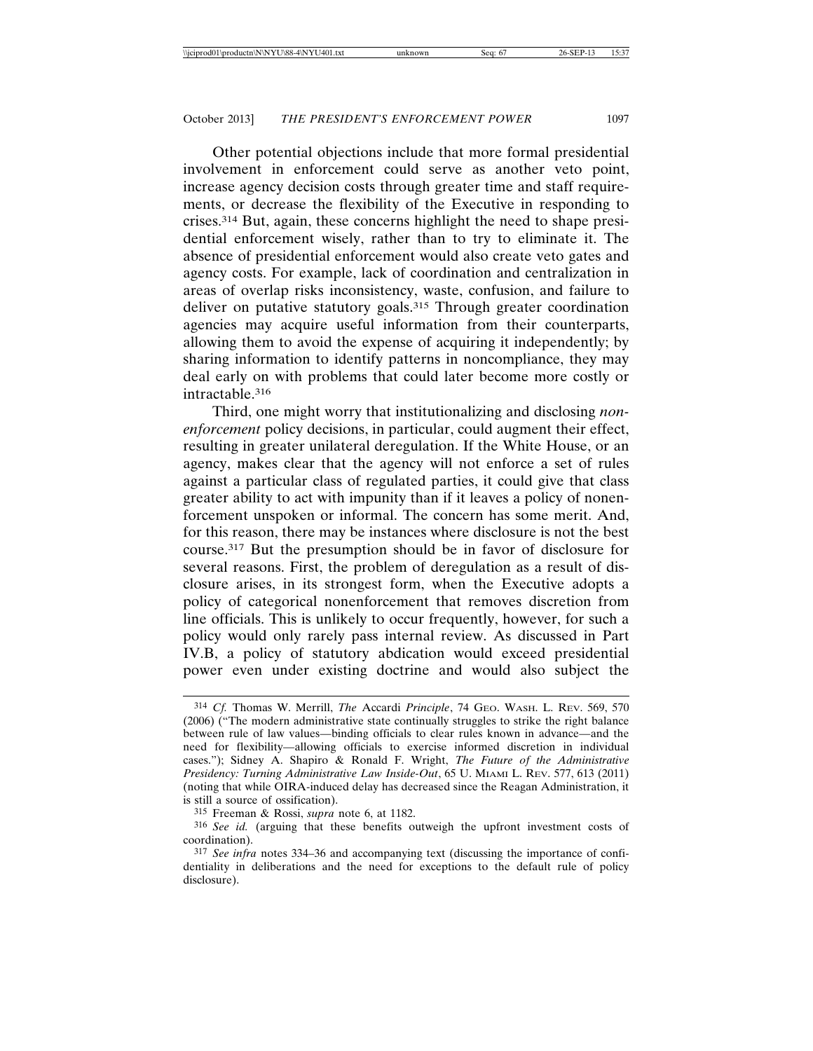Other potential objections include that more formal presidential involvement in enforcement could serve as another veto point, increase agency decision costs through greater time and staff requirements, or decrease the flexibility of the Executive in responding to crises.[314] But, again, these concerns highlight the need to shape presidential enforcement wisely, rather than to try to eliminate it. The absence of presidential enforcement would also create veto gates and agency costs. For example, lack of coordination and centralization in areas of overlap risks inconsistency, waste, confusion, and failure to deliver on putative statutory goals.[315] Through greater coordination agencies may acquire useful information from their counterparts, allowing them to avoid the expense of acquiring it independently; by sharing information to identify patterns in noncompliance, they may deal early on with problems that could later become more costly or intractable.[316]

Third, one might worry that institutionalizing and disclosing *nonenforcement* policy decisions, in particular, could augment their effect, resulting in greater unilateral deregulation. If the White House, or an agency, makes clear that the agency will not enforce a set of rules against a particular class of regulated parties, it could give that class greater ability to act with impunity than if it leaves a policy of nonenforcement unspoken or informal. The concern has some merit. And, for this reason, there may be instances where disclosure is not the best course.[317] But the presumption should be in favor of disclosure for several reasons. First, the problem of deregulation as a result of disclosure arises, in its strongest form, when the Executive adopts a policy of categorical nonenforcement that removes discretion from line officials. This is unlikely to occur frequently, however, for such a policy would only rarely pass internal review. As discussed in Part IV.B, a policy of statutory abdication would exceed presidential power even under existing doctrine and would also subject the

---

[314] *Cf.* Thomas W. Merrill, *The* Accardi *Principle*, 74 GEO. WASH. L. REV. 569, 570 (2006) ("The modern administrative state continually struggles to strike the right balance between rule of law values—binding officials to clear rules known in advance—and the need for flexibility—allowing officials to exercise informed discretion in individual cases."); Sidney A. Shapiro & Ronald F. Wright, *The Future of the Administrative Presidency: Turning Administrative Law Inside-Out*, 65 U. MIAMI L. REV. 577, 613 (2011) (noting that while OIRA-induced delay has decreased since the Reagan Administration, it is still a source of ossification).

[315] Freeman & Rossi, *supra* note 6, at 1182.

[316] *See id.* (arguing that these benefits outweigh the upfront investment costs of coordination).

[317] *See infra* notes 334–36 and accompanying text (discussing the importance of confidentiality in deliberations and the need for exceptions to the default rule of policy disclosure).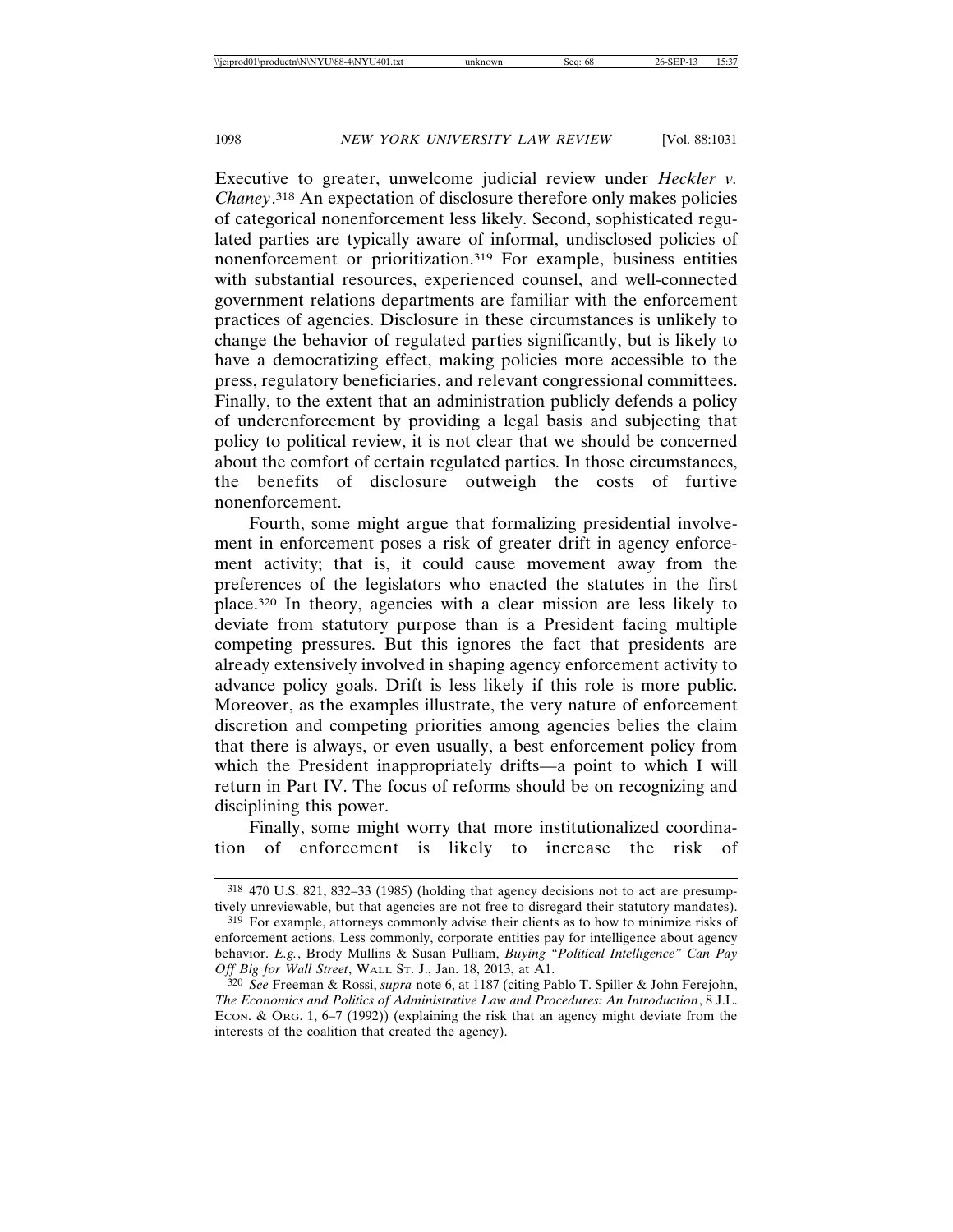Executive to greater, unwelcome judicial review under *Heckler v. Chaney*.[318] An expectation of disclosure therefore only makes policies of categorical nonenforcement less likely. Second, sophisticated regulated parties are typically aware of informal, undisclosed policies of nonenforcement or prioritization.[319] For example, business entities with substantial resources, experienced counsel, and well-connected government relations departments are familiar with the enforcement practices of agencies. Disclosure in these circumstances is unlikely to change the behavior of regulated parties significantly, but is likely to have a democratizing effect, making policies more accessible to the press, regulatory beneficiaries, and relevant congressional committees. Finally, to the extent that an administration publicly defends a policy of underenforcement by providing a legal basis and subjecting that policy to political review, it is not clear that we should be concerned about the comfort of certain regulated parties. In those circumstances, the benefits of disclosure outweigh the costs of furtive nonenforcement.

Fourth, some might argue that formalizing presidential involvement in enforcement poses a risk of greater drift in agency enforcement activity; that is, it could cause movement away from the preferences of the legislators who enacted the statutes in the first place.[320] In theory, agencies with a clear mission are less likely to deviate from statutory purpose than is a President facing multiple competing pressures. But this ignores the fact that presidents are already extensively involved in shaping agency enforcement activity to advance policy goals. Drift is less likely if this role is more public. Moreover, as the examples illustrate, the very nature of enforcement discretion and competing priorities among agencies belies the claim that there is always, or even usually, a best enforcement policy from which the President inappropriately drifts—a point to which I will return in Part IV. The focus of reforms should be on recognizing and disciplining this power.

Finally, some might worry that more institutionalized coordination of enforcement is likely to increase the risk of

---

[318] 470 U.S. 821, 832–33 (1985) (holding that agency decisions not to act are presumptively unreviewable, but that agencies are not free to disregard their statutory mandates).

[319] For example, attorneys commonly advise their clients as to how to minimize risks of enforcement actions. Less commonly, corporate entities pay for intelligence about agency behavior. *E.g.*, Brody Mullins & Susan Pulliam, *Buying "Political Intelligence" Can Pay Off Big for Wall Street*, WALL ST. J., Jan. 18, 2013, at A1.

[320] *See* Freeman & Rossi, *supra* note 6, at 1187 (citing Pablo T. Spiller & John Ferejohn, *The Economics and Politics of Administrative Law and Procedures: An Introduction*, 8 J.L. ECON. & ORG. 1, 6–7 (1992)) (explaining the risk that an agency might deviate from the interests of the coalition that created the agency).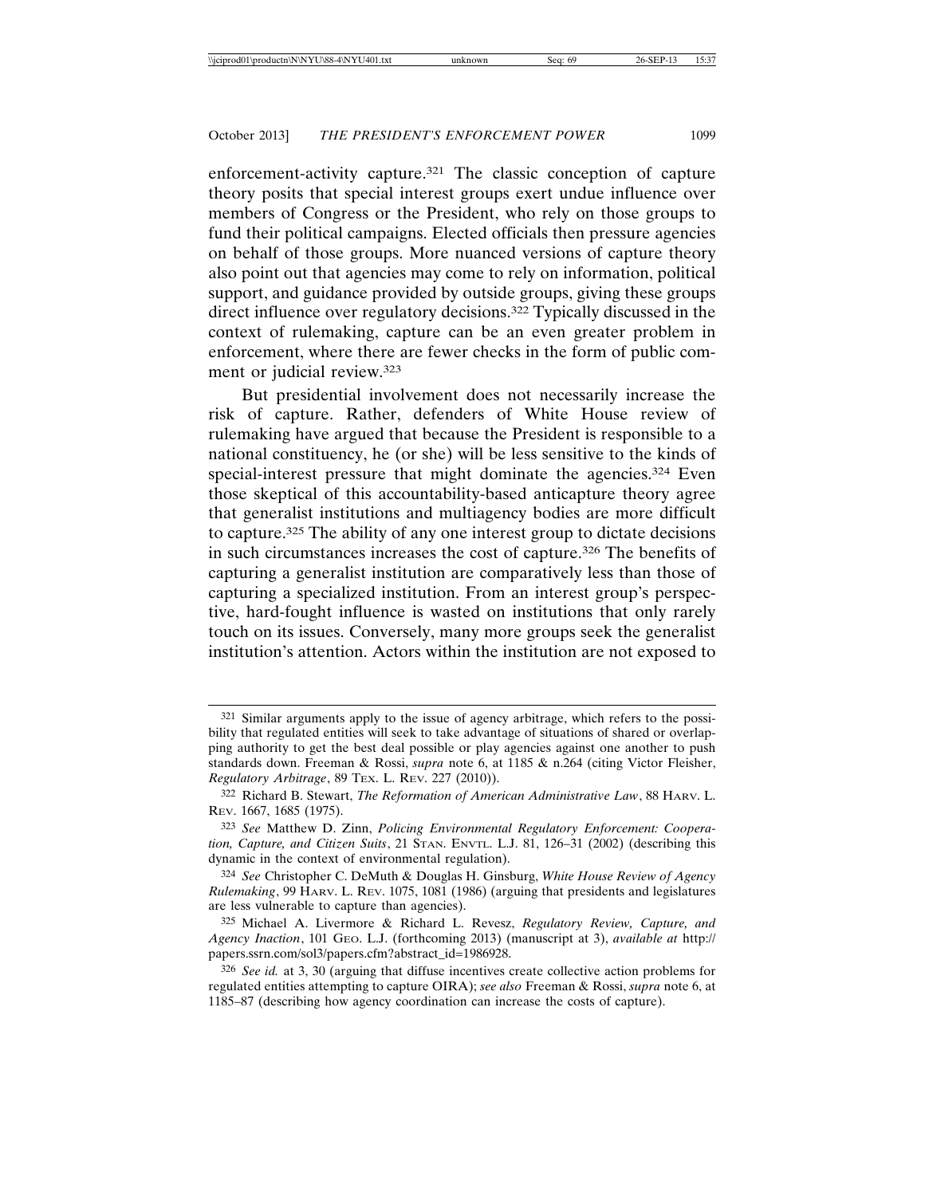enforcement-activity capture.[321] The classic conception of capture theory posits that special interest groups exert undue influence over members of Congress or the President, who rely on those groups to fund their political campaigns. Elected officials then pressure agencies on behalf of those groups. More nuanced versions of capture theory also point out that agencies may come to rely on information, political support, and guidance provided by outside groups, giving these groups direct influence over regulatory decisions.[322] Typically discussed in the context of rulemaking, capture can be an even greater problem in enforcement, where there are fewer checks in the form of public comment or judicial review.[323]

But presidential involvement does not necessarily increase the risk of capture. Rather, defenders of White House review of rulemaking have argued that because the President is responsible to a national constituency, he (or she) will be less sensitive to the kinds of special-interest pressure that might dominate the agencies.[324] Even those skeptical of this accountability-based anticapture theory agree that generalist institutions and multiagency bodies are more difficult to capture.[325] The ability of any one interest group to dictate decisions in such circumstances increases the cost of capture.[326] The benefits of capturing a generalist institution are comparatively less than those of capturing a specialized institution. From an interest group's perspective, hard-fought influence is wasted on institutions that only rarely touch on its issues. Conversely, many more groups seek the generalist institution's attention. Actors within the institution are not exposed to

---

321 Similar arguments apply to the issue of agency arbitrage, which refers to the possibility that regulated entities will seek to take advantage of situations of shared or overlapping authority to get the best deal possible or play agencies against one another to push standards down. Freeman & Rossi, *supra* note 6, at 1185 & n.264 (citing Victor Fleisher, *Regulatory Arbitrage*, 89 TEX. L. REV. 227 (2010)).

322 Richard B. Stewart, *The Reformation of American Administrative Law*, 88 HARV. L. REV. 1667, 1685 (1975).

323 *See* Matthew D. Zinn, *Policing Environmental Regulatory Enforcement: Cooperation, Capture, and Citizen Suits*, 21 STAN. ENVTL. L.J. 81, 126–31 (2002) (describing this dynamic in the context of environmental regulation).

324 *See* Christopher C. DeMuth & Douglas H. Ginsburg, *White House Review of Agency Rulemaking*, 99 HARV. L. REV. 1075, 1081 (1986) (arguing that presidents and legislatures are less vulnerable to capture than agencies).

325 Michael A. Livermore & Richard L. Revesz, *Regulatory Review, Capture, and Agency Inaction*, 101 GEO. L.J. (forthcoming 2013) (manuscript at 3), *available at* http://papers.ssrn.com/sol3/papers.cfm?abstract_id=1986928.

326 *See id.* at 3, 30 (arguing that diffuse incentives create collective action problems for regulated entities attempting to capture OIRA); *see also* Freeman & Rossi, *supra* note 6, at 1185–87 (describing how agency coordination can increase the costs of capture).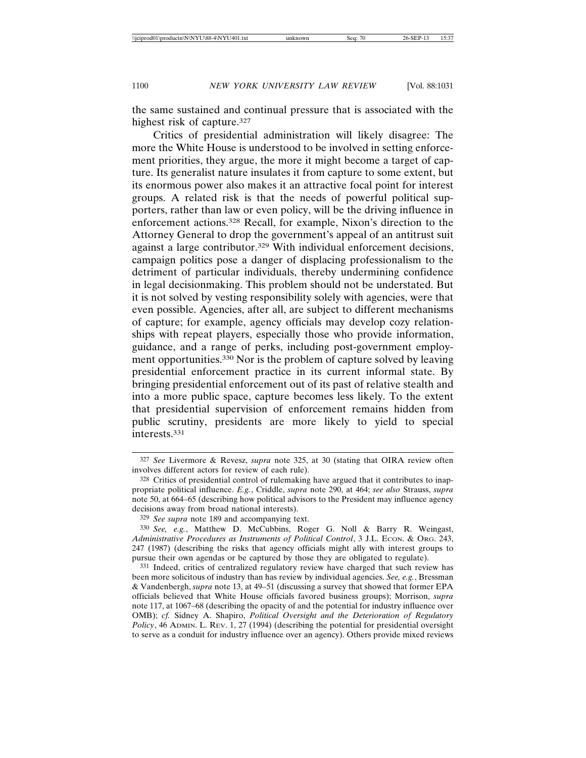the same sustained and continual pressure that is associated with the highest risk of capture.[327]

Critics of presidential administration will likely disagree: The more the White House is understood to be involved in setting enforcement priorities, they argue, the more it might become a target of capture. Its generalist nature insulates it from capture to some extent, but its enormous power also makes it an attractive focal point for interest groups. A related risk is that the needs of powerful political supporters, rather than law or even policy, will be the driving influence in enforcement actions.[328] Recall, for example, Nixon's direction to the Attorney General to drop the government's appeal of an antitrust suit against a large contributor.[329] With individual enforcement decisions, campaign politics pose a danger of displacing professionalism to the detriment of particular individuals, thereby undermining confidence in legal decisionmaking. This problem should not be understated. But it is not solved by vesting responsibility solely with agencies, were that even possible. Agencies, after all, are subject to different mechanisms of capture; for example, agency officials may develop cozy relationships with repeat players, especially those who provide information, guidance, and a range of perks, including post-government employment opportunities.[330] Nor is the problem of capture solved by leaving presidential enforcement practice in its current informal state. By bringing presidential enforcement out of its past of relative stealth and into a more public space, capture becomes less likely. To the extent that presidential supervision of enforcement remains hidden from public scrutiny, presidents are more likely to yield to special interests.[331]

---

[327] *See* Livermore & Revesz, *supra* note 325, at 30 (stating that OIRA review often involves different actors for review of each rule).

[328] Critics of presidential control of rulemaking have argued that it contributes to inappropriate political influence. *E.g.*, Criddle, *supra* note 290, at 464; *see also* Strauss, *supra* note 50, at 664–65 (describing how political advisors to the President may influence agency decisions away from broad national interests).

[329] *See supra* note 189 and accompanying text.

[330] *See, e.g.*, Matthew D. McCubbins, Roger G. Noll & Barry R. Weingast, *Administrative Procedures as Instruments of Political Control*, 3 J.L. ECON. & ORG. 243, 247 (1987) (describing the risks that agency officials might ally with interest groups to pursue their own agendas or be captured by those they are obligated to regulate).

[331] Indeed, critics of centralized regulatory review have charged that such review has been more solicitous of industry than has review by individual agencies. *See, e.g.*, Bressman & Vandenbergh, *supra* note 13, at 49–51 (discussing a survey that showed that former EPA officials believed that White House officials favored business groups); Morrison, *supra* note 117, at 1067–68 (describing the opacity of and the potential for industry influence over OMB); *cf.* Sidney A. Shapiro, *Political Oversight and the Deterioration of Regulatory Policy*, 46 ADMIN. L. REV. 1, 27 (1994) (describing the potential for presidential oversight to serve as a conduit for industry influence over an agency). Others provide mixed reviews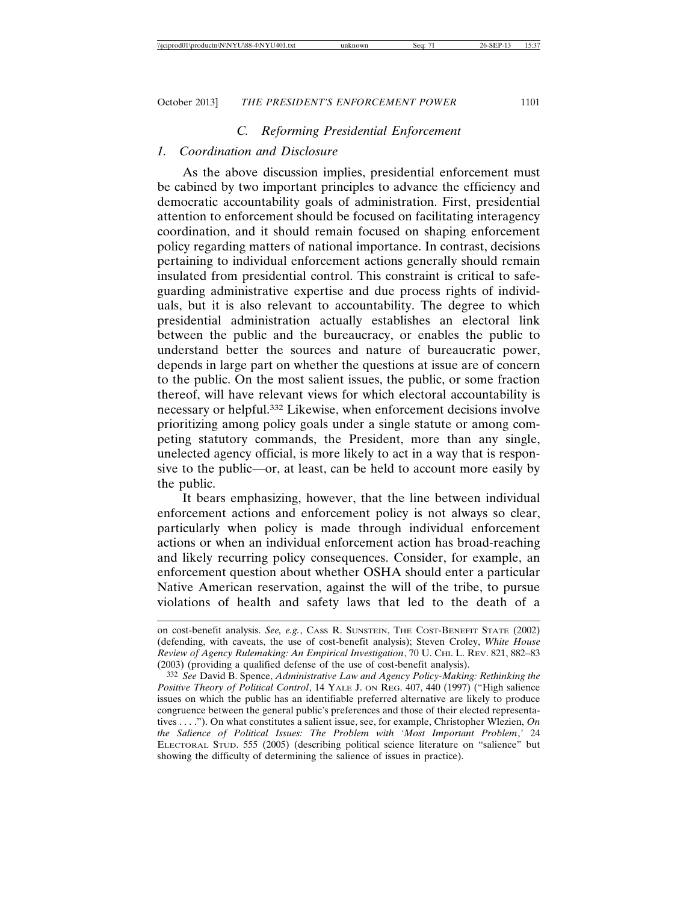### *C. Reforming Presidential Enforcement*

#### *1. Coordination and Disclosure*

As the above discussion implies, presidential enforcement must be cabined by two important principles to advance the efficiency and democratic accountability goals of administration. First, presidential attention to enforcement should be focused on facilitating interagency coordination, and it should remain focused on shaping enforcement policy regarding matters of national importance. In contrast, decisions pertaining to individual enforcement actions generally should remain insulated from presidential control. This constraint is critical to safeguarding administrative expertise and due process rights of individuals, but it is also relevant to accountability. The degree to which presidential administration actually establishes an electoral link between the public and the bureaucracy, or enables the public to understand better the sources and nature of bureaucratic power, depends in large part on whether the questions at issue are of concern to the public. On the most salient issues, the public, or some fraction thereof, will have relevant views for which electoral accountability is necessary or helpful.[332] Likewise, when enforcement decisions involve prioritizing among policy goals under a single statute or among competing statutory commands, the President, more than any single, unelected agency official, is more likely to act in a way that is responsive to the public—or, at least, can be held to account more easily by the public.

It bears emphasizing, however, that the line between individual enforcement actions and enforcement policy is not always so clear, particularly when policy is made through individual enforcement actions or when an individual enforcement action has broad-reaching and likely recurring policy consequences. Consider, for example, an enforcement question about whether OSHA should enter a particular Native American reservation, against the will of the tribe, to pursue violations of health and safety laws that led to the death of a

---

on cost-benefit analysis. *See, e.g.*, CASS R. SUNSTEIN, THE COST-BENEFIT STATE (2002) (defending, with caveats, the use of cost-benefit analysis); Steven Croley, *White House Review of Agency Rulemaking: An Empirical Investigation*, 70 U. CHI. L. REV. 821, 882–83 (2003) (providing a qualified defense of the use of cost-benefit analysis).

[332] *See* David B. Spence, *Administrative Law and Agency Policy-Making: Rethinking the Positive Theory of Political Control*, 14 YALE J. ON REG. 407, 440 (1997) ("High salience issues on which the public has an identifiable preferred alternative are likely to produce congruence between the general public's preferences and those of their elected representatives . . . ."). On what constitutes a salient issue, see, for example, Christopher Wlezien, *On the Salience of Political Issues: The Problem with 'Most Important Problem*,*'* 24 ELECTORAL STUD. 555 (2005) (describing political science literature on "salience" but showing the difficulty of determining the salience of issues in practice).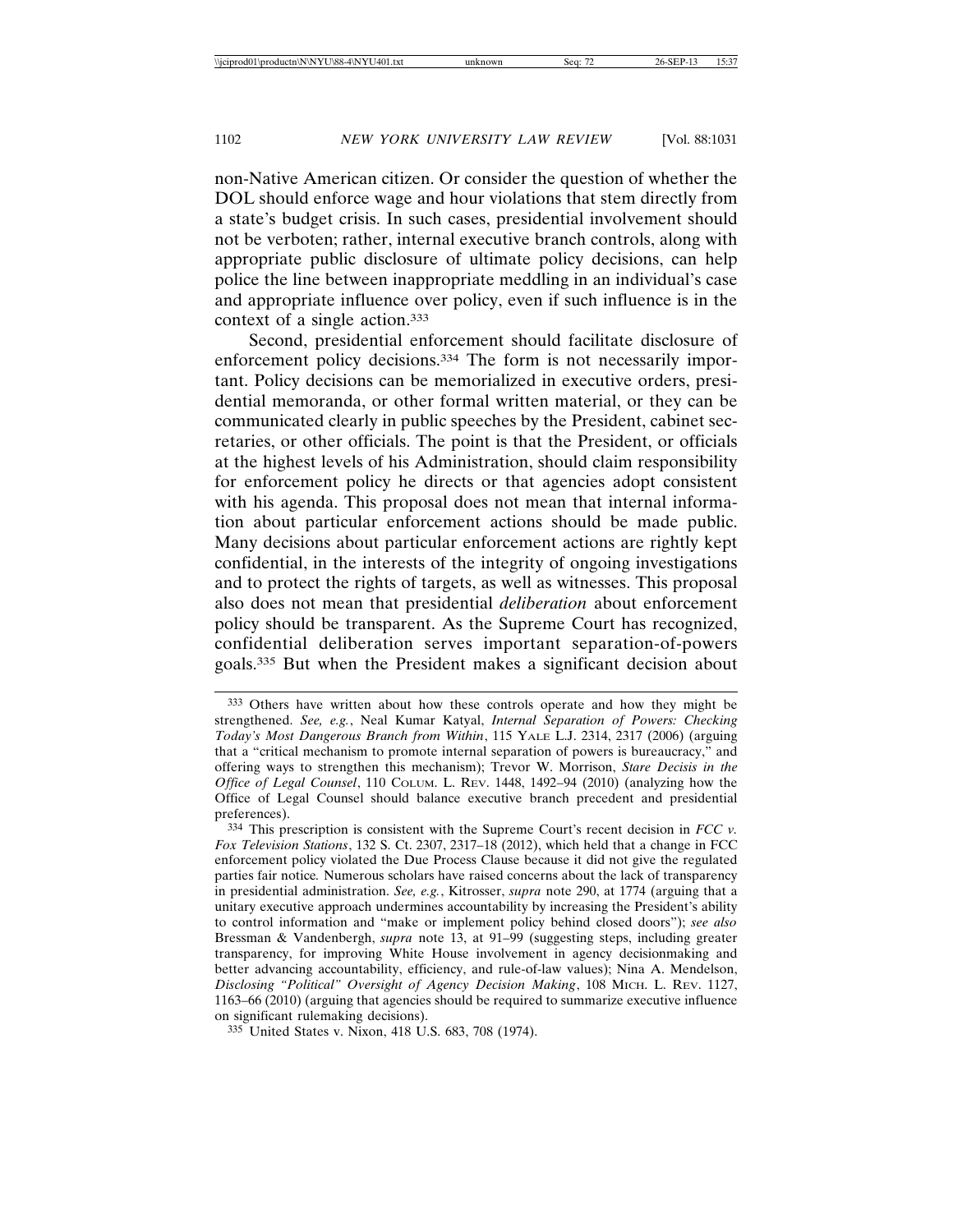non-Native American citizen. Or consider the question of whether the DOL should enforce wage and hour violations that stem directly from a state's budget crisis. In such cases, presidential involvement should not be verboten; rather, internal executive branch controls, along with appropriate public disclosure of ultimate policy decisions, can help police the line between inappropriate meddling in an individual's case and appropriate influence over policy, even if such influence is in the context of a single action.[333]

Second, presidential enforcement should facilitate disclosure of enforcement policy decisions.[334] The form is not necessarily important. Policy decisions can be memorialized in executive orders, presidential memoranda, or other formal written material, or they can be communicated clearly in public speeches by the President, cabinet secretaries, or other officials. The point is that the President, or officials at the highest levels of his Administration, should claim responsibility for enforcement policy he directs or that agencies adopt consistent with his agenda. This proposal does not mean that internal information about particular enforcement actions should be made public. Many decisions about particular enforcement actions are rightly kept confidential, in the interests of the integrity of ongoing investigations and to protect the rights of targets, as well as witnesses. This proposal also does not mean that presidential *deliberation* about enforcement policy should be transparent. As the Supreme Court has recognized, confidential deliberation serves important separation-of-powers goals.[335] But when the President makes a significant decision about

---

[333] Others have written about how these controls operate and how they might be strengthened. *See, e.g.*, Neal Kumar Katyal, *Internal Separation of Powers: Checking Today's Most Dangerous Branch from Within*, 115 YALE L.J. 2314, 2317 (2006) (arguing that a "critical mechanism to promote internal separation of powers is bureaucracy," and offering ways to strengthen this mechanism); Trevor W. Morrison, *Stare Decisis in the Office of Legal Counsel*, 110 COLUM. L. REV. 1448, 1492–94 (2010) (analyzing how the Office of Legal Counsel should balance executive branch precedent and presidential preferences).

[334] This prescription is consistent with the Supreme Court's recent decision in *FCC v. Fox Television Stations*, 132 S. Ct. 2307, 2317–18 (2012), which held that a change in FCC enforcement policy violated the Due Process Clause because it did not give the regulated parties fair notice. Numerous scholars have raised concerns about the lack of transparency in presidential administration. *See, e.g.*, Kitrosser, *supra* note 290, at 1774 (arguing that a unitary executive approach undermines accountability by increasing the President's ability to control information and "make or implement policy behind closed doors"); *see also* Bressman & Vandenbergh, *supra* note 13, at 91–99 (suggesting steps, including greater transparency, for improving White House involvement in agency decisionmaking and better advancing accountability, efficiency, and rule-of-law values); Nina A. Mendelson, *Disclosing "Political" Oversight of Agency Decision Making*, 108 MICH. L. REV. 1127, 1163–66 (2010) (arguing that agencies should be required to summarize executive influence on significant rulemaking decisions).

[335] United States v. Nixon, 418 U.S. 683, 708 (1974).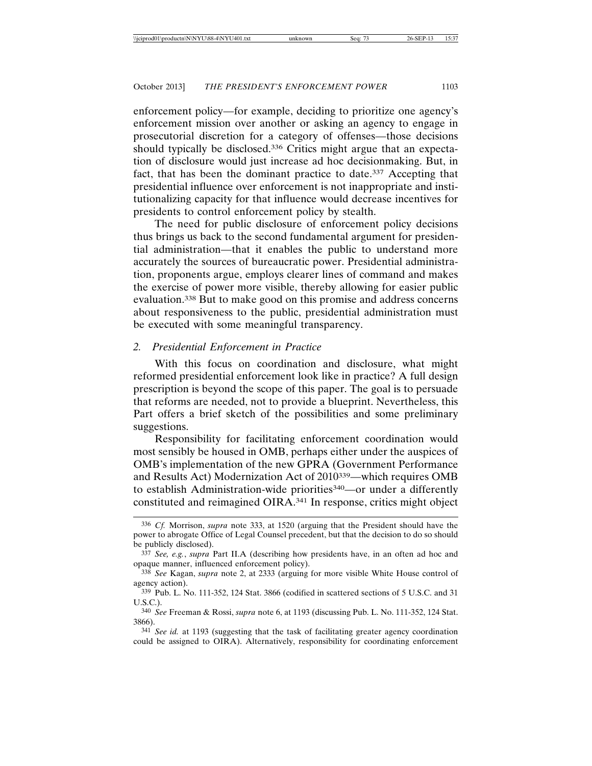enforcement policy—for example, deciding to prioritize one agency's enforcement mission over another or asking an agency to engage in prosecutorial discretion for a category of offenses—those decisions should typically be disclosed.[336] Critics might argue that an expectation of disclosure would just increase ad hoc decisionmaking. But, in fact, that has been the dominant practice to date.[337] Accepting that presidential influence over enforcement is not inappropriate and institutionalizing capacity for that influence would decrease incentives for presidents to control enforcement policy by stealth.

The need for public disclosure of enforcement policy decisions thus brings us back to the second fundamental argument for presidential administration—that it enables the public to understand more accurately the sources of bureaucratic power. Presidential administration, proponents argue, employs clearer lines of command and makes the exercise of power more visible, thereby allowing for easier public evaluation.[338] But to make good on this promise and address concerns about responsiveness to the public, presidential administration must be executed with some meaningful transparency.

### 2. *Presidential Enforcement in Practice*

With this focus on coordination and disclosure, what might reformed presidential enforcement look like in practice? A full design prescription is beyond the scope of this paper. The goal is to persuade that reforms are needed, not to provide a blueprint. Nevertheless, this Part offers a brief sketch of the possibilities and some preliminary suggestions.

Responsibility for facilitating enforcement coordination would most sensibly be housed in OMB, perhaps either under the auspices of OMB's implementation of the new GPRA (Government Performance and Results Act) Modernization Act of 2010[339]—which requires OMB to establish Administration-wide priorities[340]—or under a differently constituted and reimagined OIRA.[341] In response, critics might object

---

[336] *Cf.* Morrison, *supra* note 333, at 1520 (arguing that the President should have the power to abrogate Office of Legal Counsel precedent, but that the decision to do so should be publicly disclosed).

[337] *See, e.g.*, *supra* Part II.A (describing how presidents have, in an often ad hoc and opaque manner, influenced enforcement policy).

[338] *See* Kagan, *supra* note 2, at 2333 (arguing for more visible White House control of agency action).

[339] Pub. L. No. 111-352, 124 Stat. 3866 (codified in scattered sections of 5 U.S.C. and 31 U.S.C.).

[340] *See* Freeman & Rossi, *supra* note 6, at 1193 (discussing Pub. L. No. 111-352, 124 Stat. 3866).

[341] *See id.* at 1193 (suggesting that the task of facilitating greater agency coordination could be assigned to OIRA). Alternatively, responsibility for coordinating enforcement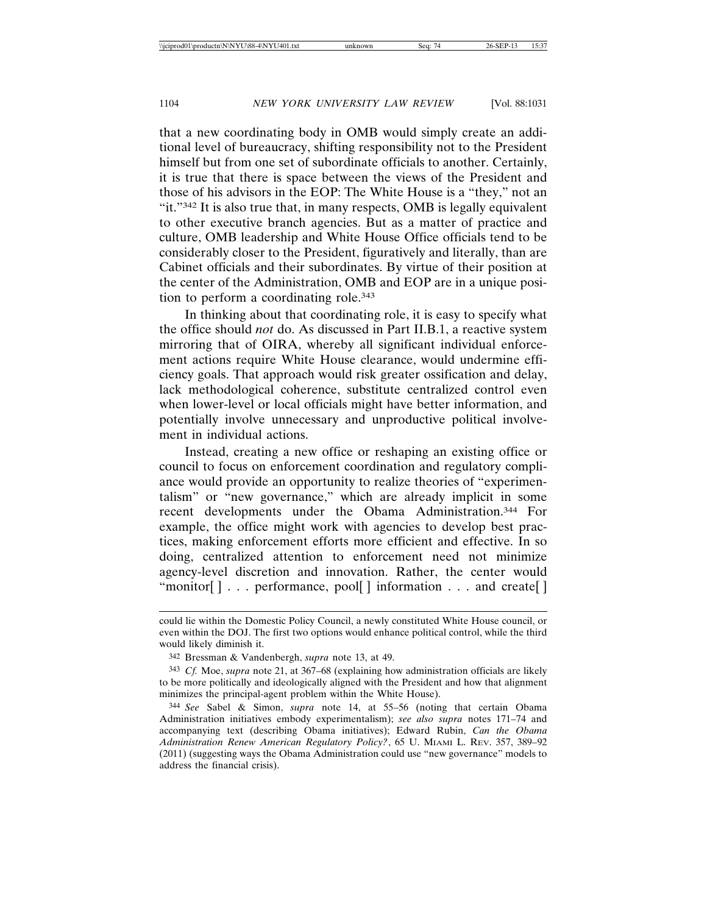that a new coordinating body in OMB would simply create an additional level of bureaucracy, shifting responsibility not to the President himself but from one set of subordinate officials to another. Certainly, it is true that there is space between the views of the President and those of his advisors in the EOP: The White House is a "they," not an "it."[342] It is also true that, in many respects, OMB is legally equivalent to other executive branch agencies. But as a matter of practice and culture, OMB leadership and White House Office officials tend to be considerably closer to the President, figuratively and literally, than are Cabinet officials and their subordinates. By virtue of their position at the center of the Administration, OMB and EOP are in a unique position to perform a coordinating role.[343]

In thinking about that coordinating role, it is easy to specify what the office should *not* do. As discussed in Part II.B.1, a reactive system mirroring that of OIRA, whereby all significant individual enforcement actions require White House clearance, would undermine efficiency goals. That approach would risk greater ossification and delay, lack methodological coherence, substitute centralized control even when lower-level or local officials might have better information, and potentially involve unnecessary and unproductive political involvement in individual actions.

Instead, creating a new office or reshaping an existing office or council to focus on enforcement coordination and regulatory compliance would provide an opportunity to realize theories of "experimentalism" or "new governance," which are already implicit in some recent developments under the Obama Administration.[344] For example, the office might work with agencies to develop best practices, making enforcement efforts more efficient and effective. In so doing, centralized attention to enforcement need not minimize agency-level discretion and innovation. Rather, the center would "monitor[ ] . . . performance, pool[ ] information . . . and create[ ]

---

could lie within the Domestic Policy Council, a newly constituted White House council, or even within the DOJ. The first two options would enhance political control, while the third would likely diminish it.

342 Bressman & Vandenbergh, *supra* note 13, at 49.

343 *Cf.* Moe, *supra* note 21, at 367–68 (explaining how administration officials are likely to be more politically and ideologically aligned with the President and how that alignment minimizes the principal-agent problem within the White House).

344 *See* Sabel & Simon, *supra* note 14, at 55–56 (noting that certain Obama Administration initiatives embody experimentalism); *see also supra* notes 171–74 and accompanying text (describing Obama initiatives); Edward Rubin, *Can the Obama Administration Renew American Regulatory Policy?*, 65 U. MIAMI L. REV. 357, 389–92 (2011) (suggesting ways the Obama Administration could use "new governance" models to address the financial crisis).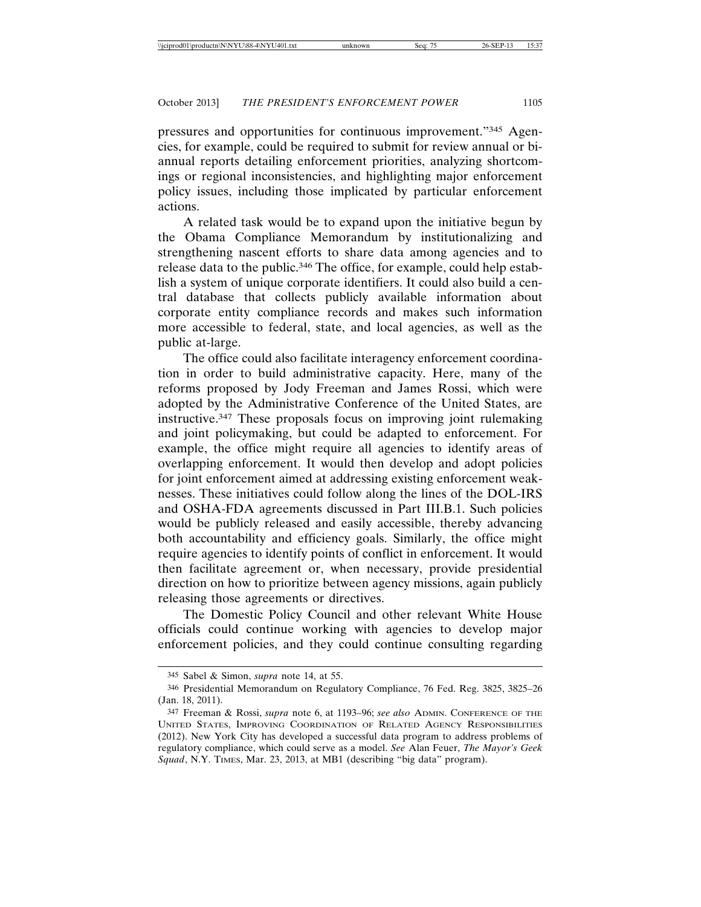pressures and opportunities for continuous improvement."[345] Agencies, for example, could be required to submit for review annual or bi-annual reports detailing enforcement priorities, analyzing shortcomings or regional inconsistencies, and highlighting major enforcement policy issues, including those implicated by particular enforcement actions.

A related task would be to expand upon the initiative begun by the Obama Compliance Memorandum by institutionalizing and strengthening nascent efforts to share data among agencies and to release data to the public.[346] The office, for example, could help establish a system of unique corporate identifiers. It could also build a central database that collects publicly available information about corporate entity compliance records and makes such information more accessible to federal, state, and local agencies, as well as the public at-large.

The office could also facilitate interagency enforcement coordination in order to build administrative capacity. Here, many of the reforms proposed by Jody Freeman and James Rossi, which were adopted by the Administrative Conference of the United States, are instructive.[347] These proposals focus on improving joint rulemaking and joint policymaking, but could be adapted to enforcement. For example, the office might require all agencies to identify areas of overlapping enforcement. It would then develop and adopt policies for joint enforcement aimed at addressing existing enforcement weaknesses. These initiatives could follow along the lines of the DOL-IRS and OSHA-FDA agreements discussed in Part III.B.1. Such policies would be publicly released and easily accessible, thereby advancing both accountability and efficiency goals. Similarly, the office might require agencies to identify points of conflict in enforcement. It would then facilitate agreement or, when necessary, provide presidential direction on how to prioritize between agency missions, again publicly releasing those agreements or directives.

The Domestic Policy Council and other relevant White House officials could continue working with agencies to develop major enforcement policies, and they could continue consulting regarding

---

[345] Sabel & Simon, *supra* note 14, at 55.

[346] Presidential Memorandum on Regulatory Compliance, 76 Fed. Reg. 3825, 3825–26 (Jan. 18, 2011).

[347] Freeman & Rossi, *supra* note 6, at 1193–96; *see also* ADMIN. CONFERENCE OF THE UNITED STATES, IMPROVING COORDINATION OF RELATED AGENCY RESPONSIBILITIES (2012). New York City has developed a successful data program to address problems of regulatory compliance, which could serve as a model. *See* Alan Feuer, *The Mayor's Geek Squad*, N.Y. TIMES, Mar. 23, 2013, at MB1 (describing "big data" program).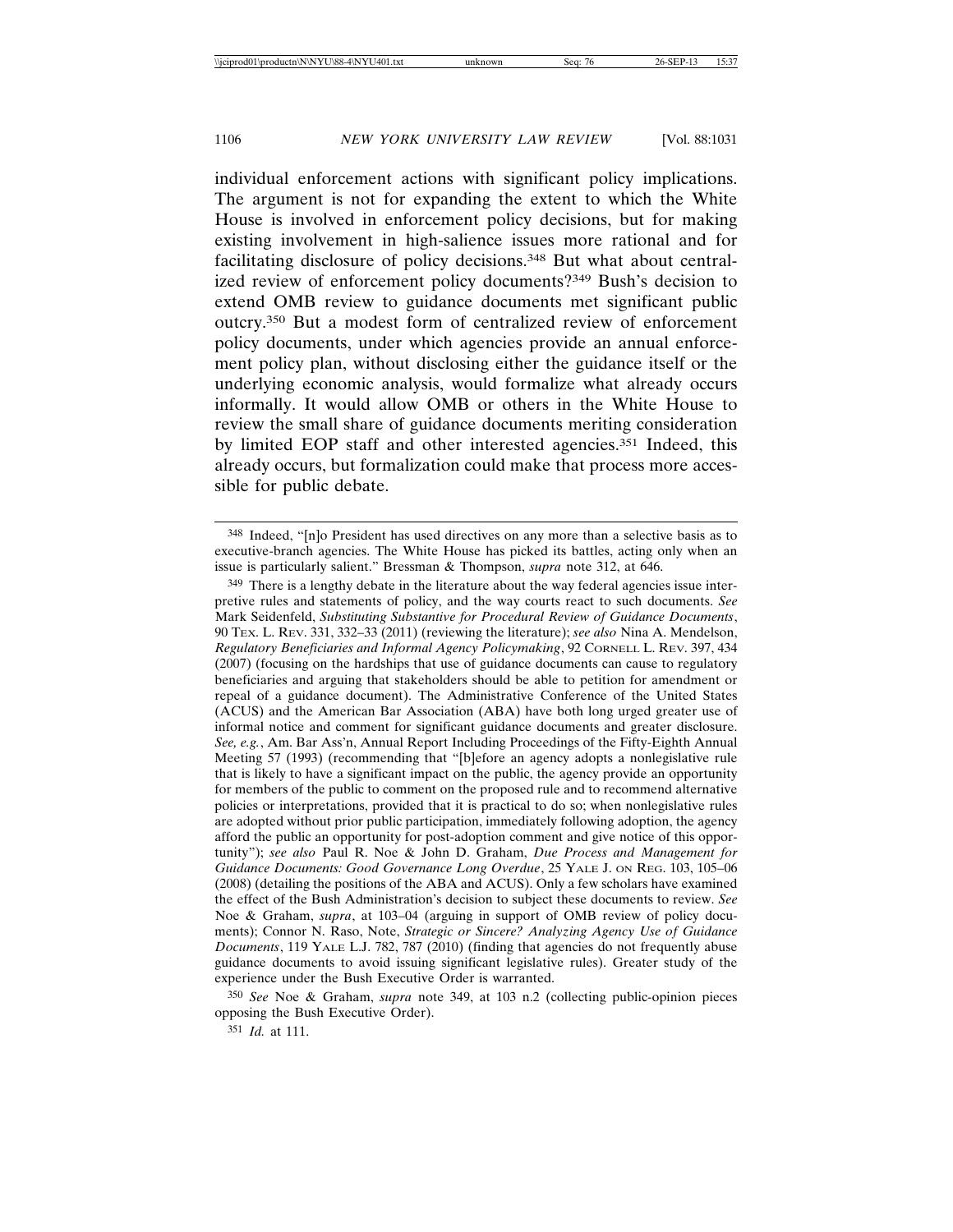individual enforcement actions with significant policy implications. The argument is not for expanding the extent to which the White House is involved in enforcement policy decisions, but for making existing involvement in high-salience issues more rational and for facilitating disclosure of policy decisions.[348] But what about centralized review of enforcement policy documents?[349] Bush's decision to extend OMB review to guidance documents met significant public outcry.[350] But a modest form of centralized review of enforcement policy documents, under which agencies provide an annual enforcement policy plan, without disclosing either the guidance itself or the underlying economic analysis, would formalize what already occurs informally. It would allow OMB or others in the White House to review the small share of guidance documents meriting consideration by limited EOP staff and other interested agencies.[351] Indeed, this already occurs, but formalization could make that process more accessible for public debate.

---

[348] Indeed, "[n]o President has used directives on any more than a selective basis as to executive-branch agencies. The White House has picked its battles, acting only when an issue is particularly salient." Bressman & Thompson, *supra* note 312, at 646.

[349] There is a lengthy debate in the literature about the way federal agencies issue interpretive rules and statements of policy, and the way courts react to such documents. *See* Mark Seidenfeld, *Substituting Substantive for Procedural Review of Guidance Documents*, 90 TEX. L. REV. 331, 332–33 (2011) (reviewing the literature); *see also* Nina A. Mendelson, *Regulatory Beneficiaries and Informal Agency Policymaking*, 92 CORNELL L. REV. 397, 434 (2007) (focusing on the hardships that use of guidance documents can cause to regulatory beneficiaries and arguing that stakeholders should be able to petition for amendment or repeal of a guidance document). The Administrative Conference of the United States (ACUS) and the American Bar Association (ABA) have both long urged greater use of informal notice and comment for significant guidance documents and greater disclosure. *See, e.g.*, Am. Bar Ass'n, Annual Report Including Proceedings of the Fifty-Eighth Annual Meeting 57 (1993) (recommending that "[b]efore an agency adopts a nonlegislative rule that is likely to have a significant impact on the public, the agency provide an opportunity for members of the public to comment on the proposed rule and to recommend alternative policies or interpretations, provided that it is practical to do so; when nonlegislative rules are adopted without prior public participation, immediately following adoption, the agency afford the public an opportunity for post-adoption comment and give notice of this opportunity"); *see also* Paul R. Noe & John D. Graham, *Due Process and Management for Guidance Documents: Good Governance Long Overdue*, 25 YALE J. ON REG. 103, 105–06 (2008) (detailing the positions of the ABA and ACUS). Only a few scholars have examined the effect of the Bush Administration's decision to subject these documents to review. *See* Noe & Graham, *supra*, at 103–04 (arguing in support of OMB review of policy documents); Connor N. Raso, Note, *Strategic or Sincere? Analyzing Agency Use of Guidance Documents*, 119 YALE L.J. 782, 787 (2010) (finding that agencies do not frequently abuse guidance documents to avoid issuing significant legislative rules). Greater study of the experience under the Bush Executive Order is warranted.

[350] *See* Noe & Graham, *supra* note 349, at 103 n.2 (collecting public-opinion pieces opposing the Bush Executive Order).

[351] *Id.* at 111.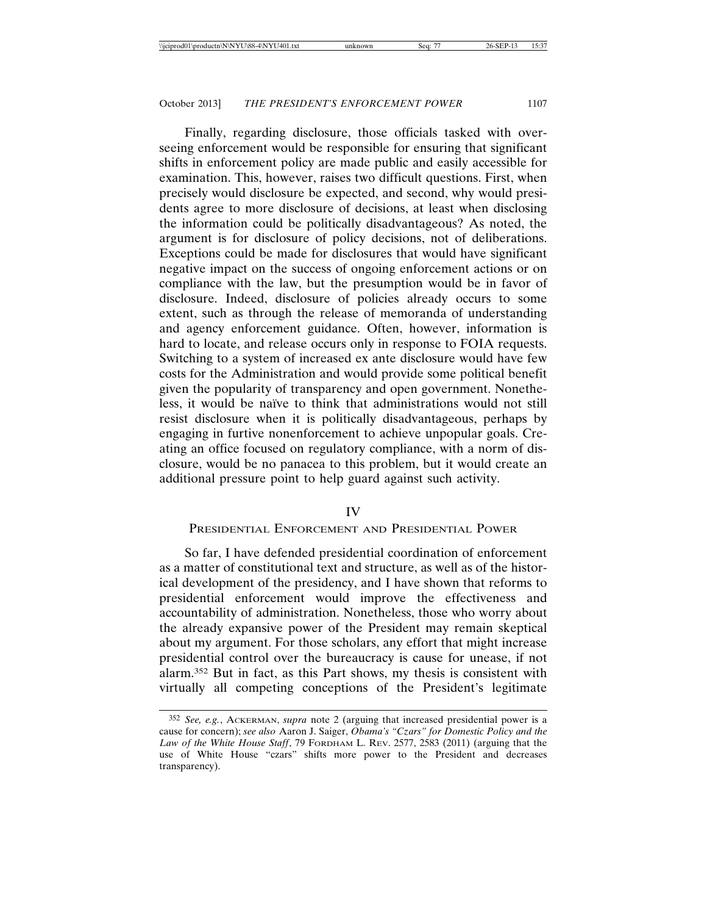Finally, regarding disclosure, those officials tasked with overseeing enforcement would be responsible for ensuring that significant shifts in enforcement policy are made public and easily accessible for examination. This, however, raises two difficult questions. First, when precisely would disclosure be expected, and second, why would presidents agree to more disclosure of decisions, at least when disclosing the information could be politically disadvantageous? As noted, the argument is for disclosure of policy decisions, not of deliberations. Exceptions could be made for disclosures that would have significant negative impact on the success of ongoing enforcement actions or on compliance with the law, but the presumption would be in favor of disclosure. Indeed, disclosure of policies already occurs to some extent, such as through the release of memoranda of understanding and agency enforcement guidance. Often, however, information is hard to locate, and release occurs only in response to FOIA requests. Switching to a system of increased ex ante disclosure would have few costs for the Administration and would provide some political benefit given the popularity of transparency and open government. Nonetheless, it would be naïve to think that administrations would not still resist disclosure when it is politically disadvantageous, perhaps by engaging in furtive nonenforcement to achieve unpopular goals. Creating an office focused on regulatory compliance, with a norm of disclosure, would be no panacea to this problem, but it would create an additional pressure point to help guard against such activity.

## IV
## Presidential Enforcement and Presidential Power

So far, I have defended presidential coordination of enforcement as a matter of constitutional text and structure, as well as of the historical development of the presidency, and I have shown that reforms to presidential enforcement would improve the effectiveness and accountability of administration. Nonetheless, those who worry about the already expansive power of the President may remain skeptical about my argument. For those scholars, any effort that might increase presidential control over the bureaucracy is cause for unease, if not alarm.[352] But in fact, as this Part shows, my thesis is consistent with virtually all competing conceptions of the President's legitimate

---

[352] *See, e.g.*, Ackerman, *supra* note 2 (arguing that increased presidential power is a cause for concern); *see also* Aaron J. Saiger, *Obama's "Czars" for Domestic Policy and the Law of the White House Staff*, 79 Fordham L. Rev. 2577, 2583 (2011) (arguing that the use of White House "czars" shifts more power to the President and decreases transparency).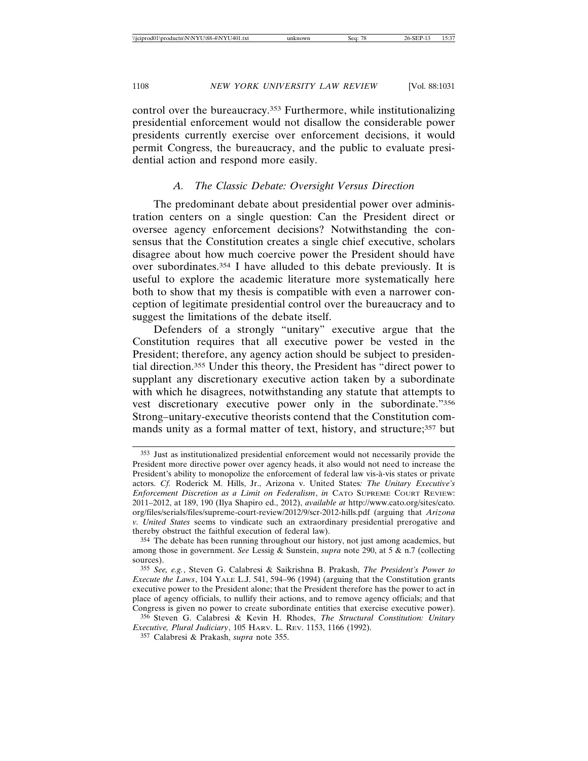control over the bureaucracy.[353] Furthermore, while institutionalizing presidential enforcement would not disallow the considerable power presidents currently exercise over enforcement decisions, it would permit Congress, the bureaucracy, and the public to evaluate presidential action and respond more easily.

### *A. The Classic Debate: Oversight Versus Direction*

The predominant debate about presidential power over administration centers on a single question: Can the President direct or oversee agency enforcement decisions? Notwithstanding the consensus that the Constitution creates a single chief executive, scholars disagree about how much coercive power the President should have over subordinates.[354] I have alluded to this debate previously. It is useful to explore the academic literature more systematically here both to show that my thesis is compatible with even a narrower conception of legitimate presidential control over the bureaucracy and to suggest the limitations of the debate itself.

Defenders of a strongly "unitary" executive argue that the Constitution requires that all executive power be vested in the President; therefore, any agency action should be subject to presidential direction.[355] Under this theory, the President has "direct power to supplant any discretionary executive action taken by a subordinate with which he disagrees, notwithstanding any statute that attempts to vest discretionary executive power only in the subordinate."[356] Strong–unitary-executive theorists contend that the Constitution commands unity as a formal matter of text, history, and structure;[357] but

---

[353] Just as institutionalized presidential enforcement would not necessarily provide the President more directive power over agency heads, it also would not need to increase the President's ability to monopolize the enforcement of federal law vis-à-vis states or private actors. *Cf.* Roderick M. Hills, Jr., Arizona v. United States*: The Unitary Executive's Enforcement Discretion as a Limit on Federalism*, *in* CATO SUPREME COURT REVIEW: 2011–2012, at 189, 190 (Ilya Shapiro ed., 2012), *available at* http://www.cato.org/sites/cato.org/files/serials/files/supreme-court-review/2012/9/scr-2012-hills.pdf (arguing that *Arizona v. United States* seems to vindicate such an extraordinary presidential prerogative and thereby obstruct the faithful execution of federal law).

[354] The debate has been running throughout our history, not just among academics, but among those in government. *See* Lessig & Sunstein, *supra* note 290, at 5 & n.7 (collecting sources).

[355] *See, e.g.*, Steven G. Calabresi & Saikrishna B. Prakash, *The President's Power to Execute the Laws*, 104 YALE L.J. 541, 594–96 (1994) (arguing that the Constitution grants executive power to the President alone; that the President therefore has the power to act in place of agency officials, to nullify their actions, and to remove agency officials; and that Congress is given no power to create subordinate entities that exercise executive power).

[356] Steven G. Calabresi & Kevin H. Rhodes, *The Structural Constitution: Unitary Executive, Plural Judiciary*, 105 HARV. L. REV. 1153, 1166 (1992).

[357] Calabresi & Prakash, *supra* note 355.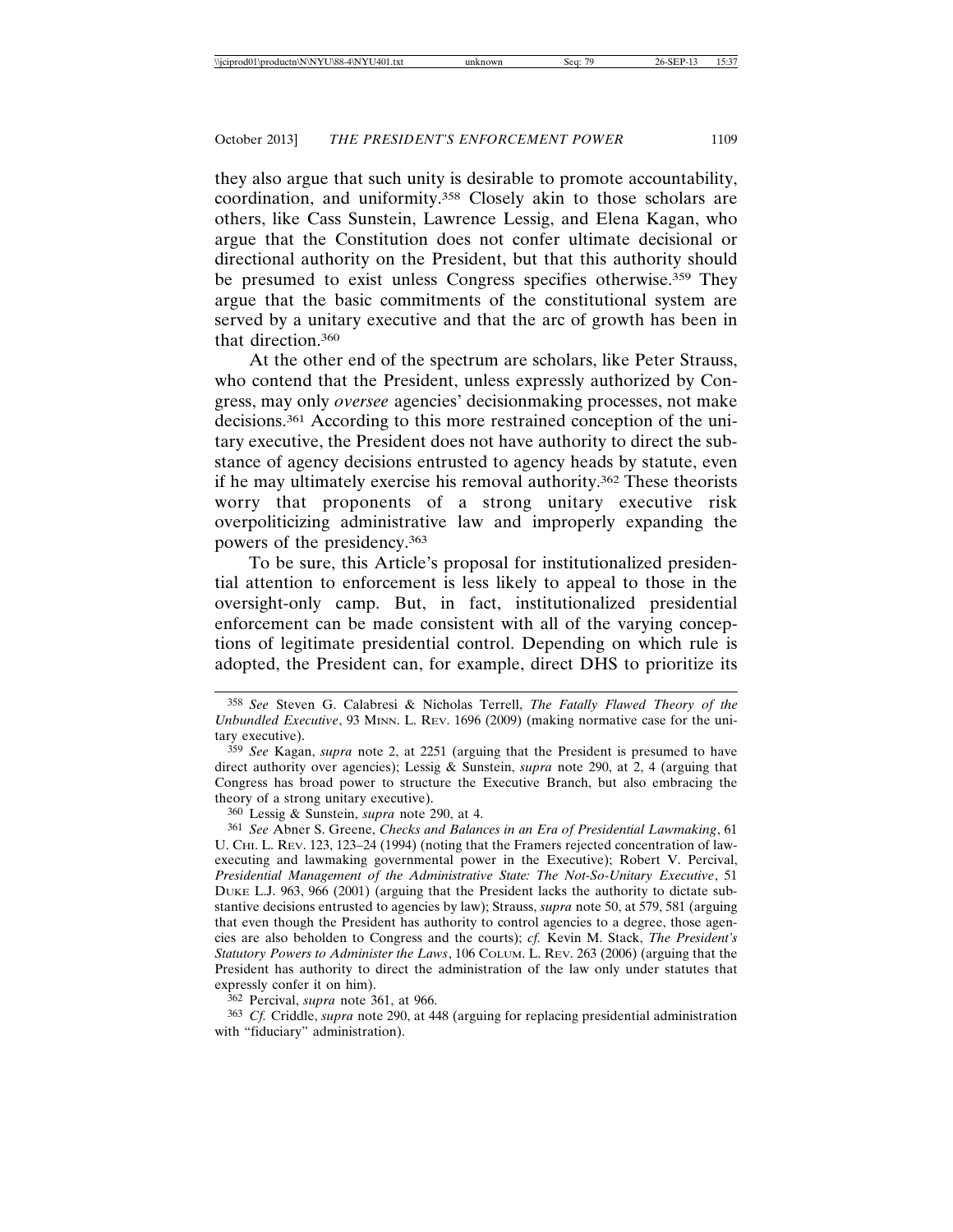they also argue that such unity is desirable to promote accountability, coordination, and uniformity.[358] Closely akin to those scholars are others, like Cass Sunstein, Lawrence Lessig, and Elena Kagan, who argue that the Constitution does not confer ultimate decisional or directional authority on the President, but that this authority should be presumed to exist unless Congress specifies otherwise.[359] They argue that the basic commitments of the constitutional system are served by a unitary executive and that the arc of growth has been in that direction.[360]

At the other end of the spectrum are scholars, like Peter Strauss, who contend that the President, unless expressly authorized by Congress, may only *oversee* agencies' decisionmaking processes, not make decisions.[361] According to this more restrained conception of the unitary executive, the President does not have authority to direct the substance of agency decisions entrusted to agency heads by statute, even if he may ultimately exercise his removal authority.[362] These theorists worry that proponents of a strong unitary executive risk overpoliticizing administrative law and improperly expanding the powers of the presidency.[363]

To be sure, this Article's proposal for institutionalized presidential attention to enforcement is less likely to appeal to those in the oversight-only camp. But, in fact, institutionalized presidential enforcement can be made consistent with all of the varying conceptions of legitimate presidential control. Depending on which rule is adopted, the President can, for example, direct DHS to prioritize its

---

[358] *See* Steven G. Calabresi & Nicholas Terrell, *The Fatally Flawed Theory of the Unbundled Executive*, 93 MINN. L. REV. 1696 (2009) (making normative case for the unitary executive).

[359] *See* Kagan, *supra* note 2, at 2251 (arguing that the President is presumed to have direct authority over agencies); Lessig & Sunstein, *supra* note 290, at 2, 4 (arguing that Congress has broad power to structure the Executive Branch, but also embracing the theory of a strong unitary executive).

[360] Lessig & Sunstein, *supra* note 290, at 4.

[361] *See* Abner S. Greene, *Checks and Balances in an Era of Presidential Lawmaking*, 61 U. CHI. L. REV. 123, 123–24 (1994) (noting that the Framers rejected concentration of law-executing and lawmaking governmental power in the Executive); Robert V. Percival, *Presidential Management of the Administrative State: The Not-So-Unitary Executive*, 51 DUKE L.J. 963, 966 (2001) (arguing that the President lacks the authority to dictate substantive decisions entrusted to agencies by law); Strauss, *supra* note 50, at 579, 581 (arguing that even though the President has authority to control agencies to a degree, those agencies are also beholden to Congress and the courts); *cf.* Kevin M. Stack, *The President's Statutory Powers to Administer the Laws*, 106 COLUM. L. REV. 263 (2006) (arguing that the President has authority to direct the administration of the law only under statutes that expressly confer it on him).

[362] Percival, *supra* note 361, at 966.

[363] *Cf.* Criddle, *supra* note 290, at 448 (arguing for replacing presidential administration with "fiduciary" administration).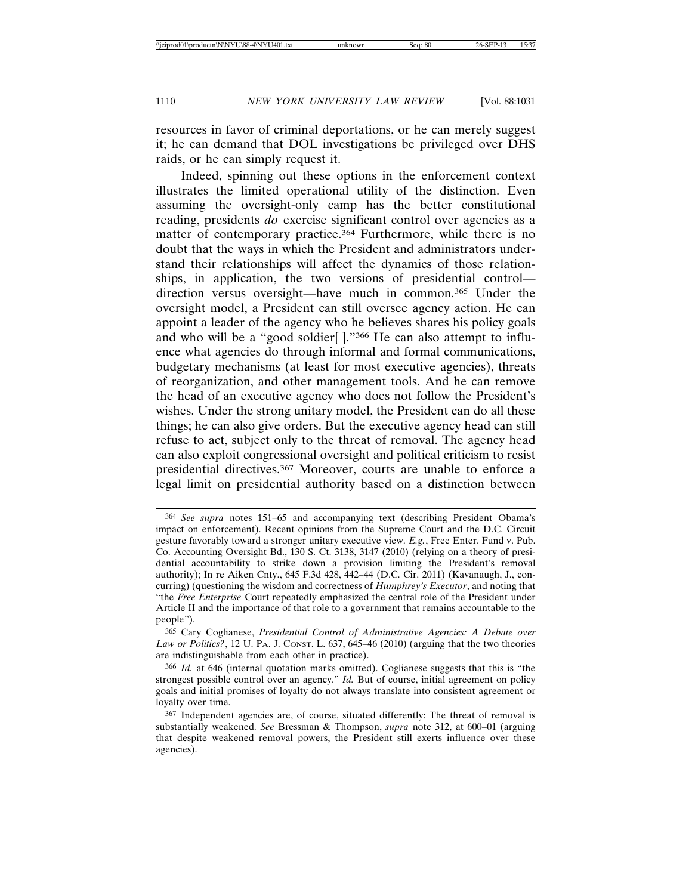resources in favor of criminal deportations, or he can merely suggest it; he can demand that DOL investigations be privileged over DHS raids, or he can simply request it.

Indeed, spinning out these options in the enforcement context illustrates the limited operational utility of the distinction. Even assuming the oversight-only camp has the better constitutional reading, presidents *do* exercise significant control over agencies as a matter of contemporary practice.[364] Furthermore, while there is no doubt that the ways in which the President and administrators understand their relationships will affect the dynamics of those relationships, in application, the two versions of presidential control—direction versus oversight—have much in common.[365] Under the oversight model, a President can still oversee agency action. He can appoint a leader of the agency who he believes shares his policy goals and who will be a "good soldier[ ]."[366] He can also attempt to influence what agencies do through informal and formal communications, budgetary mechanisms (at least for most executive agencies), threats of reorganization, and other management tools. And he can remove the head of an executive agency who does not follow the President's wishes. Under the strong unitary model, the President can do all these things; he can also give orders. But the executive agency head can still refuse to act, subject only to the threat of removal. The agency head can also exploit congressional oversight and political criticism to resist presidential directives.[367] Moreover, courts are unable to enforce a legal limit on presidential authority based on a distinction between

---

[364] *See supra* notes 151–65 and accompanying text (describing President Obama's impact on enforcement). Recent opinions from the Supreme Court and the D.C. Circuit gesture favorably toward a stronger unitary executive view. *E.g.*, Free Enter. Fund v. Pub. Co. Accounting Oversight Bd., 130 S. Ct. 3138, 3147 (2010) (relying on a theory of presidential accountability to strike down a provision limiting the President's removal authority); In re Aiken Cnty., 645 F.3d 428, 442–44 (D.C. Cir. 2011) (Kavanaugh, J., concurring) (questioning the wisdom and correctness of *Humphrey's Executor*, and noting that "the *Free Enterprise* Court repeatedly emphasized the central role of the President under Article II and the importance of that role to a government that remains accountable to the people").

[365] Cary Coglianese, *Presidential Control of Administrative Agencies: A Debate over Law or Politics?*, 12 U. PA. J. CONST. L. 637, 645–46 (2010) (arguing that the two theories are indistinguishable from each other in practice).

[366] *Id.* at 646 (internal quotation marks omitted). Coglianese suggests that this is "the strongest possible control over an agency." *Id.* But of course, initial agreement on policy goals and initial promises of loyalty do not always translate into consistent agreement or loyalty over time.

[367] Independent agencies are, of course, situated differently: The threat of removal is substantially weakened. *See* Bressman & Thompson, *supra* note 312, at 600–01 (arguing that despite weakened removal powers, the President still exerts influence over these agencies).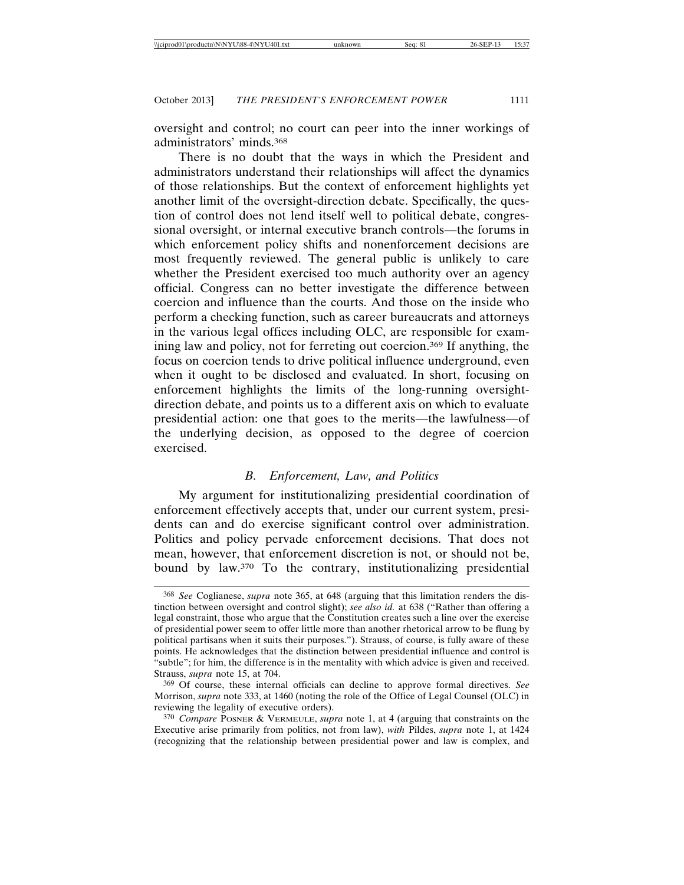oversight and control; no court can peer into the inner workings of administrators' minds.[368]

There is no doubt that the ways in which the President and administrators understand their relationships will affect the dynamics of those relationships. But the context of enforcement highlights yet another limit of the oversight-direction debate. Specifically, the question of control does not lend itself well to political debate, congressional oversight, or internal executive branch controls—the forums in which enforcement policy shifts and nonenforcement decisions are most frequently reviewed. The general public is unlikely to care whether the President exercised too much authority over an agency official. Congress can no better investigate the difference between coercion and influence than the courts. And those on the inside who perform a checking function, such as career bureaucrats and attorneys in the various legal offices including OLC, are responsible for examining law and policy, not for ferreting out coercion.[369] If anything, the focus on coercion tends to drive political influence underground, even when it ought to be disclosed and evaluated. In short, focusing on enforcement highlights the limits of the long-running oversight-direction debate, and points us to a different axis on which to evaluate presidential action: one that goes to the merits—the lawfulness—of the underlying decision, as opposed to the degree of coercion exercised.

### *B. Enforcement, Law, and Politics*

My argument for institutionalizing presidential coordination of enforcement effectively accepts that, under our current system, presidents can and do exercise significant control over administration. Politics and policy pervade enforcement decisions. That does not mean, however, that enforcement discretion is not, or should not be, bound by law.[370] To the contrary, institutionalizing presidential

---

[368] *See* Coglianese, *supra* note 365, at 648 (arguing that this limitation renders the distinction between oversight and control slight); *see also id.* at 638 ("Rather than offering a legal constraint, those who argue that the Constitution creates such a line over the exercise of presidential power seem to offer little more than another rhetorical arrow to be flung by political partisans when it suits their purposes."). Strauss, of course, is fully aware of these points. He acknowledges that the distinction between presidential influence and control is "subtle"; for him, the difference is in the mentality with which advice is given and received. Strauss, *supra* note 15, at 704.

[369] Of course, these internal officials can decline to approve formal directives. *See* Morrison, *supra* note 333, at 1460 (noting the role of the Office of Legal Counsel (OLC) in reviewing the legality of executive orders).

[370] *Compare* POSNER & VERMEULE, *supra* note 1, at 4 (arguing that constraints on the Executive arise primarily from politics, not from law), *with* Pildes, *supra* note 1, at 1424 (recognizing that the relationship between presidential power and law is complex, and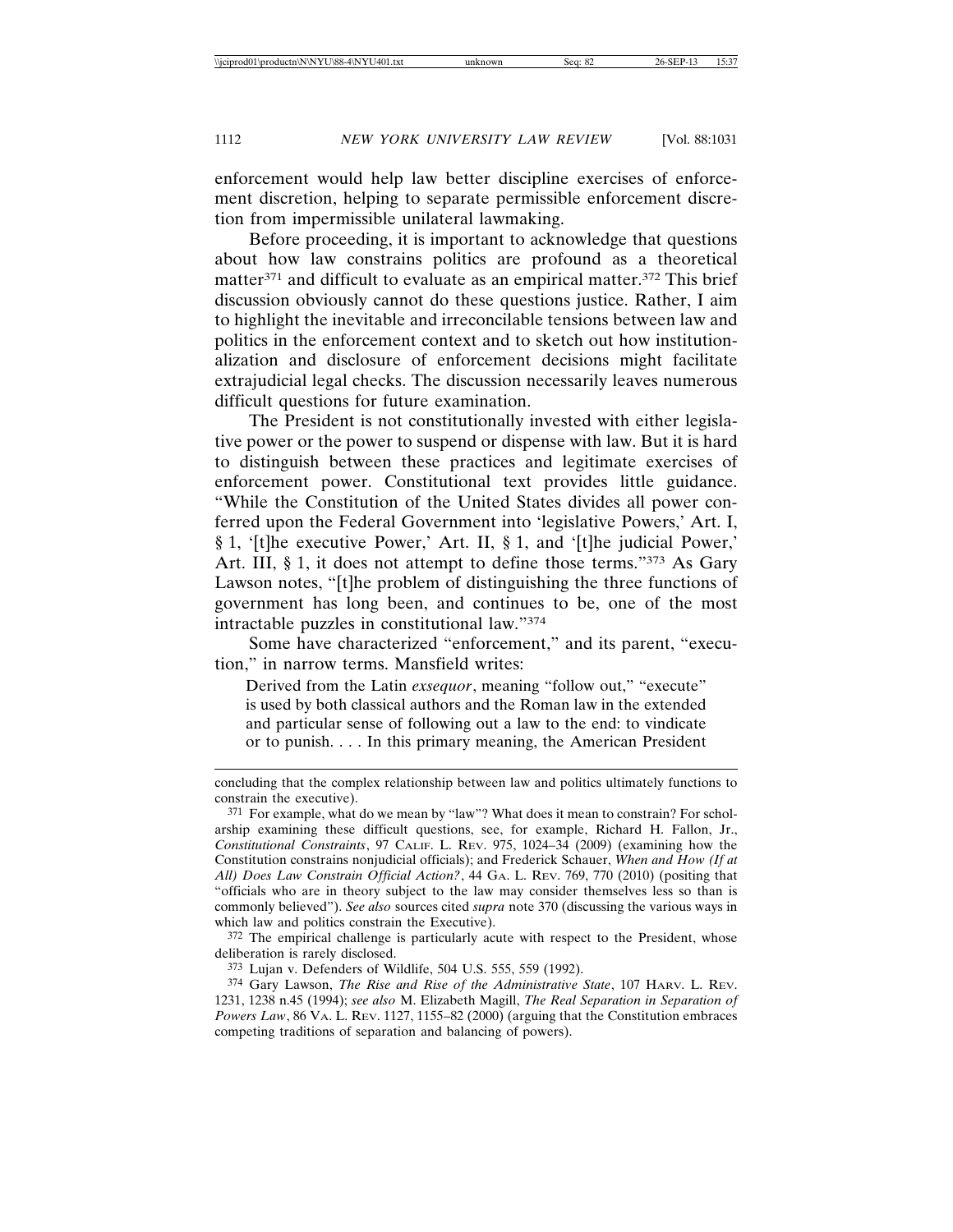enforcement would help law better discipline exercises of enforcement discretion, helping to separate permissible enforcement discretion from impermissible unilateral lawmaking.

Before proceeding, it is important to acknowledge that questions about how law constrains politics are profound as a theoretical matter[371] and difficult to evaluate as an empirical matter.[372] This brief discussion obviously cannot do these questions justice. Rather, I aim to highlight the inevitable and irreconcilable tensions between law and politics in the enforcement context and to sketch out how institutionalization and disclosure of enforcement decisions might facilitate extrajudicial legal checks. The discussion necessarily leaves numerous difficult questions for future examination.

The President is not constitutionally invested with either legislative power or the power to suspend or dispense with law. But it is hard to distinguish between these practices and legitimate exercises of enforcement power. Constitutional text provides little guidance. "While the Constitution of the United States divides all power conferred upon the Federal Government into 'legislative Powers,' Art. I, § 1, '[t]he executive Power,' Art. II, § 1, and '[t]he judicial Power,' Art. III, § 1, it does not attempt to define those terms."[373] As Gary Lawson notes, "[t]he problem of distinguishing the three functions of government has long been, and continues to be, one of the most intractable puzzles in constitutional law."[374]

Some have characterized "enforcement," and its parent, "execution," in narrow terms. Mansfield writes:

> Derived from the Latin *exsequor*, meaning "follow out," "execute" is used by both classical authors and the Roman law in the extended and particular sense of following out a law to the end: to vindicate or to punish. . . . In this primary meaning, the American President

---

concluding that the complex relationship between law and politics ultimately functions to constrain the executive).

[371] For example, what do we mean by "law"? What does it mean to constrain? For scholarship examining these difficult questions, see, for example, Richard H. Fallon, Jr., *Constitutional Constraints*, 97 CALIF. L. REV. 975, 1024–34 (2009) (examining how the Constitution constrains nonjudicial officials); and Frederick Schauer, *When and How (If at All) Does Law Constrain Official Action?*, 44 GA. L. REV. 769, 770 (2010) (positing that "officials who are in theory subject to the law may consider themselves less so than is commonly believed"). *See also* sources cited *supra* note 370 (discussing the various ways in which law and politics constrain the Executive).

[372] The empirical challenge is particularly acute with respect to the President, whose deliberation is rarely disclosed.

[373] Lujan v. Defenders of Wildlife, 504 U.S. 555, 559 (1992).

[374] Gary Lawson, *The Rise and Rise of the Administrative State*, 107 HARV. L. REV. 1231, 1238 n.45 (1994); *see also* M. Elizabeth Magill, *The Real Separation in Separation of Powers Law*, 86 VA. L. REV. 1127, 1155–82 (2000) (arguing that the Constitution embraces competing traditions of separation and balancing of powers).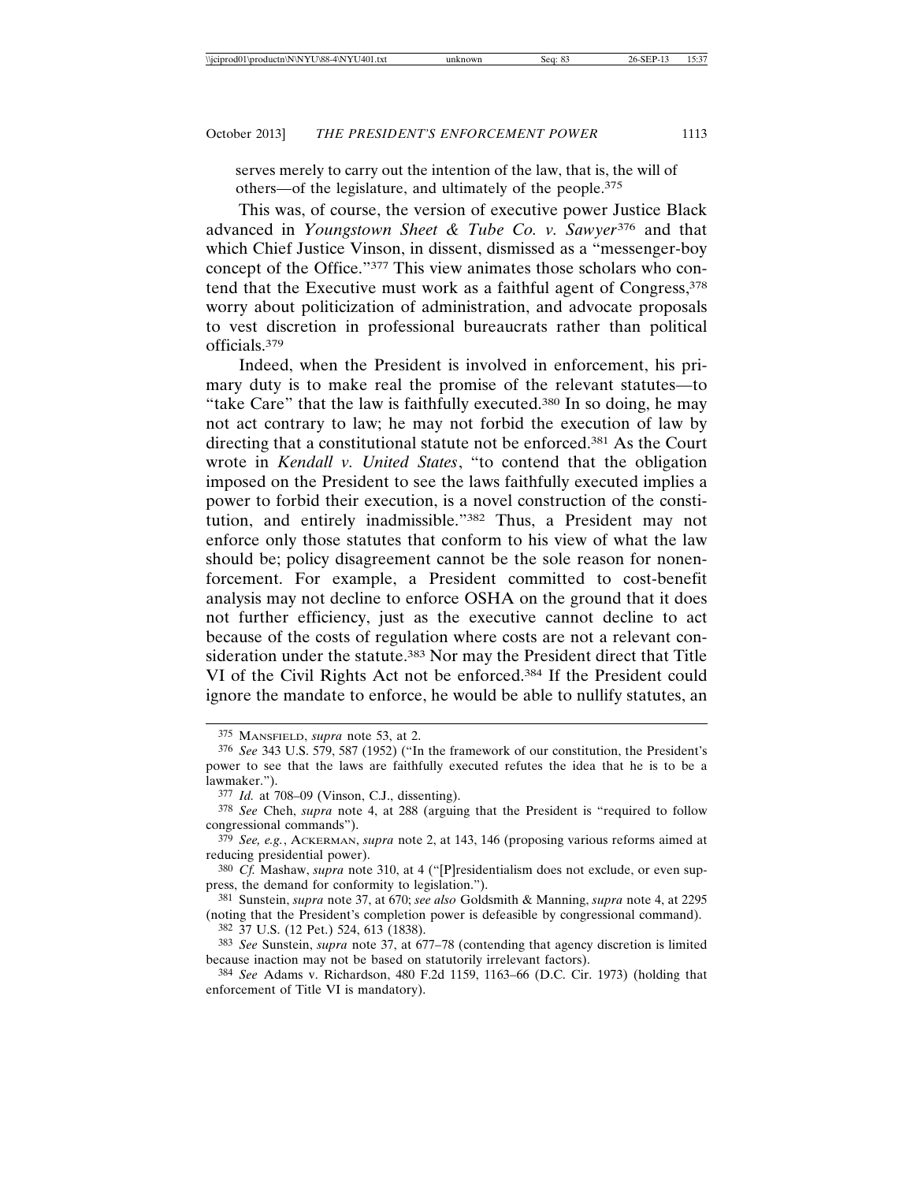serves merely to carry out the intention of the law, that is, the will of others—of the legislature, and ultimately of the people.[375]

This was, of course, the version of executive power Justice Black advanced in *Youngstown Sheet & Tube Co. v. Sawyer*[376] and that which Chief Justice Vinson, in dissent, dismissed as a "messenger-boy concept of the Office."[377] This view animates those scholars who contend that the Executive must work as a faithful agent of Congress,[378] worry about politicization of administration, and advocate proposals to vest discretion in professional bureaucrats rather than political officials.[379]

Indeed, when the President is involved in enforcement, his primary duty is to make real the promise of the relevant statutes—to "take Care" that the law is faithfully executed.[380] In so doing, he may not act contrary to law; he may not forbid the execution of law by directing that a constitutional statute not be enforced.[381] As the Court wrote in *Kendall v. United States*, "to contend that the obligation imposed on the President to see the laws faithfully executed implies a power to forbid their execution, is a novel construction of the constitution, and entirely inadmissible."[382] Thus, a President may not enforce only those statutes that conform to his view of what the law should be; policy disagreement cannot be the sole reason for nonenforcement. For example, a President committed to cost-benefit analysis may not decline to enforce OSHA on the ground that it does not further efficiency, just as the executive cannot decline to act because of the costs of regulation where costs are not a relevant consideration under the statute.[383] Nor may the President direct that Title VI of the Civil Rights Act not be enforced.[384] If the President could ignore the mandate to enforce, he would be able to nullify statutes, an

---

[375] MANSFIELD, *supra* note 53, at 2.

[376] *See* 343 U.S. 579, 587 (1952) ("In the framework of our constitution, the President's power to see that the laws are faithfully executed refutes the idea that he is to be a lawmaker.").

[377] *Id.* at 708–09 (Vinson, C.J., dissenting).

[378] *See* Cheh, *supra* note 4, at 288 (arguing that the President is "required to follow congressional commands").

[379] *See, e.g.*, ACKERMAN, *supra* note 2, at 143, 146 (proposing various reforms aimed at reducing presidential power).

[380] *Cf.* Mashaw, *supra* note 310, at 4 ("[P]residentialism does not exclude, or even suppress, the demand for conformity to legislation.").

[381] Sunstein, *supra* note 37, at 670; *see also* Goldsmith & Manning, *supra* note 4, at 2295 (noting that the President's completion power is defeasible by congressional command).

[382] 37 U.S. (12 Pet.) 524, 613 (1838).

[383] *See* Sunstein, *supra* note 37, at 677–78 (contending that agency discretion is limited because inaction may not be based on statutorily irrelevant factors).

[384] *See* Adams v. Richardson, 480 F.2d 1159, 1163–66 (D.C. Cir. 1973) (holding that enforcement of Title VI is mandatory).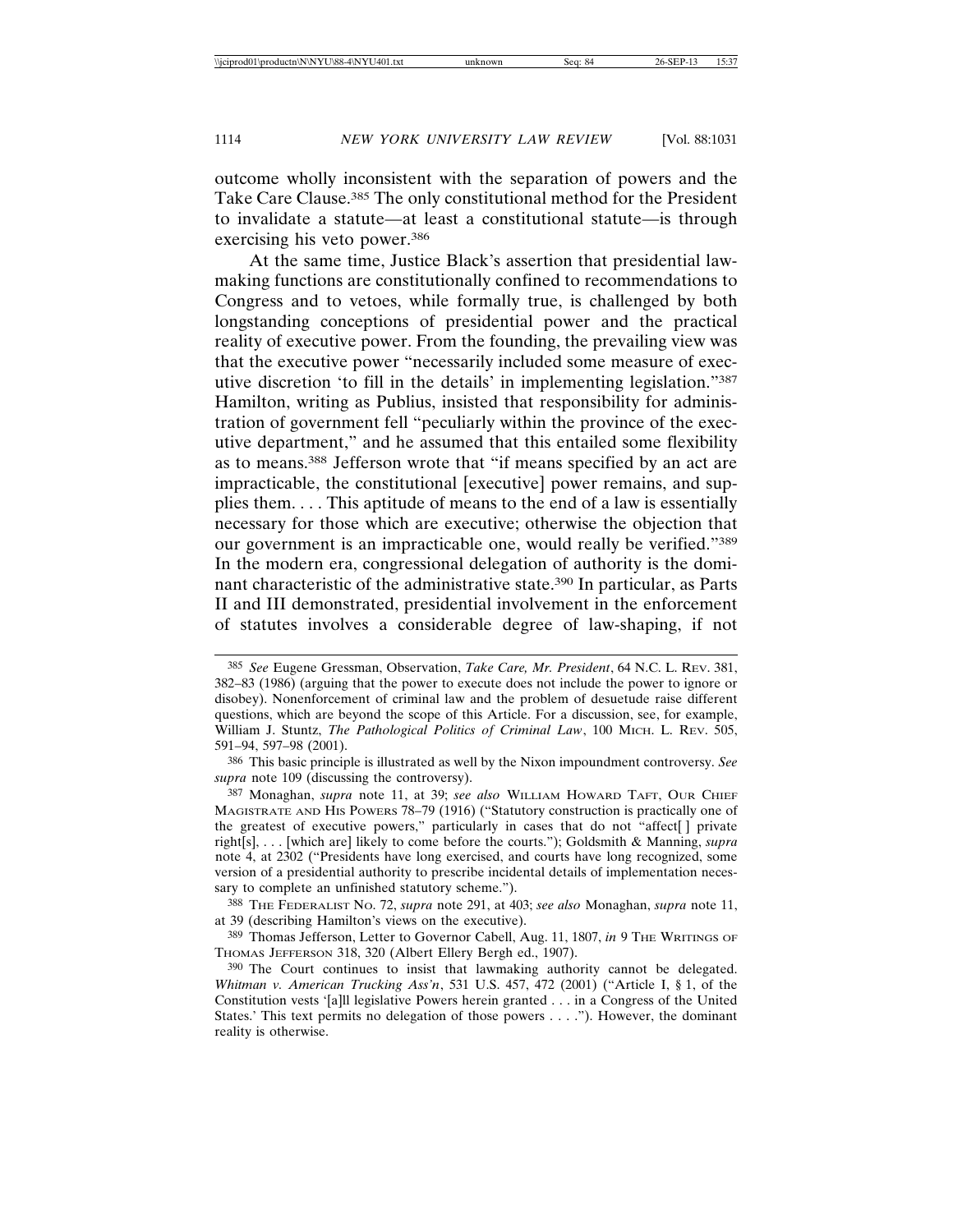outcome wholly inconsistent with the separation of powers and the Take Care Clause.[385] The only constitutional method for the President to invalidate a statute—at least a constitutional statute—is through exercising his veto power.[386]

At the same time, Justice Black's assertion that presidential law-making functions are constitutionally confined to recommendations to Congress and to vetoes, while formally true, is challenged by both longstanding conceptions of presidential power and the practical reality of executive power. From the founding, the prevailing view was that the executive power "necessarily included some measure of executive discretion 'to fill in the details' in implementing legislation."[387] Hamilton, writing as Publius, insisted that responsibility for administration of government fell "peculiarly within the province of the executive department," and he assumed that this entailed some flexibility as to means.[388] Jefferson wrote that "if means specified by an act are impracticable, the constitutional [executive] power remains, and supplies them. . . . This aptitude of means to the end of a law is essentially necessary for those which are executive; otherwise the objection that our government is an impracticable one, would really be verified."[389] In the modern era, congressional delegation of authority is the dominant characteristic of the administrative state.[390] In particular, as Parts II and III demonstrated, presidential involvement in the enforcement of statutes involves a considerable degree of law-shaping, if not

---

385 *See* Eugene Gressman, Observation, *Take Care, Mr. President*, 64 N.C. L. Rev. 381, 382–83 (1986) (arguing that the power to execute does not include the power to ignore or disobey). Nonenforcement of criminal law and the problem of desuetude raise different questions, which are beyond the scope of this Article. For a discussion, see, for example, William J. Stuntz, *The Pathological Politics of Criminal Law*, 100 Mich. L. Rev. 505, 591–94, 597–98 (2001).

386 This basic principle is illustrated as well by the Nixon impoundment controversy. *See supra* note 109 (discussing the controversy).

387 Monaghan, *supra* note 11, at 39; *see also* William Howard Taft, Our Chief Magistrate and His Powers 78–79 (1916) ("Statutory construction is practically one of the greatest of executive powers," particularly in cases that do not "affect[ ] private right[s], . . . [which are] likely to come before the courts."); Goldsmith & Manning, *supra* note 4, at 2302 ("Presidents have long exercised, and courts have long recognized, some version of a presidential authority to prescribe incidental details of implementation necessary to complete an unfinished statutory scheme.").

388 The Federalist No. 72, *supra* note 291, at 403; *see also* Monaghan, *supra* note 11, at 39 (describing Hamilton's views on the executive).

389 Thomas Jefferson, Letter to Governor Cabell, Aug. 11, 1807, *in* 9 The Writings of Thomas Jefferson 318, 320 (Albert Ellery Bergh ed., 1907).

390 The Court continues to insist that lawmaking authority cannot be delegated. *Whitman v. American Trucking Ass'n*, 531 U.S. 457, 472 (2001) ("Article I, § 1, of the Constitution vests '[a]ll legislative Powers herein granted . . . in a Congress of the United States.' This text permits no delegation of those powers . . . ."). However, the dominant reality is otherwise.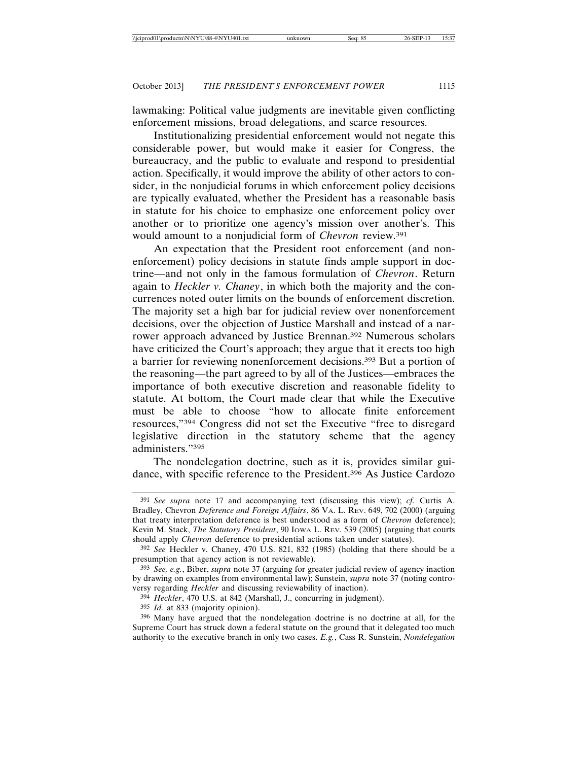lawmaking: Political value judgments are inevitable given conflicting enforcement missions, broad delegations, and scarce resources.

Institutionalizing presidential enforcement would not negate this considerable power, but would make it easier for Congress, the bureaucracy, and the public to evaluate and respond to presidential action. Specifically, it would improve the ability of other actors to consider, in the nonjudicial forums in which enforcement policy decisions are typically evaluated, whether the President has a reasonable basis in statute for his choice to emphasize one enforcement policy over another or to prioritize one agency's mission over another's. This would amount to a nonjudicial form of *Chevron* review.[391]

An expectation that the President root enforcement (and nonenforcement) policy decisions in statute finds ample support in doctrine—and not only in the famous formulation of *Chevron*. Return again to *Heckler v. Chaney*, in which both the majority and the concurrences noted outer limits on the bounds of enforcement discretion. The majority set a high bar for judicial review over nonenforcement decisions, over the objection of Justice Marshall and instead of a narrower approach advanced by Justice Brennan.[392] Numerous scholars have criticized the Court's approach; they argue that it erects too high a barrier for reviewing nonenforcement decisions.[393] But a portion of the reasoning—the part agreed to by all of the Justices—embraces the importance of both executive discretion and reasonable fidelity to statute. At bottom, the Court made clear that while the Executive must be able to choose "how to allocate finite enforcement resources,"[394] Congress did not set the Executive "free to disregard legislative direction in the statutory scheme that the agency administers."[395]

The nondelegation doctrine, such as it is, provides similar guidance, with specific reference to the President.[396] As Justice Cardozo

---

[391] *See supra* note 17 and accompanying text (discussing this view); *cf.* Curtis A. Bradley, Chevron *Deference and Foreign Affairs*, 86 VA. L. REV. 649, 702 (2000) (arguing that treaty interpretation deference is best understood as a form of *Chevron* deference); Kevin M. Stack, *The Statutory President*, 90 IOWA L. REV. 539 (2005) (arguing that courts should apply *Chevron* deference to presidential actions taken under statutes).

[392] *See* Heckler v. Chaney, 470 U.S. 821, 832 (1985) (holding that there should be a presumption that agency action is not reviewable).

[393] *See, e.g.*, Biber, *supra* note 37 (arguing for greater judicial review of agency inaction by drawing on examples from environmental law); Sunstein, *supra* note 37 (noting controversy regarding *Heckler* and discussing reviewability of inaction).

[394] *Heckler*, 470 U.S. at 842 (Marshall, J., concurring in judgment).

[395] *Id.* at 833 (majority opinion).

[396] Many have argued that the nondelegation doctrine is no doctrine at all, for the Supreme Court has struck down a federal statute on the ground that it delegated too much authority to the executive branch in only two cases. *E.g.*, Cass R. Sunstein, *Nondelegation*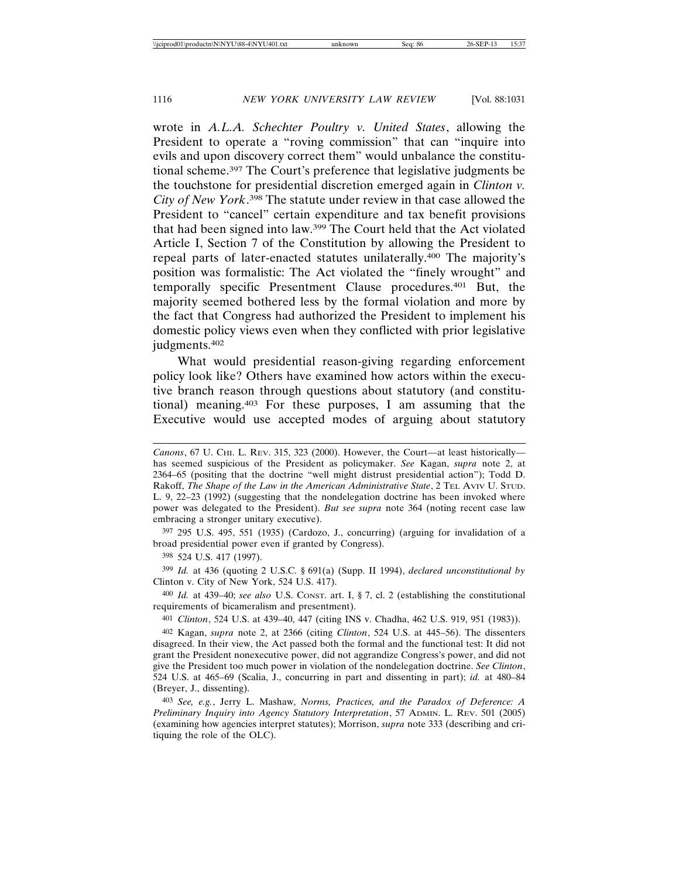wrote in *A.L.A. Schechter Poultry v. United States*, allowing the President to operate a "roving commission" that can "inquire into evils and upon discovery correct them" would unbalance the constitutional scheme.[397] The Court's preference that legislative judgments be the touchstone for presidential discretion emerged again in *Clinton v. City of New York*.[398] The statute under review in that case allowed the President to "cancel" certain expenditure and tax benefit provisions that had been signed into law.[399] The Court held that the Act violated Article I, Section 7 of the Constitution by allowing the President to repeal parts of later-enacted statutes unilaterally.[400] The majority's position was formalistic: The Act violated the "finely wrought" and temporally specific Presentment Clause procedures.[401] But, the majority seemed bothered less by the formal violation and more by the fact that Congress had authorized the President to implement his domestic policy views even when they conflicted with prior legislative judgments.[402]

What would presidential reason-giving regarding enforcement policy look like? Others have examined how actors within the executive branch reason through questions about statutory (and constitutional) meaning.[403] For these purposes, I am assuming that the Executive would use accepted modes of arguing about statutory

---

*Canons*, 67 U. CHI. L. REV. 315, 323 (2000). However, the Court—at least historically—has seemed suspicious of the President as policymaker. *See* Kagan, *supra* note 2, at 2364–65 (positing that the doctrine "well might distrust presidential action"); Todd D. Rakoff, *The Shape of the Law in the American Administrative State*, 2 TEL AVIV U. STUD. L. 9, 22–23 (1992) (suggesting that the nondelegation doctrine has been invoked where power was delegated to the President). *But see supra* note 364 (noting recent case law embracing a stronger unitary executive).

[397] 295 U.S. 495, 551 (1935) (Cardozo, J., concurring) (arguing for invalidation of a broad presidential power even if granted by Congress).

[398] 524 U.S. 417 (1997).

[399] *Id.* at 436 (quoting 2 U.S.C. § 691(a) (Supp. II 1994), *declared unconstitutional by* Clinton v. City of New York, 524 U.S. 417).

[400] *Id.* at 439–40; *see also* U.S. CONST. art. I, § 7, cl. 2 (establishing the constitutional requirements of bicameralism and presentment).

[401] *Clinton*, 524 U.S. at 439–40, 447 (citing INS v. Chadha, 462 U.S. 919, 951 (1983)).

[402] Kagan, *supra* note 2, at 2366 (citing *Clinton*, 524 U.S. at 445–56). The dissenters disagreed. In their view, the Act passed both the formal and the functional test: It did not grant the President nonexecutive power, did not aggrandize Congress's power, and did not give the President too much power in violation of the nondelegation doctrine. *See Clinton*, 524 U.S. at 465–69 (Scalia, J., concurring in part and dissenting in part); *id.* at 480–84 (Breyer, J., dissenting).

[403] *See, e.g.*, Jerry L. Mashaw, *Norms, Practices, and the Paradox of Deference: A Preliminary Inquiry into Agency Statutory Interpretation*, 57 ADMIN. L. REV. 501 (2005) (examining how agencies interpret statutes); Morrison, *supra* note 333 (describing and critiquing the role of the OLC).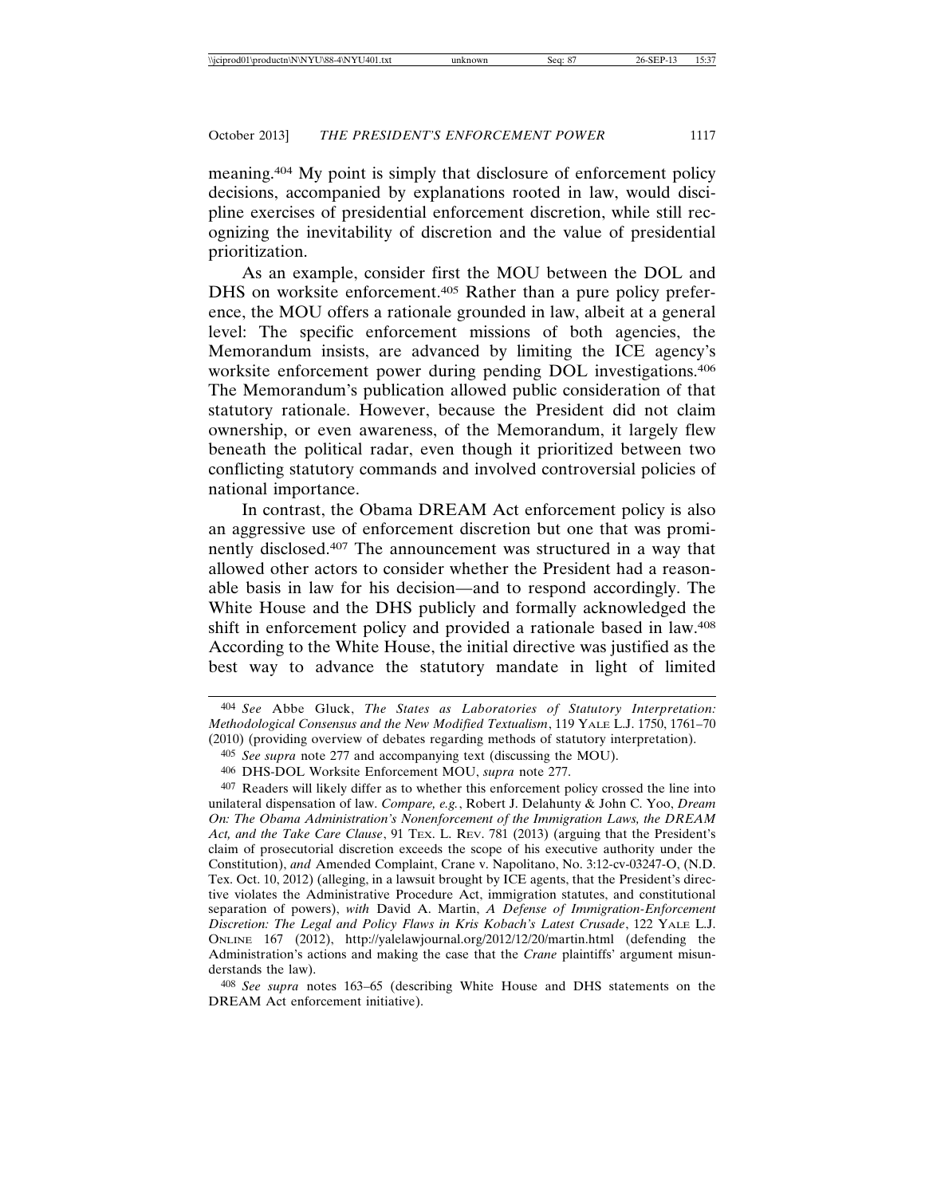meaning.[404] My point is simply that disclosure of enforcement policy decisions, accompanied by explanations rooted in law, would discipline exercises of presidential enforcement discretion, while still recognizing the inevitability of discretion and the value of presidential prioritization.

As an example, consider first the MOU between the DOL and DHS on worksite enforcement.[405] Rather than a pure policy preference, the MOU offers a rationale grounded in law, albeit at a general level: The specific enforcement missions of both agencies, the Memorandum insists, are advanced by limiting the ICE agency's worksite enforcement power during pending DOL investigations.[406] The Memorandum's publication allowed public consideration of that statutory rationale. However, because the President did not claim ownership, or even awareness, of the Memorandum, it largely flew beneath the political radar, even though it prioritized between two conflicting statutory commands and involved controversial policies of national importance.

In contrast, the Obama DREAM Act enforcement policy is also an aggressive use of enforcement discretion but one that was prominently disclosed.[407] The announcement was structured in a way that allowed other actors to consider whether the President had a reasonable basis in law for his decision—and to respond accordingly. The White House and the DHS publicly and formally acknowledged the shift in enforcement policy and provided a rationale based in law.[408] According to the White House, the initial directive was justified as the best way to advance the statutory mandate in light of limited

---

[404] *See* Abbe Gluck, *The States as Laboratories of Statutory Interpretation: Methodological Consensus and the New Modified Textualism*, 119 YALE L.J. 1750, 1761–70 (2010) (providing overview of debates regarding methods of statutory interpretation).

[405] *See supra* note 277 and accompanying text (discussing the MOU).

[406] DHS-DOL Worksite Enforcement MOU, *supra* note 277.

[407] Readers will likely differ as to whether this enforcement policy crossed the line into unilateral dispensation of law. *Compare, e.g.*, Robert J. Delahunty & John C. Yoo, *Dream On: The Obama Administration's Nonenforcement of the Immigration Laws, the DREAM Act, and the Take Care Clause*, 91 TEX. L. REV. 781 (2013) (arguing that the President's claim of prosecutorial discretion exceeds the scope of his executive authority under the Constitution), *and* Amended Complaint, Crane v. Napolitano, No. 3:12-cv-03247-O, (N.D. Tex. Oct. 10, 2012) (alleging, in a lawsuit brought by ICE agents, that the President's directive violates the Administrative Procedure Act, immigration statutes, and constitutional separation of powers), *with* David A. Martin, *A Defense of Immigration-Enforcement Discretion: The Legal and Policy Flaws in Kris Kobach's Latest Crusade*, 122 YALE L.J. ONLINE 167 (2012), http://yalelawjournal.org/2012/12/20/martin.html (defending the Administration's actions and making the case that the *Crane* plaintiffs' argument misunderstands the law).

[408] *See supra* notes 163–65 (describing White House and DHS statements on the DREAM Act enforcement initiative).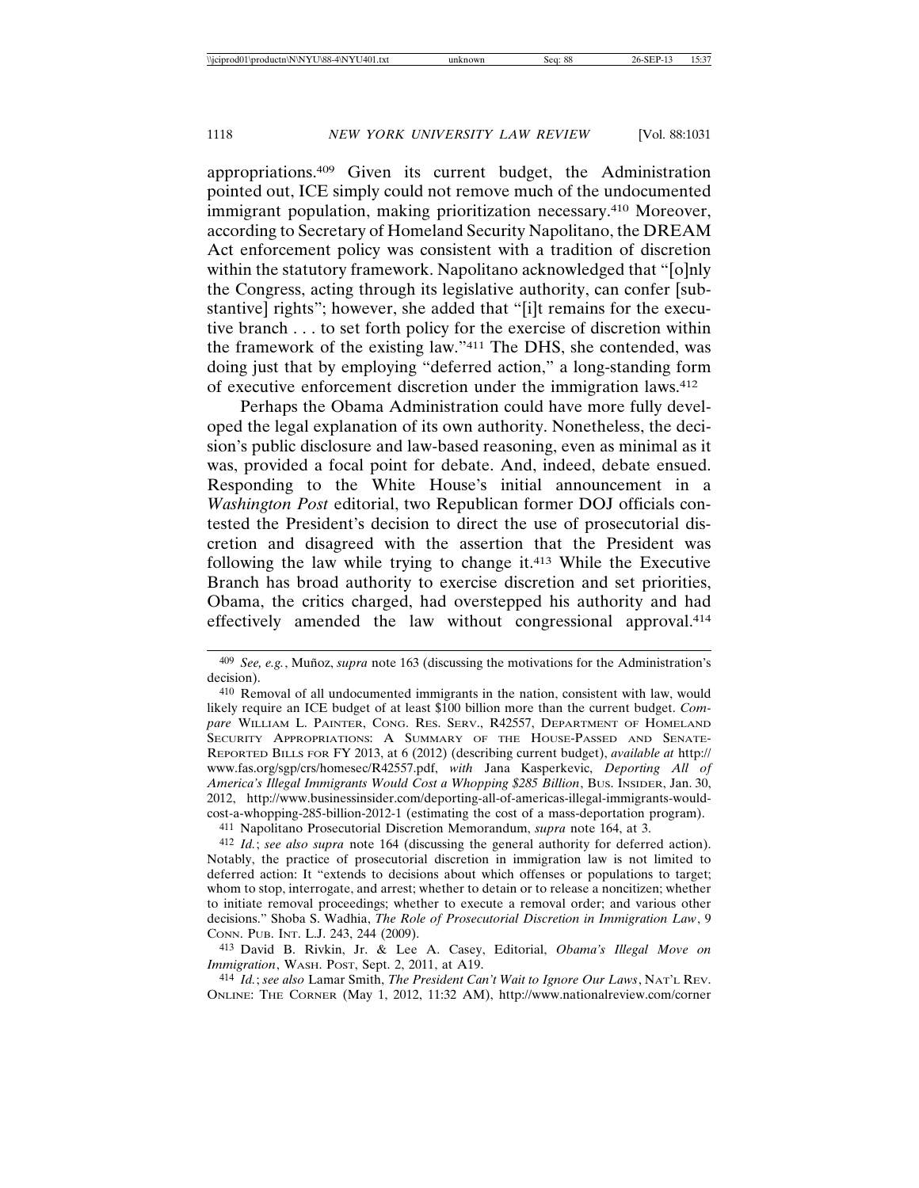appropriations.[409] Given its current budget, the Administration pointed out, ICE simply could not remove much of the undocumented immigrant population, making prioritization necessary.[410] Moreover, according to Secretary of Homeland Security Napolitano, the DREAM Act enforcement policy was consistent with a tradition of discretion within the statutory framework. Napolitano acknowledged that "[o]nly the Congress, acting through its legislative authority, can confer [substantive] rights"; however, she added that "[i]t remains for the executive branch . . . to set forth policy for the exercise of discretion within the framework of the existing law."[411] The DHS, she contended, was doing just that by employing "deferred action," a long-standing form of executive enforcement discretion under the immigration laws.[412]

Perhaps the Obama Administration could have more fully developed the legal explanation of its own authority. Nonetheless, the decision's public disclosure and law-based reasoning, even as minimal as it was, provided a focal point for debate. And, indeed, debate ensued. Responding to the White House's initial announcement in a *Washington Post* editorial, two Republican former DOJ officials contested the President's decision to direct the use of prosecutorial discretion and disagreed with the assertion that the President was following the law while trying to change it.[413] While the Executive Branch has broad authority to exercise discretion and set priorities, Obama, the critics charged, had overstepped his authority and had effectively amended the law without congressional approval.[414]

---

409 *See, e.g.*, Muñoz, *supra* note 163 (discussing the motivations for the Administration's decision).

410 Removal of all undocumented immigrants in the nation, consistent with law, would likely require an ICE budget of at least $100 billion more than the current budget. *Compare* William L. Painter, Cong. Res. Serv., R42557, Department of Homeland Security Appropriations: A Summary of the House-Passed and Senate-Reported Bills for FY 2013, at 6 (2012) (describing current budget), *available at* http://www.fas.org/sgp/crs/homesec/R42557.pdf, *with* Jana Kasperkevic, *Deporting All of America's Illegal Immigrants Would Cost a Whopping $285 Billion*, Bus. Insider, Jan. 30, 2012, http://www.businessinsider.com/deporting-all-of-americas-illegal-immigrants-would-cost-a-whopping-285-billion-2012-1 (estimating the cost of a mass-deportation program).

411 Napolitano Prosecutorial Discretion Memorandum, *supra* note 164, at 3.

412 *Id.*; *see also supra* note 164 (discussing the general authority for deferred action). Notably, the practice of prosecutorial discretion in immigration law is not limited to deferred action: It "extends to decisions about which offenses or populations to target; whom to stop, interrogate, and arrest; whether to detain or to release a noncitizen; whether to initiate removal proceedings; whether to execute a removal order; and various other decisions." Shoba S. Wadhia, *The Role of Prosecutorial Discretion in Immigration Law*, 9 Conn. Pub. Int. L.J. 243, 244 (2009).

413 David B. Rivkin, Jr. & Lee A. Casey, Editorial, *Obama's Illegal Move on Immigration*, Wash. Post, Sept. 2, 2011, at A19.

414 *Id.*; *see also* Lamar Smith, *The President Can't Wait to Ignore Our Laws*, Nat'l Rev. Online: The Corner (May 1, 2012, 11:32 AM), http://www.nationalreview.com/corner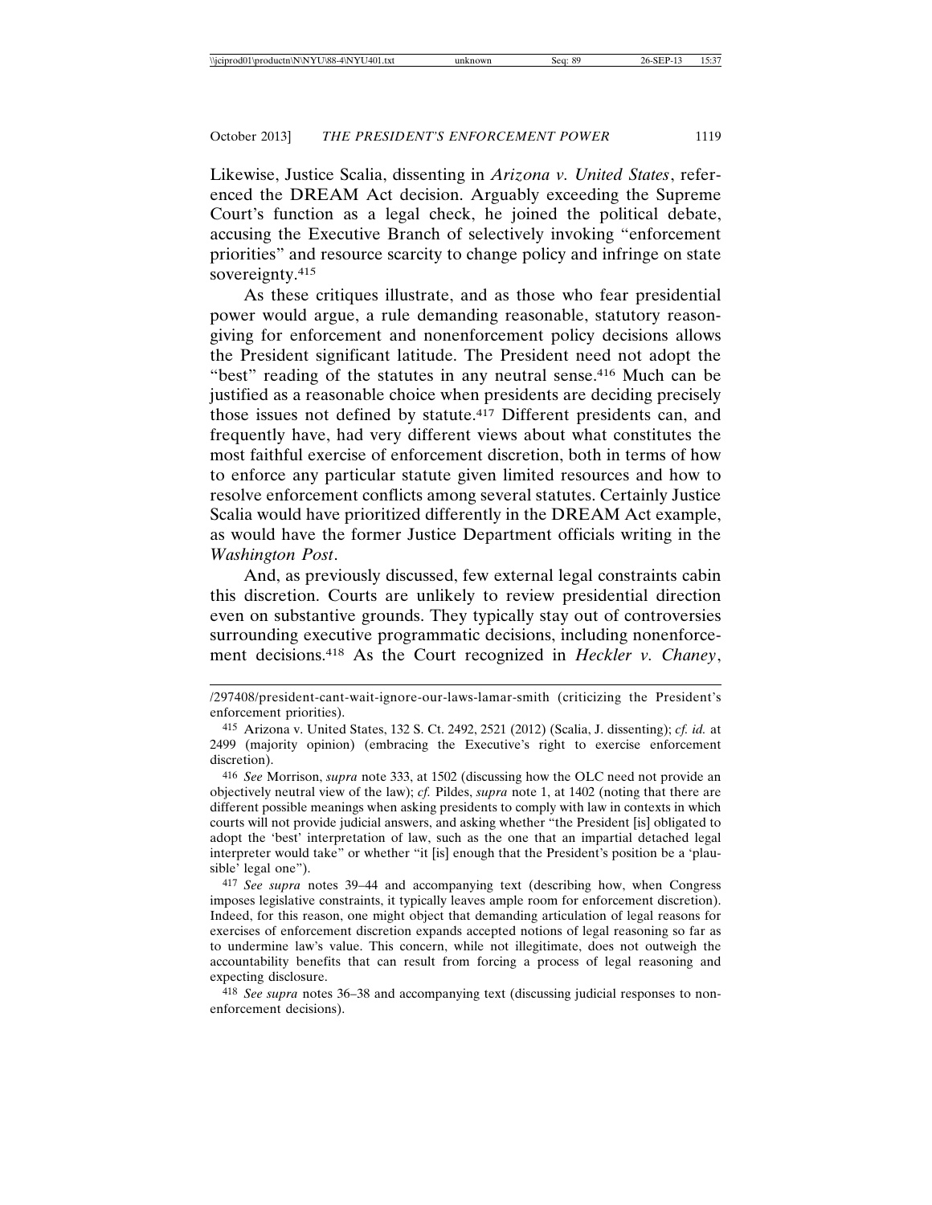Likewise, Justice Scalia, dissenting in *Arizona v. United States*, referenced the DREAM Act decision. Arguably exceeding the Supreme Court's function as a legal check, he joined the political debate, accusing the Executive Branch of selectively invoking "enforcement priorities" and resource scarcity to change policy and infringe on state sovereignty.[415]

As these critiques illustrate, and as those who fear presidential power would argue, a rule demanding reasonable, statutory reason-giving for enforcement and nonenforcement policy decisions allows the President significant latitude. The President need not adopt the "best" reading of the statutes in any neutral sense.[416] Much can be justified as a reasonable choice when presidents are deciding precisely those issues not defined by statute.[417] Different presidents can, and frequently have, had very different views about what constitutes the most faithful exercise of enforcement discretion, both in terms of how to enforce any particular statute given limited resources and how to resolve enforcement conflicts among several statutes. Certainly Justice Scalia would have prioritized differently in the DREAM Act example, as would have the former Justice Department officials writing in the *Washington Post*.

And, as previously discussed, few external legal constraints cabin this discretion. Courts are unlikely to review presidential direction even on substantive grounds. They typically stay out of controversies surrounding executive programmatic decisions, including nonenforcement decisions.[418] As the Court recognized in *Heckler v. Chaney*,

---

/297408/president-cant-wait-ignore-our-laws-lamar-smith (criticizing the President's enforcement priorities).

415 Arizona v. United States, 132 S. Ct. 2492, 2521 (2012) (Scalia, J. dissenting); *cf. id.* at 2499 (majority opinion) (embracing the Executive's right to exercise enforcement discretion).

416 *See* Morrison, *supra* note 333, at 1502 (discussing how the OLC need not provide an objectively neutral view of the law); *cf.* Pildes, *supra* note 1, at 1402 (noting that there are different possible meanings when asking presidents to comply with law in contexts in which courts will not provide judicial answers, and asking whether "the President [is] obligated to adopt the 'best' interpretation of law, such as the one that an impartial detached legal interpreter would take" or whether "it [is] enough that the President's position be a 'plausible' legal one").

417 *See supra* notes 39–44 and accompanying text (describing how, when Congress imposes legislative constraints, it typically leaves ample room for enforcement discretion). Indeed, for this reason, one might object that demanding articulation of legal reasons for exercises of enforcement discretion expands accepted notions of legal reasoning so far as to undermine law's value. This concern, while not illegitimate, does not outweigh the accountability benefits that can result from forcing a process of legal reasoning and expecting disclosure.

418 *See supra* notes 36–38 and accompanying text (discussing judicial responses to nonenforcement decisions).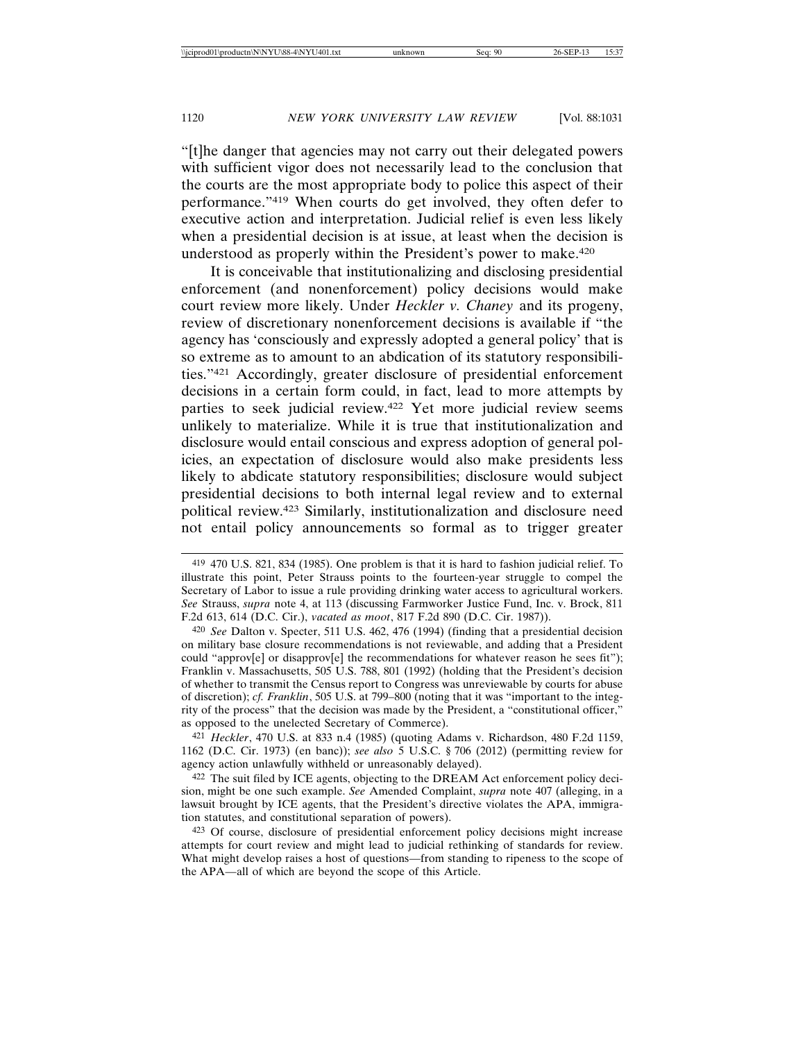"[t]he danger that agencies may not carry out their delegated powers with sufficient vigor does not necessarily lead to the conclusion that the courts are the most appropriate body to police this aspect of their performance."[419] When courts do get involved, they often defer to executive action and interpretation. Judicial relief is even less likely when a presidential decision is at issue, at least when the decision is understood as properly within the President's power to make.[420]

It is conceivable that institutionalizing and disclosing presidential enforcement (and nonenforcement) policy decisions would make court review more likely. Under *Heckler v. Chaney* and its progeny, review of discretionary nonenforcement decisions is available if "the agency has 'consciously and expressly adopted a general policy' that is so extreme as to amount to an abdication of its statutory responsibilities."[421] Accordingly, greater disclosure of presidential enforcement decisions in a certain form could, in fact, lead to more attempts by parties to seek judicial review.[422] Yet more judicial review seems unlikely to materialize. While it is true that institutionalization and disclosure would entail conscious and express adoption of general policies, an expectation of disclosure would also make presidents less likely to abdicate statutory responsibilities; disclosure would subject presidential decisions to both internal legal review and to external political review.[423] Similarly, institutionalization and disclosure need not entail policy announcements so formal as to trigger greater

---

[419] 470 U.S. 821, 834 (1985). One problem is that it is hard to fashion judicial relief. To illustrate this point, Peter Strauss points to the fourteen-year struggle to compel the Secretary of Labor to issue a rule providing drinking water access to agricultural workers. *See* Strauss, *supra* note 4, at 113 (discussing Farmworker Justice Fund, Inc. v. Brock, 811 F.2d 613, 614 (D.C. Cir.), *vacated as moot*, 817 F.2d 890 (D.C. Cir. 1987)).

[420] *See* Dalton v. Specter, 511 U.S. 462, 476 (1994) (finding that a presidential decision on military base closure recommendations is not reviewable, and adding that a President could "approv[e] or disapprov[e] the recommendations for whatever reason he sees fit"); Franklin v. Massachusetts, 505 U.S. 788, 801 (1992) (holding that the President's decision of whether to transmit the Census report to Congress was unreviewable by courts for abuse of discretion); *cf. Franklin*, 505 U.S. at 799–800 (noting that it was "important to the integrity of the process" that the decision was made by the President, a "constitutional officer," as opposed to the unelected Secretary of Commerce).

[421] *Heckler*, 470 U.S. at 833 n.4 (1985) (quoting Adams v. Richardson, 480 F.2d 1159, 1162 (D.C. Cir. 1973) (en banc)); *see also* 5 U.S.C. § 706 (2012) (permitting review for agency action unlawfully withheld or unreasonably delayed).

[422] The suit filed by ICE agents, objecting to the DREAM Act enforcement policy decision, might be one such example. *See* Amended Complaint, *supra* note 407 (alleging, in a lawsuit brought by ICE agents, that the President's directive violates the APA, immigration statutes, and constitutional separation of powers).

[423] Of course, disclosure of presidential enforcement policy decisions might increase attempts for court review and might lead to judicial rethinking of standards for review. What might develop raises a host of questions—from standing to ripeness to the scope of the APA—all of which are beyond the scope of this Article.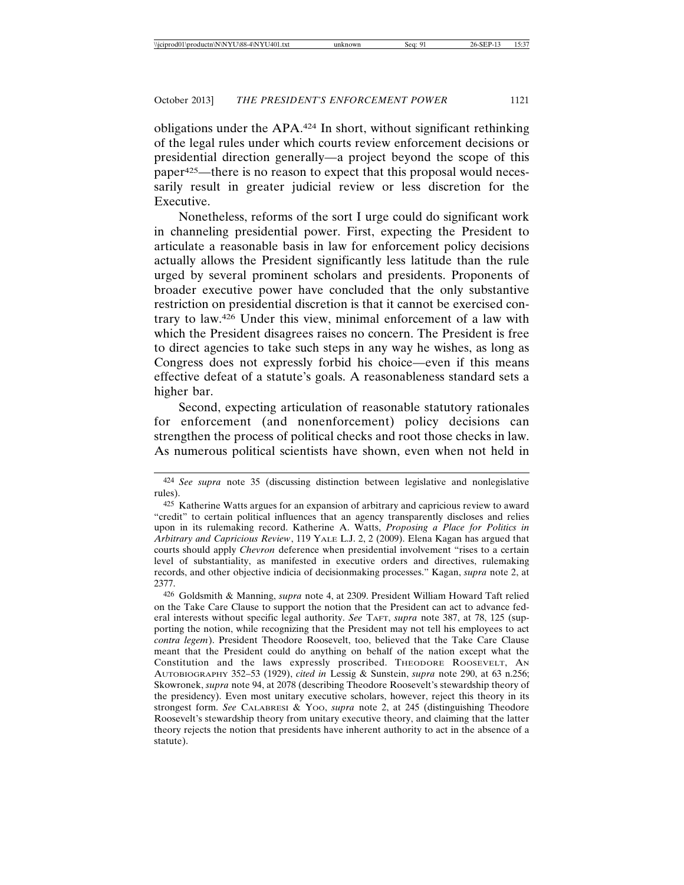obligations under the APA.[424] In short, without significant rethinking of the legal rules under which courts review enforcement decisions or presidential direction generally—a project beyond the scope of this paper[425]—there is no reason to expect that this proposal would necessarily result in greater judicial review or less discretion for the Executive.

Nonetheless, reforms of the sort I urge could do significant work in channeling presidential power. First, expecting the President to articulate a reasonable basis in law for enforcement policy decisions actually allows the President significantly less latitude than the rule urged by several prominent scholars and presidents. Proponents of broader executive power have concluded that the only substantive restriction on presidential discretion is that it cannot be exercised contrary to law.[426] Under this view, minimal enforcement of a law with which the President disagrees raises no concern. The President is free to direct agencies to take such steps in any way he wishes, as long as Congress does not expressly forbid his choice—even if this means effective defeat of a statute's goals. A reasonableness standard sets a higher bar.

Second, expecting articulation of reasonable statutory rationales for enforcement (and nonenforcement) policy decisions can strengthen the process of political checks and root those checks in law. As numerous political scientists have shown, even when not held in

---

[424] *See supra* note 35 (discussing distinction between legislative and nonlegislative rules).

[425] Katherine Watts argues for an expansion of arbitrary and capricious review to award "credit" to certain political influences that an agency transparently discloses and relies upon in its rulemaking record. Katherine A. Watts, *Proposing a Place for Politics in Arbitrary and Capricious Review*, 119 YALE L.J. 2, 2 (2009). Elena Kagan has argued that courts should apply *Chevron* deference when presidential involvement "rises to a certain level of substantiality, as manifested in executive orders and directives, rulemaking records, and other objective indicia of decisionmaking processes." Kagan, *supra* note 2, at 2377.

[426] Goldsmith & Manning, *supra* note 4, at 2309. President William Howard Taft relied on the Take Care Clause to support the notion that the President can act to advance federal interests without specific legal authority. *See* TAFT, *supra* note 387, at 78, 125 (supporting the notion, while recognizing that the President may not tell his employees to act *contra legem*). President Theodore Roosevelt, too, believed that the Take Care Clause meant that the President could do anything on behalf of the nation except what the Constitution and the laws expressly proscribed. THEODORE ROOSEVELT, AN AUTOBIOGRAPHY 352–53 (1929), *cited in* Lessig & Sunstein, *supra* note 290, at 63 n.256; Skowronek, *supra* note 94, at 2078 (describing Theodore Roosevelt's stewardship theory of the presidency). Even most unitary executive scholars, however, reject this theory in its strongest form. *See* CALABRESI & YOO, *supra* note 2, at 245 (distinguishing Theodore Roosevelt's stewardship theory from unitary executive theory, and claiming that the latter theory rejects the notion that presidents have inherent authority to act in the absence of a statute).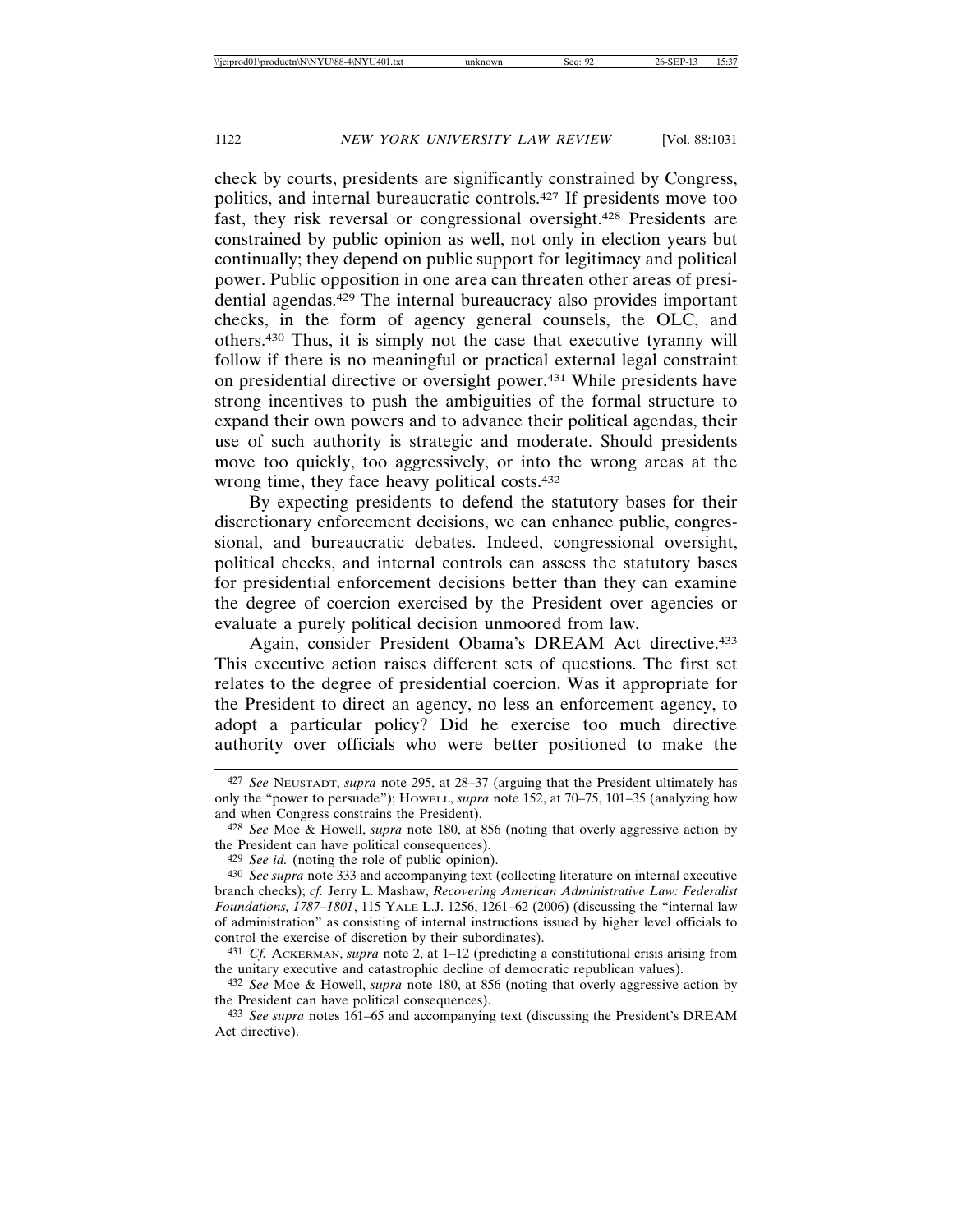check by courts, presidents are significantly constrained by Congress, politics, and internal bureaucratic controls.[427] If presidents move too fast, they risk reversal or congressional oversight.[428] Presidents are constrained by public opinion as well, not only in election years but continually; they depend on public support for legitimacy and political power. Public opposition in one area can threaten other areas of presidential agendas.[429] The internal bureaucracy also provides important checks, in the form of agency general counsels, the OLC, and others.[430] Thus, it is simply not the case that executive tyranny will follow if there is no meaningful or practical external legal constraint on presidential directive or oversight power.[431] While presidents have strong incentives to push the ambiguities of the formal structure to expand their own powers and to advance their political agendas, their use of such authority is strategic and moderate. Should presidents move too quickly, too aggressively, or into the wrong areas at the wrong time, they face heavy political costs.[432]

By expecting presidents to defend the statutory bases for their discretionary enforcement decisions, we can enhance public, congressional, and bureaucratic debates. Indeed, congressional oversight, political checks, and internal controls can assess the statutory bases for presidential enforcement decisions better than they can examine the degree of coercion exercised by the President over agencies or evaluate a purely political decision unmoored from law.

Again, consider President Obama's DREAM Act directive.[433] This executive action raises different sets of questions. The first set relates to the degree of presidential coercion. Was it appropriate for the President to direct an agency, no less an enforcement agency, to adopt a particular policy? Did he exercise too much directive authority over officials who were better positioned to make the

---

[427] *See* NEUSTADT, *supra* note 295, at 28–37 (arguing that the President ultimately has only the "power to persuade"); HOWELL, *supra* note 152, at 70–75, 101–35 (analyzing how and when Congress constrains the President).

[428] *See* Moe & Howell, *supra* note 180, at 856 (noting that overly aggressive action by the President can have political consequences).

[429] *See id.* (noting the role of public opinion).

[430] *See supra* note 333 and accompanying text (collecting literature on internal executive branch checks); *cf.* Jerry L. Mashaw, *Recovering American Administrative Law: Federalist Foundations, 1787–1801*, 115 YALE L.J. 1256, 1261–62 (2006) (discussing the "internal law of administration" as consisting of internal instructions issued by higher level officials to control the exercise of discretion by their subordinates).

[431] *Cf.* ACKERMAN, *supra* note 2, at 1–12 (predicting a constitutional crisis arising from the unitary executive and catastrophic decline of democratic republican values).

[432] *See* Moe & Howell, *supra* note 180, at 856 (noting that overly aggressive action by the President can have political consequences).

[433] *See supra* notes 161–65 and accompanying text (discussing the President's DREAM Act directive).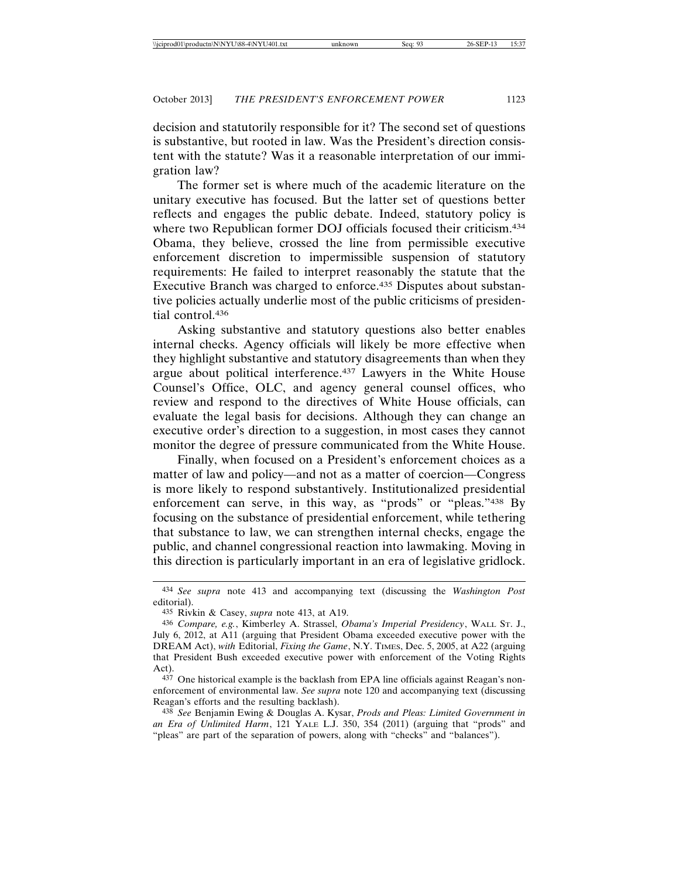decision and statutorily responsible for it? The second set of questions is substantive, but rooted in law. Was the President's direction consistent with the statute? Was it a reasonable interpretation of our immigration law?

The former set is where much of the academic literature on the unitary executive has focused. But the latter set of questions better reflects and engages the public debate. Indeed, statutory policy is where two Republican former DOJ officials focused their criticism.[434] Obama, they believe, crossed the line from permissible executive enforcement discretion to impermissible suspension of statutory requirements: He failed to interpret reasonably the statute that the Executive Branch was charged to enforce.[435] Disputes about substantive policies actually underlie most of the public criticisms of presidential control.[436]

Asking substantive and statutory questions also better enables internal checks. Agency officials will likely be more effective when they highlight substantive and statutory disagreements than when they argue about political interference.[437] Lawyers in the White House Counsel's Office, OLC, and agency general counsel offices, who review and respond to the directives of White House officials, can evaluate the legal basis for decisions. Although they can change an executive order's direction to a suggestion, in most cases they cannot monitor the degree of pressure communicated from the White House.

Finally, when focused on a President's enforcement choices as a matter of law and policy—and not as a matter of coercion—Congress is more likely to respond substantively. Institutionalized presidential enforcement can serve, in this way, as "prods" or "pleas."[438] By focusing on the substance of presidential enforcement, while tethering that substance to law, we can strengthen internal checks, engage the public, and channel congressional reaction into lawmaking. Moving in this direction is particularly important in an era of legislative gridlock.

---

[434] *See supra* note 413 and accompanying text (discussing the *Washington Post* editorial).

[435] Rivkin & Casey, *supra* note 413, at A19.

[436] *Compare, e.g.*, Kimberley A. Strassel, *Obama's Imperial Presidency*, WALL ST. J., July 6, 2012, at A11 (arguing that President Obama exceeded executive power with the DREAM Act), *with* Editorial, *Fixing the Game*, N.Y. TIMES, Dec. 5, 2005, at A22 (arguing that President Bush exceeded executive power with enforcement of the Voting Rights Act).

[437] One historical example is the backlash from EPA line officials against Reagan's nonenforcement of environmental law. *See supra* note 120 and accompanying text (discussing Reagan's efforts and the resulting backlash).

[438] *See* Benjamin Ewing & Douglas A. Kysar, *Prods and Pleas: Limited Government in an Era of Unlimited Harm*, 121 YALE L.J. 350, 354 (2011) (arguing that "prods" and "pleas" are part of the separation of powers, along with "checks" and "balances").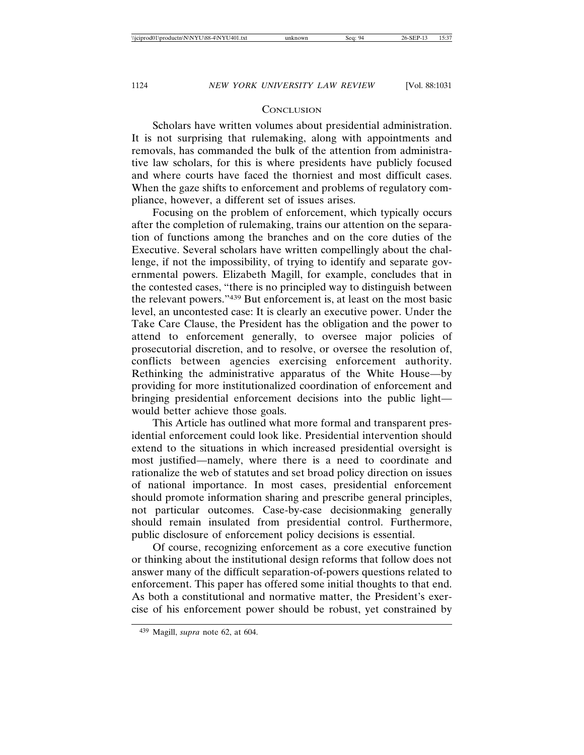## Conclusion

Scholars have written volumes about presidential administration. It is not surprising that rulemaking, along with appointments and removals, has commanded the bulk of the attention from administrative law scholars, for this is where presidents have publicly focused and where courts have faced the thorniest and most difficult cases. When the gaze shifts to enforcement and problems of regulatory compliance, however, a different set of issues arises.

Focusing on the problem of enforcement, which typically occurs after the completion of rulemaking, trains our attention on the separation of functions among the branches and on the core duties of the Executive. Several scholars have written compellingly about the challenge, if not the impossibility, of trying to identify and separate governmental powers. Elizabeth Magill, for example, concludes that in the contested cases, "there is no principled way to distinguish between the relevant powers."[439] But enforcement is, at least on the most basic level, an uncontested case: It is clearly an executive power. Under the Take Care Clause, the President has the obligation and the power to attend to enforcement generally, to oversee major policies of prosecutorial discretion, and to resolve, or oversee the resolution of, conflicts between agencies exercising enforcement authority. Rethinking the administrative apparatus of the White House—by providing for more institutionalized coordination of enforcement and bringing presidential enforcement decisions into the public light—would better achieve those goals.

This Article has outlined what more formal and transparent presidential enforcement could look like. Presidential intervention should extend to the situations in which increased presidential oversight is most justified—namely, where there is a need to coordinate and rationalize the web of statutes and set broad policy direction on issues of national importance. In most cases, presidential enforcement should promote information sharing and prescribe general principles, not particular outcomes. Case-by-case decisionmaking generally should remain insulated from presidential control. Furthermore, public disclosure of enforcement policy decisions is essential.

Of course, recognizing enforcement as a core executive function or thinking about the institutional design reforms that follow does not answer many of the difficult separation-of-powers questions related to enforcement. This paper has offered some initial thoughts to that end. As both a constitutional and normative matter, the President's exercise of his enforcement power should be robust, yet constrained by

---

439 Magill, *supra* note 62, at 604.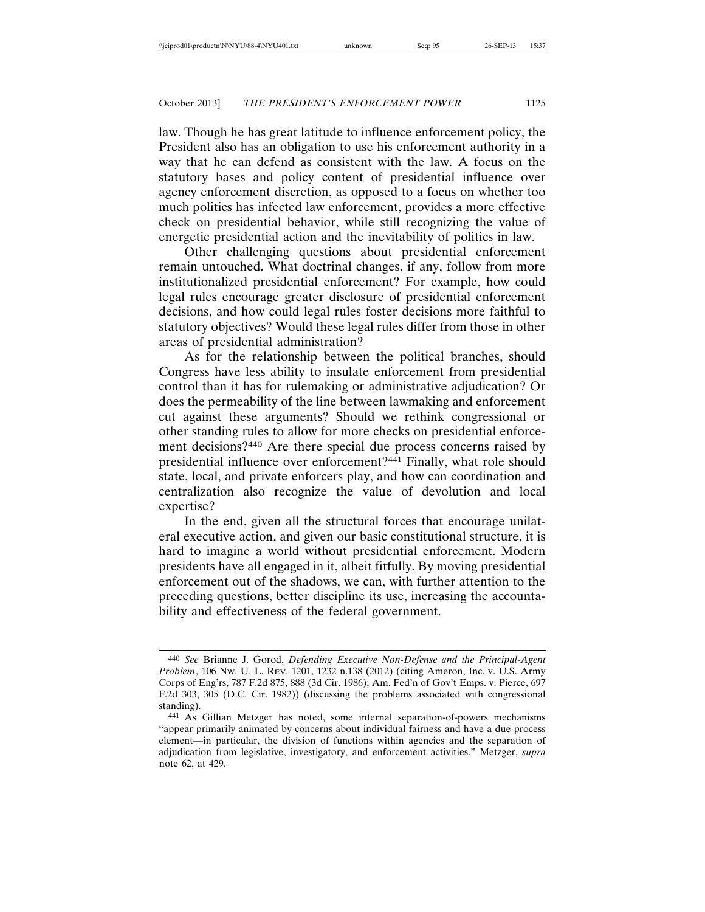law. Though he has great latitude to influence enforcement policy, the President also has an obligation to use his enforcement authority in a way that he can defend as consistent with the law. A focus on the statutory bases and policy content of presidential influence over agency enforcement discretion, as opposed to a focus on whether too much politics has infected law enforcement, provides a more effective check on presidential behavior, while still recognizing the value of energetic presidential action and the inevitability of politics in law.

Other challenging questions about presidential enforcement remain untouched. What doctrinal changes, if any, follow from more institutionalized presidential enforcement? For example, how could legal rules encourage greater disclosure of presidential enforcement decisions, and how could legal rules foster decisions more faithful to statutory objectives? Would these legal rules differ from those in other areas of presidential administration?

As for the relationship between the political branches, should Congress have less ability to insulate enforcement from presidential control than it has for rulemaking or administrative adjudication? Or does the permeability of the line between lawmaking and enforcement cut against these arguments? Should we rethink congressional or other standing rules to allow for more checks on presidential enforcement decisions?[440] Are there special due process concerns raised by presidential influence over enforcement?[441] Finally, what role should state, local, and private enforcers play, and how can coordination and centralization also recognize the value of devolution and local expertise?

In the end, given all the structural forces that encourage unilateral executive action, and given our basic constitutional structure, it is hard to imagine a world without presidential enforcement. Modern presidents have all engaged in it, albeit fitfully. By moving presidential enforcement out of the shadows, we can, with further attention to the preceding questions, better discipline its use, increasing the accountability and effectiveness of the federal government.

---

[440] *See* Brianne J. Gorod, *Defending Executive Non-Defense and the Principal-Agent Problem*, 106 Nw. U. L. Rev. 1201, 1232 n.138 (2012) (citing Ameron, Inc. v. U.S. Army Corps of Eng'rs, 787 F.2d 875, 888 (3d Cir. 1986); Am. Fed'n of Gov't Emps. v. Pierce, 697 F.2d 303, 305 (D.C. Cir. 1982)) (discussing the problems associated with congressional standing).

[441] As Gillian Metzger has noted, some internal separation-of-powers mechanisms "appear primarily animated by concerns about individual fairness and have a due process element—in particular, the division of functions within agencies and the separation of adjudication from legislative, investigatory, and enforcement activities." Metzger, *supra* note 62, at 429.